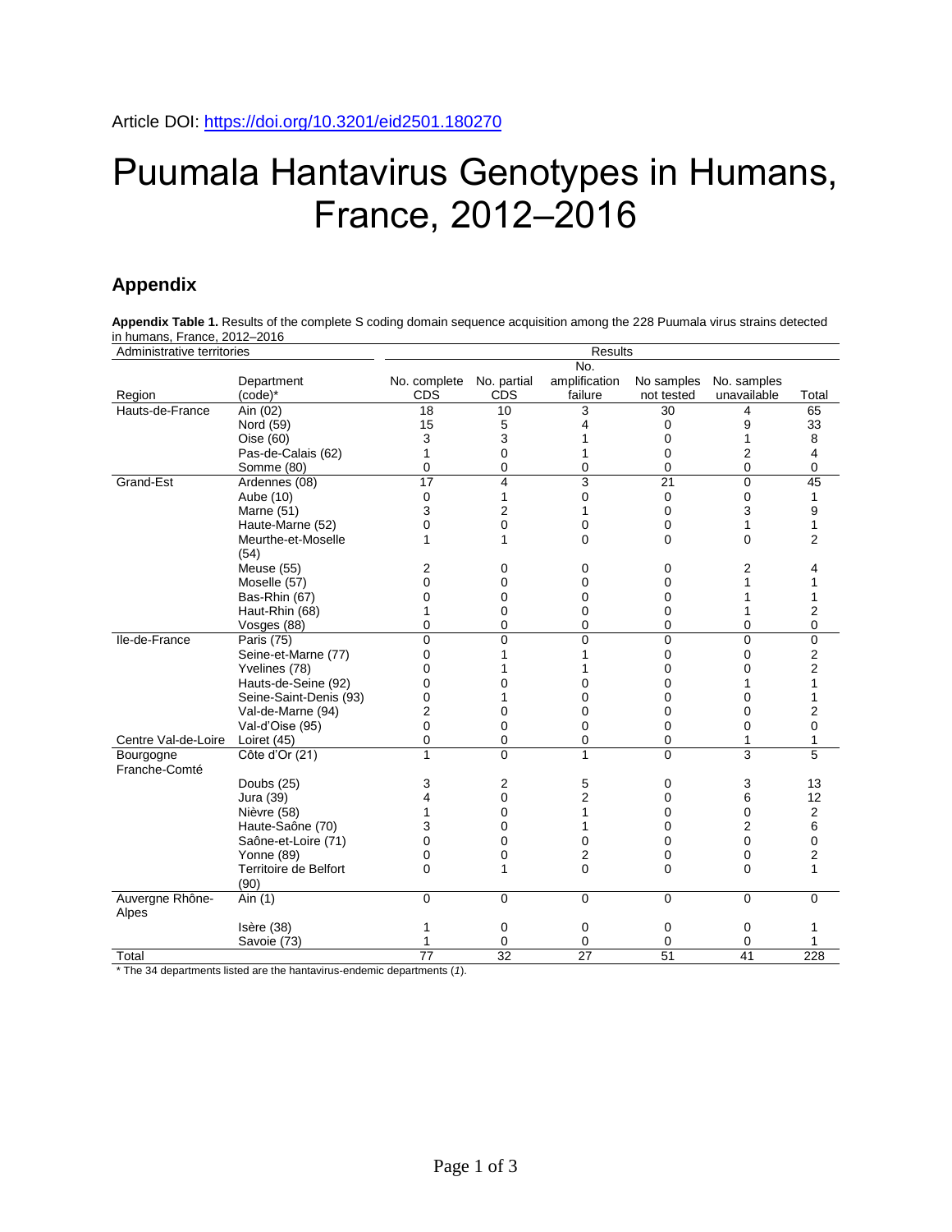Article DOI: https://doi.org/10.3201/eid2501.180270

# Puumala Hantavirus Genotypes in Humans, France, 2012–2016

## Appendix

**Appendix Table 1.** Results of the complete S coding domain sequence acquisition among the 228 Puumala virus strains detected in humans, France, 2012–2016

| Administrative territories | | Results | | | | | |
|---|---|---|---|---|---|---|---|
| Region | Department (code)* | No. complete CDS | No. partial CDS | No. amplification failure | No samples not tested | No. samples unavailable | Total |
| Hauts-de-France | Ain (02) | 18 | 10 | 3 | 30 | 4 | 65 |
| | Nord (59) | 15 | 5 | 4 | 0 | 9 | 33 |
| | Oise (60) | 3 | 3 | 1 | 0 | 1 | 8 |
| | Pas-de-Calais (62) | 1 | 0 | 1 | 0 | 2 | 4 |
| | Somme (80) | 0 | 0 | 0 | 0 | 0 | 0 |
| Grand-Est | Ardennes (08) | 17 | 4 | 3 | 21 | 0 | 45 |
| | Aube (10) | 0 | 1 | 0 | 0 | 0 | 1 |
| | Marne (51) | 3 | 2 | 1 | 0 | 3 | 9 |
| | Haute-Marne (52) | 0 | 0 | 0 | 0 | 1 | 1 |
| | Meurthe-et-Moselle (54) | 1 | 1 | 0 | 0 | 0 | 2 |
| | Meuse (55) | 2 | 0 | 0 | 0 | 2 | 4 |
| | Moselle (57) | 0 | 0 | 0 | 0 | 1 | 1 |
| | Bas-Rhin (67) | 0 | 0 | 0 | 0 | 1 | 1 |
| | Haut-Rhin (68) | 1 | 0 | 0 | 0 | 1 | 2 |
| | Vosges (88) | 0 | 0 | 0 | 0 | 0 | 0 |
| Ile-de-France | Paris (75) | 0 | 0 | 0 | 0 | 0 | 0 |
| | Seine-et-Marne (77) | 0 | 1 | 1 | 0 | 0 | 2 |
| | Yvelines (78) | 0 | 1 | 1 | 0 | 0 | 2 |
| | Hauts-de-Seine (92) | 0 | 0 | 0 | 0 | 1 | 1 |
| | Seine-Saint-Denis (93) | 0 | 1 | 0 | 0 | 0 | 1 |
| | Val-de-Marne (94) | 2 | 0 | 0 | 0 | 0 | 2 |
| | Val-d'Oise (95) | 0 | 0 | 0 | 0 | 0 | 0 |
| Centre Val-de-Loire | Loiret (45) | 0 | 0 | 0 | 0 | 1 | 1 |
| Bourgogne Franche-Comté | Côte d'Or (21) | 1 | 0 | 1 | 0 | 3 | 5 |
| | Doubs (25) | 3 | 2 | 5 | 0 | 3 | 13 |
| | Jura (39) | 4 | 0 | 2 | 0 | 6 | 12 |
| | Nièvre (58) | 1 | 0 | 1 | 0 | 0 | 2 |
| | Haute-Saône (70) | 3 | 0 | 1 | 0 | 2 | 6 |
| | Saône-et-Loire (71) | 0 | 0 | 0 | 0 | 0 | 0 |
| | Yonne (89) | 0 | 0 | 2 | 0 | 0 | 2 |
| | Territoire de Belfort (90) | 0 | 1 | 0 | 0 | 0 | 1 |
| Auvergne Rhône-Alpes | Ain (1) | 0 | 0 | 0 | 0 | 0 | 0 |
| | Isère (38) | 1 | 0 | 0 | 0 | 0 | 1 |
| | Savoie (73) | 1 | 0 | 0 | 0 | 0 | 1 |
| Total | | 77 | 32 | 27 | 51 | 41 | 228 |

\* The 34 departments listed are the hantavirus-endemic departments (*1*).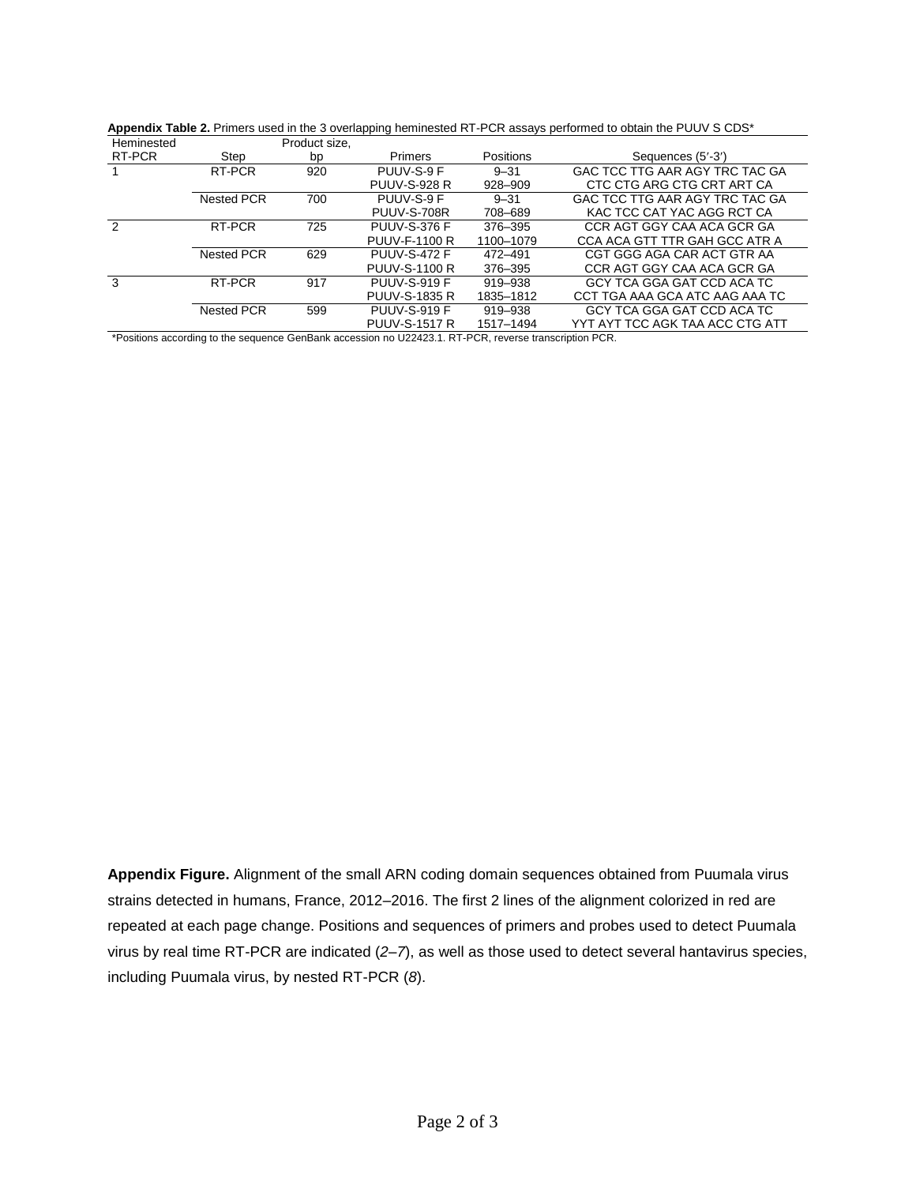**Appendix Table 2.** Primers used in the 3 overlapping heminested RT-PCR assays performed to obtain the PUUV S CDS*

| Heminested RT-PCR | Step | Product size, bp | Primers | Positions | Sequences (5′-3′) |
|---|---|---|---|---|---|
| 1 | RT-PCR | 920 | PUUV-S-9 F | 9–31 | GAC TCC TTG AAR AGY TRC TAC GA |
| | | | PUUV-S-928 R | 928–909 | CTC CTG ARG CTG CRT ART CA |
| | Nested PCR | 700 | PUUV-S-9 F | 9–31 | GAC TCC TTG AAR AGY TRC TAC GA |
| | | | PUUV-S-708R | 708–689 | KAC TCC CAT YAC AGG RCT CA |
| 2 | RT-PCR | 725 | PUUV-S-376 F | 376–395 | CCR AGT GGY CAA ACA GCR GA |
| | | | PUUV-F-1100 R | 1100–1079 | CCA ACA GTT TTR GAH GCC ATR A |
| | Nested PCR | 629 | PUUV-S-472 F | 472–491 | CGT GGG AGA CAR ACT GTR AA |
| | | | PUUV-S-1100 R | 376–395 | CCR AGT GGY CAA ACA GCR GA |
| 3 | RT-PCR | 917 | PUUV-S-919 F | 919–938 | GCY TCA GGA GAT CCD ACA TC |
| | | | PUUV-S-1835 R | 1835–1812 | CCT TGA AAA GCA ATC AAG AAA TC |
| | Nested PCR | 599 | PUUV-S-919 F | 919–938 | GCY TCA GGA GAT CCD ACA TC |
| | | | PUUV-S-1517 R | 1517–1494 | YYT AYT TCC AGK TAA ACC CTG ATT |

*Positions according to the sequence GenBank accession no U22423.1. RT-PCR, reverse transcription PCR.

**Appendix Figure.** Alignment of the small ARN coding domain sequences obtained from Puumala virus strains detected in humans, France, 2012–2016. The first 2 lines of the alignment colorized in red are repeated at each page change. Positions and sequences of primers and probes used to detect Puumala virus by real time RT-PCR are indicated (*2–7*), as well as those used to detect several hantavirus species, including Puumala virus, by nested RT-PCR (*8*).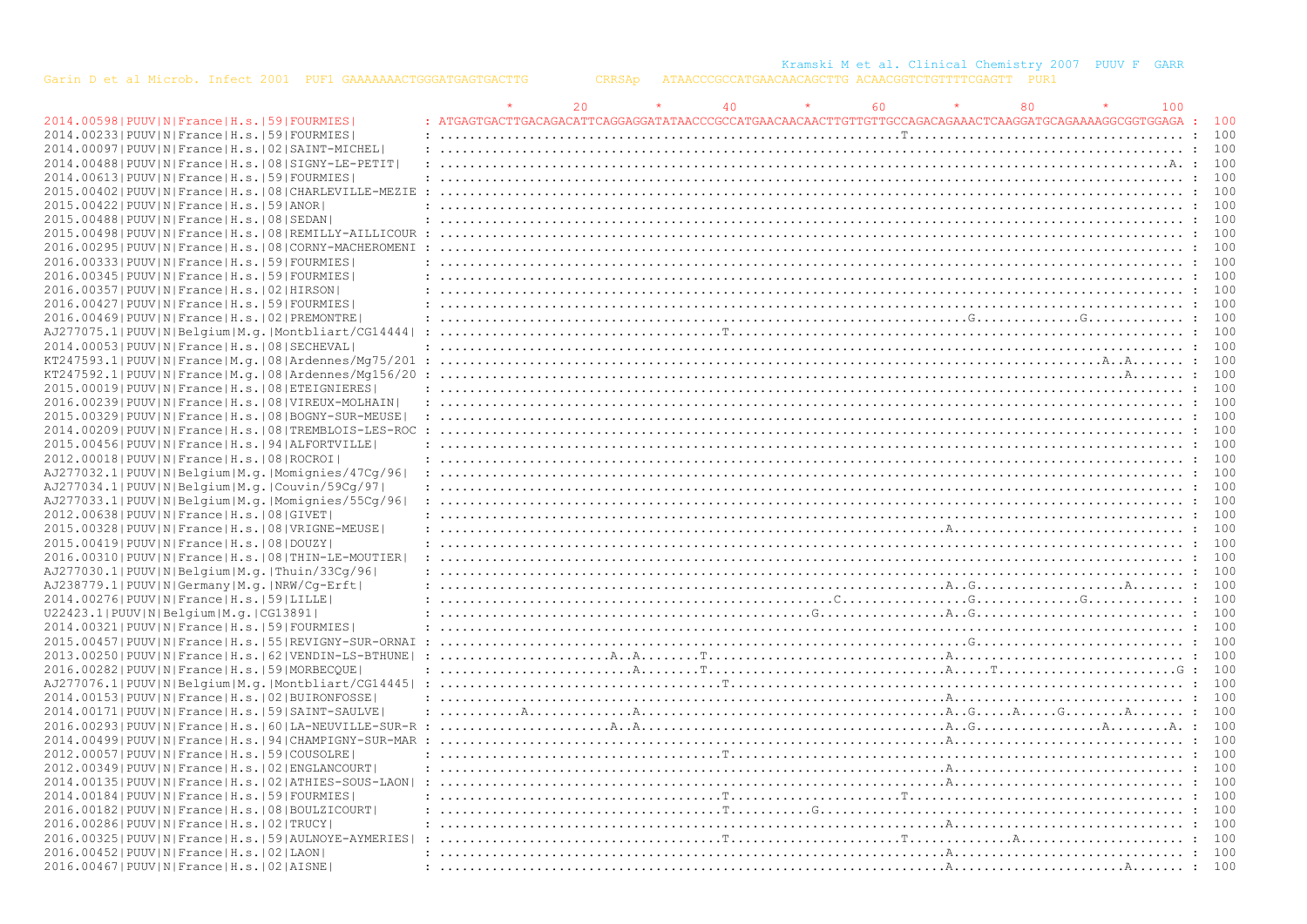```
                                                                                                    Kramski M et al. Clinical Chemistry 2007  PUUV F  GARR
Garin D et al Microb. Infect 2001  PUF1 GAAAAAAACTGGGATGAGTGACTTG         CRRSAp   ATAACCCGCCATGAACAACAGCTTG ACAACGGTCTGTTTTCGAGTT  PUR1

                                                   *        20         *        40         *        60         *        80         *       100
2014.00598|PUUV|N|France|H.s.|59|FOURMIES|       : ATGAGTGACTTGACAGACATTCAGGAGGATATAACCCGCCATGAACAACAACTTGTTGTTGCCAGACAGAAACTCAAGGATGCAGAAAAGGCGGTGGAGA :  100
2014.00233|PUUV|N|France|H.s.|59|FOURMIES|       : ......................................................T............................................. :  100
2014.00097|PUUV|N|France|H.s.|02|SAINT-MICHEL|   : .................................................................................................... :  100
2014.00488|PUUV|N|France|H.s.|08|SIGNY-LE-PETIT| : ..................................................................................................A. :  100
2014.00613|PUUV|N|France|H.s.|59|FOURMIES|       : .................................................................................................... :  100
2015.00402|PUUV|N|France|H.s.|08|CHARLEVILLE-MEZIE : .................................................................................................... :  100
2015.00422|PUUV|N|France|H.s.|59|ANOR|           : .................................................................................................... :  100
2015.00488|PUUV|N|France|H.s.|08|SEDAN|          : .................................................................................................... :  100
2015.00498|PUUV|N|France|H.s.|08|REMILLY-AILLICOUR : .................................................................................................... :  100
2016.00295|PUUV|N|France|H.s.|08|CORNY-MACHEROMENI : .................................................................................................... :  100
2016.00333|PUUV|N|France|H.s.|59|FOURMIES|       : .................................................................................................... :  100
2016.00345|PUUV|N|France|H.s.|59|FOURMIES|       : .................................................................................................... :  100
2016.00357|PUUV|N|France|H.s.|02|HIRSON|         : .................................................................................................... :  100
2016.00427|PUUV|N|France|H.s.|59|FOURMIES|       : .................................................................................................... :  100
2016.00469|PUUV|N|France|H.s.|02|PREMONTRE|      : ...................................................................G.............G............. :  100
AJ277075.1|PUUV|N|Belgium|M.g.|Montbliart/CG14444| : ...................................T................................................................ :  100
2014.00053|PUUV|N|France|H.s.|08|SECHEVAL|       : .................................................................................................... :  100
KT247593.1|PUUV|N|France|M.g.|08|Ardennes/Mg75/201 : ...........................................................................................A..A....... :  100
KT247592.1|PUUV|N|France|M.g.|08|Ardennes/Mg156/20 : ..............................................................................................A....... :  100
2015.00019|PUUV|N|France|H.s.|08|ETEIGNIERES|    : .................................................................................................... :  100
2016.00239|PUUV|N|France|H.s.|08|VIREUX-MOLHAIN| : .................................................................................................... :  100
2015.00329|PUUV|N|France|H.s.|08|BOGNY-SUR-MEUSE| : .................................................................................................... :  100
2014.00209|PUUV|N|France|H.s.|08|TREMBLOIS-LES-ROC : .................................................................................................... :  100
2015.00456|PUUV|N|France|H.s.|94|ALFORTVILLE|    : .................................................................................................... :  100
2012.00018|PUUV|N|France|H.s.|08|ROCROI|         : .................................................................................................... :  100
AJ277032.1|PUUV|N|Belgium|M.g.|Momignies/47Cg/96| : .................................................................................................... :  100
AJ277034.1|PUUV|N|Belgium|M.g.|Couvin/59Cg/97|   : .................................................................................................... :  100
AJ277033.1|PUUV|N|Belgium|M.g.|Momignies/55Cg/96| : .................................................................................................... :  100
2012.00638|PUUV|N|France|H.s.|08|GIVET|          : .................................................................................................... :  100
2015.00328|PUUV|N|France|H.s.|08|VRIGNE-MEUSE|   : ............................................................A............................... :  100
2015.00419|PUUV|N|France|H.s.|08|DOUZY|          : .................................................................................................... :  100
2016.00310|PUUV|N|France|H.s.|08|THIN-LE-MOUTIER| : .................................................................................................... :  100
AJ277030.1|PUUV|N|Belgium|M.g.|Thuin/33Cg/96|    : .................................................................................................... :  100
AJ238779.1|PUUV|N|Germany|M.g.|NRW/Cg-Erft|      : ............................................................A..G..................A....... :  100
2014.00276|PUUV|N|France|H.s.|59|LILLE|          : ..............................................C................G.............G............. :  100
U22423.1|PUUV|N|Belgium|M.g.|CG13891|            : .........................................G................A..G.............................. :  100
2014.00321|PUUV|N|France|H.s.|59|FOURMIES|       : .................................................................................................... :  100
2015.00457|PUUV|N|France|H.s.|55|REVIGNY-SUR-ORNAI : ...................................................................G........................... :  100
2013.00250|PUUV|N|France|H.s.|62|VENDIN-LS-BTHUNE| : ......................A..A........T.........................A............................... :  100
2016.00282|PUUV|N|France|H.s.|59|MORBECQUE|      : .........................A........T.........................A.....T.......................G :  100
AJ277076.1|PUUV|N|Belgium|M.g.|Montbliart/CG14445| : ...................................T................................................................ :  100
2014.00153|PUUV|N|France|H.s.|02|BUIRONFOSSE|    : ............................................................A............................... :  100
2014.00171|PUUV|N|France|H.s.|59|SAINT-SAULVE|   : ..........A.............A..................................A..G.....A.....G........A....... :  100
2016.00293|PUUV|N|France|H.s.|60|LA-NEUVILLE-SUR-R : ......................A..A.........................................A..G................A.........A. :  100
2014.00499|PUUV|N|France|H.s.|94|CHAMPIGNY-SUR-MAR : ............................................................A............................... :  100
2012.00057|PUUV|N|France|H.s.|59|COUSOLRE|       : ...................................T................................................................ :  100
2012.00349|PUUV|N|France|H.s.|02|ENGLANCOURT|    : ............................................................A............................... :  100
2014.00135|PUUV|N|France|H.s.|02|ATHIES-SOUS-LAON| : ............................................................A............................... :  100
2014.00184|PUUV|N|France|H.s.|59|FOURMIES|       : ...................................T......................T.................................... :  100
2016.00182|PUUV|N|France|H.s.|08|BOULZICOURT|    : ...................................T..........G........................................... :  100
2016.00286|PUUV|N|France|H.s.|02|TRUCY|          : ............................................................A............................... :  100
2016.00325|PUUV|N|France|H.s.|59|AULNOYE-AYMERIES| : ...................................T......................T.............A...................... :  100
2016.00452|PUUV|N|France|H.s.|02|LAON|           : ............................................................A............................... :  100
2016.00467|PUUV|N|France|H.s.|02|AISNE|          : ............................................................A.......................A....... :  100
```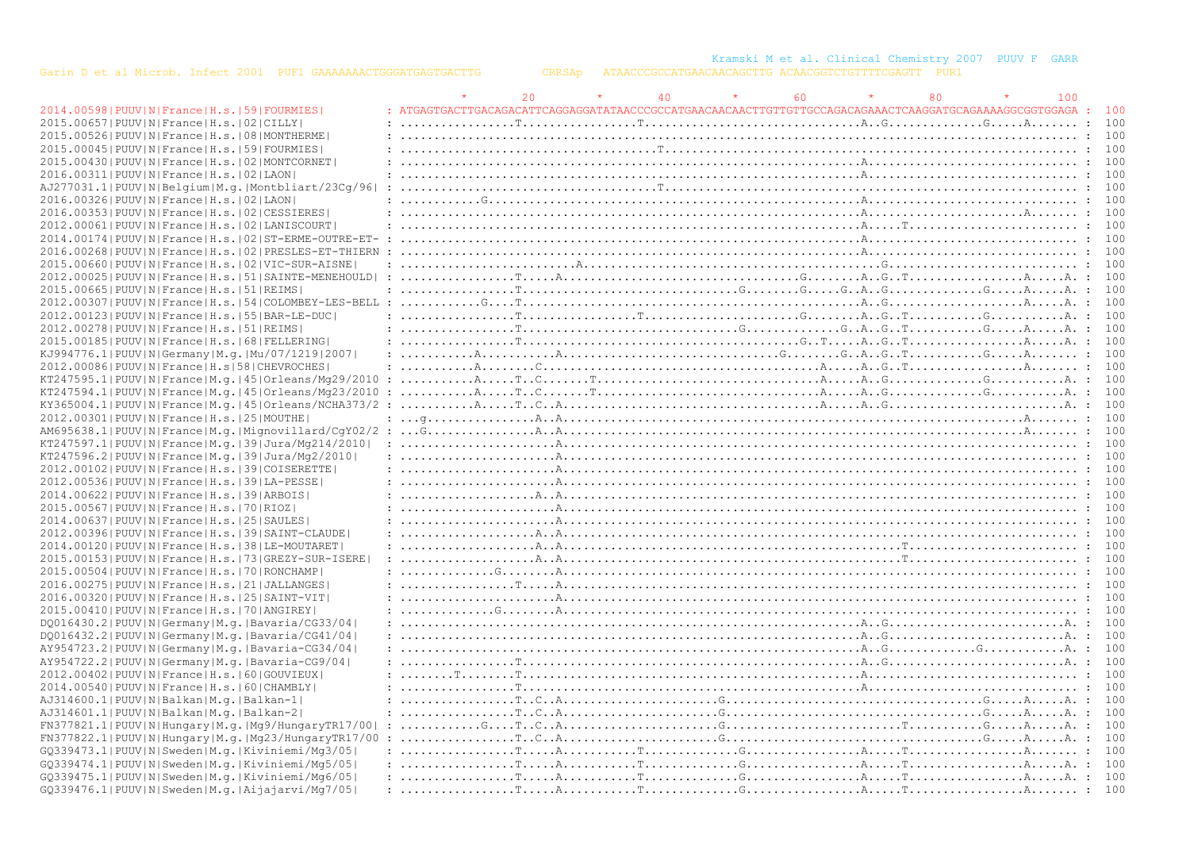```
                                                                                                                             Kramski M et al. Clinical Chemistry 2007  PUUV F  GARR
Garin D et al Microb. Infect 2001  PUF1 GAAAAAAACTGGGATGAGTGACTTG         CRRSAp   ATAACCCGCCATGAACAACAGCTTG ACAACGGTCTGTTTCGAGTT  PUR1

                                                          *        20         *        40         *        60         *        80         *       100
2014.00598|PUUV|N|France|H.s.|59|FOURMIES|         : ATGAGTGACTTGACAGACATTCAGGAGGATATAACCCGCCATGAACAACAACTTGTTGTTGCCAGACAGAAACTCAAGGATGCAGAAAAGGCGGTGGAGA :  100
2015.00657|PUUV|N|France|H.s.|02|CILLY|            : ................T.................T..............................A..G.............G.....A....... :  100
2015.00526|PUUV|N|France|H.s.|08|MONTHERME|        : .................................................................................................... :  100
2015.00045|PUUV|N|France|H.s.|59|FOURMIES|         : .................................T.................................................................. :  100
2015.00430|PUUV|N|France|H.s.|02|MONTCORNET|       : ..................................................................A................................. :  100
2016.00311|PUUV|N|France|H.s.|02|LAON|             : ..................................................................A................................. :  100
AJ277031.1|PUUV|N|Belgium|M.g.|Montbliart/23Cg/96| : .................................T.................................................................. :  100
2016.00326|PUUV|N|France|H.s.|02|LAON|             : ...........G......................................................A................................. :  100
2016.00353|PUUV|N|France|H.s.|02|CESSIERES|        : ..................................................................A......................A.......... :  100
2012.00061|PUUV|N|France|H.s.|02|LANISCOURT|       : ..................................................................A.....T........................... :  100
2014.00174|PUUV|N|France|H.s.|02|ST-ERME-OUTRE-ET- : ..................................................................A................................. :  100
2016.00268|PUUV|N|France|H.s.|02|PRESLES-ET-THIERN : ..................................................................A................................. :  100
2015.00660|PUUV|N|France|H.s.|02|VIC-SUR-AISNE|    : .........................A............................................G............................ :  100
2012.00025|PUUV|N|France|H.s.|51|SAINTE-MENEHOULD| : ................T.....A.................................G........A..G..T.................A.....A. :  100
2015.00665|PUUV|N|France|H.s.|51|REIMS|            : ................T..............................G........G.....G..A..G.............G.....A.....A. :  100
2012.00307|PUUV|N|France|H.s.|54|COLOMBEY-LES-BELL : ...........G....T.................................................A..G....................A.....A. :  100
2012.00123|PUUV|N|France|H.s.|55|BAR-LE-DUC|       : ................T................T.....................G........A..G..T..........G..........A. :  100
2012.00278|PUUV|N|France|H.s.|51|REIMS|            : ................T..............................G.............G..A..G..T..........G.....A.....A. :  100
2015.00185|PUUV|N|France|H.s.|68|FELLERING|        : ................T.......................................G..T.....A..G..T.................A.....A. :  100
KJ994776.1|PUUV|N|Germany|M.g.|Mu/07/1219|2007|    : ..........A...........A.............................G........G..A..G..T..........G.....A....... :  100
2012.00086|PUUV|N|France|H.s|58|CHEVROCHES|        : ..........A........C..........................................A.....A..G..T.................A....... :  100
KT247595.1|PUUV|N|France|M.g.|45|Orleans/Mg29/2010 : ..........A.....T..C.......T....................................A.....A..G.............G..........A. :  100
KT247594.1|PUUV|N|France|M.g.|45|Orleans/Mg23/2010 : ..........A.....T..C.......T....................................A.....A..G.............G..........A. :  100
KY365004.1|PUUV|N|France|M.g.|45|Orleans/NCHA373/2 : ..........A.....T..C..A.........................................A.....A..G..........................A. :  100
2012.00301|PUUV|N|France|H.s.|25|MOUTHE|           : ...g................A..A...............................................................A....... :  100
AM695638.1|PUUV|N|France|M.g.|Mignovillard/CgY02/2 : ...G................A..A...............................................................A....... :  100
KT247597.1|PUUV|N|France|M.g.|39|Jura/Mg214/2010|  : .......................A............................................................................ :  100
KT247596.2|PUUV|N|France|M.g.|39|Jura/Mg2/2010|    : .......................A............................................................................ :  100
2012.00102|PUUV|N|France|H.s.|39|COISERETTE|       : .......................A............................................................................ :  100
2012.00536|PUUV|N|France|H.s.|39|LA-PESSE|         : .......................A............................................................................ :  100
2014.00622|PUUV|N|France|H.s.|39|ARBOIS|           : ....................A..A............................................................................ :  100
2015.00567|PUUV|N|France|H.s.|70|RIOZ|             : .......................A............................................................................ :  100
2014.00637|PUUV|N|France|H.s.|25|SAULES|           : .......................A............................................................................ :  100
2012.00396|PUUV|N|France|H.s.|39|SAINT-CLAUDE|     : ....................A..A............................................................................ :  100
2014.00120|PUUV|N|France|H.s.|38|LE-MOUTARET|      : ....................A..A..........................................................T................. :  100
2015.00153|PUUV|N|France|H.s.|73|GREZY-SUR-ISERE|  : ....................A..A..........................................................T................. :  100
2015.00504|PUUV|N|France|H.s.|70|RONCHAMP|         : .............G.........A............................................................................ :  100
2016.00275|PUUV|N|France|H.s.|21|JALLANGES|        : ................T......A............................................................................ :  100
2016.00320|PUUV|N|France|H.s.|25|SAINT-VIT|        : .......................A............................................................................ :  100
2015.00410|PUUV|N|France|H.s.|70|ANGIREY|          : .............G.........A............................................................................ :  100
DQ016430.2|PUUV|N|Germany|M.g.|Bavaria/CG33/04|    : ..................................................................A..G.........................A. :  100
DQ016432.2|PUUV|N|Germany|M.g.|Bavaria/CG41/04|    : ..................................................................A..G.........................A. :  100
AY954723.2|PUUV|N|Germany|M.g.|Bavaria-CG34/04|    : ..................................................................A..G............G...........A. :  100
AY954722.2|PUUV|N|Germany|M.g.|Bavaria-CG9/04|     : ................T.................................................A..G.........................A. :  100
2012.00402|PUUV|N|France|H.s.|60|GOUVIEUX|         : ........T.......T.................................................A................................. :  100
2014.00540|PUUV|N|France|H.s.|60|CHAMBLY|          : ................T.................................................A................................. :  100
AJ314600.1|PUUV|N|Balkan|M.g.|Balkan-1|            : ................T..C..A......................G.....................................G.....A.....A. :  100
AJ314601.1|PUUV|N|Balkan|M.g.|Balkan-2|            : ................T..C..A......................G.....................................G.....A.....A. :  100
FN377821.1|PUUV|N|Hungary|M.g.|Mg9/HungaryTR17/00| : ...........G....T..C..A......................G.........................T...........G.....A.....A. :  100
FN377822.1|PUUV|N|Hungary|M.g.|Mg23/HungaryTR17/00 : ................T..C..A......................G.....................................G.....A.....A. :  100
GQ339473.1|PUUV|N|Sweden|M.g.|Kiviniemi/Mg3/05|    : ................T.....A..........T.............G.................A.....T.................A....... :  100
GQ339474.1|PUUV|N|Sweden|M.g.|Kiviniemi/Mg5/05|    : ................T.....A..........T.............G.................A.....T.................A.....A. :  100
GQ339475.1|PUUV|N|Sweden|M.g.|Kiviniemi/Mg6/05|    : ................T.....A..........T.............G.................A.....T.................A.....A. :  100
GQ339476.1|PUUV|N|Sweden|M.g.|Aijajarvi/Mg7/05|    : ................T.....A..........T.............G.................A.....T.................A....... :  100
```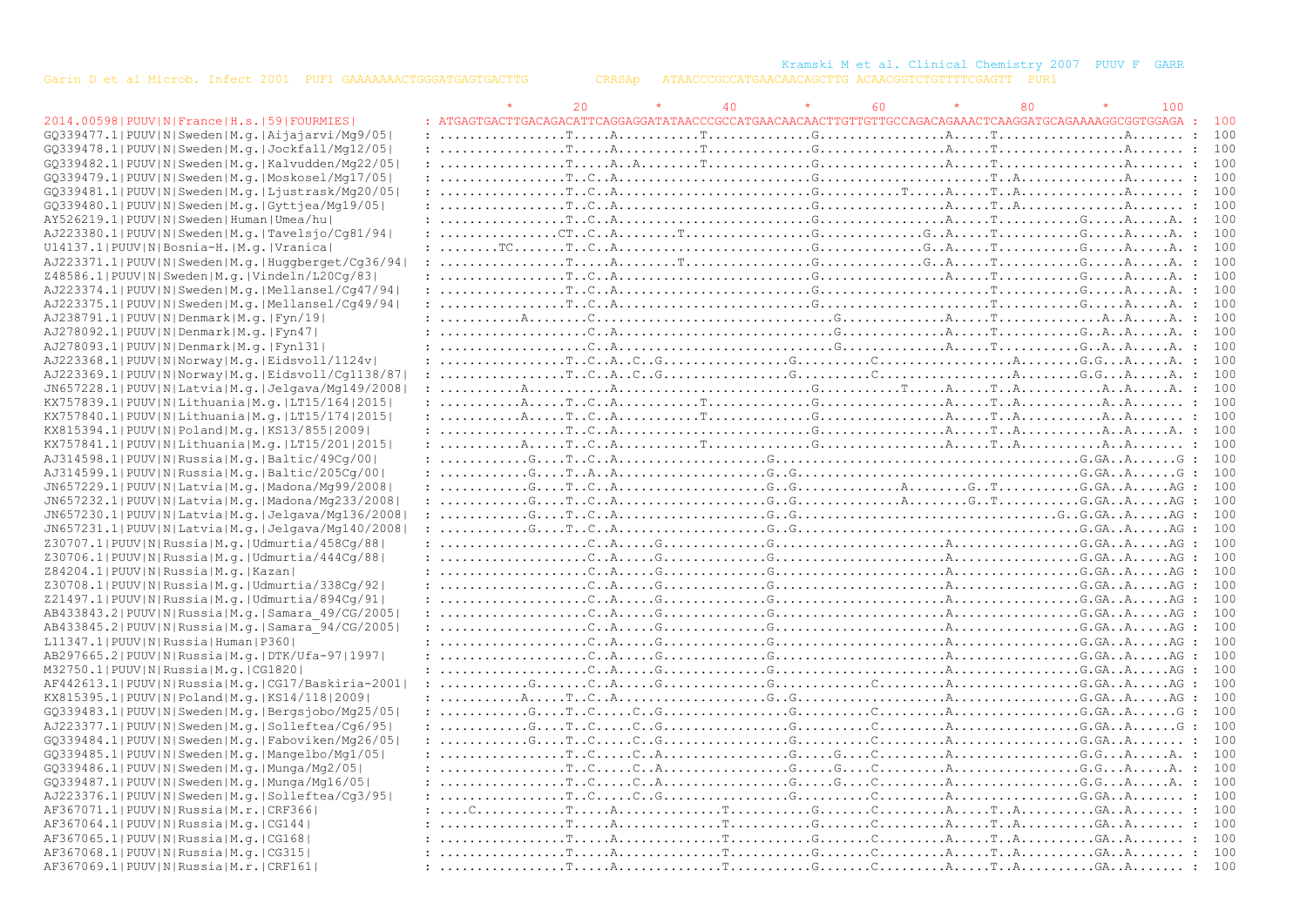```
                                                                                         Kramski M et al. Clinical Chemistry 2007  PUUV F  GARR
Garin D et al Microb. Infect 2001  PUF1 GAAAAAAACTGGGATGAGTGACTTG         CRRSAp   ATAACCCGCCATGAACAACAGCTTG ACAACGGTCTGTTTTCGAGTT  PUR1

                                                  *        20         *        40         *        60         *        80         *       100
2014.00598|PUUV|N|France|H.s.|59|FOURMIES|        : ATGAGTGACTTGACAGACATTCAGGAGGATATAACCCGCCCATGAACAACAACTTGTTGTTGCCAGACAGAAACTCAAGGATGCAGAAAAGGCGGTGGAGA :  100
GQ339477.1|PUUV|N|Sweden|M.g.|Aijajarvi/Mg9/05|   : ................T.....A...........T.............G................A.....T................A....... :  100
GQ339478.1|PUUV|N|Sweden|M.g.|Jockfall/Mg12/05|   : ................T.....A...........T.............G................A.....T................A....... :  100
GQ339482.1|PUUV|N|Sweden|M.g.|Kalvudden/Mg22/05|  : ................T.....A..A........T.............G................A.....T................A....... :  100
GQ339479.1|PUUV|N|Sweden|M.g.|Moskosel/Mg17/05|   : ................T..C..A..........................G................A.....T..A.............A....... :  100
GQ339481.1|PUUV|N|Sweden|M.g.|Ljustrask/Mg20/05|  : ................T..C..A..........................G..........T.....A.....T..A.............A....... :  100
GQ339480.1|PUUV|N|Sweden|M.g.|Gyttjea/Mg19/05|    : ................T..C..A..........................G................A.....T..A.............A....... :  100
AY526219.1|PUUV|N|Sweden|Human|Umea/hu|           : ................T..C..A..........................G................A.....T...........G.....A.....A. :  100
AJ223380.1|PUUV|N|Sweden|M.g.|Tavelsjo/Cg81/94|   : ...............CT..C..A........T.................G.............G..A.....T...........G.....A.....A. :  100
U14137.1|PUUV|N|Bosnia-H.|M.g.|Vranica|           : .......TC.......T..C..A..........................G.............G..A.....T...........G.....A.....A. :  100
AJ223371.1|PUUV|N|Sweden|M.g.|Huggberget/Cg36/94| : ................T.....A........T.................G.............G..A.....T...........G.....A.....A. :  100
Z48586.1|PUUV|N|Sweden|M.g.|Vindeln/L20Cg/83|     : ................T..C..A..........................G................A.....T...........G.....A.....A. :  100
AJ223374.1|PUUV|N|Sweden|M.g.|Mellansel/Cg47/94|  : ................T..C..A..........................G......................T...........G.....A.....A. :  100
AJ223375.1|PUUV|N|Sweden|M.g.|Mellansel/Cg49/94|  : ................T..C..A..........................G......................T...........G.....A.....A. :  100
AJ238791.1|PUUV|N|Denmark|M.g.|Fyn/19|            : ..........A........C.............................G.............A.....T...........G..A..A.....A. :  100
AJ278092.1|PUUV|N|Denmark|M.g.|Fyn47|             : ...................C..A..........................G.............A.....T...........G..A..A.....A. :  100
AJ278093.1|PUUV|N|Denmark|M.g.|Fyn131|            : ...................C..A..........................G.............A.....T...........G..A..A.....A. :  100
AJ223368.1|PUUV|N|Norway|M.g.|Eidsvoll/1124v|     : ................T..C..A..C..G................G.........C.................A........G.G...A.....A. :  100
AJ223369.1|PUUV|N|Norway|M.g.|Eidsvoll/Cg1138/87| : ................T..C..A..C..G................G.........C.................A........G.G...A.....A. :  100
JN657228.1|PUUV|N|Latvia|M.g.|Jelgava/Mg149/2008| : ..........A...........A..........................G..........T.....A.....T..A...........A..A.....A. :  100
KX757839.1|PUUV|N|Lithuania|M.g.|LT15/164|2015|   : ..........A.....T..C..A...........T..............G................A.....T..A...........A..A....... :  100
KX757840.1|PUUV|N|Lithuania|M.g.|LT15/174|2015|   : ..........A.....T..C..A...........T..............G................A.....T..A...........A..A....... :  100
KX815394.1|PUUV|N|Poland|M.g.|KS13/855|2009|      : ................T..C..A..........................G................A.....T..A...........A..A.....A. :  100
KX757841.1|PUUV|N|Lithuania|M.g.|LT15/201|2015|   : ..........A.....T..C..A...........T..............G................A.....T..A...........A..A....... :  100
AJ314598.1|PUUV|N|Russia|M.g.|Baltic/49Cg/00|     : ...........G....T..C..A...................G.......................................G.GA..A......G :  100
AJ314599.1|PUUV|N|Russia|M.g.|Baltic/205Cg/00|    : ...........G....T..A..A...................G..G....................................G.GA..A......G :  100
JN657229.1|PUUV|N|Latvia|M.g.|Madona/Mg99/2008|   : ...........G....T..C..A...................G..G.............A........G..T...........G.GA..A.....AG :  100
JN657232.1|PUUV|N|Latvia|M.g.|Madona/Mg233/2008|  : ...........G....T..C..A...................G..G.............A........G..T...........G.GA..A.....AG :  100
JN657230.1|PUUV|N|Latvia|M.g.|Jelgava/Mg136/2008| : ...........G....T..C..A...................G..G...................................G..G.GA..A.....AG :  100
JN657231.1|PUUV|N|Latvia|M.g.|Jelgava/Mg140/2008| : ...........G....T..C..A...................G..G....................................G.GA..A.....AG :  100
Z30707.1|PUUV|N|Russia|M.g.|Udmurtia/458Cg/88|    : ...................C..A.....G..............G......................A................G.GA..A.....AG :  100
Z30706.1|PUUV|N|Russia|M.g.|Udmurtia/444Cg/88|    : ...................C..A.....G..............G......................A................G.GA..A.....AG :  100
Z84204.1|PUUV|N|Russia|M.g.|Kazan|                : ...................C..A.....G..............G......................A................G.GA..A.....AG :  100
Z30708.1|PUUV|N|Russia|M.g.|Udmurtia/338Cg/92|    : ...................C..A.....G..............G......................A................G.GA..A.....AG :  100
Z21497.1|PUUV|N|Russia|M.g.|Udmurtia/894Cg/91|    : ...................C..A.....G..............G......................A................G.GA..A.....AG :  100
AB433843.2|PUUV|N|Russia|M.g.|Samara_49/CG/2005|  : ...................C..A.....G..............G......................A................G.GA..A.....AG :  100
AB433845.2|PUUV|N|Russia|M.g.|Samara_94/CG/2005|  : ...................C..A.....G..............G......................A................G.GA..A.....AG :  100
L11347.1|PUUV|N|Russia|Human|P360|                : ...................C..A.....G..............G......................A................G.GA..A.....AG :  100
AB297665.2|PUUV|N|Russia|M.g.|DTK/Ufa-97|1997|    : ...................C..A.....G..............G......................A................G.GA..A.....AG :  100
M32750.1|PUUV|N|Russia|M.g.|CG1820|               : ...................C..A.....G..............G......................A................G.GA..A.....AG :  100
AF442613.1|PUUV|N|Russia|M.g.|CG17/Baskiria-2001| : ...........G.......C..A.....G..............G...........C..........A................G.GA..A.....AG :  100
KX815395.1|PUUV|N|Poland|M.g.|KS14/118|2009|      : ..........A.....T..C..A...................G..G.....................A................G.GA..A.....AG :  100
GQ339483.1|PUUV|N|Sweden|M.g.|Bergsjobo/Mg25/05|  : ...........G....T..C.....C..G................G.........C.........A................G.GA..A......G :  100
AJ223377.1|PUUV|N|Sweden|M.g.|Solleftea/Cg6/95|   : ...........G....T..C.....C..G................G.........C.........A................G.GA..A......G :  100
GQ339484.1|PUUV|N|Sweden|M.g.|Faboviken/Mg26/05|  : ...........G....T..C.....C..G................G.........C.........A................G.GA..A....... :  100
GQ339485.1|PUUV|N|Sweden|M.g.|Mangelbo/Mg1/05|    : ................T..C.....C..A................G.....G...C.........A................G.G...A.....A. :  100
GQ339486.1|PUUV|N|Sweden|M.g.|Munga/Mg2/05|       : ................T..C.....C..A................G.....G...C.........A................G.G...A.....A. :  100
GQ339487.1|PUUV|N|Sweden|M.g.|Munga/Mg16/05|      : ................T..C.....C..A................G.....G...C.........A................G.G...A.....A. :  100
AJ223376.1|PUUV|N|Sweden|M.g.|Solleftea/Cg3/95|   : ................T..C.....C..G................G.........C.........A................G.GA..A....... :  100
AF367071.1|PUUV|N|Russia|M.r.|CRF366|             : ....C...........T.....A.............T...........G.......C.........A.....T..A..........GA..A....... :  100
AF367064.1|PUUV|N|Russia|M.g.|CG144|              : ................T.....A.............T...........G.......C.........A.....T..A..........GA..A....... :  100
AF367065.1|PUUV|N|Russia|M.g.|CG168|              : ................T.....A.............T...........G.......C.........A.....T..A..........GA..A....... :  100
AF367068.1|PUUV|N|Russia|M.g.|CG315|              : ................T.....A.............T...........G.......C.........A.....T..A..........GA..A....... :  100
AF367069.1|PUUV|N|Russia|M.r.|CRF161|             : ................T.....A.............T...........G.......C.........A.....T..A..........GA..A....... :  100
```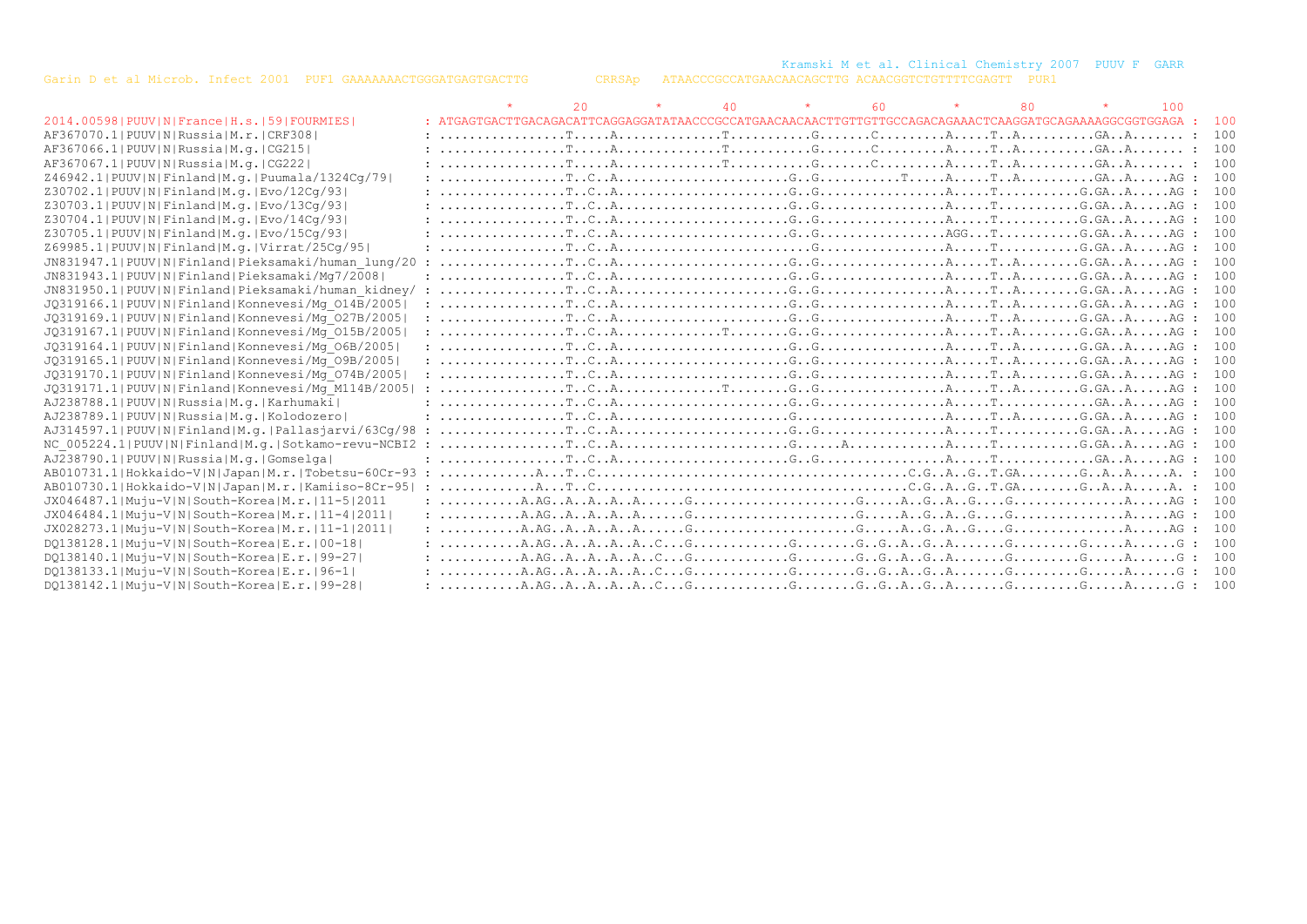```
                                                                                                   Kramski M et al. Clinical Chemistry 2007  PUUV F  GARR
Garin D et al Microb. Infect 2001  PUF1 GAAAAAAACTGGGATGAGTGACTTG         CRRSAp   ATAACCCGCCATGAACAACAGCTTG ACAACGGTCTGTTTCGAGTT  PUR1

                                                          *        20         *        40         *        60         *        80         *       100
2014.00598|PUUV|N|France|H.s.|59|FOURMIES|          : ATGAGTGACTTGACAGACATTCAGGAGGATATAACCCGCCATGAACAACAACTTGTTGTTGCCAGACAGAAACTCAAGGATGCAGAAAAGGCGGTGGAGA :  100
AF367070.1|PUUV|N|Russia|M.r.|CRF308|               : ................T.....A.............T...........G.......C.........A.....T..A..........GA..A....... :  100
AF367066.1|PUUV|N|Russia|M.g.|CG215|                : ................T.....A.............T...........G.......C.........A.....T..A..........GA..A....... :  100
AF367067.1|PUUV|N|Russia|M.g.|CG222|                : ................T.....A.............T...........G.......C.........A.....T..A..........GA..A....... :  100
Z46942.1|PUUV|N|Finland|M.g.|Puumala/1324Cg/79|     : ................T..C..A.......................G..G...........T.....A.....T..A..........GA..A.....AG :  100
Z30702.1|PUUV|N|Finland|M.g.|Evo/12Cg/93|           : ................T..C..A.......................G..G.................A.....T...........G.GA..A.....AG :  100
Z30703.1|PUUV|N|Finland|M.g.|Evo/13Cg/93|           : ................T..C..A.......................G..G.................A.....T...........G.GA..A.....AG :  100
Z30704.1|PUUV|N|Finland|M.g.|Evo/14Cg/93|           : ................T..C..A.......................G..G.................A.....T...........G.GA..A.....AG :  100
Z30705.1|PUUV|N|Finland|M.g.|Evo/15Cg/93|           : ................T..C..A.......................G..G.................AGG....T...........G.GA..A.....AG :  100
Z69985.1|PUUV|N|Finland|M.g.|Virrat/25Cg/95|        : ................T..C..A..........................G.................A.....T...........G.GA..A.....AG :  100
JN831947.1|PUUV|N|Finland|Pieksamaki/human_lung/20 : ................T..C..A.......................G..G.................A.....T..A.........G.GA..A.....AG :  100
JN831943.1|PUUV|N|Finland|Pieksamaki/Mg7/2008|      : ................T..C..A.......................G..G.................A.....T..A.........G.GA..A.....AG :  100
JN831950.1|PUUV|N|Finland|Pieksamaki/human_kidney/ : ................T..C..A.......................G..G.................A.....T..A.........G.GA..A.....AG :  100
JQ319166.1|PUUV|N|Finland|Konnevesi/Mg_O14B/2005|   : ................T..C..A.......................G..G.................A.....T..A.........G.GA..A.....AG :  100
JQ319169.1|PUUV|N|Finland|Konnevesi/Mg_O27B/2005|   : ................T..C..A.......................G..G.................A.....T..A.........G.GA..A.....AG :  100
JQ319167.1|PUUV|N|Finland|Konnevesi/Mg_O15B/2005|   : ................T..C..A..............T........G..G.................A.....T..A.........G.GA..A.....AG :  100
JQ319164.1|PUUV|N|Finland|Konnevesi/Mg_O6B/2005|    : ................T..C..A.......................G..G.................A.....T..A.........G.GA..A.....AG :  100
JQ319165.1|PUUV|N|Finland|Konnevesi/Mg_O9B/2005|    : ................T..C..A.......................G..G.................A.....T..A.........G.GA..A.....AG :  100
JQ319170.1|PUUV|N|Finland|Konnevesi/Mg_O74B/2005|   : ................T..C..A.......................G..G.................A.....T..A.........G.GA..A.....AG :  100
JQ319171.1|PUUV|N|Finland|Konnevesi/Mg_M114B/2005| : ................T..C..A..............T........G..G.................A.....T..A.........G.GA..A.....AG :  100
AJ238788.1|PUUV|N|Russia|M.g.|Karhumaki|            : ................T..C..A.......................G..G.................A.....T.............GA..A.....AG :  100
AJ238789.1|PUUV|N|Russia|M.g.|Kolodozero|           : ................T..C..A.......................G....................A.....T..A.........G.GA..A.....AG :  100
AJ314597.1|PUUV|N|Finland|M.g.|Pallasjarvi/63Cg/98 : ................T..C..A.......................G..G.................A.....T...........G.GA..A.....AG :  100
NC_005224.1|PUUV|N|Finland|M.g.|Sotkamo-revu-NCBI2 : ................T..C..A.......................G......A.............A.....T...........G.GA..A.....AG :  100
AJ238790.1|PUUV|N|Russia|M.g.|Gomselga|             : ................T..C..A.......................G..G.................A.....T.............GA..A.....AG :  100
AB010731.1|Hokkaido-V|N|Japan|M.r.|Tobetsu-60Cr-93 : .............A...T..C........................................C.G..A..G..T.GA........G..A..A.....A. :  100
AB010730.1|Hokkaido-V|N|Japan|M.r.|Kamiiso-8Cr-95| : .............A...T..C........................................C.G..A..G..T.GA........G..A..A.....A. :  100
JX046487.1|Muju-V|N|South-Korea|M.r.|11-5|2011      : ...........A.AG..A..A..A..A......G......................G.....A..G..A..G....G...............A.....AG :  100
JX046484.1|Muju-V|N|South-Korea|M.r.|11-4|2011|     : ...........A.AG..A..A..A..A......G......................G.....A..G..A..G....G...............A.....AG :  100
JX028273.1|Muju-V|N|South-Korea|M.r.|11-1|2011|     : ...........A.AG..A..A..A..A......G......................G.....A..G..A..G....G...............A.....AG :  100
DQ138128.1|Muju-V|N|South-Korea|E.r.|00-18|         : ...........A.AG..A..A..A..A..C...G.............G........G..G..A..G..A.......G.........G.....A......G :  100
DQ138140.1|Muju-V|N|South-Korea|E.r.|99-27|         : ...........A.AG..A..A..A..A..C...G.............G........G..G..A..G..A.......G.........G.....A......G :  100
DQ138133.1|Muju-V|N|South-Korea|E.r.|96-1|          : ...........A.AG..A..A..A..A..C...G.............G........G..G..A..G..A.......G.........G.....A......G :  100
DQ138142.1|Muju-V|N|South-Korea|E.r.|99-28|         : ...........A.AG..A..A..A..A..C...G.............G........G..G..A..G..A.......G.........G.....A......G :  100
```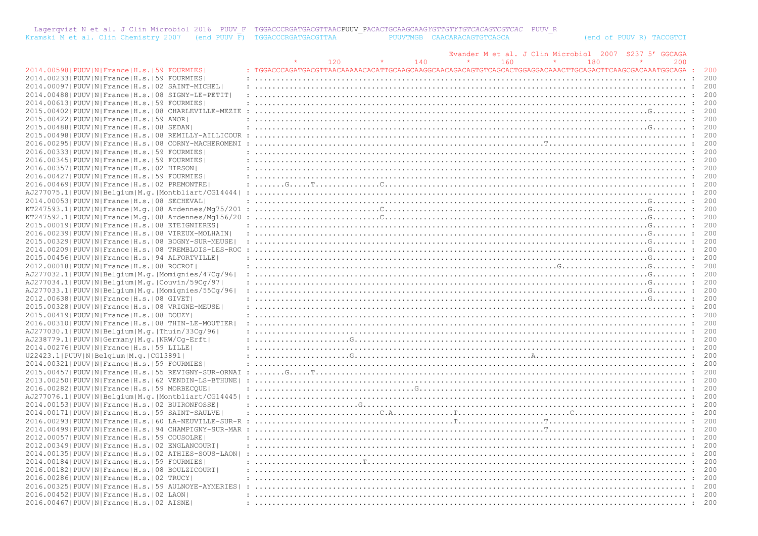```
  Lagerqvist N et al. J Clin Microbiol 2016  PUUV_F  TGGACCCRGATGACGTTAACPUUV_PACACTGCAAGCAAGYGTTGTYTGTCACAGTCGTCAC  PUUV_R
Kramski M et al. Clin Chemistry 2007   (end PUUV F)  TGGACCCRGATGACGTTAA            PUUVTMGB  CAACARACAGTGTCAGCA                 (end of PUUV R) TACCGTCT

                                                                                                    Evander M et al. J Clin Microbiol  2007  S237 5' GGCAGA
                                                           *       120         *       140         *       160         *       180         *       200
2014.00598|PUUV|N|France|H.s.|59|FOURMIES|        : TGGACCCAGATGACGTTAACAAAAACACATTGCAAGCAAGGCAACAGACAGTGTCAGCACTGGAGGACAAACTTGCAGACTTCAAGCGACAAATGGCAGA :  200
2014.00233|PUUV|N|France|H.s.|59|FOURMIES|        : .................................................................................................... :  200
2014.00097|PUUV|N|France|H.s.|02|SAINT-MICHEL|    : .................................................................................................... :  200
2014.00488|PUUV|N|France|H.s.|08|SIGNY-LE-PETIT|  : .................................................................................................... :  200
2014.00613|PUUV|N|France|H.s.|59|FOURMIES|        : .................................................................................................... :  200
2015.00402|PUUV|N|France|H.s.|08|CHARLEVILLE-MEZIE : ...........................................................................................G........ :  200
2015.00422|PUUV|N|France|H.s.|59|ANOR|            : .................................................................................................... :  200
2015.00488|PUUV|N|France|H.s.|08|SEDAN|           : ...........................................................................................G........ :  200
2015.00498|PUUV|N|France|H.s.|08|REMILLY-AILLICOUR : .................................................................................................... :  200
2016.00295|PUUV|N|France|H.s.|08|CORNY-MACHEROMENI : ..............................................................T..................................... :  200
2016.00333|PUUV|N|France|H.s.|59|FOURMIES|        : .................................................................................................... :  200
2016.00345|PUUV|N|France|H.s.|59|FOURMIES|        : .................................................................................................... :  200
2016.00357|PUUV|N|France|H.s.|02|HIRSON|          : .................................................................................................... :  200
2016.00427|PUUV|N|France|H.s.|59|FOURMIES|        : .................................................................................................... :  200
2016.00469|PUUV|N|France|H.s.|02|PREMONTRE|       : .......G.....T..............C....................................................................... :  200
AJ277075.1|PUUV|N|Belgium|M.g.|Montbliart/CG14444| : .................................................................................................... :  200
2014.00053|PUUV|N|France|H.s.|08|SECHEVAL|        : ...........................................................................................G........ :  200
KT247593.1|PUUV|N|France|M.g.|08|Ardennes/Mg75/201 : ............................C..............................................................G........ :  200
KT247592.1|PUUV|N|France|M.g.|08|Ardennes/Mg156/20 : ............................C..............................................................G........ :  200
2015.00019|PUUV|N|France|H.s.|08|ETEIGNIERES|     : ...........................................................................................G........ :  200
2016.00239|PUUV|N|France|H.s.|08|VIREUX-MOLHAIN|  : ...........................................................................................G........ :  200
2015.00329|PUUV|N|France|H.s.|08|BOGNY-SUR-MEUSE| : ...........................................................................................G........ :  200
2014.00209|PUUV|N|France|H.s.|08|TREMBLOIS-LES-ROC : ...........................................................................................G........ :  200
2015.00456|PUUV|N|France|H.s.|94|ALFORTVILLE|     : ...........................................................................................G........ :  200
2012.00018|PUUV|N|France|H.s.|08|ROCROI|          : ..................................................................G........................G........ :  200
AJ277032.1|PUUV|N|Belgium|M.g.|Momignies/47Cg/96| : ...........................................................................................G........ :  200
AJ277034.1|PUUV|N|Belgium|M.g.|Couvin/59Cg/97|    : ...........................................................................................G........ :  200
AJ277033.1|PUUV|N|Belgium|M.g.|Momignies/55Cg/96| : ...........................................................................................G........ :  200
2012.00638|PUUV|N|France|H.s.|08|GIVET|           : ...........................................................................................G........ :  200
2015.00328|PUUV|N|France|H.s.|08|VRIGNE-MEUSE|    : .................................................................................................... :  200
2015.00419|PUUV|N|France|H.s.|08|DOUZY|           : .................................................................................................... :  200
2016.00310|PUUV|N|France|H.s.|08|THIN-LE-MOUTIER| : .................................................................................................... :  200
AJ277030.1|PUUV|N|Belgium|M.g.|Thuin/33Cg/96|     : .................................................................................................... :  200
AJ238779.1|PUUV|N|Germany|M.g.|NRW/Cg-Erft|       : .....................G.............................................................................. :  200
2014.00276|PUUV|N|France|H.s.|59|LILLE|           : .................................................................................................... :  200
U22423.1|PUUV|N|Belgium|M.g.|CG13891|             : .....................G........................................A..................................... :  200
2014.00321|PUUV|N|France|H.s.|59|FOURMIES|        : .................................................................................................... :  200
2015.00457|PUUV|N|France|H.s.|55|REVIGNY-SUR-ORNAI : .......G.....T...................................................................................... :  200
2013.00250|PUUV|N|France|H.s.|62|VENDIN-LS-BTHUNE| : .................................................................................................... :  200
2016.00282|PUUV|N|France|H.s.|59|MORBECQUE|       : ...................................G................................................................ :  200
AJ277076.1|PUUV|N|Belgium|M.g.|Montbliart/CG14445| : .................................................................................................... :  200
2014.00153|PUUV|N|France|H.s.|02|BUIRONFOSSE|     : .......................G............................................................................ :  200
2014.00171|PUUV|N|France|H.s.|59|SAINT-SAULVE|    : ............................C.A.............T........................C........................... :  200
2016.00293|PUUV|N|France|H.s.|60|LA-NEUVILLE-SUR-R : ............................................T.....................T.............................. :  200
2014.00499|PUUV|N|France|H.s.|94|CHAMPIGNY-SUR-MAR : ..................................................................T.............................. :  200
2012.00057|PUUV|N|France|H.s.|59|COUSOLRE|        : .................................................................................................... :  200
2012.00349|PUUV|N|France|H.s.|02|ENGLANCOURT|     : .................................................................................................... :  200
2014.00135|PUUV|N|France|H.s.|02|ATHIES-SOUS-LAON| : .................................................................................................... :  200
2014.00184|PUUV|N|France|H.s.|59|FOURMIES|        : ........................T........................................................................... :  200
2016.00182|PUUV|N|France|H.s.|08|BOULZICOURT|     : .................................................................................................... :  200
2016.00286|PUUV|N|France|H.s.|02|TRUCY|           : .................................................................................................... :  200
2016.00325|PUUV|N|France|H.s.|59|AULNOYE-AYMERIES| : .................................................................................................... :  200
2016.00452|PUUV|N|France|H.s.|02|LAON|            : .................................................................................................... :  200
2016.00467|PUUV|N|France|H.s.|02|AISNE|           : .................................................................................................... :  200
```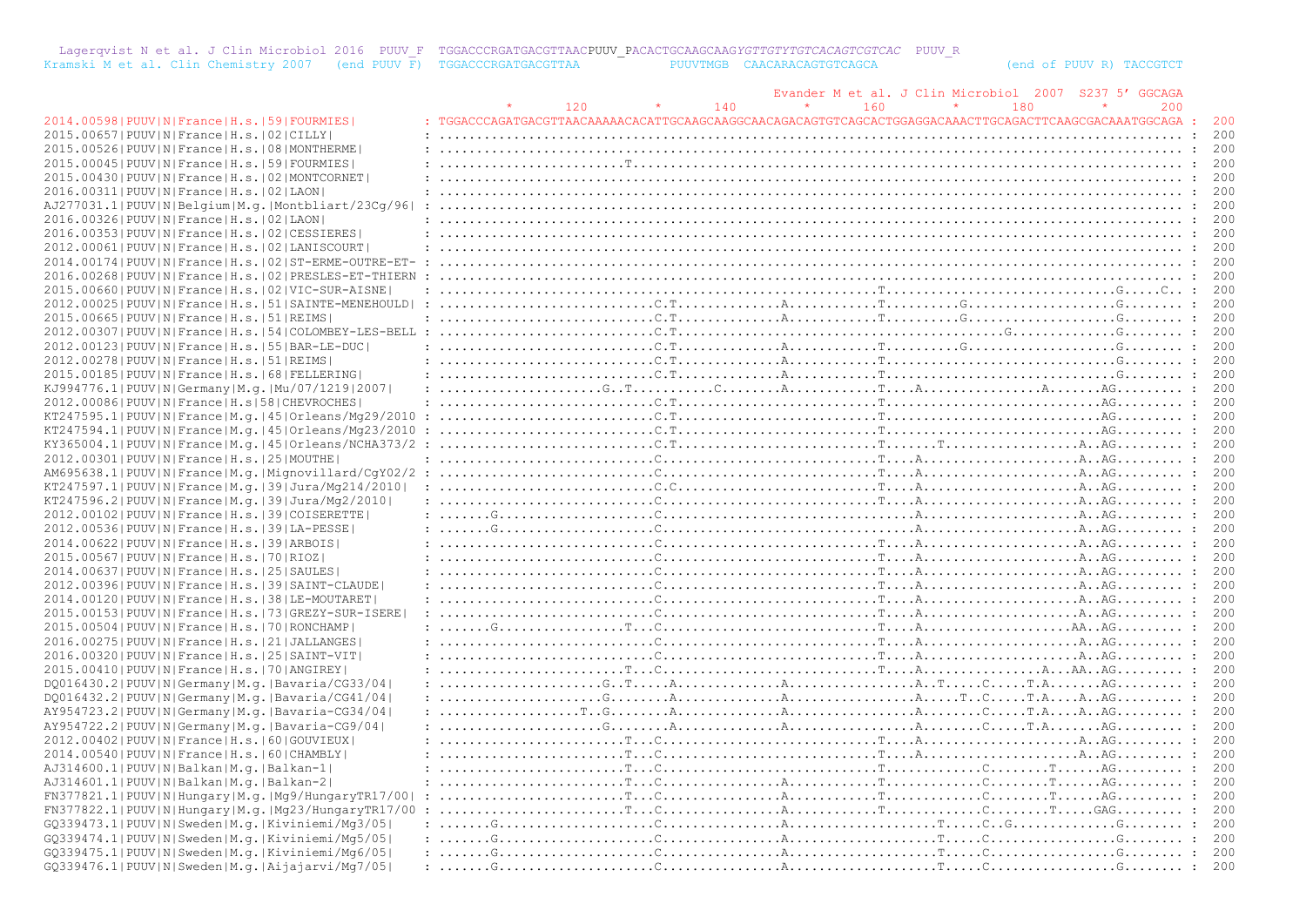```
  Lagerqvist N et al. J Clin Microbiol 2016  PUUV_F  TGGACCCRGATGACGTTAACPUUV_PACACTGCAAGCAAGYGTTGTYTGTCACAGTCGTCAC  PUUV_R
Kramski M et al. Clin Chemistry 2007   (end PUUV F)  TGGACCCRGATGACGTTAA            PUUVTMGB  CAACARACAGTGTCAGCA                 (end of PUUV R) TACCGTCT

                                                                                                      Evander M et al. J Clin Microbiol  2007  S237 5' GGCAGA
                                                           *       120         *       140         *       160         *       180         *       200
2014.00598|PUUV|N|France|H.s.|59|FOURMIES|         : TGGACCCAGATGACGTTAACAAAAACACATTGCAAGCAAGGCAACAGACAGTGTCAGCACTGGAGGACAAACTTGCAGACTTCAAGCGACAAATGGCAGA :  200
2015.00657|PUUV|N|France|H.s.|02|CILLY|            : .................................................................................................... :  200
2015.00526|PUUV|N|France|H.s.|08|MONTHERME|        : .................................................................................................... :  200
2015.00045|PUUV|N|France|H.s.|59|FOURMIES|         : ......................T............................................................................. :  200
2015.00430|PUUV|N|France|H.s.|02|MONTCORNET|       : .................................................................................................... :  200
2016.00311|PUUV|N|France|H.s.|02|LAON|             : .................................................................................................... :  200
AJ277031.1|PUUV|N|Belgium|M.g.|Montbliart/23Cg/96| : .................................................................................................... :  200
2016.00326|PUUV|N|France|H.s.|02|LAON|             : .................................................................................................... :  200
2016.00353|PUUV|N|France|H.s.|02|CESSIERES|        : .................................................................................................... :  200
2012.00061|PUUV|N|France|H.s.|02|LANISCOURT|       : .................................................................................................... :  200
2014.00174|PUUV|N|France|H.s.|02|ST-ERME-OUTRE-ET- : .................................................................................................... :  200
2016.00268|PUUV|N|France|H.s.|02|PRESLES-ET-THIERN : .................................................................................................... :  200
2015.00660|PUUV|N|France|H.s.|02|VIC-SUR-AISNE|    : ..................................................T.............................G.....C.. :  200
2012.00025|PUUV|N|France|H.s.|51|SAINTE-MENEHOULD| : ..........................C.T..............A............T.........G....................G........ :  200
2015.00665|PUUV|N|France|H.s.|51|REIMS|            : ..........................C.T..............A............T.........G....................G........ :  200
2012.00307|PUUV|N|France|H.s.|54|COLOMBEY-LES-BELL : ..........................C.T.........................................G................G........ :  200
2012.00123|PUUV|N|France|H.s.|55|BAR-LE-DUC|       : ..........................C.T..............A............T.........G....................G........ :  200
2012.00278|PUUV|N|France|H.s.|51|REIMS|            : ..........................C.T..............A............T..............................G........ :  200
2015.00185|PUUV|N|France|H.s.|68|FELLERING|        : ..........................C.T..............A............T..............................G........ :  200
KJ994776.1|PUUV|N|Germany|M.g.|Mu/07/1219|2007|    : ......................G..T...........C........A............T...A................A.......AG......... :  200
2012.00086|PUUV|N|France|H.s|58|CHEVROCHES|        : ..........................C.T..........................................................AG......... :  200
KT247595.1|PUUV|N|France|M.g.|45|Orleans/Mg29/2010 : ..........................C.T.........................T..............................AG......... :  200
KT247594.1|PUUV|N|France|M.g.|45|Orleans/Mg23/2010 : ..........................C.T.........................T..............................AG......... :  200
KY365004.1|PUUV|N|France|M.g.|45|Orleans/NCHA373/2 : ..........................C.T.........................T......T.................A..AG......... :  200
2012.00301|PUUV|N|France|H.s.|25|MOUTHE|           : ..........................C.............................T....A.....................A..AG......... :  200
AM695638.1|PUUV|N|France|M.g.|Mignovillard/CgY02/2 : ..........................C.............................T....A.....................A..AG......... :  200
KT247597.1|PUUV|N|France|M.g.|39|Jura/Mg214/2010|  : ..........................C.C...........................T....A.....................A..AG......... :  200
KT247596.2|PUUV|N|France|M.g.|39|Jura/Mg2/2010|    : ..........................C.............................T....A.....................A..AG......... :  200
2012.00102|PUUV|N|France|H.s.|39|COISERETTE|       : .......G..................C..................................A.....................A..AG......... :  200
2012.00536|PUUV|N|France|H.s.|39|LA-PESSE|         : .......G..................C..................................A.....................A..AG......... :  200
2014.00622|PUUV|N|France|H.s.|39|ARBOIS|           : ..........................C.............................T....A.....................A..AG......... :  200
2015.00567|PUUV|N|France|H.s.|70|RIOZ|             : ..........................C.............................T....A.....................A..AG......... :  200
2014.00637|PUUV|N|France|H.s.|25|SAULES|           : ..........................C.............................T....A.....................A..AG......... :  200
2012.00396|PUUV|N|France|H.s.|39|SAINT-CLAUDE|     : ..........................C.............................T....A.....................A..AG......... :  200
2014.00120|PUUV|N|France|H.s.|38|LE-MOUTARET|      : ..........................C.............................T....A.....................A..AG......... :  200
2015.00153|PUUV|N|France|H.s.|73|GREZY-SUR-ISERE|  : ..........................C.............................T....A.....................A..AG......... :  200
2015.00504|PUUV|N|France|H.s.|70|RONCHAMP|         : .......G................T...C...........................T....A....................AA..AG......... :  200
2016.00275|PUUV|N|France|H.s.|21|JALLANGES|        : ..........................C.............................T....A.....................A..AG......... :  200
2016.00320|PUUV|N|France|H.s.|25|SAINT-VIT|        : ..........................C.............................T....A.....................A..AG......... :  200
2015.00410|PUUV|N|France|H.s.|70|ANGIREY|          : ........................T...C...........................T....A................A...AA..AG......... :  200
DQ016430.2|PUUV|N|Germany|M.g.|Bavaria/CG33/04|    : .....................G..T.....A..............A.................A..T.....C.....T.A.......AG......... :  200
DQ016432.2|PUUV|N|Germany|M.g.|Bavaria/CG41/04|    : .....................G........A..............A.................A.....T..C.....T.A....A..AG......... :  200
AY954723.2|PUUV|N|Germany|M.g.|Bavaria-CG34/04|    : ..................T..G........A..............A.................A........C.....T.A....A..AG......... :  200
AY954722.2|PUUV|N|Germany|M.g.|Bavaria-CG9/04|     : .....................G........A..............A.................A........C.....T.A.......AG......... :  200
2012.00402|PUUV|N|France|H.s.|60|GOUVIEUX|         : ........................T...C...........................T....A.....................A..AG......... :  200
2014.00540|PUUV|N|France|H.s.|60|CHAMBLY|          : ........................T...C...........................T....A.....................A..AG......... :  200
AJ314600.1|PUUV|N|Balkan|M.g.|Balkan-1|            : ........................T...C...........................T............C........T......AG......... :  200
AJ314601.1|PUUV|N|Balkan|M.g.|Balkan-2|            : ........................T...C..............A............T............C........T......AG......... :  200
FN377821.1|PUUV|N|Hungary|M.g.|Mg9/HungaryTR17/00| : ........................T...C..............A............T............C........T......AG......... :  200
FN377822.1|PUUV|N|Hungary|M.g.|Mg23/HungaryTR17/00 : ........................T...C..............A............T............C........T.....GAG......... :  200
GQ339473.1|PUUV|N|Sweden|M.g.|Kiviniemi/Mg3/05|    : .......G..................C................A...................T.....C..G...............G........ :  200
GQ339474.1|PUUV|N|Sweden|M.g.|Kiviniemi/Mg5/05|    : .......G..................C................A...................T.....C....................G........ :  200
GQ339475.1|PUUV|N|Sweden|M.g.|Kiviniemi/Mg6/05|    : .......G..................C................A...................T.....C....................G........ :  200
GQ339476.1|PUUV|N|Sweden|M.g.|Aijajarvi/Mg7/05|    : .......G..................C................A...................T.....C....................G........ :  200
```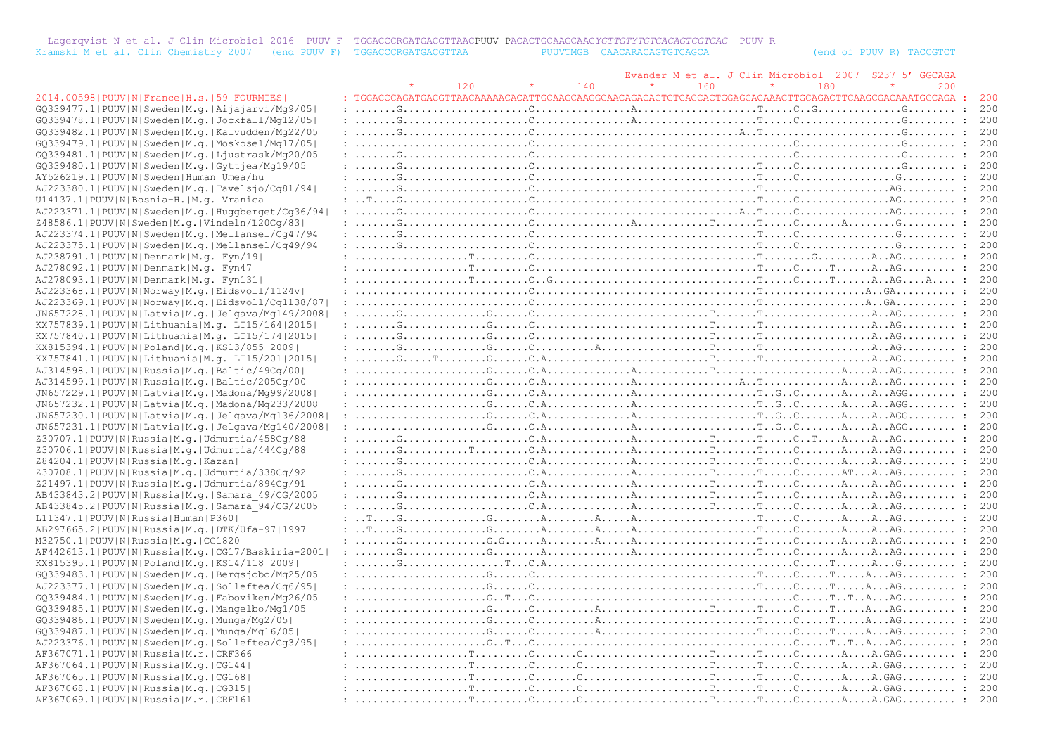```
  Lagerqvist N et al. J Clin Microbiol 2016  PUUV_F  TGGACCCRGATGACGTTAACPUUV_PACACTGCAAGCAAGYGTTGTYTGTCACAGTCGTCAC  PUUV_R
Kramski M et al. Clin Chemistry 2007   (end PUUV F)  TGGACCCRGATGACGTTAA            PUUVTMGB  CAACARACAGTGTCAGCA                (end of PUUV R) TACCGTCT

                                                                                         Evander M et al. J Clin Microbiol  2007  S237 5' GGCAGA
                                                              *       120        *       140        *       160        *       180        *       200
2014.00598|PUUV|N|France|H.s.|59|FOURMIES|         : TGGACCCAGATGACGTTAACAAAAACACATTGCAAGCAAGGCAACAGACAGTGTCAGCACTGGAGGACAAACTTGCAGACTTCAAGCGACAAATGGCAGA :  200
GQ339477.1|PUUV|N|Sweden|M.g.|Aijajarvi/Mg9/05|    : ......G......................C...............A...................T.....C..G.............G........ :  200
GQ339478.1|PUUV|N|Sweden|M.g.|Jockfall/Mg12/05|    : ......G......................C...............A...................T.....C................G........ :  200
GQ339482.1|PUUV|N|Sweden|M.g.|Kalvudden/Mg22/05|   : ......G......................C...............................A..T.....................G........ :  200
GQ339479.1|PUUV|N|Sweden|M.g.|Moskosel/Mg17/05|    : .............................C........................................C................G........ :  200
GQ339481.1|PUUV|N|Sweden|M.g.|Ljustrask/Mg20/05|   : ......G......................C........................................C................G........ :  200
GQ339480.1|PUUV|N|Sweden|M.g.|Gyttjea/Mg19/05|     : ......G......................C...................................T.....C................G........ :  200
AY526219.1|PUUV|N|Sweden|Human|Umea/hu|            : ......G......................C...................................T.....C...............G......... :  200
AJ223380.1|PUUV|N|Sweden|M.g.|Tavelsjo/Cg81/94|    : ......G......................C...................................T....................AG......... :  200
U14137.1|PUUV|N|Bosnia-H.|M.g.|Vranica|            : ..T....G.....................C...................................T.....C..............AG......... :  200
AJ223371.1|PUUV|N|Sweden|M.g.|Huggberget/Cg36/94|  : ......G......................C...............................A..T.....C..............AG......... :  200
Z48586.1|PUUV|N|Sweden|M.g.|Vindeln/L20Cg/83|      : ......G......................C...............A............T......T.....C.......A.......G......... :  200
AJ223374.1|PUUV|N|Sweden|M.g.|Mellansel/Cg47/94|   : ......G......................C...................................T.....C...............G......... :  200
AJ223375.1|PUUV|N|Sweden|M.g.|Mellansel/Cg49/94|   : ......G......................C...................................T.....C...............G......... :  200
AJ238791.1|PUUV|N|Denmark|M.g.|Fyn/19|             : ..................T..........C...................................T........G.......A..AG......... :  200
AJ278092.1|PUUV|N|Denmark|M.g.|Fyn47|              : ..................T..........C...................................T.....C.....T......A..AG......... :  200
AJ278093.1|PUUV|N|Denmark|M.g.|Fyn131|             : ..................T..........C..G................................T.....C.....T......A..AG....A.... :  200
AJ223368.1|PUUV|N|Norway|M.g.|Eidsvoll/1124v|      : .............................C...................................T................A..GA.......... :  200
AJ223369.1|PUUV|N|Norway|M.g.|Eidsvoll/Cg1138/87|  : .............................C...................................T.................A..GA......... :  200
JN657228.1|PUUV|N|Latvia|M.g.|Jelgava/Mg149/2008|  : ......G..............G.......C...........................T.......T.................A..AG......... :  200
KX757839.1|PUUV|N|Lithuania|M.g.|LT15/164|2015|    : ......G..............G.......C...........................T.......T.................A..AG......... :  200
KX757840.1|PUUV|N|Lithuania|M.g.|LT15/174|2015|    : ......G..............G.......C...........................T.......T.................A..AG......... :  200
KX815394.1|PUUV|N|Poland|M.g.|KS13/855|2009|       : ......G..............G.......C..........A................T.......T.................A..AG......... :  200
KX757841.1|PUUV|N|Lithuania|M.g.|LT15/201|2015|    : ......G.....T........G.......C.A.........................T.......T.................A..AG......... :  200
AJ314598.1|PUUV|N|Russia|M.g.|Baltic/49Cg/00|      : .....................G.......C.A.............A............T....................A....A..AG......... :  200
AJ314599.1|PUUV|N|Russia|M.g.|Baltic/205Cg/00|     : .....................G.......C.A.............A................A..T.............A....A..AG......... :  200
JN657229.1|PUUV|N|Latvia|M.g.|Madona/Mg99/2008|    : .....................G.......C.A.............A...................T..G..C.......A....A..AGG........ :  200
JN657232.1|PUUV|N|Latvia|M.g.|Madona/Mg233/2008|   : .....................G.......C.A.............A...................T..G..C.......A....A..AGG........ :  200
JN657230.1|PUUV|N|Latvia|M.g.|Jelgava/Mg136/2008|  : .....................G.......C.A.............A...................T..G..C.......A....A..AGG........ :  200
JN657231.1|PUUV|N|Latvia|M.g.|Jelgava/Mg140/2008|  : .....................G.......C.A.............A...................T..G..C.......A....A..AGG........ :  200
Z30707.1|PUUV|N|Russia|M.g.|Udmurtia/458Cg/88|     : ......G......................C.A.............A............T......T.....C..T.....A....A..AG......... :  200
Z30706.1|PUUV|N|Russia|M.g.|Udmurtia/444Cg/88|     : ......G...........T..........C.A.............A............T......T.....C.......A....A..AG......... :  200
Z84204.1|PUUV|N|Russia|M.g.|Kazan|                 : ......G......................C.A.............A............T......T.....C.......A....A..AG......... :  200
Z30708.1|PUUV|N|Russia|M.g.|Udmurtia/338Cg/92|     : ......G......................C.A.............A............T......T.....C.......AT...A..AG......... :  200
Z21497.1|PUUV|N|Russia|M.g.|Udmurtia/894Cg/91|     : ......G......................C.A.............A............T......T.....C.......A....A..AG......... :  200
AB433843.2|PUUV|N|Russia|M.g.|Samara_49/CG/2005|   : ......G......................C.A.............A............T......T.....C.......A....A..AG......... :  200
AB433845.2|PUUV|N|Russia|M.g.|Samara_94/CG/2005|   : ......G......................C.A.............A............T......T.....C.......A....A..AG......... :  200
L11347.1|PUUV|N|Russia|Human|P360|                 : ..T....G.............G........A........A.....A...................T.....C.......A....A..AG......... :  200
AB297665.2|PUUV|N|Russia|M.g.|DTK/Ufa-97|1997|     : ..T....G.............G........A........A.....A...................T.....C.......A....A..AG......... :  200
M32750.1|PUUV|N|Russia|M.g.|CG1820|                : ......G..............G.G......A........A.....A...................T.....C.......A....A..AG......... :  200
AF442613.1|PUUV|N|Russia|M.g.|CG17/Baskiria-2001|  : ......G..............G........A........A.....A...................T.....C.......A....A..AG......... :  200
KX815395.1|PUUV|N|Poland|M.g.|KS14/118|2009|       : ......G.................T...C.A........................................C.....T......A...G......... :  200
GQ339483.1|PUUV|N|Sweden|M.g.|Bergsjobo/Mg25/05|   : .....................G.......C...................................T.....C.....T......A...AG......... :  200
AJ223377.1|PUUV|N|Sweden|M.g.|Solleftea/Cg6/95|    : .....................G.......C...................................T.....C.....T.....A...AG......... :  200
GQ339484.1|PUUV|N|Sweden|M.g.|Faboviken/Mg26/05|   : .....................G..T....C...................................T.....C.....T..T...A...AG......... :  200
GQ339485.1|PUUV|N|Sweden|M.g.|Mangelbo/Mg1/05|     : .....................G.......C..........A...................T.....T.....C.....T.....A...AG......... :  200
GQ339486.1|PUUV|N|Sweden|M.g.|Munga/Mg2/05|        : .....................G.......C..........A...................T.....T.....C.....T.....A...AG......... :  200
GQ339487.1|PUUV|N|Sweden|M.g.|Munga/Mg16/05|       : .....................G.......C..........A.........................T.....C.....T.....A...AG......... :  200
AJ223376.1|PUUV|N|Sweden|M.g.|Solleftea/Cg3/95|    : .....................G..T....C...................................T.....C.....T..T...A...AG......... :  200
AF367071.1|PUUV|N|Russia|M.r.|CRF366|              : ..................T.........C.......C....................T.......T.....C.......A....A.GAG......... :  200
AF367064.1|PUUV|N|Russia|M.g.|CG144|               : ..................T.........C.......C....................T.......T.....C.......A....A.GAG......... :  200
AF367065.1|PUUV|N|Russia|M.g.|CG168|               : ..................T.........C.......C....................T.......T.....C.......A....A.GAG......... :  200
AF367068.1|PUUV|N|Russia|M.g.|CG315|               : ..................T.........C.......C....................T.......T.....C.......A....A.GAG......... :  200
AF367069.1|PUUV|N|Russia|M.r.|CRF161|              : ..................T.........C.......C....................T.......T.....C.......A....A.GAG......... :  200
```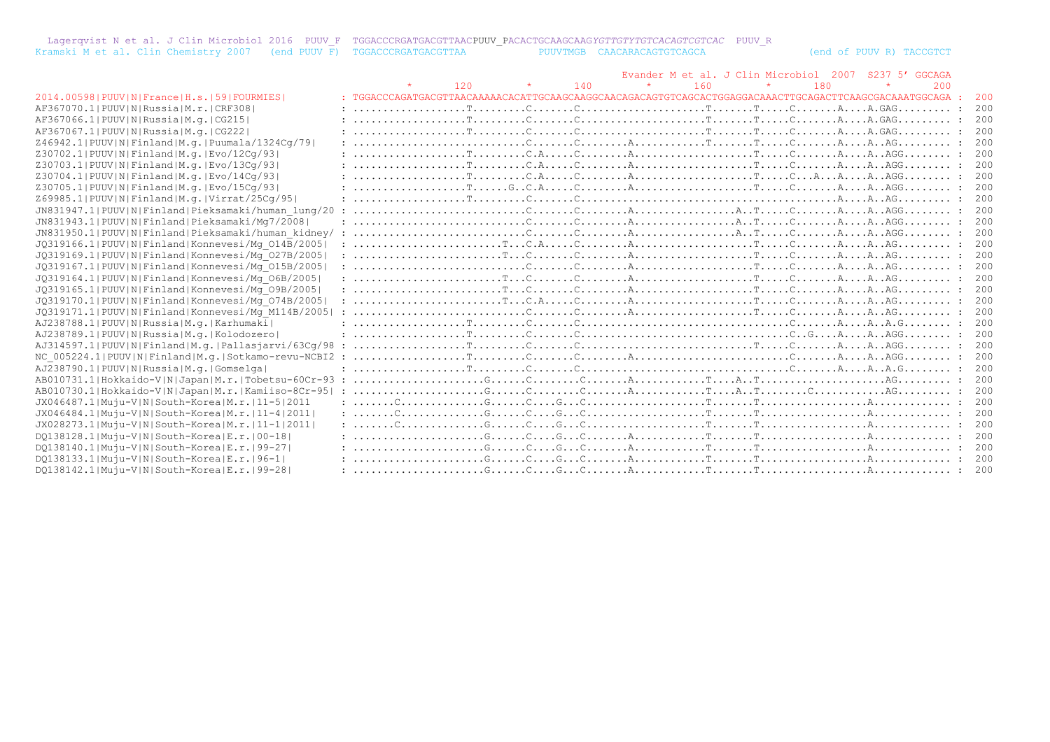```
  Lagerqvist N et al. J Clin Microbiol 2016  PUUV_F  TGGACCCRGATGACGTTAACPUUV_PACACTGCAAGCAAGYGTTGTYTGTCACAGTCGTCAC  PUUV_R
Kramski M et al. Clin Chemistry 2007   (end PUUV F)  TGGACCCRGATGACGTTAA            PUUVTMGB  CAACARACAGTGTCAGCA                 (end of PUUV R) TACCGTCT

                                                                                                  Evander M et al. J Clin Microbiol  2007  S237 5' GGCAGA
                                                              *       120         *       140         *       160         *       180         *       200
2014.00598|PUUV|N|France|H.s.|59|FOURMIES|        : TGGACCCAGATGACGTTAACAAAAACACATTGCAAGCAAGGCAACAGACAGTGTCAGCACTGGAGGACAAACTTGCAGACTTCAAGCGACAAATGGCAGA :  200
AF367070.1|PUUV|N|Russia|M.r.|CRF308|             : ..................T.........C.......C....................T.......T.....C.......A....A.GAG......... :  200
AF367066.1|PUUV|N|Russia|M.g.|CG215|              : ..................T.........C.......C....................T.......T.....C.......A....A.GAG......... :  200
AF367067.1|PUUV|N|Russia|M.g.|CG222|              : ..................T.........C.......C....................T.......T.....C.......A....A.GAG......... :  200
Z46942.1|PUUV|N|Finland|M.g.|Puumala/1324Cg/79|   : ............................C.......C........A...........T.......T.....C.......A....A..AG......... :  200
Z30702.1|PUUV|N|Finland|M.g.|Evo/12Cg/93|         : ..................T.........C.A.....C........A...................T.....C.......A....A..AGG........ :  200
Z30703.1|PUUV|N|Finland|M.g.|Evo/13Cg/93|         : ..................T.........C.A.....C........A...................T.....C.......A....A..AGG........ :  200
Z30704.1|PUUV|N|Finland|M.g.|Evo/14Cg/93|         : ..................T.........C.A.....C........A...................T.....C...A...A....A..AGG........ :  200
Z30705.1|PUUV|N|Finland|M.g.|Evo/15Cg/93|         : ..................T......G..C.A.....C........A...................T.....C.......A....A..AGG........ :  200
Z69985.1|PUUV|N|Finland|M.g.|Virrat/25Cg/95|      : ..................T.........C.......C..........................................A....A..AG......... :  200
JN831947.1|PUUV|N|Finland|Pieksamaki/human_lung/20 : ............................C.......C........A................A..T.....C.......A....A..AGG........ :  200
JN831943.1|PUUV|N|Finland|Pieksamaki/Mg7/2008|    : ............................C.......C........A................A..T.....C.......A....A..AGG........ :  200
JN831950.1|PUUV|N|Finland|Pieksamaki/human_kidney/ : ............................C.......C........A................A..T.....C.......A....A..AGG........ :  200
JQ319166.1|PUUV|N|Finland|Konnevesi/Mg_O14B/2005| : ........................T...C.A.....C........A...................T.....C.......A....A..AG......... :  200
JQ319169.1|PUUV|N|Finland|Konnevesi/Mg_O27B/2005| : ........................T...C.......C........A...................T.....C.......A....A..AG......... :  200
JQ319167.1|PUUV|N|Finland|Konnevesi/Mg_O15B/2005| : ............................C.......C........A...................T.....C.......A....A..AG......... :  200
JQ319164.1|PUUV|N|Finland|Konnevesi/Mg_O6B/2005|  : ........................T...C.......C........A...................T.....C.......A....A..AG......... :  200
JQ319165.1|PUUV|N|Finland|Konnevesi/Mg_O9B/2005|  : ........................T...C.......C........A...................T.....C.......A....A..AG......... :  200
JQ319170.1|PUUV|N|Finland|Konnevesi/Mg_O74B/2005| : ........................T...C.A.....C........A...................T.....C.......A....A..AG......... :  200
JQ319171.1|PUUV|N|Finland|Konnevesi/Mg_M114B/2005| : ............................C.......C........A...................T.....C.......A....A..AG......... :  200
AJ238788.1|PUUV|N|Russia|M.g.|Karhumaki|          : ..................T.........C.......C.................................C.......A....A..A.G......... :  200
AJ238789.1|PUUV|N|Russia|M.g.|Kolodozero|         : ..................T.........C.......C.................................C..G....A....A..AGG......... :  200
AJ314597.1|PUUV|N|Finland|M.g.|Pallasjarvi/63Cg/98 : ..................T.........C.......C...........................T.....C.......A....A..AGG........ :  200
NC_005224.1|PUUV|N|Finland|M.g.|Sotkamo-revu-NCBI2 : ..................T.........C.......C........A........................C.......A....A..AGG........ :  200
AJ238790.1|PUUV|N|Russia|M.g.|Gomselga|           : ..................T.........C.......C.................................C.......A....A..A.G......... :  200
AB010731.1|Hokkaido-V|N|Japan|M.r.|Tobetsu-60Cr-93 : .....................G......C........C.......A...........T....A..T....................AG......... :  200
AB010730.1|Hokkaido-V|N|Japan|M.r.|Kamiiso-8Cr-95| : .....................G......C........C.......A...........T....A..T........C...........AG......... :  200
JX046487.1|Muju-V|N|South-Korea|M.r.|11-5|2011     : .......C.............G......C....G...C...................T.......T.................A............. :  200
JX046484.1|Muju-V|N|South-Korea|M.r.|11-4|2011|    : .......C.............G......C....G...C...................T.......T.................A............. :  200
JX028273.1|Muju-V|N|South-Korea|M.r.|11-1|2011|    : .......C.............G......C....G...C...................T.......T.................A............. :  200
DQ138128.1|Muju-V|N|South-Korea|E.r.|00-18|        : .....................G......C....G...C.......A...........T.......T.................A............. :  200
DQ138140.1|Muju-V|N|South-Korea|E.r.|99-27|        : .....................G......C....G...C.......A...........T.......T.................A............. :  200
DQ138133.1|Muju-V|N|South-Korea|E.r.|96-1|         : .....................G......C....G...C.......A...........T.......T.................A............. :  200
DQ138142.1|Muju-V|N|South-Korea|E.r.|99-28|        : .....................G......C....G...C.......A...........T.......T.................A............. :  200
```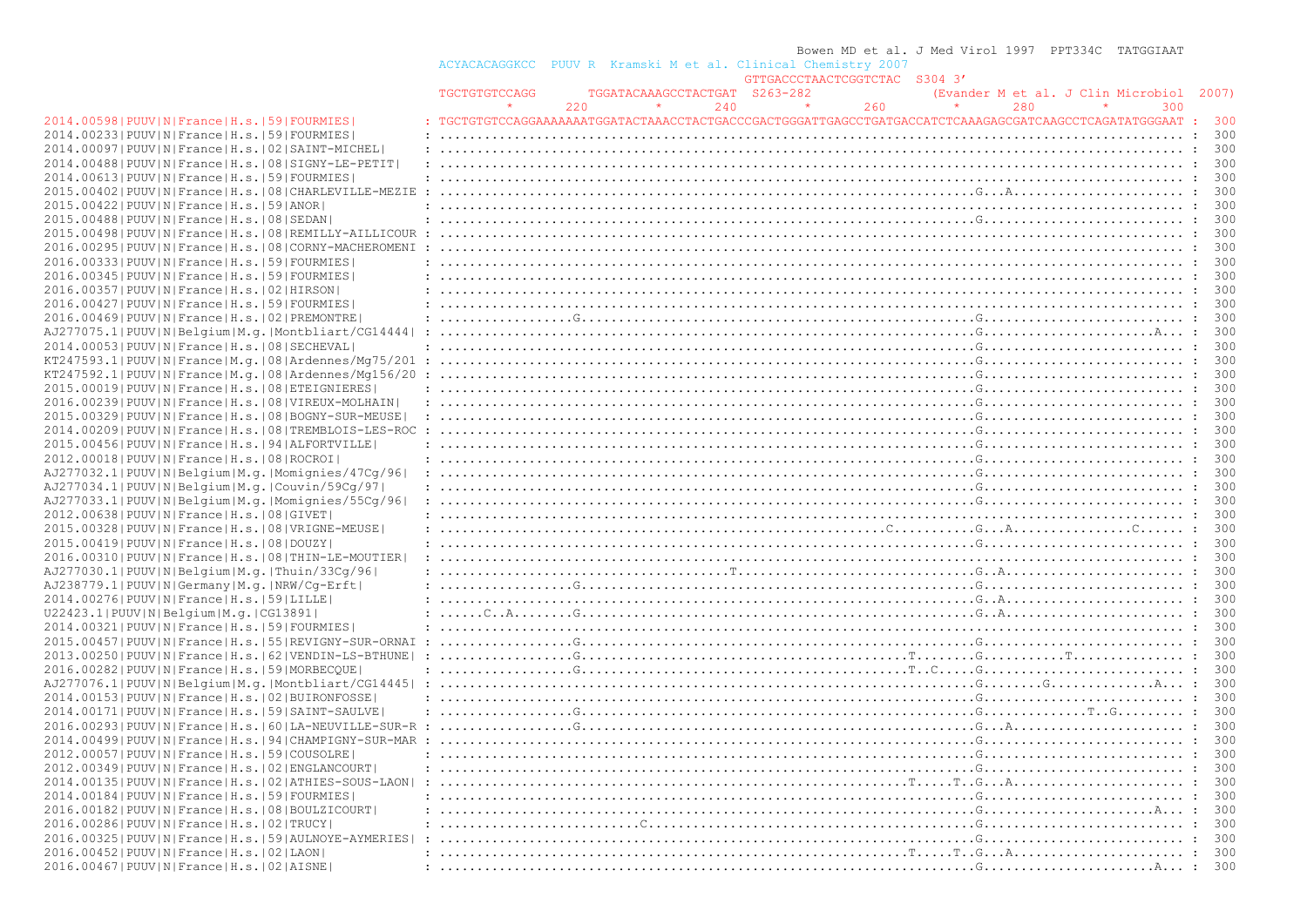```
                                              Bowen MD et al. J Med Virol 1997  PPT334C  TATGGIAAT
ACYACACAGGKCC  PUUV R  Kramski M et al. Clinical Chemistry 2007
                                        GTTGACCCTAACTCGGTCTAC  S304 3'
TGCTGTGTCCAGG       TGGATACAAAGCCTACTGAT  S263-282              (Evander M et al. J Clin Microbiol  2007)
         *       220         *       240         *       260         *       280         *       300

2014.00598|PUUV|N|France|H.s.|59|FOURMIES|          : TGCTGTGTCCAGGAAAAAAATGGATACTAAACCTACTGACCCGACTGGGATTGAGCCTGATGACCATCTCAAAGAGCGATCAAGCCTCAGATATGGGAAT : 300
2014.00233|PUUV|N|France|H.s.|59|FOURMIES|          : .................................................................................................... : 300
2014.00097|PUUV|N|France|H.s.|02|SAINT-MICHEL|      : .................................................................................................... : 300
2014.00488|PUUV|N|France|H.s.|08|SIGNY-LE-PETIT|    : .................................................................................................... : 300
2014.00613|PUUV|N|France|H.s.|59|FOURMIES|          : .................................................................................................... : 300
2015.00402|PUUV|N|France|H.s.|08|CHARLEVILLE-MEZIE  : ........................................................................G..A........................ : 300
2015.00422|PUUV|N|France|H.s.|59|ANOR|              : .................................................................................................... : 300
2015.00488|PUUV|N|France|H.s.|08|SEDAN|             : ........................................................................G........................... : 300
2015.00498|PUUV|N|France|H.s.|08|REMILLY-AILLICOUR  : .................................................................................................... : 300
2016.00295|PUUV|N|France|H.s.|08|CORNY-MACHEROMENI  : .................................................................................................... : 300
2016.00333|PUUV|N|France|H.s.|59|FOURMIES|          : .................................................................................................... : 300
2016.00345|PUUV|N|France|H.s.|59|FOURMIES|          : .................................................................................................... : 300
2016.00357|PUUV|N|France|H.s.|02|HIRSON|            : .................................................................................................... : 300
2016.00427|PUUV|N|France|H.s.|59|FOURMIES|          : .................................................................................................... : 300
2016.00469|PUUV|N|France|H.s.|02|PREMONTRE|         : .................G......................................................G........................... : 300
AJ277075.1|PUUV|N|Belgium|M.g.|Montbliart/CG14444|  : ........................................................................G.......................A... : 300
2014.00053|PUUV|N|France|H.s.|08|SECHEVAL|          : ........................................................................G........................... : 300
KT247593.1|PUUV|N|France|M.g.|08|Ardennes/Mg75/201  : ........................................................................G........................... : 300
KT247592.1|PUUV|N|France|M.g.|08|Ardennes/Mg156/20  : ........................................................................G........................... : 300
2015.00019|PUUV|N|France|H.s.|08|ETEIGNIERES|       : ........................................................................G........................... : 300
2016.00239|PUUV|N|France|H.s.|08|VIREUX-MOLHAIN|    : ........................................................................G........................... : 300
2015.00329|PUUV|N|France|H.s.|08|BOGNY-SUR-MEUSE|   : ........................................................................G........................... : 300
2014.00209|PUUV|N|France|H.s.|08|TREMBLOIS-LES-ROC  : ........................................................................G........................... : 300
2015.00456|PUUV|N|France|H.s.|94|ALFORTVILLE|       : ........................................................................G........................... : 300
2012.00018|PUUV|N|France|H.s.|08|ROCROI|            : ........................................................................G........................... : 300
AJ277032.1|PUUV|N|Belgium|M.g.|Momignies/47Cg/96|   : ........................................................................G........................... : 300
AJ277034.1|PUUV|N|Belgium|M.g.|Couvin/59Cg/97|      : ........................................................................G........................... : 300
AJ277033.1|PUUV|N|Belgium|M.g.|Momignies/55Cg/96|   : ........................................................................G........................... : 300
2012.00638|PUUV|N|France|H.s.|08|GIVET|             : ........................................................................G........................... : 300
2015.00328|PUUV|N|France|H.s.|08|VRIGNE-MEUSE|      : ............................................................C...........G..A.................C...... : 300
2015.00419|PUUV|N|France|H.s.|08|DOUZY|             : ........................................................................G........................... : 300
2016.00310|PUUV|N|France|H.s.|08|THIN-LE-MOUTIER|   : ........................................................................G........................... : 300
AJ277030.1|PUUV|N|Belgium|M.g.|Thuin/33Cg/96|       : .......................................T................................G..A........................ : 300
AJ238779.1|PUUV|N|Germany|M.g.|NRW/Cg-Erft|         : .................G......................................................G........................... : 300
2014.00276|PUUV|N|France|H.s.|59|LILLE|             : ........................................................................G..A........................ : 300
U22423.1|PUUV|N|Belgium|M.g.|CG13891|               : ......C..A.......G......................................................G..A........................ : 300
2014.00321|PUUV|N|France|H.s.|59|FOURMIES|          : ........................................................................G........................... : 300
2015.00457|PUUV|N|France|H.s.|55|REVIGNY-SUR-ORNAI  : .................G......................................................G........................... : 300
2013.00250|PUUV|N|France|H.s.|62|VENDIN-LS-BTHUNE|  : .................G.............................................T........G........T.................. : 300
2016.00282|PUUV|N|France|H.s.|59|MORBECQUE|         : .................G.............................................T.C......G........................... : 300
AJ277076.1|PUUV|N|Belgium|M.g.|Montbliart/CG14445|  : ........................................................................G........G..............A... : 300
2014.00153|PUUV|N|France|H.s.|02|BUIRONFOSSE|       : ........................................................................G........................... : 300
2014.00171|PUUV|N|France|H.s.|59|SAINT-SAULVE|      : .................G......................................................G.............T..G.......... : 300
2016.00293|PUUV|N|France|H.s.|60|LA-NEUVILLE-SUR-R  : .................G......................................................G..A........................ : 300
2014.00499|PUUV|N|France|H.s.|94|CHAMPIGNY-SUR-MAR  : ........................................................................G........................... : 300
2012.00057|PUUV|N|France|H.s.|59|COUSOLRE|          : ........................................................................G........................... : 300
2012.00349|PUUV|N|France|H.s.|02|ENGLANCOURT|       : ........................................................................G........................... : 300
2014.00135|PUUV|N|France|H.s.|02|ATHIES-SOUS-LAON|  : ...............................................................T.....T..G..A........................ : 300
2014.00184|PUUV|N|France|H.s.|59|FOURMIES|          : ........................................................................G........................... : 300
2016.00182|PUUV|N|France|H.s.|08|BOULZICOURT|       : ........................................................................G.......................A... : 300
2016.00286|PUUV|N|France|H.s.|02|TRUCY|             : ..........................C.............................................G........................... : 300
2016.00325|PUUV|N|France|H.s.|59|AULNOYE-AYMERIES|  : ........................................................................G........................... : 300
2016.00452|PUUV|N|France|H.s.|02|LAON|              : ...............................................................T.....T..G..A........................ : 300
2016.00467|PUUV|N|France|H.s.|02|AISNE|             : ........................................................................G.......................A... : 300
```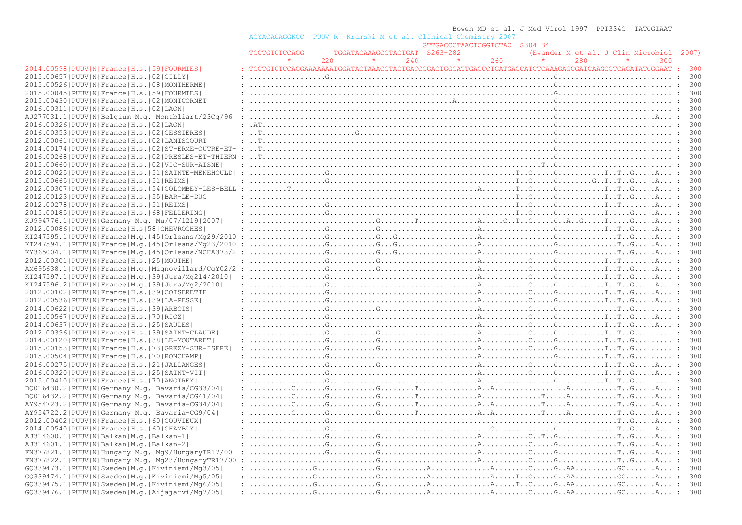```
                                                                                                     Bowen MD et al. J Med Virol 1997  PPT334C  TATGGIAAT
                                                  ACYACACAGGKCC  PUUV R  Kramski M et al. Clinical Chemistry 2007
                                                                                                  GTTGACCCTAACTCGGTCTAC  S304 3'
                                                  TGCTGTGTCCAGG       TGGATACAAAGCCTACTGAT  S263-282               (Evander M et al. J Clin Microbiol  2007)
                                                            *       220         *       240         *       260         *       280         *       300
2014.00598|PUUV|N|France|H.s.|59|FOURMIES|        : TGCTGTGTCCAGGAAAAAAATGGATACTAAACCTACTGACCCGACTGGGATTGAGCCTGATGACCATCTCAAAGAGCGATCAAGCCTCAGATATGGGAAT :  300
2015.00657|PUUV|N|France|H.s.|02|CILLY|           : ...................G..............................................................G.......................... :  300
2015.00526|PUUV|N|France|H.s.|08|MONTHERME|       : ..................................................................................G.......................... :  300
2015.00045|PUUV|N|France|H.s.|59|FOURMIES|        : ..................................................................................G.......................... :  300
2015.00430|PUUV|N|France|H.s.|02|MONTCORNET|      : ........................................A.........................................G.......................... :  300
2016.00311|PUUV|N|France|H.s.|02|LAON|            : ..................................................................................G.......................... :  300
AJ277031.1|PUUV|N|Belgium|M.g.|Montbliart/23Cg/96| : ..................................................................................G......................A... :  300
2016.00326|PUUV|N|France|H.s.|02|LAON|            : .AT...............................................................................G.......................... :  300
2016.00353|PUUV|N|France|H.s.|02|CESSIERES|       : ..T..................G............................................................G.......................... :  300
2012.00061|PUUV|N|France|H.s.|02|LANISCOURT|      : ..T...............................................................................G.......................... :  300
2014.00174|PUUV|N|France|H.s.|02|ST-ERME-OUTRE-ET- : ..T...............................................................................G.......................... :  300
2016.00268|PUUV|N|France|H.s.|02|PRESLES-ET-THIERN : ..T...............................................................................G.......................... :  300
2015.00660|PUUV|N|France|H.s.|02|VIC-SUR-AISNE|   : ...............................................................................T..G.......................... :  300
2012.00025|PUUV|N|France|H.s.|51|SAINTE-MENEHOULD| : ................G......................................T..C.....G...........T..T..G.....A... :  300
2015.00665|PUUV|N|France|H.s.|51|REIMS|           : ................G......................................T..C.....G........G..T..T..G.....A... :  300
2012.00307|PUUV|N|France|H.s.|54|COLOMBEY-LES-BELL : ........T.............................................A........T..C.....G...........T..T..G.....A... :  300
2012.00123|PUUV|N|France|H.s.|55|BAR-LE-DUC|      : .......................................................T..C.....G...........T..T..G.....A... :  300
2012.00278|PUUV|N|France|H.s.|51|REIMS|           : ................G......................................T..C.....G...........T..T.........A... :  300
2015.00185|PUUV|N|France|H.s.|68|FELLERING|       : ................G......................................T..C.....G...........T.....G.....A... :  300
KJ994776.1|PUUV|N|Germany|M.g.|Mu/07/1219|2007|   : ............................G........T..............A.....C..T..C.....G..A..G.....T.....G.....A... :  300
2012.00086|PUUV|N|France|H.s|58|CHEVROCHES|       : ................G..........G......................A..........................G...........T..T..G.....A... :  300
KT247595.1|PUUV|N|France|M.g.|45|Orleans/Mg29/2010 : ................G..........G..G...................A..........................G.............T..G.....A... :  300
KT247594.1|PUUV|N|France|M.g.|45|Orleans/Mg23/2010 : ................G..........G..G...................A..........................G.............T..G.....A... :  300
KY365004.1|PUUV|N|France|M.g.|45|Orleans/NCHA373/2 : ................G..........G..G...................A..........................G.............T..G.....A... :  300
2012.00301|PUUV|N|France|H.s.|25|MOUTHE|          : ................G..........G......................A...........C.....G...........T..T........A... :  300
AM695638.1|PUUV|N|France|M.g.|Mignovillard/CgY02/2 : ................G..........G......................A...........C.....G...........T..T..G.....A... :  300
KT247597.1|PUUV|N|France|M.g.|39|Jura/Mg214/2010| : ................G.................................A...........C.....G...........T..T..G.....A... :  300
KT247596.2|PUUV|N|France|M.g.|39|Jura/Mg2/2010|   : ................G.................................A...........C.....G...........T..T..G.....A... :  300
2012.00102|PUUV|N|France|H.s.|39|COISERETTE|      : ................G.................................A...........C.....G...........T..T..G.....A... :  300
2012.00536|PUUV|N|France|H.s.|39|LA-PESSE|        : ................G.................................A...........C.....G...........T..T..G.....A... :  300
2014.00622|PUUV|N|France|H.s.|39|ARBOIS|          : ................G..........G......................A...........C.....G.............T..G......... :  300
2015.00567|PUUV|N|France|H.s.|70|RIOZ|            : ................G.................................A...........C.....G...........T..T..G.....A... :  300
2014.00637|PUUV|N|France|H.s.|25|SAULES|          : ................G.................................A...........C.....G...........T..T..G.....A... :  300
2012.00396|PUUV|N|France|H.s.|39|SAINT-CLAUDE|    : ................G..........G......................A...........C.....G...........T..T..G......... :  300
2014.00120|PUUV|N|France|H.s.|38|LE-MOUTARET|     : ................G..........G......................A...........C.....G...........T..T..G......... :  300
2015.00153|PUUV|N|France|H.s.|73|GREZY-SUR-ISERE| : ................G..........G......................A...........C.....G...........T..T..G......... :  300
2015.00504|PUUV|N|France|H.s.|70|RONCHAMP|        : ................G.................................A.................G...........T..T..G......... :  300
2016.00275|PUUV|N|France|H.s.|21|JALLANGES|       : ................G..........G......................A...........C.....G...........T..T..G.....A... :  300
2016.00320|PUUV|N|France|H.s.|25|SAINT-VIT|       : ................G..........G......................A...........C.....G...........T..T..G.....A... :  300
2015.00410|PUUV|N|France|H.s.|70|ANGIREY|         : ................G.................................A.................G...........T..T..G......... :  300
DQ016430.2|PUUV|N|Germany|M.g.|Bavaria/CG33/04|   : .........C.......G..........G........T..............A..A................A...........T..G.....A... :  300
DQ016432.2|PUUV|N|Germany|M.g.|Bavaria/CG41/04|   : .........C.......G..........G........T..............A..............T.....A...........T..G.....A... :  300
AY954723.2|PUUV|N|Germany|M.g.|Bavaria-CG34/04|   : .........C.......G..........G........T..............A..A...........T.....A...........T..G.....A... :  300
AY954722.2|PUUV|N|Germany|M.g.|Bavaria-CG9/04|    : .........C.......G..........G........T..............A..A...........T.....A...........T..G.....A... :  300
2012.00402|PUUV|N|France|H.s.|60|GOUVIEUX|        : ................G.......................................................................T..G.....A... :  300
2014.00540|PUUV|N|France|H.s.|60|CHAMBLY|         : ................G......................................C...........G...........T..G.....A... :  300
AJ314600.1|PUUV|N|Balkan|M.g.|Balkan-1|           : ................G..........G......................A...........C..T..G.............T..G.....A... :  300
AJ314601.1|PUUV|N|Balkan|M.g.|Balkan-2|           : ................G..........G......................A...........C.....G.............T..G.....A... :  300
FN377821.1|PUUV|N|Hungary|M.g.|Mg9/HungaryTR17/00| : ................G..........G......................A...........C.....G.............T..G.....A... :  300
FN377822.1|PUUV|N|Hungary|M.g.|Mg23/HungaryTR17/00 : ................G..........G......................A...........C.....G.............T..G.....A... :  300
GQ339473.1|PUUV|N|Sweden|M.g.|Kiviniemi/Mg3/05|   : ..............G.............G...........A..............A.......C.....G..AA..........GC.......A... :  300
GQ339474.1|PUUV|N|Sweden|M.g.|Kiviniemi/Mg5/05|   : ..............G.............G...........A..............A.....T..C.....G..AA..........GC.......A... :  300
GQ339475.1|PUUV|N|Sweden|M.g.|Kiviniemi/Mg6/05|   : ..............G.............G...........A..............A.....T..C.....G..AA..........GC.......A... :  300
GQ339476.1|PUUV|N|Sweden|M.g.|Aijajarvi/Mg7/05|   : ..............G.............G...........A..............A.......C.....G..AA..........GC.......A... :  300
```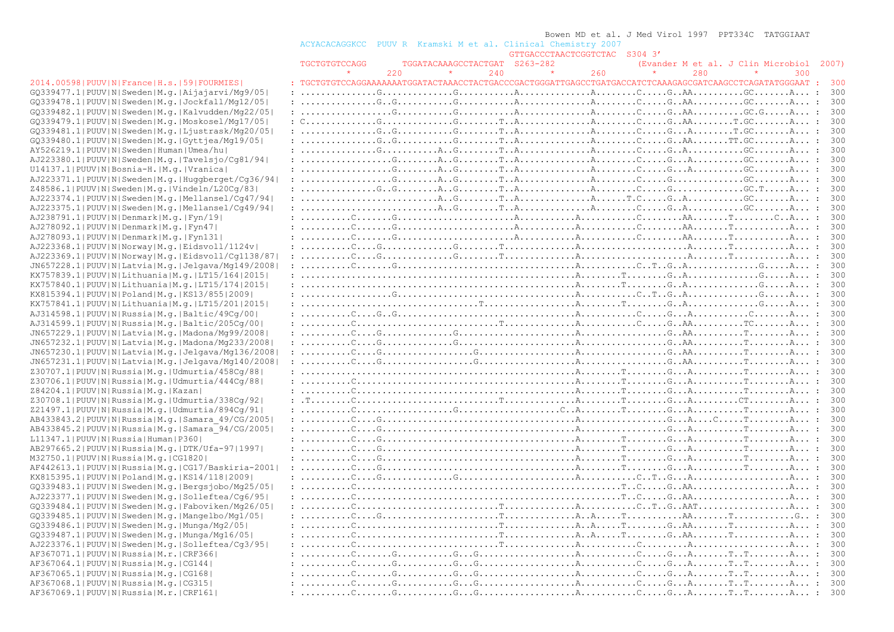```
                                                                                                  Bowen MD et al. J Med Virol 1997  PPT334C  TATGGIAAT
                                                      ACYACACAGGKCC  PUUV R  Kramski M et al. Clinical Chemistry 2007
                                                                                        GTTGACCCTAACTCGGTCTAC  S304 3'
                                                      TGCTGTGTCCAGG       TGGATACAAAGCCTACTGAT  S263-282              (Evander M et al. J Clin Microbiol  2007)
                                                              *       220         *       240         *       260         *       280         *       300
2014.00598|PUUV|N|France|H.s.|59|FOURMIES|          : TGCTGTGTCCAGGAAAAAAAATGGATACTAAACCTACTGACCCGACTGGGATTGAGCCTGATGACCATCTCAAAGAGCGATCAAGCCTCAGATATGGGAAT :  300
GQ339477.1|PUUV|N|Sweden|M.g.|Aijajarvi/Mg9/05|     : ...............G.............G..........A.............A........C.....G..AA.........GC.......A... :  300
GQ339478.1|PUUV|N|Sweden|M.g.|Jockfall/Mg12/05|     : ..............G..G..........G..........A.............A........C.....G..AA.........GC.......A... :  300
GQ339482.1|PUUV|N|Sweden|M.g.|Kalvudden/Mg22/05|    : ................G...........G..........A.............A........C.....G..AA.........GC.G.....A... :  300
GQ339479.1|PUUV|N|Sweden|M.g.|Moskosel/Mg17/05|     : C.............G.............G........T..A.............A........C.....G..AA.......T.GC.......A... :  300
GQ339481.1|PUUV|N|Sweden|M.g.|Ljustrask/Mg20/05|    : ..............G..G..........G........T..A.............A........C.....G..A........T.GC.......A... :  300
GQ339480.1|PUUV|N|Sweden|M.g.|Gyttjea/Mg19/05|      : ..............G..G..........G........T..A.............A........C.....G..AA.......TT.GC.......A... :  300
AY526219.1|PUUV|N|Sweden|Human|Umea/hu|             : ...............G..........A..G........T..A.............A........C.....G..A..........GC.......A... :  300
AJ223380.1|PUUV|N|Sweden|M.g.|Tavelsjo/Cg81/94|     : .................G........A..G........T..A.............A........C.....G...A..........GC.......A... :  300
U14137.1|PUUV|N|Bosnia-H.|M.g.|Vranica|             : .................G........A..G........T..A.............A........C.....G...A..........GC.......A... :  300
AJ223371.1|PUUV|N|Sweden|M.g.|Huggberget/Cg36/94|   : .................G........A..G........T..A.............A........C.....G.............GC.......A... :  300
Z48586.1|PUUV|N|Sweden|M.g.|Vindeln/L20Cg/83|       : ..............G..G........A..G........T..A.............A........C.....G.............GC.T.....A... :  300
AJ223374.1|PUUV|N|Sweden|M.g.|Mellansel/Cg47/94|    : ..........................A..G........T..A.............A......T.C.....G..A..........GC.......A... :  300
AJ223375.1|PUUV|N|Sweden|M.g.|Mellansel/Cg49/94|    : ..........................A..G........T..A.............A........C.....G..A..........GC.......A... :  300
AJ238791.1|PUUV|N|Denmark|M.g.|Fyn/19|              : .........C.......G......................A...........A..........C........AA.......T........C..A... :  300
AJ278092.1|PUUV|N|Denmark|M.g.|Fyn47|               : .........C.......G......................A...........A..........C........AA.......T..........A... :  300
AJ278093.1|PUUV|N|Denmark|M.g.|Fyn131|              : .........C.......G......................A...........A..........C........AA.......T..........A... :  300
AJ223368.1|PUUV|N|Norway|M.g.|Eidsvoll/1124v|       : .........C....G.............G..........T......................A.....................A.......T..........A... :  300
AJ223369.1|PUUV|N|Norway|M.g.|Eidsvoll/Cg1138/87|   : .........C....G.............G..........T......................A.....................A.......T..........A... :  300
JN657228.1|PUUV|N|Latvia|M.g.|Jelgava/Mg149/2008|   : .........C.......G......................................A...........C..T..G..A..............G.....A... :  300
KX757839.1|PUUV|N|Lithuania|M.g.|LT15/164|2015|     : ........................................................A........T........G..A..............G.....A... :  300
KX757840.1|PUUV|N|Lithuania|M.g.|LT15/174|2015|     : ........................................................A........T........G..A..............G.....A... :  300
KX815394.1|PUUV|N|Poland|M.g.|KS13/855|2009|        : .................G......................................A...........C..T..G..A..............G.....A... :  300
KX757841.1|PUUV|N|Lithuania|M.g.|LT15/201|2015|     : ..................................T.....................A........T........G..A..............G.....A... :  300
AJ314598.1|PUUV|N|Russia|M.g.|Baltic/49Cg/00|       : .........C....G..G......................................A...........C.....G...A..............C.......A... :  300
AJ314599.1|PUUV|N|Russia|M.g.|Baltic/205Cg/00|      : .........C........................T.....................A...........C.....G..AA..........TC.......A... :  300
JN657229.1|PUUV|N|Latvia|M.g.|Madona/Mg99/2008|     : .........C....G...........G.............................A.................G..AA.........T........A... :  300
JN657232.1|PUUV|N|Latvia|M.g.|Madona/Mg233/2008|    : .........C....G...........G.............................A.................G..AA.........T........A... :  300
JN657230.1|PUUV|N|Latvia|M.g.|Jelgava/Mg136/2008|   : .........C....G.................G.......................A.................G..AA.........T........A... :  300
JN657231.1|PUUV|N|Latvia|M.g.|Jelgava/Mg140/2008|   : .........C....G.................G.......................A.................G..AA.........T........A... :  300
Z30707.1|PUUV|N|Russia|M.g.|Udmurtia/458Cg/88|      : ........................................................A........T........G..A..........T........A... :  300
Z30706.1|PUUV|N|Russia|M.g.|Udmurtia/444Cg/88|      : .........C..............................................A........T........G..A..........T........A... :  300
Z84204.1|PUUV|N|Russia|M.g.|Kazan|                  : .........C..............................................A........T........G..A..........T........A... :  300
Z30708.1|PUUV|N|Russia|M.g.|Udmurtia/338Cg/92|      : .T.......C........................T.....................A........T........G..A.........CT........A... :  300
Z21497.1|PUUV|N|Russia|M.g.|Udmurtia/894Cg/91|      : .........C..................G.................C..A........T........G..A..........T........A... :  300
AB433843.2|PUUV|N|Russia|M.g.|Samara_49/CG/2005|    : .........C....G.........................................A.................G..A....C.....T........A... :  300
AB433845.2|PUUV|N|Russia|M.g.|Samara_94/CG/2005|    : .........C....G.........................................A.................G..A..........T........A... :  300
L11347.1|PUUV|N|Russia|Human|P360|                  : .........C....G.........................................A........T........G..A..........T........A... :  300
AB297665.2|PUUV|N|Russia|M.g.|DTK/Ufa-97|1997|      : .........C....G.........................................A........T........G..A..........T........A... :  300
M32750.1|PUUV|N|Russia|M.g.|CG1820|                 : .........C....G.........................................A........T........G..A..........T........A... :  300
AF442613.1|PUUV|N|Russia|M.g.|CG17/Baskiria-2001|   : .........C....G.........................................A........T........G..A..........T........A... :  300
KX815395.1|PUUV|N|Poland|M.g.|KS14/118|2009|        : .........C....G.............G...........................A...........C..T..G..A..........................A... :  300
GQ339483.1|PUUV|N|Sweden|M.g.|Bergsjobo/Mg25/05|    : .........C..............................................T..C.....G..AA...................A... :  300
AJ223377.1|PUUV|N|Sweden|M.g.|Sollefteа/Cg6/95|     : .........C..............................................T..C.....G..AA...................A... :  300
GQ339484.1|PUUV|N|Sweden|M.g.|Faboviken/Mg26/05|    : .........C..........................T.............A...........C..T..G..AAT...................A... :  300
GQ339485.1|PUUV|N|Sweden|M.g.|Mangelbo/Mg1/05|      : .........C....G...................T.............A..A.....T...........AA.......T...........G.. :  300
GQ339486.1|PUUV|N|Sweden|M.g.|Munga/Mg2/05|         : .........C........................T.............A..A.....T........G..AA.......T..........A... :  300
GQ339487.1|PUUV|N|Sweden|M.g.|Munga/Mg16/05|        : .........C........................T.............A..A.....T........G..AA.......T..........A... :  300
AJ223376.1|PUUV|N|Sweden|M.g.|Sollefteа/Cg3/95|     : .........C........................T.....................A...........C.........A...................A... :  300
AF367071.1|PUUV|N|Russia|M.r.|CRF366|               : .........C.......G...........G...G..................A...........C.....G...A.......T..T........A... :  300
AF367064.1|PUUV|N|Russia|M.g.|CG144|                : .........C.......G...........G...G..................A...........C.....G...A.......T..T........A... :  300
AF367065.1|PUUV|N|Russia|M.g.|CG168|                : .........C.......G...........G...G..................A...........C.....G...A.......T..T........A... :  300
AF367068.1|PUUV|N|Russia|M.g.|CG315|                : .........C.......G...........G...G..................A...........C.....G...A.......T..T........A... :  300
AF367069.1|PUUV|N|Russia|M.r.|CRF161|               : .........C.......G...........G...G..................A...........C.....G...A.......T..T........A... :  300
```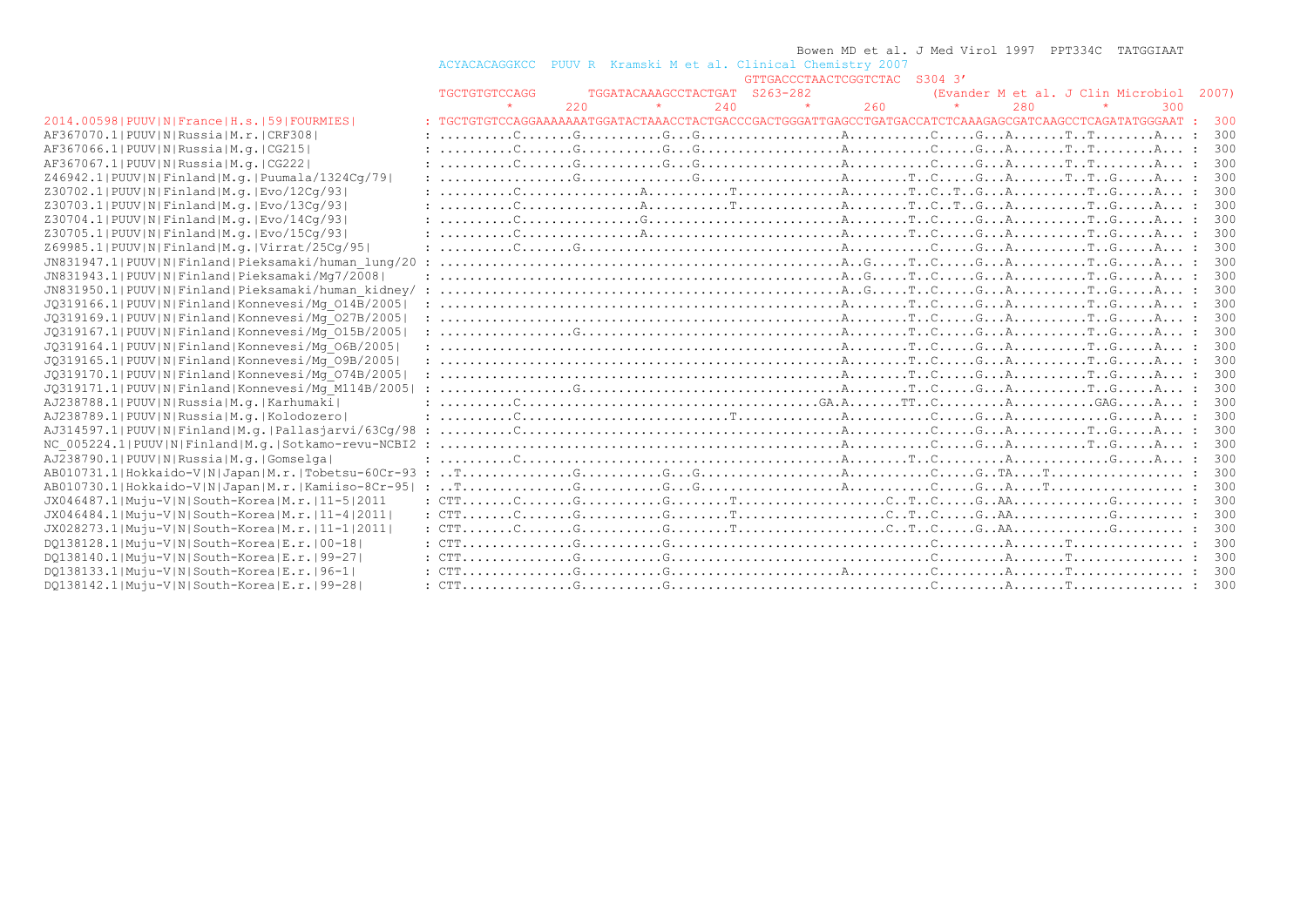```
                                                                                   Bowen MD et al. J Med Virol 1997  PPT334C  TATGGIAAT
                                                     ACYACACAGGKCC  PUUV R  Kramski M et al. Clinical Chemistry 2007
                                                                                    GTTGACCCTAACTCGGTCTAC  S304 3'
                                                     TGCTGTGTCCAGG       TGGATACAAAGCCTACTGAT  S263-282              (Evander M et al. J Clin Microbiol  2007)
                                                             *      220        *      240        *      260        *      280        *      300
2014.00598|PUUV|N|France|H.s.|59|FOURMIES|         : TGCTGTGTCCAGGAAAAAAATGGATACTAAACCTACTGACCCGACTGGGATTGAGCCTGATGACCATCTCAAAGAGCGATCAAGCCTCAGATATGGGAAT :  300
AF367070.1|PUUV|N|Russia|M.r.|CRF308|              : .........C.......G...........G..G..................A...........C.....G...A.......T..T........A... :  300
AF367066.1|PUUV|N|Russia|M.g.|CG215|               : .........C.......G...........G..G..................A...........C.....G...A.......T..T........A... :  300
AF367067.1|PUUV|N|Russia|M.g.|CG222|               : .........C.......G...........G..G..................A...........C.....G...A.......T..T........A... :  300
Z46942.1|PUUV|N|Finland|M.g.|Puumala/1324Cg/79|    : .................G...............G..................A........T..C.....G...A.......T..T..G.....A... :  300
Z30702.1|PUUV|N|Finland|M.g.|Evo/12Cg/93|          : .........C................A...........T.............A........T..C..T..G...A..........T..G.....A... :  300
Z30703.1|PUUV|N|Finland|M.g.|Evo/13Cg/93|          : .........C................A...........T.............A........T..C..T..G...A..........T..G.....A... :  300
Z30704.1|PUUV|N|Finland|M.g.|Evo/14Cg/93|          : .........C................G.........................A........T..C.....G...A..........T..G.....A... :  300
Z30705.1|PUUV|N|Finland|M.g.|Evo/15Cg/93|          : .........C................A.........................A........T..C.....G...A..........T..G.....A... :  300
Z69985.1|PUUV|N|Finland|M.g.|Virrat/25Cg/95|       : .........C......G...................................A...........C.....G...A..........T..G.....A... :  300
JN831947.1|PUUV|N|Finland|Pieksamaki/human_lung/20 : ...................................................A..G.....T..C.....G...A..........T..G.....A... :  300
JN831943.1|PUUV|N|Finland|Pieksamaki/Mg7/2008|     : ...................................................A..G.....T..C.....G...A..........T..G.....A... :  300
JN831950.1|PUUV|N|Finland|Pieksamaki/human_kidney/ : ...................................................A..G.....T..C.....G...A..........T..G.....A... :  300
JQ319166.1|PUUV|N|Finland|Konnevesi/Mg_O14B/2005|  : ...................................................A........T..C.....G...A..........T..G.....A... :  300
JQ319169.1|PUUV|N|Finland|Konnevesi/Mg_O27B/2005|  : ...................................................A........T..C.....G...A..........T..G.....A... :  300
JQ319167.1|PUUV|N|Finland|Konnevesi/Mg_O15B/2005|  : .................G.................................A........T..C.....G...A..........T..G.....A... :  300
JQ319164.1|PUUV|N|Finland|Konnevesi/Mg_O6B/2005|   : ...................................................A........T..C.....G...A..........T..G.....A... :  300
JQ319165.1|PUUV|N|Finland|Konnevesi/Mg_O9B/2005|   : ...................................................A........T..C.....G...A..........T..G.....A... :  300
JQ319170.1|PUUV|N|Finland|Konnevesi/Mg_O74B/2005|  : ...................................................A........T..C.....G...A..........T..G.....A... :  300
JQ319171.1|PUUV|N|Finland|Konnevesi/Mg_M114B/2005| : .................G.................................A........T..C.....G...A..........T..G.....A... :  300
AJ238788.1|PUUV|N|Russia|M.g.|Karhumaki|           : .........C.......................................GA.A.......TT..C.........A...........GAG.....A... :  300
AJ238789.1|PUUV|N|Russia|M.g.|Kolodozero|          : .........C............................T............A...........C.....G...A.............G.....A... :  300
AJ314597.1|PUUV|N|Finland|M.g.|Pallasjarvi/63Cg/98 : .........C.........................................A...........C.....G...A..........T..G.....A... :  300
NC_005224.1|PUUV|N|Finland|M.g.|Sotkamo-revu-NCBI2 : ...................................................A...........C.....G...A..........T..G.....A... :  300
AJ238790.1|PUUV|N|Russia|M.g.|Gomselga|            : .........C.........................................A........T..C.........A.............G.....A... :  300
AB010731.1|Hokkaido-V|N|Japan|M.r.|Tobetsu-60Cr-93 : ..T..............G...........G..G..................A...........C.....G..TA....T................. :  300
AB010730.1|Hokkaido-V|N|Japan|M.r.|Kamiiso-8Cr-95| : ..T..............G...........G..G..................A...........C.....G...A....T................. :  300
JX046487.1|Muju-V|N|South-Korea|M.r.|11-5|2011     : CTT......C.......G...........G........T....................C..T..C.....G..AA............G......... :  300
JX046484.1|Muju-V|N|South-Korea|M.r.|11-4|2011|    : CTT......C.......G...........G........T....................C..T..C.....G..AA............G......... :  300
JX028273.1|Muju-V|N|South-Korea|M.r.|11-1|2011|    : CTT......C.......G...........G........T....................C..T..C.....G..AA............G......... :  300
DQ138128.1|Muju-V|N|South-Korea|E.r.|00-18|        : CTT..............G...........G...................................C.........A.......T.............. :  300
DQ138140.1|Muju-V|N|South-Korea|E.r.|99-27|        : CTT..............G...........G...................................C.........A.......T.............. :  300
DQ138133.1|Muju-V|N|South-Korea|E.r.|96-1|         : CTT..............G...........G......................A............C.........A.......T.............. :  300
DQ138142.1|Muju-V|N|South-Korea|E.r.|99-28|        : CTT..............G...........G...................................C.........A.......T.............. :  300
```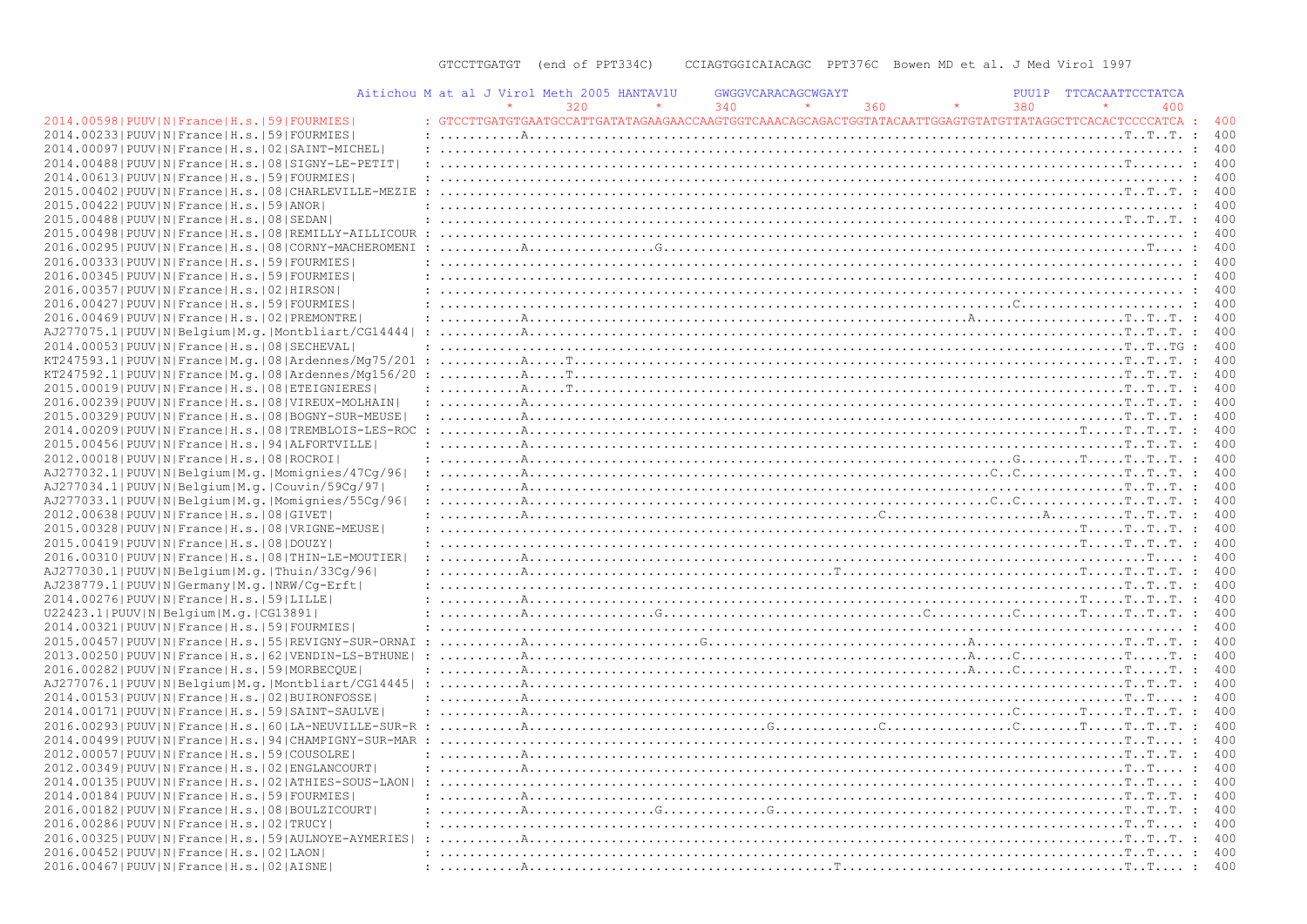```
                                                            GTCCTTGATGT  (end of PPT334C)    CCIAGTGGICAIACAGC  PPT376C  Bowen MD et al. J Med Virol 1997

                                          Aitichou M at al J Virol Meth 2005 HANTAV1U      GWGGVCARACAGCWGAYT                      PUU1P  TTCACAATTCCTATCA
                                                              *       320         *       340         *       360         *       380         *       400
2014.00598|PUUV|N|France|H.s.|59|FOURMIES|         : GTCCTTGATGTGAATGCCATTGATATAGAAGAACCAAGTGGTCAAACAGCAGACTGGTATACAATTGGAGTGTATGTTATAGGCTTCACACTCCCCATCA :  400
2014.00233|PUUV|N|France|H.s.|59|FOURMIES|         : ..........A.........................................................................................T..T..T. :  400
2014.00097|PUUV|N|France|H.s.|02|SAINT-MICHEL|     : .................................................................................................... :  400
2014.00488|PUUV|N|France|H.s.|08|SIGNY-LE-PETIT|   : ..........................................................................................T....... :  400
2014.00613|PUUV|N|France|H.s.|59|FOURMIES|         : .................................................................................................... :  400
2015.00402|PUUV|N|France|H.s.|08|CHARLEVILLE-MEZIE : .........................................................................................T..T..T. :  400
2015.00422|PUUV|N|France|H.s.|59|ANOR|             : .................................................................................................... :  400
2015.00488|PUUV|N|France|H.s.|08|SEDAN|            : .........................................................................................T..T..T. :  400
2015.00498|PUUV|N|France|H.s.|08|REMILLY-AILLICOUR : .................................................................................................... :  400
2016.00295|PUUV|N|France|H.s.|08|CORNY-MACHEROMENI : ..........A................G....................................................................T.... :  400
2016.00333|PUUV|N|France|H.s.|59|FOURMIES|         : .................................................................................................... :  400
2016.00345|PUUV|N|France|H.s.|59|FOURMIES|         : .................................................................................................... :  400
2016.00357|PUUV|N|France|H.s.|02|HIRSON|           : .................................................................................................... :  400
2016.00427|PUUV|N|France|H.s.|59|FOURMIES|         : ...................................................................C.................... :  400
2016.00469|PUUV|N|France|H.s.|02|PREMONTRE|        : ..........A...................................................A..................T..T..T. :  400
AJ277075.1|PUUV|N|Belgium|M.g.|Montbliart/CG14444| : ..........A..........................................................................T..T..T. :  400
2014.00053|PUUV|N|France|H.s.|08|SECHEVAL|         : ...........................................................................................T..T..TG :  400
KT247593.1|PUUV|N|France|M.g.|08|Ardennes/Mg75/201 : ..........A.....T..........................................................................T..T..T. :  400
KT247592.1|PUUV|N|France|M.g.|08|Ardennes/Mg156/20 : ..........A.....T..........................................................................T..T..T. :  400
2015.00019|PUUV|N|France|H.s.|08|ETEIGNIERES|      : ..........A.....T..........................................................................T..T..T. :  400
2016.00239|PUUV|N|France|H.s.|08|VIREUX-MOLHAIN|   : ..........A..........................................................................T..T..T. :  400
2015.00329|PUUV|N|France|H.s.|08|BOGNY-SUR-MEUSE|  : ..........A..........................................................................T..T..T. :  400
2014.00209|PUUV|N|France|H.s.|08|TREMBLOIS-LES-ROC : ..........A....................................................................T.....T..T..T. :  400
2015.00456|PUUV|N|France|H.s.|94|ALFORTVILLE|      : ..........A..........................................................................T..T..T. :  400
2012.00018|PUUV|N|France|H.s.|08|ROCROI|           : ..........A........................................................G........T.....T..T..T. :  400
AJ277032.1|PUUV|N|Belgium|M.g.|Momignies/47Cg/96|  : ..........A.....................................................C..C.............T..T..T. :  400
AJ277034.1|PUUV|N|Belgium|M.g.|Couvin/59Cg/97|     : ..........A..........................................................................T..T..T. :  400
AJ277033.1|PUUV|N|Belgium|M.g.|Momignies/55Cg/96|  : ..........A.....................................................C..C.............T..T..T. :  400
2012.00638|PUUV|N|France|H.s.|08|GIVET|            : ..........A.........................................C....................A..........T..T..T. :  400
2015.00328|PUUV|N|France|H.s.|08|VRIGNE-MEUSE|     : ..............................................................................T.....T..T..T. :  400
2015.00419|PUUV|N|France|H.s.|08|DOUZY|            : ..............................................................................T.....T..T..T. :  400
2016.00310|PUUV|N|France|H.s.|08|THIN-LE-MOUTIER|  : ..........A..........................................................................T.... :  400
AJ277030.1|PUUV|N|Belgium|M.g.|Thuin/33Cg/96|      : ..........A..................................T..............................T.....T..T..T. :  400
AJ238779.1|PUUV|N|Germany|M.g.|NRW/Cg-Erft|        : ..........................................................................................T..T..T. :  400
2014.00276|PUUV|N|France|H.s.|59|LILLE|            : ..........A....................................................................T.....T..T..T. :  400
U22423.1|PUUV|N|Belgium|M.g.|CG13891|              : ..........A................G...............................C...........C........T.....T..T..T. :  400
2014.00321|PUUV|N|France|H.s.|59|FOURMIES|         : .................................................................................................... :  400
2015.00457|PUUV|N|France|H.s.|55|REVIGNY-SUR-ORNAI : ..........A......................G................................A..................T..T..T. :  400
2013.00250|PUUV|N|France|H.s.|62|VENDIN-LS-BTHUNE| : ..........A....................................................A.....C..............T.....T. :  400
2016.00282|PUUV|N|France|H.s.|59|MORBECQUE|        : ..........A....................................................A.....C..............T.....T. :  400
AJ277076.1|PUUV|N|Belgium|M.g.|Montbliart/CG14445| : ..........A..........................................................................T..T..T. :  400
2014.00153|PUUV|N|France|H.s.|02|BUIRONFOSSE|      : ..........A..........................................................................T..T.... :  400
2014.00171|PUUV|N|France|H.s.|59|SAINT-SAULVE|     : ..........A.......................................................C........T.....T..T..T. :  400
2016.00293|PUUV|N|France|H.s.|60|LA-NEUVILLE-SUR-R : ..........A.............................G.............C...........C........T.....T..T..T. :  400
2014.00499|PUUV|N|France|H.s.|94|CHAMPIGNY-SUR-MAR : .........................................................................................T..T.... :  400
2012.00057|PUUV|N|France|H.s.|59|COUSOLRE|         : ..........A..........................................................................T..T..T. :  400
2012.00349|PUUV|N|France|H.s.|02|ENGLANCOURT|      : ..........A..........................................................................T..T.... :  400
2014.00135|PUUV|N|France|H.s.|02|ATHIES-SOUS-LAON| : .........................................................................................T..T.... :  400
2014.00184|PUUV|N|France|H.s.|59|FOURMIES|         : ..........A..........................................................................T..T..T. :  400
2016.00182|PUUV|N|France|H.s.|08|BOULZICOURT|      : ..........A................G.............G..........................................T..T..T. :  400
2016.00286|PUUV|N|France|H.s.|02|TRUCY|            : .........................................................................................T..T.... :  400
2016.00325|PUUV|N|France|H.s.|59|AULNOYE-AYMERIES| : ..........A..........................................................................T..T..T. :  400
2016.00452|PUUV|N|France|H.s.|02|LAON|             : .........................................................................................T..T.... :  400
2016.00467|PUUV|N|France|H.s.|02|AISNE|            : ..........A...................................T...................................T..T.... :  400
```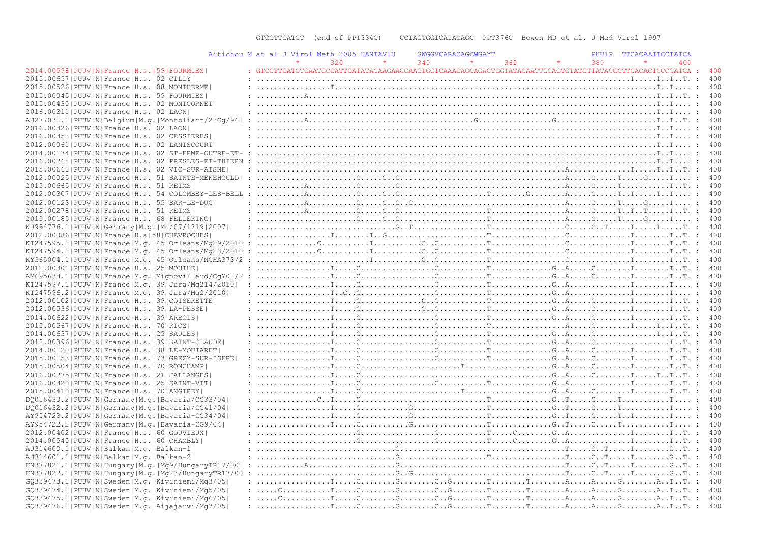```
                                                            GTCCTTGATGT  (end of PPT334C)    CCIAGTGGICAIACAGC  PPT376C  Bowen MD et al. J Med Virol 1997

                                              Aitichou M at al J Virol Meth 2005 HANTAV1U      GWGGVCARACAGCWGAYT                    PUU1P  TTCACAATTCCTATCA
                                                             *       320        *       340        *       360        *       380        *       400
2014.00598|PUUV|N|France|H.s.|59|FOURMIES|        : GTCCTTGATGTGAATGCCATTGATATAGAAGAACCAAGTGGTCAAACAGCAGACTGGTATACAATTGGAGTGTATGTTATAGGCTTCACACTCCCCATCA :  400
2015.00657|PUUV|N|France|H.s.|02|CILLY|           : ...............................................................................................T.....T..T..T. :  400
2015.00526|PUUV|N|France|H.s.|08|MONTHERME|       : ..............T.......................................................................T..T.... :  400
2015.00045|PUUV|N|France|H.s.|59|FOURMIES|        : ..........A.............................................................................T..T..T. :  400
2015.00430|PUUV|N|France|H.s.|02|MONTCORNET|      : .......................................................................................T..T.... :  400
2016.00311|PUUV|N|France|H.s.|02|LAON|            : .......................................................................................T..T.... :  400
AJ277031.1|PUUV|N|Belgium|M.g.|Montbliart/23Cg/96| : ..........A......................................G...............G......................T..T..T. :  400
2016.00326|PUUV|N|France|H.s.|02|LAON|            : .......................................................................................T..T.... :  400
2016.00353|PUUV|N|France|H.s.|02|CESSIERES|       : .......................................................................................T..T.... :  400
2012.00061|PUUV|N|France|H.s.|02|LANISCOURT|      : .......................................................................................T..T.... :  400
2014.00174|PUUV|N|France|H.s.|02|ST-ERME-OUTRE-ET- : .......................................................................................T..T.... :  400
2016.00268|PUUV|N|France|H.s.|02|PRESLES-ET-THIERN : .......................................................................................T..T.... :  400
2015.00660|PUUV|N|France|H.s.|02|VIC-SUR-AISNE|   : ..................................................................A.............T.....T..T..T. :  400
2012.00025|PUUV|N|France|H.s.|51|SAINTE-MENEHOULD| : ....................C.....G..G..................................A.....C.....T.....G.....T.... :  400
2015.00665|PUUV|N|France|H.s.|51|REIMS|           : ..........A.........C.....G.....................................A.....C.....T...........T..T. :  400
2012.00307|PUUV|N|France|H.s.|54|COLOMBEY-LES-BELL : ..........A.........C.....G..G...................T........G.......A.....C.....T..T.....T..T.... :  400
2012.00123|PUUV|N|France|H.s.|55|BAR-LE-DUC|      : ..........A.........C.....G..G..C...............................A.....C.....T.....G.....T.... :  400
2012.00278|PUUV|N|France|H.s.|51|REIMS|           : ..........A.........C.....G..G..................T...............A.....C.....T..T..T.....T..T. :  400
2015.00185|PUUV|N|France|H.s.|68|FELLERING|       : ....................C.....G..G..................T...............A.....C.....T.....G.....T.... :  400
KJ994776.1|PUUV|N|Germany|M.g.|Mu/07/1219|2007|   : ..........................G..T..................T...............C.....C..T.....T.....T.....T. :  400
2012.00086|PUUV|N|France|H.s|58|CHEVROCHES|       : ................T........T..G....................T...............C............T........T..T. :  400
KT247595.1|PUUV|N|France|M.g.|45|Orleans/Mg29/2010 : .............C..........T..........C..C..........T...............C............T........T..T. :  400
KT247594.1|PUUV|N|France|M.g.|45|Orleans/Mg23/2010 : .............C..........T..........C..C..........T...............C............T........T..T. :  400
KY365004.1|PUUV|N|France|M.g.|45|Orleans/NCHA373/2 : ........................T..........C..C..........T...............C............T........T..T. :  400
2012.00301|PUUV|N|France|H.s.|25|MOUTHE|          : ................T.....C...............C..........T.............G..A.....C........T........T..T. :  400
AM695638.1|PUUV|N|France|M.g.|Mignovillard/CgY02/2 : ................T.....C...............C..........T.............G..A.....C........T........T..T. :  400
KT247597.1|PUUV|N|France|M.g.|39|Jura/Mg214/2010| : ................T.....C...............C..........T.............G..A.....C........T........T.... :  400
KT247596.2|PUUV|N|France|M.g.|39|Jura/Mg2/2010|   : ................T..C..C...............C..........T.............G..A.............T........T.... :  400
2012.00102|PUUV|N|France|H.s.|39|COISERETTE|      : ................T.....C............C..C..........T.............G..A.....C........T........T..T. :  400
2012.00536|PUUV|N|France|H.s.|39|LA-PESSE|        : ................T.....C............C..C..........T.............G..A.....C........T........T..T. :  400
2014.00622|PUUV|N|France|H.s.|39|ARBOIS|          : ................T.....C...............C..........T.............G..A.....C........T........T..T. :  400
2015.00567|PUUV|N|France|H.s.|70|RIOZ|            : ................T.....C...............C..........T................A.....C........T.....T..T..T. :  400
2014.00637|PUUV|N|France|H.s.|25|SAULES|          : ................T.....C...............C..........T.............G..A.....C...............T..T..T. :  400
2012.00396|PUUV|N|France|H.s.|39|SAINT-CLAUDE|    : ................T.....C...............C..........T.............G..A.....C........T........T..T. :  400
2014.00120|PUUV|N|France|H.s.|38|LE-MOUTARET|     : ................T.....C...............C..........T.............G..A.....C........T........T..T. :  400
2015.00153|PUUV|N|France|H.s.|73|GREZY-SUR-ISERE| : ................T.....C...............C..........T.............G..A.....C........T........T..T. :  400
2015.00504|PUUV|N|France|H.s.|70|RONCHAMP|        : ................T.....C.....................T...................G..A.....C........T........T..T. :  400
2016.00275|PUUV|N|France|H.s.|21|JALLANGES|       : ................T.....C........................................G..A.....C........T.....T..T..T. :  400
2016.00320|PUUV|N|France|H.s.|25|SAINT-VIT|       : ................T.....C...............C..........T.............G..A.............T........T..T. :  400
2015.00410|PUUV|N|France|H.s.|70|ANGIREY|         : ................T.....C.....................T...................G..A.....C........T........T..T. :  400
DQ016430.2|PUUV|N|Germany|M.g.|Bavaria/CG33/04|   : .............C..T.....C..........................T.............G..T.....C.....T...........T.... :  400
DQ016432.2|PUUV|N|Germany|M.g.|Bavaria/CG41/04|   : ................T.....C..........G...............T.............G..T.....C.....T...........T.... :  400
AY954723.2|PUUV|N|Germany|M.g.|Bavaria-CG34/04|   : ................T.....C..........G...............T.............G..T.....C.....T..T........T.... :  400
AY954722.2|PUUV|N|Germany|M.g.|Bavaria-CG9/04|    : ................T.....C..........G...............T.............G..T.....C.....T...........T.... :  400
2012.00402|PUUV|N|France|H.s.|60|GOUVIEUX|        : ......................C...............C..........T.....C........G..A.............T........T..T. :  400
2014.00540|PUUV|N|France|H.s.|60|CHAMBLY|         : ......................C...............C..........T.....C........G..A.............T........T..T. :  400
AJ314600.1|PUUV|N|Balkan|M.g.|Balkan-1|           : ..........................G.....................................T.....C..T.....T........G..T. :  400
AJ314601.1|PUUV|N|Balkan|M.g.|Balkan-2|           : ..........................G.....................................T.....C..T.....T........G..T. :  400
FN377821.1|PUUV|N|Hungary|M.g.|Mg9/HungaryTR17/00| : ..........A...............G.....................................T.....C..T.....T........G..T. :  400
FN377822.1|PUUV|N|Hungary|M.g.|Mg23/HungaryTR17/00 : ..........................G..G..................................T.....C..T.....T........G..T. :  400
GQ339473.1|PUUV|N|Sweden|M.g.|Kiviniemi/Mg3/05|   : ................T.....C........G........C..G........T........T........A.....A.....G........A..T..T. :  400
GQ339474.1|PUUV|N|Sweden|M.g.|Kiviniemi/Mg5/05|   : .....C..........T.....C........G........C..G........T........T........A.....A.....G........A..T..T. :  400
GQ339475.1|PUUV|N|Sweden|M.g.|Kiviniemi/Mg6/05|   : .....C..........T.....C........G........C..G........T........T........A.....A.....G........A..T..T. :  400
GQ339476.1|PUUV|N|Sweden|M.g.|Aijajarvi/Mg7/05|   : ................T.....C........G........C..G........T........T........A.....A.....G........A..T..T. :  400
```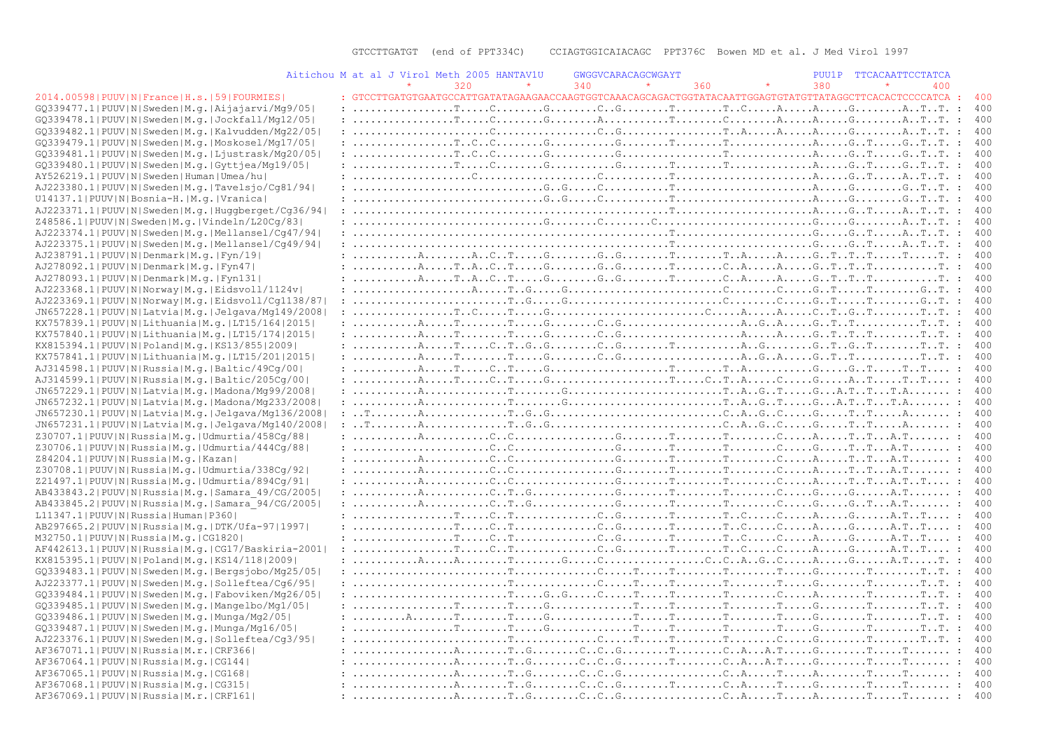```
                                                          GTCCTTGATGT  (end of PPT334C)    CCIAGTGGICAIACAGC  PPT376C  Bowen MD et al. J Med Virol 1997

                                        Aitichou M at al J Virol Meth 2005 HANTAV1U     GWGGVCARACAGCWGAYT                    PUU1P  TTCACAATTCCTATCA
                                                          *      320        *      340        *      360        *      380        *      400
2014.00598|PUUV|N|France|H.s.|59|FOURMIES|         : GTCCTTGATGTGAATGCCATTGATATAGAAGAACCAAGTGGTCAAACAGCAGACTGGTATACAATTGGAGTGTATGTTATAGGCTTCACACTCCCCATCA :  400
GQ339477.1|PUUV|N|Sweden|M.g.|Aijajarvi/Mg9/05|    : ................T.....C........G........C..G........T........T..C.....A.....A.....G........A..T..T. :  400
GQ339478.1|PUUV|N|Sweden|M.g.|Jockfall/Mg12/05|    : ................T.....C........G........A...........T........C........A.....A.....G........A..T..T. :  400
GQ339482.1|PUUV|N|Sweden|M.g.|Kalvudden/Mg22/05|   : ......................C.................C..G.................T..A.....A.....A.....G........A..T..T. :  400
GQ339479.1|PUUV|N|Sweden|M.g.|Moskosel/Mg17/05|    : ................T..C..C........G...........G........T........T..............A.....G..T.....G..T..T. :  400
GQ339481.1|PUUV|N|Sweden|M.g.|Ljustrask/Mg20/05|   : ................T..C..C........G.....................................T.........A.....G..T.....G..T..T. :  400
GQ339480.1|PUUV|N|Sweden|M.g.|Gyttjea/Mg19/05|     : ................T.....C........G...........G........T........T..............A.....G..T.....G..T..T. :  400
AY526219.1|PUUV|N|Sweden|Human|Umea/hu|            : ..................C.....................C...........T......................A.....G..T.....A..T..T. :  400
AJ223380.1|PUUV|N|Sweden|M.g.|Tavelsjo/Cg81/94|    : ..............................G..G.....C...........T......................A.....G........G..T..T. :  400
U14137.1|PUUV|N|Bosnia-H.|M.g.|Vranica|            : ..............................G..G.....C...........T......................A.....G........G..T..T. :  400
AJ223371.1|PUUV|N|Sweden|M.g.|Huggberget/Cg36/94|  : ....................................................T......................A.....G..T.....A..T..T. :  400
Z48586.1|PUUV|N|Sweden|M.g.|Vindeln/L20Cg/83|      : ..............................G........C........C..........................G.....G........A..T..T. :  400
AJ223374.1|PUUV|N|Sweden|M.g.|Mellansel/Cg47/94|   : ....................................................T......................G.....G..T.....A..T..T. :  400
AJ223375.1|PUUV|N|Sweden|M.g.|Mellansel/Cg49/94|   : ....................................................T......................G.....G..T.....A..T..T. :  400
AJ238791.1|PUUV|N|Denmark|M.g.|Fyn/19|             : ..........A......A..C..T.....G........G..G........T........T..A.....A.....G..T..T..T.....T.....T. :  400
AJ278092.1|PUUV|N|Denmark|M.g.|Fyn47|              : ..........A.....T..A..C..T.....G........G..G........T........C..A.....A.....G..T..T..T..........T. :  400
AJ278093.1|PUUV|N|Denmark|M.g.|Fyn131|             : ..........A.....T..A..C..T.....G........G..G........T........C..A.....A.....G..T..T..T..........T. :  400
AJ223368.1|PUUV|N|Norway|M.g.|Eidsvoll/1124v|      : ..................A.....T..G.....G.........................C........C.....G..T.....T........G..T. :  400
AJ223369.1|PUUV|N|Norway|M.g.|Eidsvoll/Cg1138/87|  : ........................T..G.....G.........................C........C.....G..T.....T........G..T. :  400
JN657228.1|PUUV|N|Latvia|M.g.|Jelgava/Mg149/2008|  : ................T..C.....T.....G........................C.....A.....A.....C..T..G..T........T..T. :  400
KX757839.1|PUUV|N|Lithuania|M.g.|LT15/164|2015|    : ..........A.....T........T.....G........C..G.....................A..G..A.....G..T..T..........T..T. :  400
KX757840.1|PUUV|N|Lithuania|M.g.|LT15/174|2015|    : ..........A.....T........T.....G........C..G.....................A.....A.....G..T..T..T.......T..T. :  400
KX815394.1|PUUV|N|Poland|M.g.|KS13/855|2009|       : ..........A.....T.....C..T..G..G........C..G........T...........A..G........G..T..G..T........T..T. :  400
KX757841.1|PUUV|N|Lithuania|M.g.|LT15/201|2015|    : ..........A.....T........T.....G........C..G.....................A..G..A.....G..T..T..........T..T. :  400
AJ314598.1|PUUV|N|Russia|M.g.|Baltic/49Cg/00|      : ..........A.....T.....C..T.....G...................T........T..A...........G.....G..T.....T..T.... :  400
AJ314599.1|PUUV|N|Russia|M.g.|Baltic/205Cg/00|     : ..........A.....T.....C..T.....G...................T.....C..T..A.....C.....G.....A..T.....T..T.... :  400
JN657229.1|PUUV|N|Latvia|M.g.|Madona/Mg99/2008|    : ..........A.............T.........G........................T..A..G..T.....G...A.T..T...T.A....... :  400
JN657232.1|PUUV|N|Latvia|M.g.|Madona/Mg233/2008|   : ..........A.............T.........G........................T..A..G..T.....G...A.T..T...T.A....... :  400
JN657230.1|PUUV|N|Latvia|M.g.|Jelgava/Mg136/2008|  : ..T........A.............T..G..G...........................C..A..G..C.....G.....T..T.....A....... :  400
JN657231.1|PUUV|N|Latvia|M.g.|Jelgava/Mg140/2008|  : ..T........A.............T..G..G...........................C..A..G..C.....G.....T..T.....A....... :  400
Z30707.1|PUUV|N|Russia|M.g.|Udmurtia/458Cg/88|     : ..........A...........C..C.................G........T........T........C.....A.....T..T...A.T....... :  400
Z30706.1|PUUV|N|Russia|M.g.|Udmurtia/444Cg/88|     : ......................C..C.................G........T........T........C.....G.....T..T...A.T....... :  400
Z84204.1|PUUV|N|Russia|M.g.|Kazan|                 : ..........A...........C..C.................G........T........T........C.....A.....T..T...A.T....... :  400
Z30708.1|PUUV|N|Russia|M.g.|Udmurtia/338Cg/92|     : ..........A...........C..C.................G........T........T........C.....A.....T..T...A.T....... :  400
Z21497.1|PUUV|N|Russia|M.g.|Udmurtia/894Cg/91|     : ..........A...........C..C.................G........T........T........C.....A.....T..T...A.T..T.... :  400
AB433843.2|PUUV|N|Russia|M.g.|Samara_49/CG/2005|   : ..........A...........C..T..G..............G........T........T........C.....G.....G......A.T....... :  400
AB433845.2|PUUV|N|Russia|M.g.|Samara_94/CG/2005|   : ..........A...........C..T..G..............G........T........T........C.....G.....G..T...A.T....... :  400
L11347.1|PUUV|N|Russia|Human|P360|                 : ................T.....C..T..............C..G........T........T..C.....C.....A.....G......A.T..T.... :  400
AB297665.2|PUUV|N|Russia|M.g.|DTK/Ufa-97|1997|     : ................T.....C..T..............C..G........T........T..C.....C.....A.....G......A.T..T.... :  400
M32750.1|PUUV|N|Russia|M.g.|CG1820|                : ................T.....C..T..............C..G........T........T..C.....C.....A.....G......A.T..T.... :  400
AF442613.1|PUUV|N|Russia|M.g.|CG17/Baskiria-2001|  : ................T.....C..T..............C..G........T........T..C.....C.....A.....G......A.T..T.... :  400
KX815395.1|PUUV|N|Poland|M.g.|KS14/118|2009|       : ..........A.....A.......T........G.....C..................C..C..A..G..C.....A.....G......A.T.....T. :  400
GQ339483.1|PUUV|N|Sweden|M.g.|Bergsjobo/Mg25/05|   : ........................T..............C.....T.....T........T........T.....G........T........T..T. :  400
AJ223377.1|PUUV|N|Sweden|M.g.|Solleftea/Cg6/95|    : ........................T..............C.....T.....T........T........T.....G........T........T..T. :  400
GQ339484.1|PUUV|N|Sweden|M.g.|Faboviken/Mg26/05|   : ........................T.....G..G.....C.....T.....T........T........C.....A........T........T..T. :  400
GQ339485.1|PUUV|N|Sweden|M.g.|Mangelbo/Mg1/05|     : ................T.......T.....G..............T.....T........T........T.....G........T........T..T. :  400
GQ339486.1|PUUV|N|Sweden|M.g.|Munga/Mg2/05|        : .........A.......T.......T.....G..............T.....T........T........T.....G........T........T..T. :  400
GQ339487.1|PUUV|N|Sweden|M.g.|Munga/Mg16/05|       : ................T.......T.....G..............T.....T........T........T.....G........T........T..T. :  400
AJ223376.1|PUUV|N|Sweden|M.g.|Solleftea/Cg3/95|    : ........................T..............C.....T.....T........T........C.....G........T........T..T. :  400
AF367071.1|PUUV|N|Russia|M.r.|CRF366|              : ................A........T..G........C..C..G........T........C..A....A.T.....G........T.....T....... :  400
AF367064.1|PUUV|N|Russia|M.g.|CG144|               : ................A........T..G........C..C..G........T........C..A....A.T.....G........T.....T....... :  400
AF367065.1|PUUV|N|Russia|M.g.|CG168|               : ................A........T..G........C..C..G.................C..A.....T.....A........T.....T....... :  400
AF367068.1|PUUV|N|Russia|M.g.|CG315|               : ................A........T..G........C..C..G........T........C..A.....T.....G........T.....T....... :  400
AF367069.1|PUUV|N|Russia|M.r.|CRF161|              : ................A........T..G........C..C..G.................C..A.....T.....A........T.....T....... :  400
```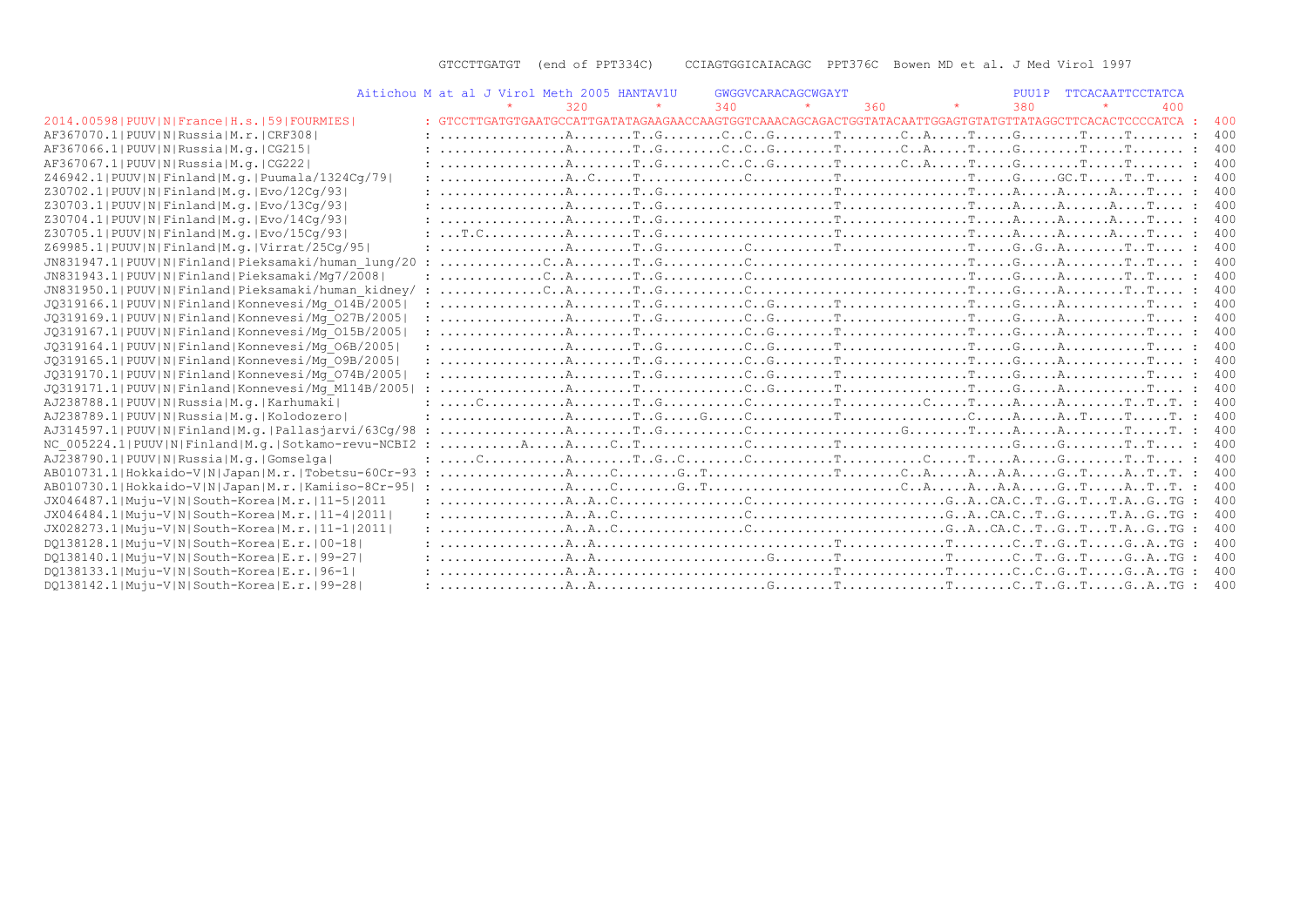```
                                                         GTCCTTGATGT  (end of PPT334C)    CCIAGTGGICAIACAGC  PPT376C  Bowen MD et al. J Med Virol 1997

                                          Aitichou M at al J Virol Meth 2005 HANTAV1U     GWGGVCARACAGCWGAYT                    PUU1P  TTCACAATTCCTATCA
                                                         *       320         *       340         *       360         *       380         *       400
2014.00598|PUUV|N|France|H.s.|59|FOURMIES|         : GTCCTTGATGTGAATGCCATTGATATAGAAGAACCAAGTGGTCAAACAGCAGACTGGTATACAATTGGAGTGTATGTTATAGGCTTCACACTCCCCATCA :  400
AF367070.1|PUUV|N|Russia|M.r.|CRF308|              : ................A........T..G........C..C..G........T........C..A.....T.....G........T.....T....... :  400
AF367066.1|PUUV|N|Russia|M.g.|CG215|               : ................A........T..G........C..C..G........T........C..A.....T.....G........T.....T....... :  400
AF367067.1|PUUV|N|Russia|M.g.|CG222|               : ................A........T..G........C..C..G........T........C..A.....T.....G........T.....T....... :  400
Z46942.1|PUUV|N|Finland|M.g.|Puumala/1324Cg/79|    : ................A..C.....T..............C..........T................T.....G.....GC.T.....T..T.... :  400
Z30702.1|PUUV|N|Finland|M.g.|Evo/12Cg/93|          : ................A........T..G......................T................T.....A.....A......A....T.... :  400
Z30703.1|PUUV|N|Finland|M.g.|Evo/13Cg/93|          : ................A........T..G......................T................T.....A.....A......A....T.... :  400
Z30704.1|PUUV|N|Finland|M.g.|Evo/14Cg/93|          : ................A........T..G......................T................T.....A.....A......A....T.... :  400
Z30705.1|PUUV|N|Finland|M.g.|Evo/15Cg/93|          : ...T.C..........A........T..G......................T................T.....A.....A......A....T.... :  400
Z69985.1|PUUV|N|Finland|M.g.|Virrat/25Cg/95|       : ................A........T..G...........C..........T................T.....G..G..A........T..T.... :  400
JN831947.1|PUUV|N|Finland|Pieksamaki/human_lung/20 : .............C..A........T..G...........C............................T.....G.....A........T..T.... :  400
JN831943.1|PUUV|N|Finland|Pieksamaki/Mg7/2008|     : .............C..A........T..G...........C............................T.....G.....A........T..T.... :  400
JN831950.1|PUUV|N|Finland|Pieksamaki/human_kidney/ : .............C..A........T..G...........C............................T.....G.....A........T..T.... :  400
JQ319166.1|PUUV|N|Finland|Konnevesi/Mg_O14B/2005|  : ................A........T..G...........C..G........T................T.....G.....A...........T.... :  400
JQ319169.1|PUUV|N|Finland|Konnevesi/Mg_O27B/2005|  : ................A........T..G...........C..G........T................T.....G.....A...........T.... :  400
JQ319167.1|PUUV|N|Finland|Konnevesi/Mg_O15B/2005|  : ................A........T..............C..G........T................T.....G.....A...........T.... :  400
JQ319164.1|PUUV|N|Finland|Konnevesi/Mg_O6B/2005|   : ................A........T..G...........C..G........T................T.....G.....A...........T.... :  400
JQ319165.1|PUUV|N|Finland|Konnevesi/Mg_O9B/2005|   : ................A........T..G...........C..G........T................T.....G.....A...........T.... :  400
JQ319170.1|PUUV|N|Finland|Konnevesi/Mg_O74B/2005|  : ................A........T..G...........C..G........T................T.....G.....A...........T.... :  400
JQ319171.1|PUUV|N|Finland|Konnevesi/Mg_M114B/2005| : ................A........T..............C..G........T................T.....G.....A...........T.... :  400
AJ238788.1|PUUV|N|Russia|M.g.|Karhumaki|           : .....C..........A........T..G...........C..........T...........C.....T.....A.....A........T..T..T. :  400
AJ238789.1|PUUV|N|Russia|M.g.|Kolodozero|          : ................A........T..G.....G.....C..........T................C.....A.....A..T.....T.....T. :  400
AJ314597.1|PUUV|N|Finland|M.g.|Pallasjarvi/63Cg/98 : ................A........T..G...........C....................G.......T.....A.....A........T.....T. :  400
NC_005224.1|PUUV|N|Finland|M.g.|Sotkamo-revu-NCBI2 : ..........A.....A.....C..T..............C..........T......................G.....G........T..T.... :  400
AJ238790.1|PUUV|N|Russia|M.g.|Gomselga|            : .....C..........A........T..G..C........C..........T...........C.....T.....A.....G........T..T.... :  400
AB010731.1|Hokkaido-V|N|Japan|M.r.|Tobetsu-60Cr-93 : ................A.....C........G..T................T........C..A.....A...A.A.....G..T.....A..T..T. :  400
AB010730.1|Hokkaido-V|N|Japan|M.r.|Kamiiso-8Cr-95| : ................A.....C........G..T.........................C..A.....A..A.A.....G..T.....A..T..T. :  400
JX046487.1|Muju-V|N|South-Korea|M.r.|11-5|2011     : ................A..A..C................C.........................G..A..CA.C..T..G..T...T.A..G..TG :  400
JX046484.1|Muju-V|N|South-Korea|M.r.|11-4|2011|    : ................A..A..C................C.........................G..A..CA.C..T..G......T.A..G..TG :  400
JX028273.1|Muju-V|N|South-Korea|M.r.|11-1|2011|    : ................A..A..C................C.........................G..A..CA.C..T..G..T...T.A..G..TG :  400
DQ138128.1|Muju-V|N|South-Korea|E.r.|00-18|        : ................A..A..............................T.............T........C..T..G..T.....G..A..TG :  400
DQ138140.1|Muju-V|N|South-Korea|E.r.|99-27|        : ................A..A.....................G........T.............T........C..T..G..T.....G..A..TG :  400
DQ138133.1|Muju-V|N|South-Korea|E.r.|96-1|         : ................A..A..............................T.............T........C..C..G..T.....G..A..TG :  400
DQ138142.1|Muju-V|N|South-Korea|E.r.|99-28|        : ................A..A.....................G........T.............T........C..T..G..T.....G..A..TG :  400
```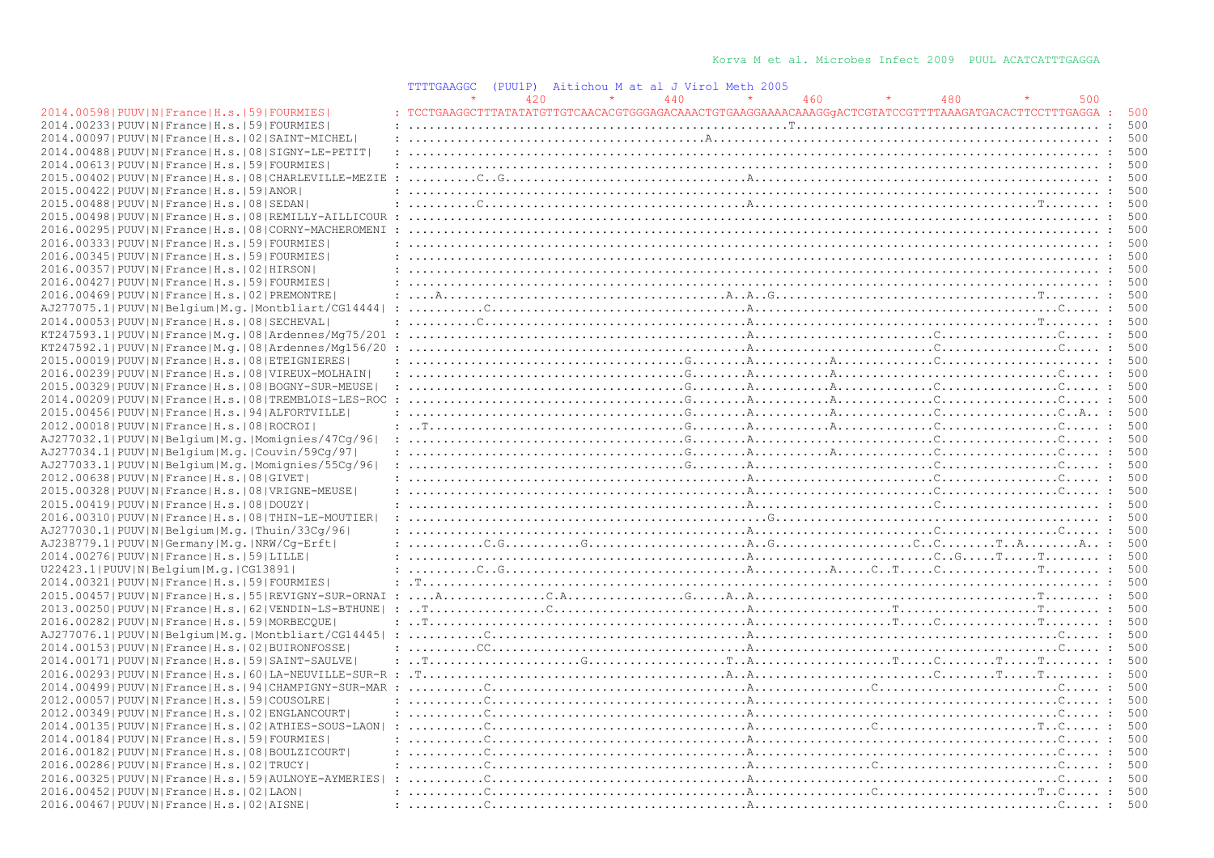Korva M et al. Microbes Infect 2009 PUUL ACATCATTTGAGGA

```
                                              TTTTGAAGGC  (PUU1P)  Aitichou M at al J Virol Meth 2005
                                                      *       420         *       440         *       460         *       480         *       500
2014.00598|PUUV|N|France|H.s.|59|FOURMIES|          : TCCTGAAGGCTTTATATATGTTGTCAACACGTGGGAGACAAACTGTGAAGGAAAACAAAGGgACTCGTATCCGTTTTAAAGATGACACTTCCTTTGAGGA :  500
2014.00233|PUUV|N|France|H.s.|59|FOURMIES|          : ..................................................T................................................. :  500
2014.00097|PUUV|N|France|H.s.|02|SAINT-MICHEL|      : ...................................A................................................................ :  500
2014.00488|PUUV|N|France|H.s.|08|SIGNY-LE-PETIT|    : .................................................................................................... :  500
2014.00613|PUUV|N|France|H.s.|59|FOURMIES|          : .................................................................................................... :  500
2015.00402|PUUV|N|France|H.s.|08|CHARLEVILLE-MEZIE  : .........C..G..........................A........................................................... :  500
2015.00422|PUUV|N|France|H.s.|59|ANOR|              : .................................................................................................... :  500
2015.00488|PUUV|N|France|H.s.|08|SEDAN|             : .........C.............................A..........................................T................ :  500
2015.00498|PUUV|N|France|H.s.|08|REMILLY-AILLICOUR  : .................................................................................................... :  500
2016.00295|PUUV|N|France|H.s.|08|CORNY-MACHEROMENI  : .................................................................................................... :  500
2016.00333|PUUV|N|France|H.s.|59|FOURMIES|          : .................................................................................................... :  500
2016.00345|PUUV|N|France|H.s.|59|FOURMIES|          : .................................................................................................... :  500
2016.00357|PUUV|N|France|H.s.|02|HIRSON|            : .................................................................................................... :  500
2016.00427|PUUV|N|France|H.s.|59|FOURMIES|          : .................................................................................................... :  500
2016.00469|PUUV|N|France|H.s.|02|PREMONTRE|         : ....A..................................A..A..G.....................................T............... :  500
AJ277075.1|PUUV|N|Belgium|M.g.|Montbliart/CG14444|  : ..........C............................A..............................................C............ :  500
2014.00053|PUUV|N|France|H.s.|08|SECHEVAL|          : .........C.............................A..........................................T................ :  500
KT247593.1|PUUV|N|France|M.g.|08|Ardennes/Mg75/201  : .......................................A........................C.................C................. :  500
KT247592.1|PUUV|N|France|M.g.|08|Ardennes/Mg156/20  : .......................................A........................C.................C................. :  500
2015.00019|PUUV|N|France|H.s.|08|ETEIGNIERES|       : ...............................G.......A...........A....................C........................ :  500
2016.00239|PUUV|N|France|H.s.|08|VIREUX-MOLHAIN|    : ...............................G.......A...........A..........................C.................. :  500
2015.00329|PUUV|N|France|H.s.|08|BOGNY-SUR-MEUSE|   : ...............................G.......A...........A.............C.................C............... :  500
2014.00209|PUUV|N|France|H.s.|08|TREMBLOIS-LES-ROC  : ...............................G.......A...........A.............C.................C............... :  500
2015.00456|PUUV|N|France|H.s.|94|ALFORTVILLE|       : ...............................G.......A...........A.............C.................C..A............ :  500
2012.00018|PUUV|N|France|H.s.|08|ROCROI|            : ..T............................G.......A...........A.............C.................C............... :  500
AJ277032.1|PUUV|N|Belgium|M.g.|Momignies/47Cg/96|   : ...............................G.......A...........A.............C.................C............... :  500
AJ277034.1|PUUV|N|Belgium|M.g.|Couvin/59Cg/97|      : ...............................G.......A...........A.............C.................C............... :  500
AJ277033.1|PUUV|N|Belgium|M.g.|Momignies/55Cg/96|   : ...............................G.......A.........................C.................C............... :  500
2012.00638|PUUV|N|France|H.s.|08|GIVET|             : .......................................A.........................C.................C............... :  500
2015.00328|PUUV|N|France|H.s.|08|VRIGNE-MEUSE|      : .......................................A.........................C.................C............... :  500
2015.00419|PUUV|N|France|H.s.|08|DOUZY|             : .......................................A.........................C.................................. :  500
2016.00310|PUUV|N|France|H.s.|08|THIN-LE-MOUTIER|   : ..........................................G......................................................... :  500
AJ277030.1|PUUV|N|Belgium|M.g.|Thuin/33Cg/96|       : .......................................A.........................C.................C............... :  500
AJ238779.1|PUUV|N|Germany|M.g.|NRW/Cg-Erft|         : ..........C.G..........G...............A..G.....................C..C.......T..A..........A........ :  500
2014.00276|PUUV|N|France|H.s.|59|LILLE|             : .......................................A.........................C..G.....T.....T................. :  500
U22423.1|PUUV|N|Belgium|M.g.|CG13891|               : .........C..G..........................A...........A.....C..T.....C.............T................. :  500
2014.00321|PUUV|N|France|H.s.|59|FOURMIES|          : .T.................................................................................................. :  500
2015.00457|PUUV|N|France|H.s.|55|REVIGNY-SUR-ORNAI  : ....A..............C.A..............G.....A..A.......................................T............ :  500
2013.00250|PUUV|N|France|H.s.|62|VENDIN-LS-BTHUNE|  : ..T...................C................A..................T...................T..................... :  500
2016.00282|PUUV|N|France|H.s.|59|MORBECQUE|         : ..T....................................A..................T.....C.............T.................... :  500
AJ277076.1|PUUV|N|Belgium|M.g.|Montbliart/CG14445|  : ..........C............................A..............................................C............ :  500
2014.00153|PUUV|N|France|H.s.|02|BUIRONFOSSE|       : .........CC............................A..............................................C............ :  500
2014.00171|PUUV|N|France|H.s.|59|SAINT-SAULVE|      : ..T.....................G............T..A..................T.....C........T.....T.................. :  500
2016.00293|PUUV|N|France|H.s.|60|LA-NEUVILLE-SUR-R  : .T.....................................A..A........................C.........T.....T............... :  500
2014.00499|PUUV|N|France|H.s.|94|CHAMPIGNY-SUR-MAR  : ..........C............................A................C.............................C............ :  500
2012.00057|PUUV|N|France|H.s.|59|COUSOLRE|          : ..........C............................A..............................................C............ :  500
2012.00349|PUUV|N|France|H.s.|02|ENGLANCOURT|       : ..........C............................A..............................................C............ :  500
2014.00135|PUUV|N|France|H.s.|02|ATHIES-SOUS-LAON|  : ..........C............................A................C..........................T..C............ :  500
2014.00184|PUUV|N|France|H.s.|59|FOURMIES|          : ..........C............................A..............................................C............ :  500
2016.00182|PUUV|N|France|H.s.|08|BOULZICOURT|       : ..........C............................A..............................................C............ :  500
2016.00286|PUUV|N|France|H.s.|02|TRUCY|             : ..........C............................A................C.............................C............ :  500
2016.00325|PUUV|N|France|H.s.|59|AULNOYE-AYMERIES|  : ..........C............................A..............................................C............ :  500
2016.00452|PUUV|N|France|H.s.|02|LAON|              : ..........C............................A................C..........................T..C............ :  500
2016.00467|PUUV|N|France|H.s.|02|AISNE|             : ..........C............................A..............................................C............ :  500
```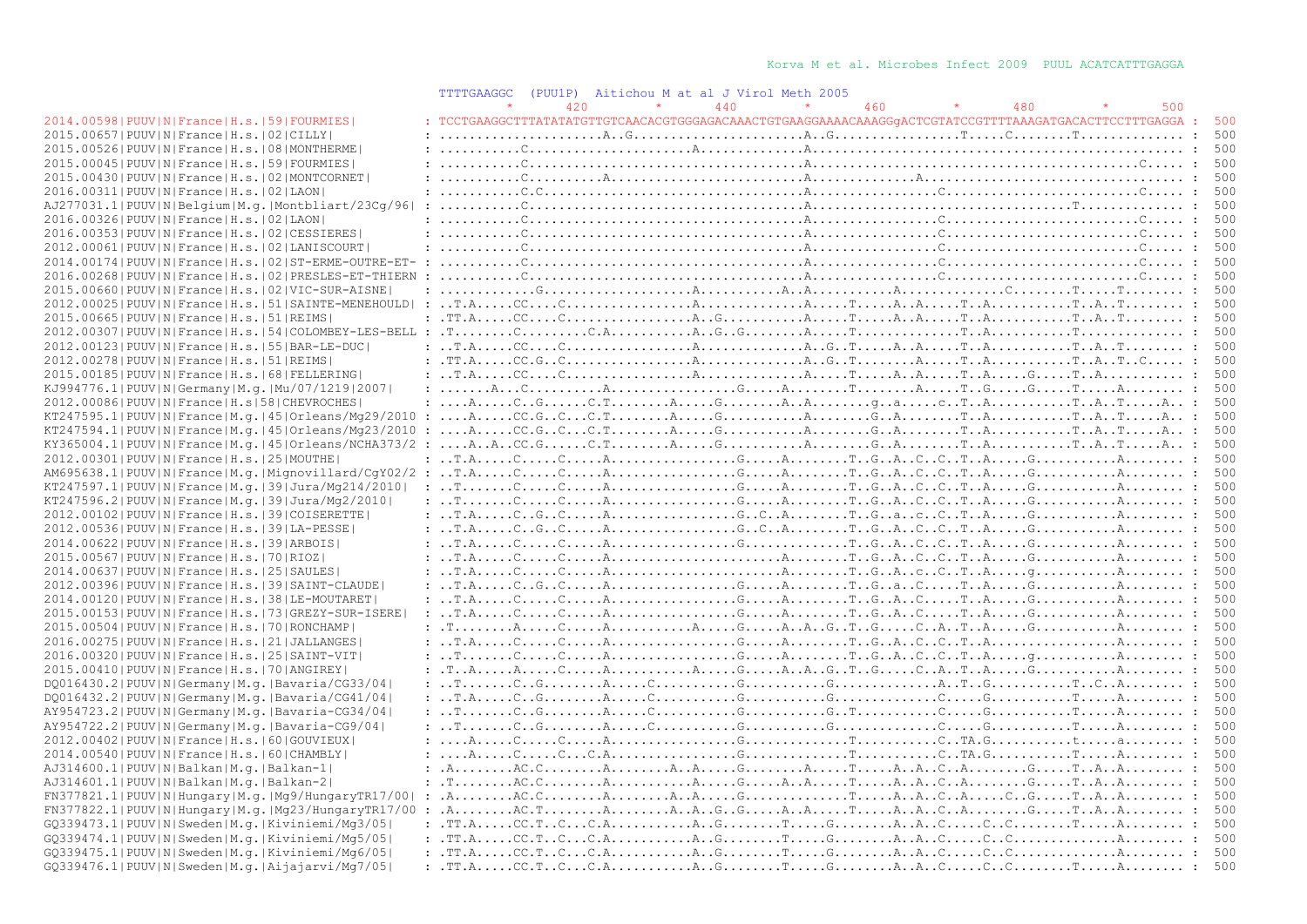Korva M et al. Microbes Infect 2009 PUUL ACATCATTTGAGGA

```
                                                   TTTTGAAGGC  (PUU1P)  Aitichou M at al J Virol Meth 2005
                                                            *      420        *      440        *      460        *      480        *      500
2014.00598|PUUV|N|France|H.s.|59|FOURMIES|         : TCCTGAAGGCTTTATATATGTTGTCAACACGTGGGAGACAAACTGTGAAGGAAAACAAAGGgACTCGTATCCGTTTTAAAGATGACACTTCCTTTGAGGA : 500
2015.00657|PUUV|N|France|H.s.|02|CILLY|            : .....................A..G......................A..G................T.....C........T............. : 500
2015.00526|PUUV|N|France|H.s.|08|MONTHERME|        : ..........C..................A.................A.................................................. : 500
2015.00045|PUUV|N|France|H.s.|59|FOURMIES|         : ..........C.....................................A...........................................C..... : 500
2015.00430|PUUV|N|France|H.s.|02|MONTCORNET|       : ..........C.........A...........................A..............A................................. : 500
2016.00311|PUUV|N|France|H.s.|02|LAON|             : ..........C.C...................................A................C.........................C..... : 500
AJ277031.1|PUUV|N|Belgium|M.g.|Montbliart/23Cg/96| : ..........C.....................................A.................................T............. : 500
2016.00326|PUUV|N|France|H.s.|02|LAON|             : ..........C.....................................A................C.........................C..... : 500
2016.00353|PUUV|N|France|H.s.|02|CESSIERES|        : ..........C.....................................A................C.........................C..... : 500
2012.00061|PUUV|N|France|H.s.|02|LANISCOURT|       : ..........C.....................................A................C.........................C..... : 500
2014.00174|PUUV|N|France|H.s.|02|ST-ERME-OUTRE-ET- : ..........C.....................................A................C.........................C..... : 500
2016.00268|PUUV|N|France|H.s.|02|PRESLES-ET-THIERN : ..........C.....................................A................C.........................C..... : 500
2015.00660|PUUV|N|France|H.s.|02|VIC-SUR-AISNE|    : ............G...................A..........A..A..........A.............C........T.....T........ : 500
2012.00025|PUUV|N|France|H.s.|51|SAINTE-MENEHOULD| : ..T.A.....CC....C................A.............A.....T....A..A.....T..A..........T..A..T........ : 500
2015.00665|PUUV|N|France|H.s.|51|REIMS|            : .TT.A.....CC....C................A..G..........A.....T....A..A.....T..A..........T..A..T........ : 500
2012.00307|PUUV|N|France|H.s.|54|COLOMBEY-LES-BELL : .T........C.........C.A..........A..G..G.........A.....T.............T..A..........T............ : 500
2012.00123|PUUV|N|France|H.s.|55|BAR-LE-DUC|       : ..T.A.....CC....C................A.............A..G..T....A..A.....T..A..........T..A..T........ : 500
2012.00278|PUUV|N|France|H.s.|51|REIMS|            : .TT.A.....CC.G..C................A.............A..G..T........A.....T..A..........T..A..T..C.... : 500
2015.00185|PUUV|N|France|H.s.|68|FELLERING|        : ..T.A.....CC....C................A.............A.....T....A..A.....T..A.....G.....T..A.......... : 500
KJ994776.1|PUUV|N|Germany|M.g.|Mu/07/1219|2007|    : .......A...C..........A...............G.......A........T........A.....T..G.....G.....T.....A........ : 500
2012.00086|PUUV|N|France|H.s|58|CHEVROCHES|        : ....A.....C..G.......C.T........A.....G........A..A........g..a.....c..T..A..........T..A..T.....A.. : 500
KT247595.1|PUUV|N|France|M.g.|45|Orleans/Mg29/2010 : ....A.....CC.G..C...C.T........A.....G..........A........G..A........T..A..........T..A..T.....A.. : 500
KT247594.1|PUUV|N|France|M.g.|45|Orleans/Mg23/2010 : ....A.....CC.G..C...C.T........A.....G..........A........G..A........T..A..........T..A..T.....A.. : 500
KY365004.1|PUUV|N|France|M.g.|45|Orleans/NCHA373/2 : ....A..A..CC.G......C.T........A.....G..........A........G..A........T..A..........T..A..T.....A.. : 500
2012.00301|PUUV|N|France|H.s.|25|MOUTHE|           : ..T.A.....C.....C.....A................G.....A........T..G..A..C..C..T..A.....G...........A........ : 500
AM695638.1|PUUV|N|France|M.g.|Mignovillard/CgY02/2 : ..T.A.....C.....C.....A................G.....A........T..G..A..C..C..T..A.....G...........A........ : 500
KT247597.1|PUUV|N|France|M.g.|39|Jura/Mg214/2010|  : ..T.......C.....C.....A................G.....A........T..G..A..C..C..T..A.....G...........A........ : 500
KT247596.2|PUUV|N|France|M.g.|39|Jura/Mg2/2010|    : ..T.......C.....C.....A................G.....A........T..G..A..C..C..T..A.....G...........A........ : 500
2012.00102|PUUV|N|France|H.s.|39|COISERETTE|       : ..T.A.....C..G..C.....A................G..C..A........T..G..a..c..C..T..A.....G...........A........ : 500
2012.00536|PUUV|N|France|H.s.|39|LA-PESSE|         : ..T.A.....C..G..C.....A................G..C..A........T..G..A..C..C..T..A.....G...........A........ : 500
2014.00622|PUUV|N|France|H.s.|39|ARBOIS|           : ..T.A.....C.....C.....A................G.............T..G..A..C..C..T..A.....G...........A........ : 500
2015.00567|PUUV|N|France|H.s.|70|RIOZ|             : ..T.A.....C.....C.....A......................A........T..G..A..C..C..T..A.....G...........A........ : 500
2014.00637|PUUV|N|France|H.s.|25|SAULES|           : ..T.A.....C.....C.....A......................A........T..G..A..c..C..T..A.....g...........A........ : 500
2012.00396|PUUV|N|France|H.s.|39|SAINT-CLAUDE|     : ..T.A.....C..G..C.....A................G.....A........T..G..a..C.....T..A.....G...........A........ : 500
2014.00120|PUUV|N|France|H.s.|38|LE-MOUTARET|      : ..T.A.....C.....C.....A................G.....A........T..G..A..C.....T..A.....G...........A........ : 500
2015.00153|PUUV|N|France|H.s.|73|GREZY-SUR-ISERE|  : ..T.A.....C.....C.....A................G.....A........T..G..A..C.....T..A.....G...........A........ : 500
2015.00504|PUUV|N|France|H.s.|70|RONCHAMP|         : .T........A.....C.....A...........A.....G.....A..A..G..T..G.....C..A..T..A.....G...........A........ : 500
2016.00275|PUUV|N|France|H.s.|21|JALLANGES|        : ..T.A.....C.....C.....A................G.....A........T..G..A..C..C..T..A.................A........ : 500
2016.00320|PUUV|N|France|H.s.|25|SAINT-VIT|        : ..T.......C.....C.....A................G.....A........T..G..A..C..C..T..A.....g...........A........ : 500
2015.00410|PUUV|N|France|H.s.|70|ANGIREY|          : .T..A.....A.....C.....A...........A.....G.....A..A..G..T..G.....C..A..T..A.....G...........A........ : 500
DQ016430.2|PUUV|N|Germany|M.g.|Bavaria/CG33/04|    : ..T.......C..G........A.....C..........G...........G.............A..T..G..........T..C..A........ : 500
DQ016432.2|PUUV|N|Germany|M.g.|Bavaria/CG41/04|    : ..T.A.....C..G........A.....C..........G...........G..............C.....G...........T.....A........ : 500
AY954723.2|PUUV|N|Germany|M.g.|Bavaria-CG34/04|    : ..T.......C..G........A.....C..........G...........G..T...........C.....G...........T.....A........ : 500
AY954722.2|PUUV|N|Germany|M.g.|Bavaria-CG9/04|     : ..T.......C..G........A.....C..........G...........G..............C.....G...........T.....A........ : 500
2012.00402|PUUV|N|France|H.s.|60|GOUVIEUX|         : ....A.....C.....C.....A................G.............T...........C..TA.G...........t.....a........ : 500
2014.00540|PUUV|N|France|H.s.|60|CHAMBLY|          : ....A.....C.....C..C.A.................G.............T...........C..TA.G...........T.....A........ : 500
AJ314600.1|PUUV|N|Balkan|M.g.|Balkan-1|            : .A........AC.C........A........A..A.....G.........A.....T.....A..A..C..A........G.....T..A..A........ : 500
AJ314601.1|PUUV|N|Balkan|M.g.|Balkan-2|            : .T........AC.C........A........A..A.....G.....A..A.....T.....A..A..C..A........G.....T..A..A........ : 500
FN377821.1|PUUV|N|Hungary|M.g.|Mg9/HungaryTR17/00| : .A........AC.C........A........A..A.....G..............T.....A..A..C..A.....C..G.....T..A..A........ : 500
FN377822.1|PUUV|N|Hungary|M.g.|Mg23/HungaryTR17/00 : .A........AC.T........A........A..A..G..G.....A..A.....T.....A..A..C..A........G.....T..A..A........ : 500
GQ339473.1|PUUV|N|Sweden|M.g.|Kiviniemi/Mg3/05|    : .TT.A.....CC.T..C...C.A...........A..G........T.....G........A..A..C.....C..C.........T.....A........ : 500
GQ339474.1|PUUV|N|Sweden|M.g.|Kiviniemi/Mg5/05|    : .TT.A.....CC.T..C...C.A...........A..G........T.....G........A..A..C.....C..C...............A........ : 500
GQ339475.1|PUUV|N|Sweden|M.g.|Kiviniemi/Mg6/05|    : .TT.A.....CC.T..C...C.A...........A..G........T.....G........A..A..C.....C..C...............A........ : 500
GQ339476.1|PUUV|N|Sweden|M.g.|Aijajarvi/Mg7/05|    : .TT.A.....CC.T..C...C.A...........A..G........T.....G........A..A..C.....C..C.........T.....A........ : 500
```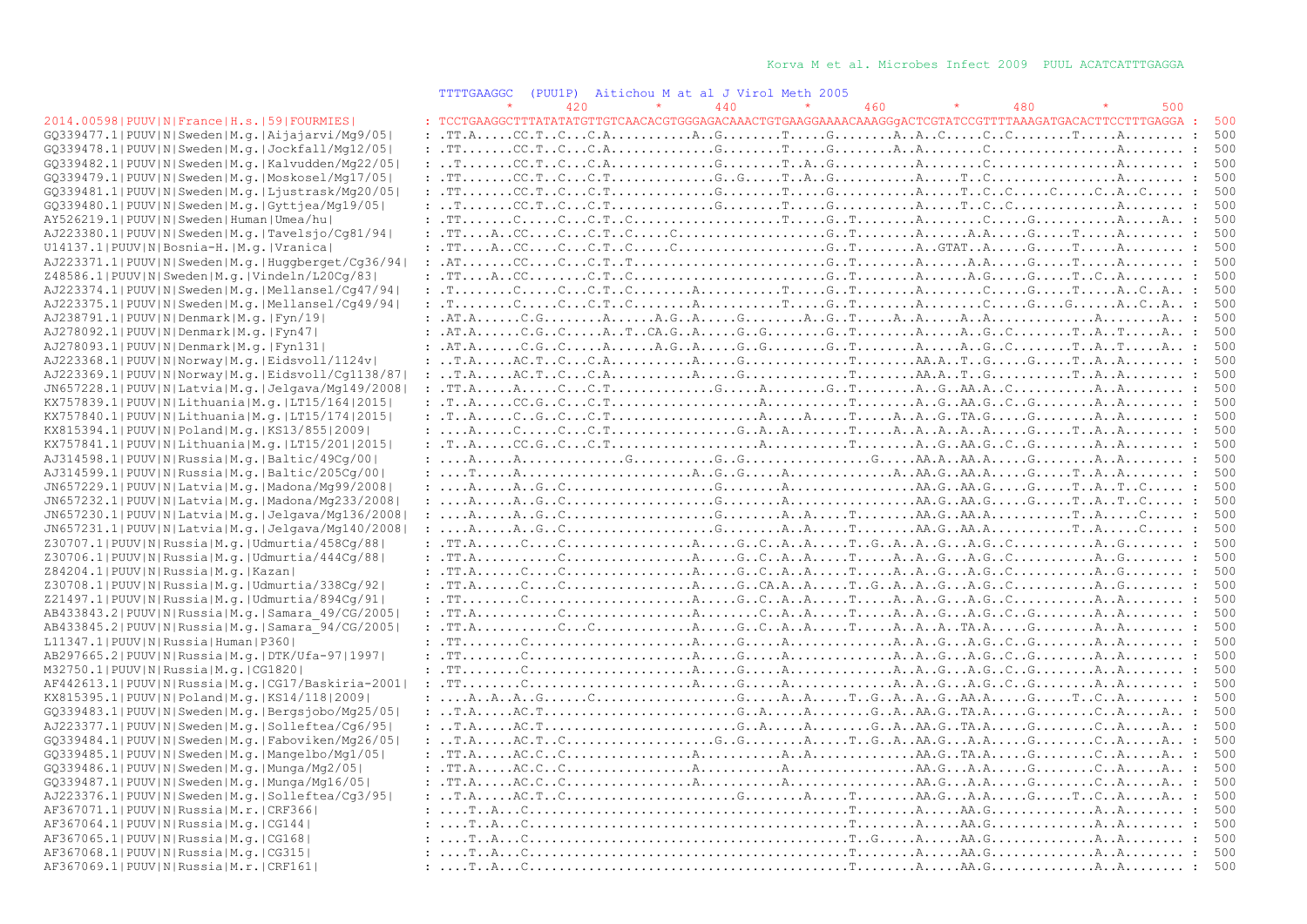```
                                                                                              Korva M et al. Microbes Infect 2009  PUUL ACATCATTTGAGGA

                                                   TTTTGAAGGC  (PUU1P)  Aitichou M at al J Virol Meth 2005
                                                        *       420        *       440        *       460        *       480        *       500
2014.00598|PUUV|N|France|H.s.|59|FOURMIES|         : TCCTGAAGGCTTTATATATGTTGTCAACACGTGGGAGACAAACTGTGAAGGAAAACAAAGGgACTCGTATCCGTTTTAAAGATGACACTTCCTTTGAGGA :  500
GQ339477.1|PUUV|N|Sweden|M.g.|Aijajarvi/Mg9/05|    : .TT.A.....CC.T..C...C.A..........A..G........T.....G........A..A..C.....C..C........T.....A....... :  500
GQ339478.1|PUUV|N|Sweden|M.g.|Jockfall/Mg12/05|    : .TT.......CC.T..C...C.A.............G........T.....G........A..A........C................A........ :  500
GQ339482.1|PUUV|N|Sweden|M.g.|Kalvudden/Mg22/05|   : ..T.......CC.T..C...C.A.............G........T..A..G...........A........C................A........ :  500
GQ339479.1|PUUV|N|Sweden|M.g.|Moskosel/Mg17/05|    : .TT.......CC.T..C...C.T.............G..G.....T..A..G...........A.....T..C................A........ :  500
GQ339481.1|PUUV|N|Sweden|M.g.|Ljustrask/Mg20/05|   : .TT.......CC.T..C...C.T.............G........T.....G...........A.....T..C..C.....C.....C..A..C..... :  500
GQ339480.1|PUUV|N|Sweden|M.g.|Gyttjea/Mg19/05|     : ..T.......CC.T..C...C.T.............G........T.....G...........A.....T..C..C.............A........ :  500
AY526219.1|PUUV|N|Sweden|Human|Umea/hu|            : .TT.......C.....C...C.T..C...................T.....G..T........A........C.....G..........A.....A.. :  500
AJ223380.1|PUUV|N|Sweden|M.g.|Tavelsjo/Cg81/94|    : .TT....A..CC....C...C.T..C.....C..................G..T........A......A.A.....G.....T.....A....... :  500
U14137.1|PUUV|N|Bosnia-H.|M.g.|Vranica|            : .TT....A..CC....C...C.T..C.....C..................G..T........A..GTAT..A.....G.....T.....A....... :  500
AJ223371.1|PUUV|N|Sweden|M.g.|Huggberget/Cg36/94|  : .AT.......CC....C...C.T..T.........................G..T........A......A.A.....G.....T.....A....... :  500
Z48586.1|PUUV|N|Sweden|M.g.|Vindeln/L20Cg/83|      : .TT....A..CC........C.T..C.........................G..T........A.......A.G.....G.....T..C..A....... :  500
AJ223374.1|PUUV|N|Sweden|M.g.|Mellansel/Cg47/94|   : .T........C.....C...C.T..C........A..........T.....G..T........A........C.....G.....T.....A..C..A.. :  500
AJ223375.1|PUUV|N|Sweden|M.g.|Mellansel/Cg49/94|   : .T........C.....C...C.T..C........A..........T.....G..T........A........C.....G.....G......A..C..A.. :  500
AJ238791.1|PUUV|N|Denmark|M.g.|Fyn/19|             : .AT.A.....C.G........A......A.G..A.....G........A..G..T.....A.....A..A..............A..........A.. :  500
AJ278092.1|PUUV|N|Denmark|M.g.|Fyn47|              : .AT.A.....C.G..C.....A..T..CA.G..A.....G..G........G..T........A.....A..G..C........T..A..T.....A.. :  500
AJ278093.1|PUUV|N|Denmark|M.g.|Fyn131|             : .AT.A.....C.G..C.....A......A.G..A.....G..G........G..T........A.....A..G..C........T..A..T.....A.. :  500
AJ223368.1|PUUV|N|Norway|M.g.|Eidsvoll/1124v|      : ..T.A.....AC.T..C...C.A..........A.....G.............T........AA.A..T..G.....G.....T..A..A....... :  500
AJ223369.1|PUUV|N|Norway|M.g.|Eidsvoll/Cg1138/87|  : ..T.A.....AC.T..C...C.A..........A.....G.............T........AA.A..T..G...........T..A..A....... :  500
JN657228.1|PUUV|N|Latvia|M.g.|Jelgava/Mg149/2008|  : .TT.A.....A.....C...C.T.............G.....A.........G..T........A..G..AA.A..C...........A..A....... :  500
KX757839.1|PUUV|N|Lithuania|M.g.|LT15/164|2015|    : .T..A.....CC.G..C...C.T..................A...........T........A..G..AA.G..C..G.........A..A....... :  500
KX757840.1|PUUV|N|Lithuania|M.g.|LT15/174|2015|    : .T..A.....C..G..C...C.T..................A.....A.....T.....A..A..G..TA.G.....G.........A..A....... :  500
KX815394.1|PUUV|N|Poland|M.g.|KS13/855|2009|       : ....A.....C.....C...C.T................G..A..A.......T.....A..A..A..A..A.....G.....T..A..A....... :  500
KX757841.1|PUUV|N|Lithuania|M.g.|LT15/201|2015|    : .T..A.....CC.G..C...C.T..................A...........T........A..G..AA.G..C..G.........A..A....... :  500
AJ314598.1|PUUV|N|Russia|M.g.|Baltic/49Cg/00|      : ....A.....A.............G...........G..G................G.....AA.A..AA.A.....G.........A..A....... :  500
AJ314599.1|PUUV|N|Russia|M.g.|Baltic/205Cg/00|     : ....T.....A.......................A..G..G.....A.............A..AA.G..AA.A.....G.....T..A..A....... :  500
JN657229.1|PUUV|N|Latvia|M.g.|Madona/Mg99/2008|    : ....A.....A..G..C..................G........A...............AA.G..AA.G.....G.....T..A..T..C...... :  500
JN657232.1|PUUV|N|Latvia|M.g.|Madona/Mg233/2008|   : ....A.....A..G..C..................G........A...............AA.G..AA.G.....G.....T..A..T..C...... :  500
JN657230.1|PUUV|N|Latvia|M.g.|Jelgava/Mg136/2008|  : ....A.....A..G..C..................G........A..A.....T........AA.G..AA.A...........T..A.....C..... :  500
JN657231.1|PUUV|N|Latvia|M.g.|Jelgava/Mg140/2008|  : ....A.....A..G..C..................G........A..A.....T........AA.G..AA.A...........T..A.....C..... :  500
Z30707.1|PUUV|N|Russia|M.g.|Udmurtia/458Cg/88|     : .TT.A......C....C................A.....G..C..A..A.....T..G..A..A..G..A.G..C..........A..G........ :  500
Z30706.1|PUUV|N|Russia|M.g.|Udmurtia/444Cg/88|     : .TT.A...........C................A.....G..C..A..A.....T.....A..A..G..A.G..C..........A..G........ :  500
Z84204.1|PUUV|N|Russia|M.g.|Kazan|                 : .TT.A......C....C................A.....G..C..A..A.....T.....A..A..G..A.G..C..........A..G........ :  500
Z30708.1|PUUV|N|Russia|M.g.|Udmurtia/338Cg/92|     : .TT.A......C....C................A.....G..CA..A..A.....T..G..A..A..G..A.G..C..........A..G........ :  500
Z21497.1|PUUV|N|Russia|M.g.|Udmurtia/894Cg/91|     : .TT........C....C................A.....G..C..A..A.....T.....A..A..G..A.G..C..........A..G........ :  500
AB433843.2|PUUV|N|Russia|M.g.|Samara_49/CG/2005|   : .TT.A...........C................A........C..A..A.....T.....A..A..G..A.G..C..G.......A..A....... :  500
AB433845.2|PUUV|N|Russia|M.g.|Samara_94/CG/2005|   : .TT.A...........C...C............A.....G..C..A..A.....T.....A..A..A..TA.A.....G.......A..A....... :  500
L11347.1|PUUV|N|Russia|Human|P360|                 : .TT.......C......................A.....G.....A.............A..A..G..A.G..C..G.......A..A....... :  500
AB297665.2|PUUV|N|Russia|M.g.|DTK/Ufa-97|1997|     : .TT.......C......................A.....G.....A.............A..A..G..A.G..C..G.......A..A....... :  500
M32750.1|PUUV|N|Russia|M.g.|CG1820|                : .TT.......C......................A.....G.....A.............A..A..G..A.G..C..G.......A..A....... :  500
AF442613.1|PUUV|N|Russia|M.g.|CG17/Baskiria-2001|  : .TT.......C......................A.....G.....A.............A..A..G..A.G..C..G.......A..A....... :  500
KX815395.1|PUUV|N|Poland|M.g.|KS14/118|2009|       : ....A..A..A..G......C..................G.....A..A.....T..G..A..A..G..AA.A.....G.....T..C..A....... :  500
GQ339483.1|PUUV|N|Sweden|M.g.|Bergsjobo/Mg25/05|   : ..T.A.....AC.T.........................G..A.....A.......G..A..AA.G..TA.A.....G.......C..A.....A.. :  500
AJ223377.1|PUUV|N|Sweden|M.g.|Solleftea/Cg6/95|    : ..T.A.....AC.T.........................G..A.....A.......G..A..AA.G..TA.A.....G.......C..A.....A.. :  500
GQ339484.1|PUUV|N|Sweden|M.g.|Faboviken/Mg26/05|   : ..T.A.....AC.T..C..................G..G........A.....T..G..A..AA.G..A..A.....G.......C..A.....A.. :  500
GQ339485.1|PUUV|N|Sweden|M.g.|Mangelbo/Mg1/05|     : .TT.A.....AC.C..C................A..........A..A.............AA.G..TA.A.....G.......C..A.....A.. :  500
GQ339486.1|PUUV|N|Sweden|M.g.|Munga/Mg2/05|        : .TT.A.....AC.C..C................A...........A..............AA.G..A..A.....G.......C..A.....A.. :  500
GQ339487.1|PUUV|N|Sweden|M.g.|Munga/Mg16/05|       : .TT.A.....AC.C..C................A...........A..............AA.G..A..A.....G.......C..A.....A.. :  500
AJ223376.1|PUUV|N|Sweden|M.g.|Solleftea/Cg3/95|    : ..T.A.....AC.T..C.....................G........A.....T........AA.G..A.A.A.....G.....T..C..A.....A.. :  500
AF367071.1|PUUV|N|Russia|M.r.|CRF366|              : ....T..A...C....................................T........A.....AA.G.............A..A....... :  500
AF367064.1|PUUV|N|Russia|M.g.|CG144|               : ....T..A...C....................................T........A.....AA.G.............A..A....... :  500
AF367065.1|PUUV|N|Russia|M.g.|CG168|               : ....T..A...C....................................T..G.....A.....AA.G.............A..A....... :  500
AF367068.1|PUUV|N|Russia|M.g.|CG315|               : ....T..A...C....................................T........A.....AA.G.............A..A....... :  500
AF367069.1|PUUV|N|Russia|M.r.|CRF161|              : ....T..A...C....................................T........A.....AA.G.............A..A....... :  500
```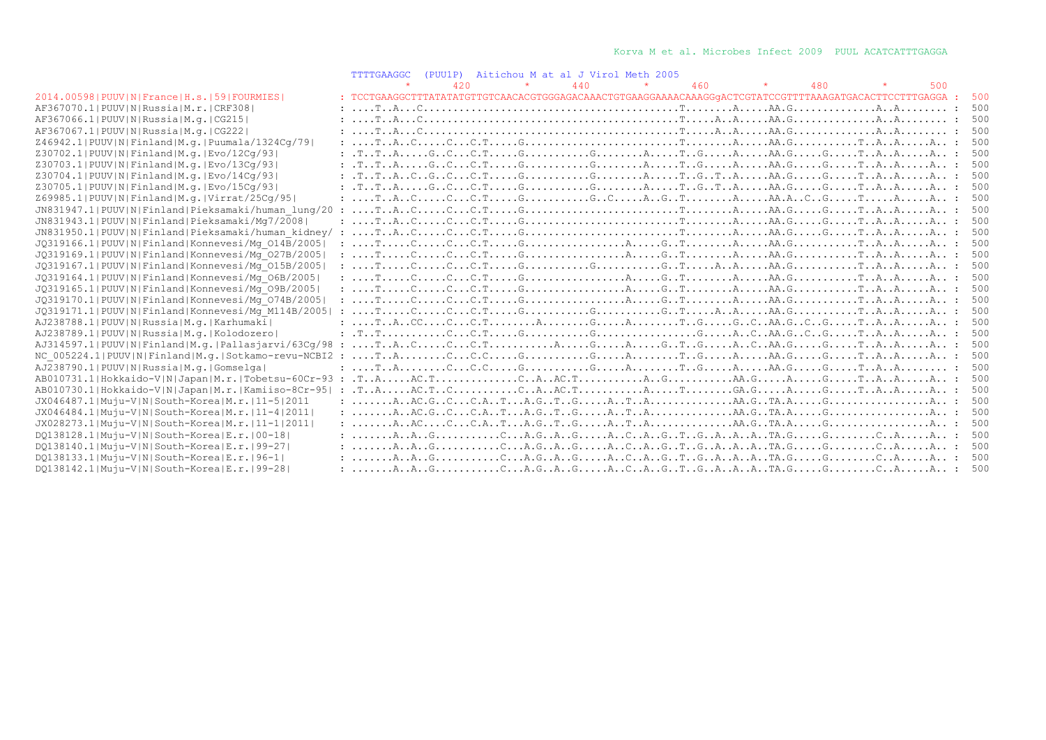```
                                                                                                     Korva M et al. Microbes Infect 2009  PUUL ACATCATTTGAGGA

                                                       TTTTGAAGGC  (PUU1P)  Aitichou M at al J Virol Meth 2005
                                                                 *       420         *       440         *       460         *       480         *       500
2014.00598|PUUV|N|France|H.s.|59|FOURMIES|          : TCCTGAAGGCTTTATATATGTTGTCAACACGTGGGAGACAAACTGTGAAGGAAAACAAAGGgACTCGTATCCGTTTTAAAGATGACACTTCCTTTGAGGA :  500
AF367070.1|PUUV|N|Russia|M.r.|CRF308|               : ....T..A...C.........................................T........A.....AA.G.............A..A........ :  500
AF367066.1|PUUV|N|Russia|M.g.|CG215|                : ....T..A...C.........................................T.....A..A.....AA.G.............A..A........ :  500
AF367067.1|PUUV|N|Russia|M.g.|CG222|                : ....T..A...C.........................................T.....A..A.....AA.G.............A..A........ :  500
Z46942.1|PUUV|N|Finland|M.g.|Puumala/1324Cg/79|     : ....T..A..C.....C...C.T.....G........................T........A.....AA.G...........T..A..A.....A.. :  500
Z30702.1|PUUV|N|Finland|M.g.|Evo/12Cg/93|           : .T..T..A.....G..C...C.T.....G...........G........A.....T..G.....A.....AA.G.....G.....T..A..A.....A.. :  500
Z30703.1|PUUV|N|Finland|M.g.|Evo/13Cg/93|           : .T..T..A.....G..C...C.T.....G...........G........A.....T..G.....A.....AA.G.....G.....T..A..A.....A.. :  500
Z30704.1|PUUV|N|Finland|M.g.|Evo/14Cg/93|           : .T..T..A..C..G..C...C.T.....G...........G........A.....T..G..T..A.....AA.G.....G.....T..A..A.....A.. :  500
Z30705.1|PUUV|N|Finland|M.g.|Evo/15Cg/93|           : .T..T..A.....G..C...C.T.....G...........G........A.....T..G..T..A.....AA.G.....G.....T..A..A.....A.. :  500
Z69985.1|PUUV|N|Finland|M.g.|Virrat/25Cg/95|        : ....T..A..C.....C...C.T.....G...........G..C.....A..G..T........A.....AA.A..C..G.....T.....A.....A.. :  500
JN831947.1|PUUV|N|Finland|Pieksamaki/human_lung/20 : ....T..A..C.....C...C.T.....G..........................T........A.....AA.G.....G.....T..A..A.....A.. :  500
JN831943.1|PUUV|N|Finland|Pieksamaki/Mg7/2008|      : ....T..A..C.....C...C.T.....G..........................T........A.....AA.G.....G.....T..A..A.....A.. :  500
JN831950.1|PUUV|N|Finland|Pieksamaki/human_kidney/ : ....T..A..C.....C...C.T.....G..........................T........A.....AA.G.....G.....T..A..A.....A.. :  500
JQ319166.1|PUUV|N|Finland|Konnevesi/Mg_O14B/2005|   : ....T.....C.....C...C.T.....G.................A.....G..T........A.....AA.G...........T..A..A.....A.. :  500
JQ319169.1|PUUV|N|Finland|Konnevesi/Mg_O27B/2005|   : ....T.....C.....C...C.T.....G.................A.....G..T........A.....AA.G...........T..A..A.....A.. :  500
JQ319167.1|PUUV|N|Finland|Konnevesi/Mg_O15B/2005|   : ....T.....C.....C...C.T.....G...........G...........G..T.....A..A.....AA.G...........T..A..A.....A.. :  500
JQ319164.1|PUUV|N|Finland|Konnevesi/Mg_O6B/2005|    : ....T.....C.....C...C.T.....G.................A.....G..T........A.....AA.G...........T..A..A.....A.. :  500
JQ319165.1|PUUV|N|Finland|Konnevesi/Mg_O9B/2005|    : ....T.....C.....C...C.T.....G.................A.....G..T........A.....AA.G...........T..A..A.....A.. :  500
JQ319170.1|PUUV|N|Finland|Konnevesi/Mg_O74B/2005|   : ....T.....C.....C...C.T.....G.................A.....G..T........A.....AA.G...........T..A..A.....A.. :  500
JQ319171.1|PUUV|N|Finland|Konnevesi/Mg_M114B/2005| : ....T.....C.....C...C.T.....G...........G...........G..T.....A..A.....AA.G...........T..A..A.....A.. :  500
AJ238788.1|PUUV|N|Russia|M.g.|Karhumaki|            : ....T..A..CC....C...C.T........A........G.....A........T..G.....G..C..AA.G..C..G.....T..A..A.....A.. :  500
AJ238789.1|PUUV|N|Russia|M.g.|Kolodozero|           : .T..T...........C...C.T.....G...........G.................G.....A..C..AA.G..C..G.....T..A..A.....A.. :  500
AJ314597.1|PUUV|N|Finland|M.g.|Pallasjarvi/63Cg/98 : ....T..A..C.....C...C.T...........A......G.....A.....G..T..G.....A..C..AA.G.....G.....T..A..A.....A.. :  500
NC_005224.1|PUUV|N|Finland|M.g.|Sotkamo-revu-NCBI2 : ....T..A........C...C.C.....G...........G.....A........T..G.....A.....AA.G.....G.....T..A..A.....A.. :  500
AJ238790.1|PUUV|N|Russia|M.g.|Gomselga|             : ....T..A........C...C.C.....G...........G.....A........T..G.....A.....AA.G.....G.....T..A..A........ :  500
AB010731.1|Hokkaido-V|N|Japan|M.r.|Tobetsu-60Cr-93 : .T..A.....AC.T..............C..A..AC.T...........A..G...........AA.G.....A.....G.....T..A..A.....A.. :  500
AB010730.1|Hokkaido-V|N|Japan|M.r.|Kamiiso-8Cr-95| : .T..A.....AC.T..C...........C..A..AC.T...........A.....T........GA.G.....A.....G.....T..A..A.....A.. :  500
JX046487.1|Muju-V|N|South-Korea|M.r.|11-5|2011     : .......A..AC.G..C...C.A..T...A.G..T..G.....A..T..A..............AA.G..TA.A.....G.................A.. :  500
JX046484.1|Muju-V|N|South-Korea|M.r.|11-4|2011|    : .......A..AC.G..C...C.A..T...A.G..T..G.....A..T..A..............AA.G..TA.A.....G.................A.. :  500
JX028273.1|Muju-V|N|South-Korea|M.r.|11-1|2011|    : .......A..AC....C...C.A..T...A.G..T..G.....A..T..A..............AA.G..TA.A.....G.................A.. :  500
DQ138128.1|Muju-V|N|South-Korea|E.r.|00-18|        : .......A..A..G...........C...A.G..A..G.....A..C..A..G..T..G..A..A..A..TA.G.....G........C..A.....A.. :  500
DQ138140.1|Muju-V|N|South-Korea|E.r.|99-27|        : .......A..A..G...........C...A.G..A..G.....A..C..A..G..T..G..A..A..A..TA.G.....G........C..A.....A.. :  500
DQ138133.1|Muju-V|N|South-Korea|E.r.|96-1|         : .......A..A..G...........C...A.G..A..G.....A..C..A..G..T..G..A..A..A..TA.G.....G........C..A.....A.. :  500
DQ138142.1|Muju-V|N|South-Korea|E.r.|99-28|        : .......A..A..G...........C...A.G..A..G.....A..C..A..G..T..G..A..A..A..TA.G.....G........C..A.....A.. :  500
```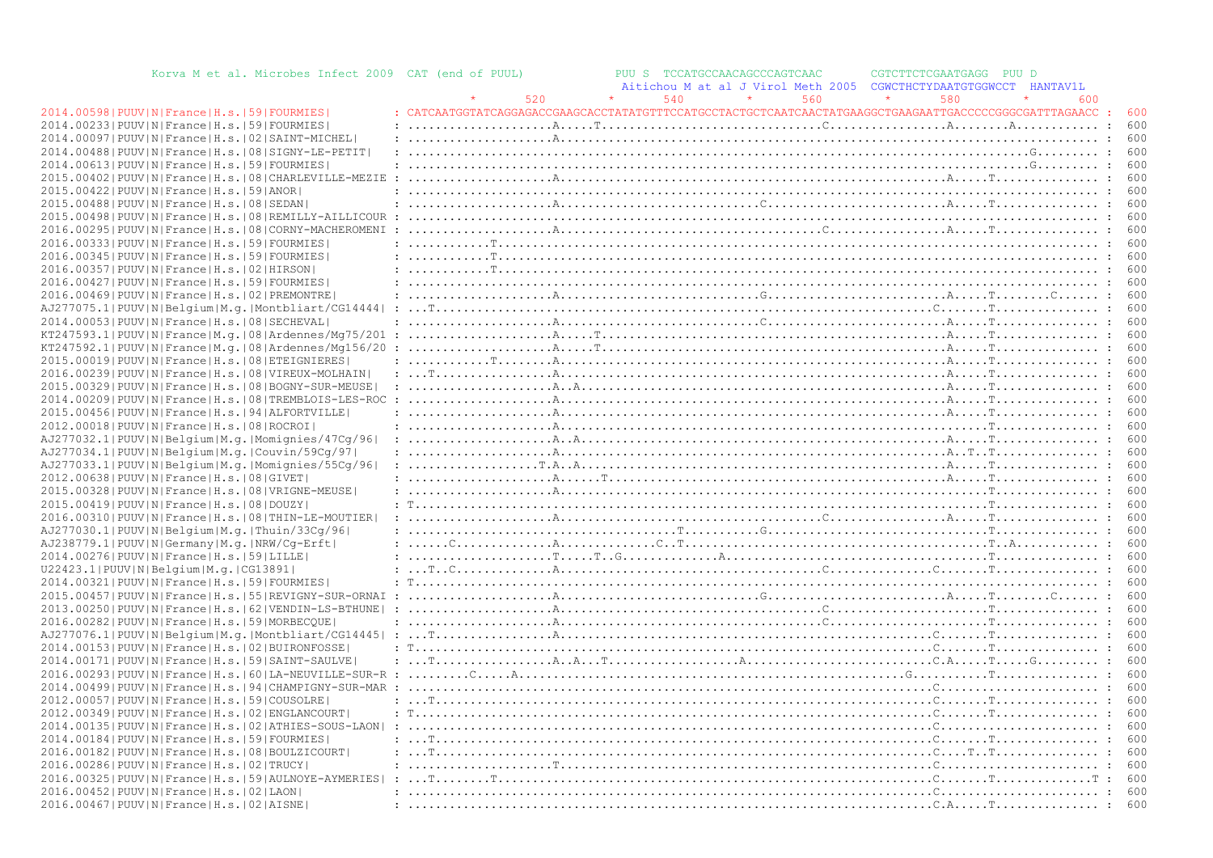```
Korva M et al. Microbes Infect 2009  CAT (end of PUUL)            PUU S  TCCATGCCAACAGCCCAGTCAAC       CGTCTTCTCGAATGAGG  PUU D
                                                                   Aitichou M at al J Virol Meth 2005  CGWCTHCTYDAATGTGGWCCT  HANTAV1L
                                                       *       520        *       540        *       560        *       580        *       600
2014.00598|PUUV|N|France|H.s.|59|FOURMIES|         : CATCAATGGTATCAGGAGACCGAAGCACCTATATGTTTCCATGCCTACTGCTCAATCAACTATGAAGGCTGAAGAATTGACCCCCGGGCGATTTAGAACC :  600
2014.00233|PUUV|N|France|H.s.|59|FOURMIES|         : ....................A.....T..............................C.................A........A............ :  600
2014.00097|PUUV|N|France|H.s.|02|SAINT-MICHEL|     : ....................A.............................................................................. :  600
2014.00488|PUUV|N|France|H.s.|08|SIGNY-LE-PETIT|   : ...........................................................................................G......... :  600
2014.00613|PUUV|N|France|H.s.|59|FOURMIES|         : ...........................................................................................G......... :  600
2015.00402|PUUV|N|France|H.s.|08|CHARLEVILLE-MEZIE : ....................A.................................................A.....T.............. :  600
2015.00422|PUUV|N|France|H.s.|59|ANOR|             : ................................................................................................... :  600
2015.00488|PUUV|N|France|H.s.|08|SEDAN|            : ....................A...........................C.........................A.....T.............. :  600
2015.00498|PUUV|N|France|H.s.|08|REMILLY-AILLICOUR : ................................................................................................... :  600
2016.00295|PUUV|N|France|H.s.|08|CORNY-MACHEROMENI : ....................A..................................C................A.....T.............. :  600
2016.00333|PUUV|N|France|H.s.|59|FOURMIES|         : ...........T....................................................................................... :  600
2016.00345|PUUV|N|France|H.s.|59|FOURMIES|         : ...........T....................................................................................... :  600
2016.00357|PUUV|N|France|H.s.|02|HIRSON|           : ...........T....................................................................................... :  600
2016.00427|PUUV|N|France|H.s.|59|FOURMIES|         : ................................................................................................... :  600
2016.00469|PUUV|N|France|H.s.|02|PREMONTRE|        : ....................A...........................G.........................A.....T........C...... :  600
AJ277075.1|PUUV|N|Belgium|M.g.|Montbliart/CG14444| : ...T.......................................................................C.......T.............. :  600
2014.00053|PUUV|N|France|H.s.|08|SECHEVAL|         : ....................A...........................C.........................A.....T.............. :  600
KT247593.1|PUUV|N|France|M.g.|08|Ardennes/Mg75/201 : ....................A.....T......................................................A.....T.............. :  600
KT247592.1|PUUV|N|France|M.g.|08|Ardennes/Mg156/20 : ....................A.....T......................................................A.....T.............. :  600
2015.00019|PUUV|N|France|H.s.|08|ETEIGNIERES|      : ...........T........A.......................................................A.....T.............. :  600
2016.00239|PUUV|N|France|H.s.|08|VIREUX-MOLHAIN|   : ...T................A.......................................................A.....T.............. :  600
2015.00329|PUUV|N|France|H.s.|08|BOGNY-SUR-MEUSE|  : ....................A..A....................................................A.....T.............. :  600
2014.00209|PUUV|N|France|H.s.|08|TREMBLOIS-LES-ROC : ....................A.......................................................A.....T.............. :  600
2015.00456|PUUV|N|France|H.s.|94|ALFORTVILLE|      : ....................A.......................................................A.....T.............. :  600
2012.00018|PUUV|N|France|H.s.|08|ROCROI|           : ....................A.............................................................T.............. :  600
AJ277032.1|PUUV|N|Belgium|M.g.|Momignies/47Cg/96|  : ....................A..A....................................................A.....T.............. :  600
AJ277034.1|PUUV|N|Belgium|M.g.|Couvin/59Cg/97|     : ....................A.......................................................A..T..T.............. :  600
AJ277033.1|PUUV|N|Belgium|M.g.|Momignies/55Cg/96|  : ..................T.A..A....................................................A.....T.............. :  600
2012.00638|PUUV|N|France|H.s.|08|GIVET|            : ....................A......T.................................................A.....T.............. :  600
2015.00328|PUUV|N|France|H.s.|08|VRIGNE-MEUSE|     : ....................A.............................................................T.............. :  600
2015.00419|PUUV|N|France|H.s.|08|DOUZY|            : T...................A.............................................................T.............. :  600
2016.00310|PUUV|N|France|H.s.|08|THIN-LE-MOUTIER|  : ....................A..................................C................A.....T.............. :  600
AJ277030.1|PUUV|N|Belgium|M.g.|Thuin/33Cg/96|      : ..................................T...........G...................................T.............. :  600
AJ238779.1|PUUV|N|Germany|M.g.|NRW/Cg-Erft|        : ......C.............A.............C..T.............................................T..A........... :  600
2014.00276|PUUV|N|France|H.s.|59|LILLE|            : ....................T.....T..G.............A.......................................T.............. :  600
U22423.1|PUUV|N|Belgium|M.g.|CG13891|              : ...T..C.............A..................................C..............C.......T.............. :  600
2014.00321|PUUV|N|France|H.s.|59|FOURMIES|         : T.................................................................................................. :  600
2015.00457|PUUV|N|France|H.s.|55|REVIGNY-SUR-ORNAI : ....................A...........................G.........................A.....T........C...... :  600
2013.00250|PUUV|N|France|H.s.|62|VENDIN-LS-BTHUNE| : ....................A..................................C.......................T.............. :  600
2016.00282|PUUV|N|France|H.s.|59|MORBECQUE|        : ....................A..................................C.......................T.............. :  600
AJ277076.1|PUUV|N|Belgium|M.g.|Montbliart/CG14445| : ...T................A.......................................................C.......T.............. :  600
2014.00153|PUUV|N|France|H.s.|02|BUIRONFOSSE|      : T...........................................................................C.......T.............. :  600
2014.00171|PUUV|N|France|H.s.|59|SAINT-SAULVE|     : ...T................A..A...T..................A..........................C.A.....T.....G......... :  600
2016.00293|PUUV|N|France|H.s.|60|LA-NEUVILLE-SUR-R : ........C.....A..........................................................G.......T.............. :  600
2014.00499|PUUV|N|France|H.s.|94|CHAMPIGNY-SUR-MAR : ............................................................................C...................... :  600
2012.00057|PUUV|N|France|H.s.|59|COUSOLRE|         : ...T........................................................................C.......T.............. :  600
2012.00349|PUUV|N|France|H.s.|02|ENGLANCOURT|      : T...........................................................................C.......T.............. :  600
2014.00135|PUUV|N|France|H.s.|02|ATHIES-SOUS-LAON| : ............................................................................C...................... :  600
2014.00184|PUUV|N|France|H.s.|59|FOURMIES|         : ...T........................................................................C.......T.............. :  600
2016.00182|PUUV|N|France|H.s.|08|BOULZICOURT|      : ...T........................................................................C....T..T.............. :  600
2016.00286|PUUV|N|France|H.s.|02|TRUCY|            : ....................T.......................................................C...................... :  600
2016.00325|PUUV|N|France|H.s.|59|AULNOYE-AYMERIES| : ...T........T...............................................................C.......T.............T :  600
2016.00452|PUUV|N|France|H.s.|02|LAON|             : ............................................................................C...................... :  600
2016.00467|PUUV|N|France|H.s.|02|AISNE|            : ............................................................................C.A.....T.............. :  600
```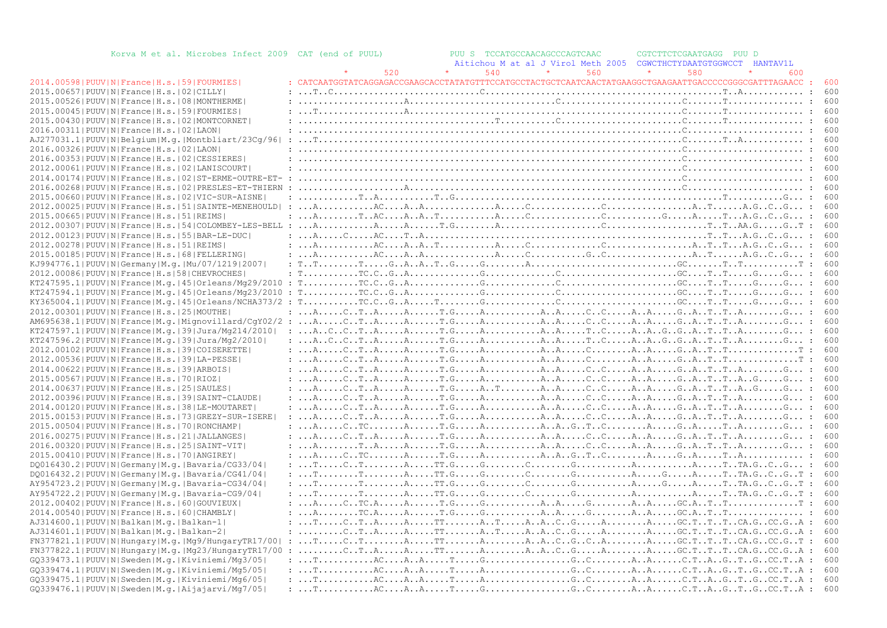```
         Korva M et al. Microbes Infect 2009  CAT (end of PUUL)              PUU S  TCCATGCCAACAGCCCAGTCAAC       CGTCTTCTCGAATGAGG  PUU D
                                                                             Aitichou M at al J Virol Meth 2005  CGWCTHCTYDAATGTGGWCCT  HANTAV1L
                                                                  *        520         *        540         *        560         *        580         *        600
2014.00598|PUUV|N|France|H.s.|59|FOURMIES|          : CATCAATGGTATCAGGAGACCGAAGCACCTATATGTTTCCATGCCTACTGCTCAATCAACTATGAAGGCTGAAGAATTGACCCCCGGGCGATTTAGAACC :  600
2015.00657|PUUV|N|France|H.s.|02|CILLY|             : ...T..C...........................C.....................................................T..A........... :  600
2015.00526|PUUV|N|France|H.s.|08|MONTHERME|         : ....................A.............................C.......................C.......T.............. :  600
2015.00045|PUUV|N|France|H.s.|59|FOURMIES|          : ...T................A.....................................................C.......T.............. :  600
2015.00430|PUUV|N|France|H.s.|02|MONTCORNET|        : ..................................T..........C........................C.......T.............. :  600
2016.00311|PUUV|N|France|H.s.|02|LAON|              : ..........................................................................C...................... :  600
AJ277031.1|PUUV|N|Belgium|M.g.|Montbliart/23Cg/96|  : ...T......................................................................C.......T..A........... :  600
2016.00326|PUUV|N|France|H.s.|02|LAON|              : ..........................................................................C...................... :  600
2016.00353|PUUV|N|France|H.s.|02|CESSIERES|         : ..........................................................................C...................... :  600
2012.00061|PUUV|N|France|H.s.|02|LANISCOURT|        : ..........................................................................C...................... :  600
2014.00174|PUUV|N|France|H.s.|02|ST-ERME-OUTRE-ET-  : ..........................................................................C...................... :  600
2016.00268|PUUV|N|France|H.s.|02|PRESLES-ET-THIERN  : ....................A.....................................................C...................... :  600
2015.00660|PUUV|N|France|H.s.|02|VIC-SUR-AISNE|     : ...........T..A..........T..G.........................................................T..........G... :  600
2012.00025|PUUV|N|France|H.s.|51|SAINTE-MENEHOULD|  : ...A..........AC....A..A.............A.....C.............C................A..T......A.G..C..G... :  600
2015.00665|PUUV|N|France|H.s.|51|REIMS|             : ...A........T..AC....A..A..T..........A.....C.............C.........G.....A.....T..A.G..C..G... :  600
2012.00307|PUUV|N|France|H.s.|54|COLOMBEY-LES-BELL  : ...A..........A.....A.....T.G........A....................C.....................T..T..AA.G.....G..T :  600
2012.00123|PUUV|N|France|H.s.|55|BAR-LE-DUC|        : ...A.....C.....AC....T..A.........................................................T..T...A.G..C..G... :  600
2012.00278|PUUV|N|France|H.s.|51|REIMS|             : ...A..........AC....A..A..T..........A.....C.............C................A..T..T...A.G..C..G... :  600
2015.00185|PUUV|N|France|H.s.|68|FELLERING|         : ...A..........AC....A..A.............A.....C..........G..C................A..T......A.G..C..G... :  600
KJ994776.1|PUUV|N|Germany|M.g.|Mu/07/1219|2007|     : T..T........T.....G..A..A..T..G.....G........A..............................GC.......T..T..........T :  600
2012.00086|PUUV|N|France|H.s|58|CHEVROCHES|         : T..........TC.C..G..A.............G..............C.......................GC....T..T.....G.....G... :  600
KT247595.1|PUUV|N|France|M.g.|45|Orleans/Mg29/2010  : T..........TC.C..G..A.............G..............C.......................GC....T..T.....G.....G... :  600
KT247594.1|PUUV|N|France|M.g.|45|Orleans/Mg23/2010  : T..........TC.C..G..A.............G..............C.......................GC....T..T.....G.....G... :  600
KY365004.1|PUUV|N|France|M.g.|45|Orleans/NCHA373/2  : T..........TC.C..G..A.....T.......G..............C.......................GC....T..T.....G.....G... :  600
2012.00301|PUUV|N|France|H.s.|25|MOUTHE|            : ...A.....C..T..A.....A......T.G.....A...........A..A.....C..C.....A..A.....G..A..T..T..A........G... :  600
AM695638.1|PUUV|N|France|M.g.|Mignovillard/CgY02/2  : ...A.....C..T..A.....A......T.G.....A...........A..A.....C..C.....A..A.....G..A..T..T..A........G... :  600
KT247597.1|PUUV|N|France|M.g.|39|Jura/Mg214/2010|   : ...A..C..C..T..A.....A......T.G.....A...........A..A.....T..C.....A..A..G..G..A..T..T..A........G... :  600
KT247596.2|PUUV|N|France|M.g.|39|Jura/Mg2/2010|     : ...A..C..C..T..A.....A......T.G.....A...........A..A.....T..C.....A..A..G..G..A..T..T..A........G... :  600
2012.00102|PUUV|N|France|H.s.|39|COISERETTE|        : ...A.....C..T..A.....A......T.G.....A...........A..A.....C........A..A.....G..A..T..T.............T :  600
2012.00536|PUUV|N|France|H.s.|39|LA-PESSE|          : ...A.....C..T..A.....A......T.G.....A...........A..A.....C........A..A.....G..A..T..T.............T :  600
2014.00622|PUUV|N|France|H.s.|39|ARBOIS|            : ...A.....C..T..A.....A......T.G.....A...........A..A.....C..C.....A..A.....G..A..T..T..A........G... :  600
2015.00567|PUUV|N|France|H.s.|70|RIOZ|              : ...A.....C..T..A.....A......T.G.....A...........A..A.....C..C.....A..A.....G..A..T..T..A..G.....G... :  600
2014.00637|PUUV|N|France|H.s.|25|SAULES|            : ...A.....C..T..A.....A......T.G.....A..T........A..A.....C..C.....A..A.....G..A..T..T..A..G.....G... :  600
2012.00396|PUUV|N|France|H.s.|39|SAINT-CLAUDE|      : ...A.....C..T..A.....A......T.G.....A...........A..A.....C..C.....A..A.....G..A..T..T..A........G... :  600
2014.00120|PUUV|N|France|H.s.|38|LE-MOUTARET|       : ...A.....C..T..A.....A......T.G.....A...........A..A.....C..C.....A..A.....G..A..T..T..A........G... :  600
2015.00153|PUUV|N|France|H.s.|73|GREZY-SUR-ISERE|   : ...A.....C..T..A.....A......T.G.....A...........A..A.....C..C.....A..A.....G..A..T..T..A........G... :  600
2015.00504|PUUV|N|France|H.s.|70|RONCHAMP|          : ...A.....C..TC.......A......T.G.....A...........A..A..G..T..C........A.....G..A.....T..A........G... :  600
2016.00275|PUUV|N|France|H.s.|21|JALLANGES|         : ...A.....C..T..A.....A......T.G.....A...........A..A.....C..C.....A..A.....G..A..T..T..A........G... :  600
2016.00320|PUUV|N|France|H.s.|25|SAINT-VIT|         : ...A........T..A.....A......T.G.....A...........A..A.....C..C.....A..A.....G..A..T..T..A........G... :  600
2015.00410|PUUV|N|France|H.s.|70|ANGIREY|           : ...A.....C..TC.......A......T.G.....A...........A..A..G..T..C........A.....G..A.....T..A............ :  600
DQ016430.2|PUUV|N|Germany|M.g.|Bavaria/CG33/04|     : ...T.....C..T........A.....TT.G.....G........C........G...........A...........A.....T..TA.G..C..G... :  600
DQ016432.2|PUUV|N|Germany|M.g.|Bavaria/CG41/04|     : ...T........T........A.....TT.G.....G........C........G...........A........G.....A.....T..TA.G..C..G..T :  600
AY954723.2|PUUV|N|Germany|M.g.|Bavaria-CG34/04|     : ...T........T........A.....TT.G.....G........C........G...........A........G.....A.....T..TA.G..C..G..T :  600
AY954722.2|PUUV|N|Germany|M.g.|Bavaria-CG9/04|      : ...T........T........A.....TT.G.....G........C........G...........A...........A.....T..TA.G..C..G..T :  600
2012.00402|PUUV|N|France|H.s.|60|GOUVIEUX|          : ...A.....C..TC.A.....A......T.G.....A...........A..A.....G........A..A.....GC.A..T..T.............T :  600
2014.00540|PUUV|N|France|H.s.|60|CHAMBLY|           : ...A........TC.A.....A......T.G.....G...........A..A.....G........A..A.....GC.A..T..T.............. :  600
AJ314600.1|PUUV|N|Balkan|M.g.|Balkan-1|             : ...T.....C..T..A.....A.....TT.......A..T.....A..A..C..G.....A.........A.....GC.T..T..T..CA.G..CC.G..A :  600
AJ314601.1|PUUV|N|Balkan|M.g.|Balkan-2|             : .........C..T..A.....A.....TT.......A..T.....A..A..C..G.....A.........A.....GC.T..T..T..CA.G..CC.G..A :  600
FN377821.1|PUUV|N|Hungary|M.g.|Mg9/HungaryTR17/00|  : ...T.....C..T........A.....TT.......A.........A..A..C..G..C..A.........A.....GC.T..T..T..CA.G..CC.G..T :  600
FN377822.1|PUUV|N|Hungary|M.g.|Mg23/HungaryTR17/00  : .........C..T..A.....A.....TT.......A.........A..A..C..G.....A.........A.....GC.T..T..T..CA.G..CC.G..A :  600
GQ339473.1|PUUV|N|Sweden|M.g.|Kiviniemi/Mg3/05|     : ...T...........AC....A..A.....T.....G.................G..C........A..A......C.T..A..G..T..G..CC.T..A :  600
GQ339474.1|PUUV|N|Sweden|M.g.|Kiviniemi/Mg5/05|     : ...T...........AC....A..A.....T.....A.................G..C........A..A......C.T..A..G..T..G..CC.T..A :  600
GQ339475.1|PUUV|N|Sweden|M.g.|Kiviniemi/Mg6/05|     : ...T...........AC....A..A.....T.....A.................G..C........A..A......C.T..A..G..T..G..CC.T..A :  600
GQ339476.1|PUUV|N|Sweden|M.g.|Aijajarvi/Mg7/05|     : ...T...........AC....A..A.....T.....G.................G..C........A..A......C.T..A..G..T..G..CC.T..A :  600
```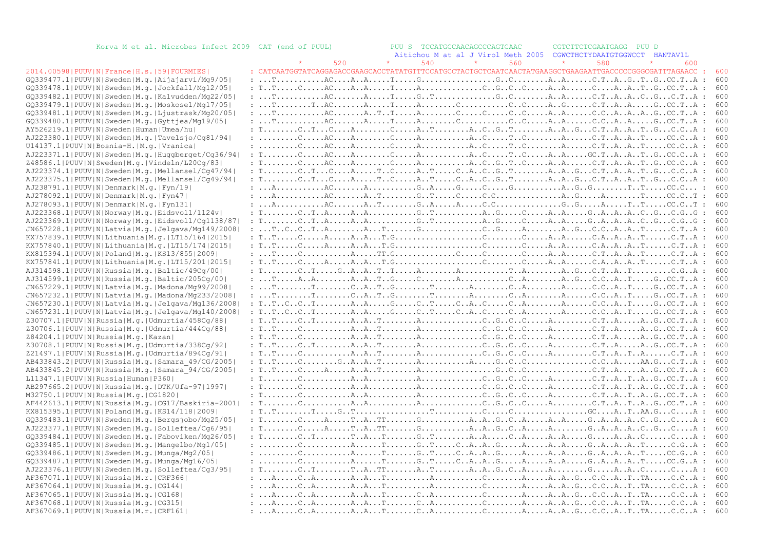```
Korva M et al. Microbes Infect 2009  CAT (end of PUUL)            PUU S  TCCATGCCAACAGCCCAGTCAAC       CGTCTTCTCGAATGAGG  PUU D
                                                                   Aitichou M at al J Virol Meth 2005  CGWCTHCTYDAATGTGGWCCT  HANTAV1L
                                                       *       520        *       540        *       560        *       580        *       600
2014.00598|PUUV|N|France|H.s.|59|FOURMIES|         : CATCAATGGTATCAGGAGACCGAAGCACCTATATGTTTCCATGCCTACTGCTCAATCAACTATGAAGGCTGAAGAATTGACCCCCGGGCGATTTAGAACC :  600
GQ339477.1|PUUV|N|Sweden|M.g.|Aijajarvi/Mg9/05|    : ...T..........AC....A..A.....T.....G................G..C........A..A......C.T..A..G..T..G..CC.T..A :  600
GQ339478.1|PUUV|N|Sweden|M.g.|Jockfall/Mg12/05|    : T..T.....C.....AC....A..A.....T....A.............C..G..C..C.....A..A......C....A..A..T..G..CC.T..A :  600
GQ339482.1|PUUV|N|Sweden|M.g.|Kalvudden/Mg22/05|   : ...T..........AC.......A.....T.....G..T.............G..C........A..A......C.T..A..A..C..G...C.T..A :  600
GQ339479.1|PUUV|N|Sweden|M.g.|Moskosel/Mg17/05|    : ...T.......T..AC.......A.....T.....A.......C..........C..C.....A..G......C.T..A..A.....G..CC.T..A :  600
GQ339481.1|PUUV|N|Sweden|M.g.|Ljustrask/Mg20/05|   : ...T..........AC.......A..T..T.....A........C.....C.....C..C.....A..A......C.C..A..A..A..G..CC.T..A :  600
GQ339480.1|PUUV|N|Sweden|M.g.|Gyttjea/Mg19/05|     : ...T..........AC.......A.....T.....A.......C..........C..C.....A..A......C.C..A..A.....G..CC.T..A :  600
AY526219.1|PUUV|N|Sweden|Human|Umea/hu|            : T.......C..T...C....A........C.....A..T........A..C..G..T........A..A..G...C.T..A..A..T..G...C.C..A :  600
AJ223380.1|PUUV|N|Sweden|M.g.|Tavelsjo/Cg81/94|    : ........C.....AC....A........C.....A..........A..C.....T..C........A......C.T..A..A..T.....CC.C..A :  600
U14137.1|PUUV|N|Bosnia-H.|M.g.|Vranica|            : ........C.....AC....A........C.....A..........A..C.....T..C........A......C.T..A..A..T.....CC.C..A :  600
AJ223371.1|PUUV|N|Sweden|M.g.|Huggberget/Cg36/94|  : T.......C.....AC....A........C.....A..........A..C.....T..C.....A..A.....GC.T..A..A..T..G..CC.C..A :  600
Z48586.1|PUUV|N|Sweden|M.g.|Vindeln/L20Cg/83|      : T.......C.....AC....A........C.....A..........A..C..G..T..C.....A..A......C.T..A..A..T..G..CC.C..A :  600
AJ223374.1|PUUV|N|Sweden|M.g.|Mellansel/Cg47/94|   : T.......C..T...C....A.....T..C.....A..T.....C..A..C..G..T........A..A..G...C.T..A..A..T..G...C.C..A :  600
AJ223375.1|PUUV|N|Sweden|M.g.|Mellansel/Cg49/94|   : T.......C..T...C....A.....T..C.....A..T.....C..A..C..G..T........A..A..G...C.T..A..A..T..G...C.C..A :  600
AJ238791.1|PUUV|N|Denmark|M.g.|Fyn/19|             : ...A..........AC.......A..........G..A.....G.....C.....G..........A..G..G........T..T.....CC.C... :  600
AJ278092.1|PUUV|N|Denmark|M.g.|Fyn47|              : ...A..........AC.......A..T.......G..T.....C.....C.C.............A..G.....A........T.....CC.C..T :  600
AJ278093.1|PUUV|N|Denmark|M.g.|Fyn131|             : ...A..........AC.......A..T.......G..A.....A.....C.C.............G..G.....A.....T..T.....CC.C..T :  600
AJ223368.1|PUUV|N|Norway|M.g.|Eidsvoll/1124v|      : T.......C..T..A.....A..A..........G..T..........A..G.....C.....A..A.....G..A..A..A..C..G..C.G..G :  600
AJ223369.1|PUUV|N|Norway|M.g.|Eidsvoll/Cg1138/87|  : T.......C..T..A.....A..A..........G..T..........A..G.....C.....A..A.....G..A..A..A..C..G..C.G..G :  600
JN657228.1|PUUV|N|Latvia|M.g.|Jelgava/Mg149/2008|  : ...T..C..C..T..A........A.....T.......G.............C..G.....A........A..G...C.C..A..A..T.......C.T..A :  600
KX757839.1|PUUV|N|Lithuania|M.g.|LT15/164|2015|    : T..T.....C.....A.....A..A...T.G..................C........C.....A..A......C.A..A..A..T.......C.T..A :  600
KX757840.1|PUUV|N|Lithuania|M.g.|LT15/174|2015|    : T..T.....C.....A.....A..A...T.G..................C........C.....A..A......C.A..A..A..T.......C.T..A :  600
KX815394.1|PUUV|N|Poland|M.g.|KS13/855|2009|       : ...T.....C...........A.....TT.G...............C.....C........C.....A..A......C.T..A..A..T.......C.T..A :  600
KX757841.1|PUUV|N|Lithuania|M.g.|LT15/201|2015|    : T..T.....C.....A.....A..A...T.G..................C........C.....A..A......C.A..A..A..T.......C.T..A :  600
AJ314598.1|PUUV|N|Russia|M.g.|Baltic/49Cg/00|      : T.......C..T.....G..A..A..T..T.....A........A..........T..A........A..G...C.T..A..T.........C.G..A :  600
AJ314599.1|PUUV|N|Russia|M.g.|Baltic/205Cg/00|     : ...T.....A..A........A..A..T..G.....C........A..........C..A........A..G...C.C..A..T.....G..CC.T..A :  600
JN657229.1|PUUV|N|Latvia|M.g.|Madona/Mg99/2008|    : ...T........T........C..A..T..G........T........A.......C..A........A......C.C..A..T.....G..CC.T..A :  600
JN657232.1|PUUV|N|Latvia|M.g.|Madona/Mg233/2008|   : ...T........T........C..A..T..G........T........A.......C..A........A......C.C..A..T.....G..CC.T..A :  600
JN657230.1|PUUV|N|Latvia|M.g.|Jelgava/Mg136/2008|  : T..T..C..C..T........A..A.....G.....C..T.....C..A..C.....C..A........A......C.C..A..T.....G..CC.T..A :  600
JN657231.1|PUUV|N|Latvia|M.g.|Jelgava/Mg140/2008|  : T..T..C..C..T........A..A.....G.....C..T.....C..A..C.....C..A........A......C.C..A..T.....G..CC.T..A :  600
Z30707.1|PUUV|N|Russia|M.g.|Udmurtia/458Cg/88|     : T..T.....C..T........A..A..T........A.............C..G..C..C.....A.........C.T..A......A..G..CC.T..A :  600
Z30706.1|PUUV|N|Russia|M.g.|Udmurtia/444Cg/88|     : T..T.....C...........A..A..T........A.............C..G..C..C.....A.........C.T..A......A..G..CC.T..A :  600
Z84204.1|PUUV|N|Russia|M.g.|Kazan|                 : T..T.....C...........A..A..T........A.............C..G..C..C.....A.........C.T..A......A..G..CC.T..A :  600
Z30708.1|PUUV|N|Russia|M.g.|Udmurtia/338Cg/92|     : T..T.....C..T........A..A..T........A.............C..G..C..C.....A.........C.T..A......A..G..CC.T..A :  600
Z21497.1|PUUV|N|Russia|M.g.|Udmurtia/894Cg/91|     : T..T.....C...........A..A..T........A.............C..G..C..C.....A.........C.T..A..T..A.......C.T..A :  600
AB433843.2|PUUV|N|Russia|M.g.|Samara_49/CG/2005|   : T..T.....C........G..A..A..T........A............A.....G..C..C................C.C..A.....AA.G...C.T..A :  600
AB433845.2|PUUV|N|Russia|M.g.|Samara_94/CG/2005|   : T..T.....C.....A.....A..A..T........A................G..C..C................C.T..A.....A..G..CC.T..A :  600
L11347.1|PUUV|N|Russia|Human|P360|                 : T.......C...........A..A..........A.............C..G..C..C.....A.........C.T..A..T..A..G..CC.T..A :  600
AB297665.2|PUUV|N|Russia|M.g.|DTK/Ufa-97|1997|     : T.......C...........A..A..........A.............C..G..C..C.....A.........C.T..A..T..A..G..CC.T..A :  600
M32750.1|PUUV|N|Russia|M.g.|CG1820|                : T.......C...........A..A..........A.............C..G..C..C.....A.........C.T..A..T..A..G..CC.T..A :  600
AF442613.1|PUUV|N|Russia|M.g.|CG17/Baskiria-2001|  : T.......C...........A..A..........A.............C..G..C..C.....A.........C.T..A..T..A..G..CC.T..A :  600
KX815395.1|PUUV|N|Poland|M.g.|KS14/118|2009|       : T..T........T.....G..T................T..........C.....C................GC....A..T..AA.G...C....A :  600
GQ339483.1|PUUV|N|Sweden|M.g.|Bergsjobo/Mg25/05|   : T.......C.....A.....T..A..TT.......G...........A..A..G..C..A.....A..A......G..A..A..A..C..G...C....A :  600
AJ223377.1|PUUV|N|Sweden|M.g.|Solleftea/Cg6/95|    : T.......C.....A.....T..A..TT.......G...........A..A..G..C..A........A.........G..A..A..A..C..G...C....A :  600
GQ339484.1|PUUV|N|Sweden|M.g.|Faboviken/Mg26/05|   : T.......C..T........T..A...T.......G..T........A..A.....C..A.....A..A......G.....A..A..C.......C....A :  600
GQ339485.1|PUUV|N|Sweden|M.g.|Mangelbo/Mg1/05|     : ........C...........A.....T.......G..T.....C..A..A..G.....A.....A..A......G..A..A..A..T.......C.G..A :  600
GQ339486.1|PUUV|N|Sweden|M.g.|Munga/Mg2/05|        : ........C...........A.....T.......G..T.....C..A..A..G.....A.....A..A......G..A..A..A..T.....CC.G..A :  600
GQ339487.1|PUUV|N|Sweden|M.g.|Munga/Mg16/05|       : ........C...........A.....T.......G..T.....C..A..A..G.....A.....A..A......G..A..A..A..T.....CC.G..A :  600
AJ223376.1|PUUV|N|Sweden|M.g.|Solleftea/Cg3/95|    : T.......C..T........T..A..TT.......A..T........A..A..G..C..A.....A........G.....A..A..C.......C....A :  600
AF367071.1|PUUV|N|Russia|M.r.|CRF366|              : ...A.....C..A........A..A...T.........A...........C........A.....A..A..G...C.C..A..T..TA.....C.C..A :  600
AF367064.1|PUUV|N|Russia|M.g.|CG144|               : ...A.....C..A........A..A...T..........A...........C........A.....A..A..G...C.C..A..T..TA.....C.C..A :  600
AF367065.1|PUUV|N|Russia|M.g.|CG168|               : ...A.....C..A........A..A...T.......C..A...........C........A.....A..A..G...C.C..A..T..TA.....C.C..A :  600
AF367068.1|PUUV|N|Russia|M.g.|CG315|               : ...A.....C..A........A..A...T.......C..A...........C........A.....A..A..G...C.C..A..T..TA.....C.C..A :  600
AF367069.1|PUUV|N|Russia|M.r.|CRF161|              : ...A.....C..A........A..A...T.......C..A...........C........A.....A..A..G...C.C..A..T..TA.....C.C..A :  600
```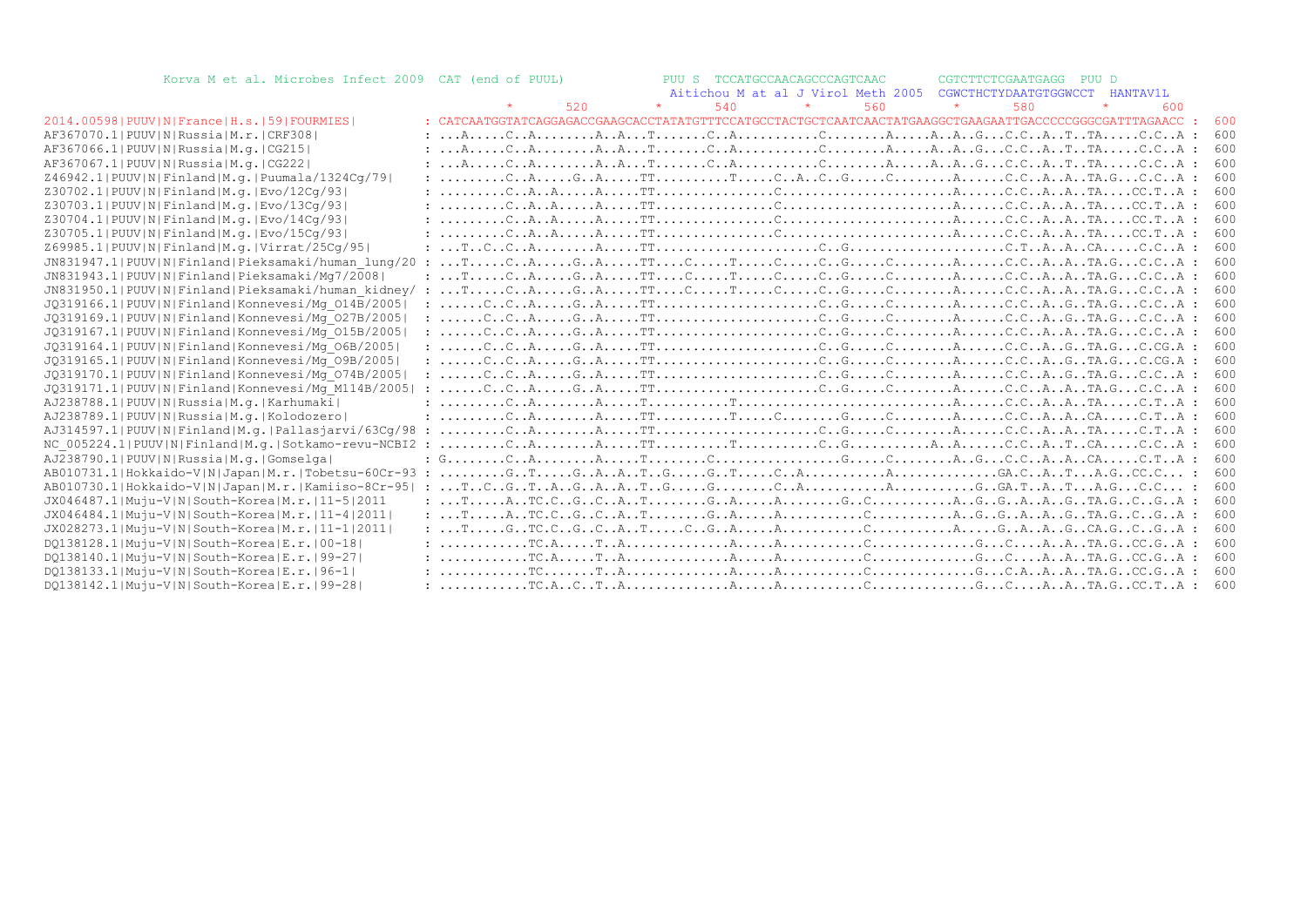```
          Korva M et al. Microbes Infect 2009  CAT (end of PUUL)            PUU S  TCCATGCCAACAGCCCAGTCAAC       CGTCTTCTCGAATGAGG  PUU D
                                                                             Aitichou M at al J Virol Meth 2005  CGWCTHCTYDAATGTGGWCCT  HANTAV1L
                                                          *       520         *       540         *       560         *       580         *       600
2014.00598|PUUV|N|France|H.s.|59|FOURMIES|         : CATCAATGGTATCAGGAGACCGAAGCACCTATATGTTTCCATGCCTACTGCTCAATCAACTATGAAGGCTGAAGAATTGACCCCCGGGCGATTTAGAACC :  600
AF367070.1|PUUV|N|Russia|M.r.|CRF308|               : ...A.....C..A........A..A...T.......C..A...........C........A.....A..A..G...C.C..A..T..TA.....C.C..A :  600
AF367066.1|PUUV|N|Russia|M.g.|CG215|                : ...A.....C..A........A..A...T.......C..A...........C........A.....A..A..G...C.C..A..T..TA.....C.C..A :  600
AF367067.1|PUUV|N|Russia|M.g.|CG222|                : ...A.....C..A........A..A...T.......C..A...........C........A.....A..A..G...C.C..A..T..TA.....C.C..A :  600
Z46942.1|PUUV|N|Finland|M.g.|Puumala/1324Cg/79|     : ........C..A.....G..A.....TT..........T.....C..A..C..G.....C........A......C.C..A..A..TA.G...C.C..A :  600
Z30702.1|PUUV|N|Finland|M.g.|Evo/12Cg/93|           : ........C..A..A.....A.....TT...............C.......................A......C.C..A..A..TA....CC.T..A :  600
Z30703.1|PUUV|N|Finland|M.g.|Evo/13Cg/93|           : ........C..A..A.....A.....TT...............C.......................A......C.C..A..A..TA....CC.T..A :  600
Z30704.1|PUUV|N|Finland|M.g.|Evo/14Cg/93|           : ........C..A..A.....A.....TT...............C.......................A......C.C..A..A..TA....CC.T..A :  600
Z30705.1|PUUV|N|Finland|M.g.|Evo/15Cg/93|           : ........C..A..A.....A.....TT...............C.......................A......C.C..A..A..TA....CC.T..A :  600
Z69985.1|PUUV|N|Finland|M.g.|Virrat/25Cg/95|        : ...T..C..C..A........A.....TT.....................C..G.....................C.T..A..A..CA.....C.C..A :  600
JN831947.1|PUUV|N|Finland|Pieksamaki/human_lung/20 : ...T.....C..A.....G..A.....TT....C.....T.....C.....C..G.....C........A......C.C..A..A..TA.G...C.C..A :  600
JN831943.1|PUUV|N|Finland|Pieksamaki/Mg7/2008|      : ...T.....C..A.....G..A.....TT....C.....T.....C.....C..G.....C........A......C.C..A..A..TA.G...C.C..A :  600
JN831950.1|PUUV|N|Finland|Pieksamaki/human_kidney/ : ...T.....C..A.....G..A.....TT....C.....T.....C.....C..G.....C........A......C.C..A..A..TA.G...C.C..A :  600
JQ319166.1|PUUV|N|Finland|Konnevesi/Mg_014B/2005|   : ......C..C..A.....G..A.....TT.....................C..G.....C........A......C.C..A..A..TA.G...C.C..A :  600
JQ319169.1|PUUV|N|Finland|Konnevesi/Mg_027B/2005|   : ......C..C..A.....G..A.....TT.....................C..G.....C........A......C.C..A..G..TA.G...C.C..A :  600
JQ319167.1|PUUV|N|Finland|Konnevesi/Mg_015B/2005|   : ......C..C..A.....G..A.....TT.....................C..G.....C........A......C.C..A..A..TA.G...C.C..A :  600
JQ319164.1|PUUV|N|Finland|Konnevesi/Mg_06B/2005|    : ......C..C..A.....G..A.....TT.....................C..G.....C........A......C.C..A..G..TA.G...C.CG.A :  600
JQ319165.1|PUUV|N|Finland|Konnevesi/Mg_09B/2005|    : ......C..C..A.....G..A.....TT.....................C..G.....C........A......C.C..A..G..TA.G...C.CG.A :  600
JQ319170.1|PUUV|N|Finland|Konnevesi/Mg_074B/2005|   : ......C..C..A.....G..A.....TT.....................C..G.....C........A......C.C..A..G..TA.G...C.C..A :  600
JQ319171.1|PUUV|N|Finland|Konnevesi/Mg_M114B/2005| : ......C..C..A.....G..A.....TT.....................C..G.....C........A......C.C..A..A..TA.G...C.C..A :  600
AJ238788.1|PUUV|N|Russia|M.g.|Karhumaki|            : ........C..A........A.....T..........T............................A......C.C..A..A..TA.....C.T..A :  600
AJ238789.1|PUUV|N|Russia|M.g.|Kolodozero|           : ........C..A........A.....TT..........T.....C.......G.....C........A......C.C..A..A..CA.....C.T..A :  600
AJ314597.1|PUUV|N|Finland|M.g.|Pallasjarvi/63Cg/98 : ........C..A........A.....TT.....................C..G.....C........A......C.C..A..A..TA.....C.T..A :  600
NC_005224.1|PUUV|N|Finland|M.g.|Sotkamo-revu-NCBI2 : ........C..A........A.....TT..........T...........C..G...........A..A......C.C..A..T..CA.....C.C..A :  600
AJ238790.1|PUUV|N|Russia|M.g.|Gomselga|             : G.......C..A........A.....T........C.................G.....C........A..G...C.C..A..A..CA.....C.T..A :  600
AB010731.1|Hokkaido-V|N|Japan|M.r.|Tobetsu-60Cr-93 : ........G..T.....G..A..A..T..G.....G..T.....C..A...........A.............GA.C..A..T...A.G..CC.C... :  600
AB010730.1|Hokkaido-V|N|Japan|M.r.|Kamiiso-8Cr-95| : ...T..C..G..T..A..G..A..A..T..G.....G.......C..A...........A...........G..GA.T..A..T...A.G...C.C... :  600
JX046487.1|Muju-V|N|South-Korea|M.r.|11-5|2011      : ...T.....A..TC.C..G..C..A..T........G..A.....A........G..C...........A..G..G..A..A..G..TA.G..C..G..A :  600
JX046484.1|Muju-V|N|South-Korea|M.r.|11-4|2011|     : ...T.....A..TC.C..G..C..A..T........G..A.....A...........C...........A..G..G..A..A..G..TA.G..C..G..A :  600
JX028273.1|Muju-V|N|South-Korea|M.r.|11-1|2011|     : ...T.....G..TC.C..G..C..A..T.....C..G..A.....A...........C...........A.....G..A..A..G..CA.G..C..G..A :  600
DQ138128.1|Muju-V|N|South-Korea|E.r.|00-18|         : ...........TC.A.....T..A..............A.....A...........C.............G...C....A..A..TA.G..CC.G..A :  600
DQ138140.1|Muju-V|N|South-Korea|E.r.|99-27|         : ...........TC.A.....T..A..............A.....A...........C.............G...C....A..A..TA.G..CC.G..A :  600
DQ138133.1|Muju-V|N|South-Korea|E.r.|96-1|          : ...........TC.......T..A..............A.....A...........C.............G...C.A..A..A..TA.G..CC.G..A :  600
DQ138142.1|Muju-V|N|South-Korea|E.r.|99-28|         : ...........TC.A..C..T..A..............A.....A...........C.............G...C....A..A..TA.G..CC.T..A :  600
```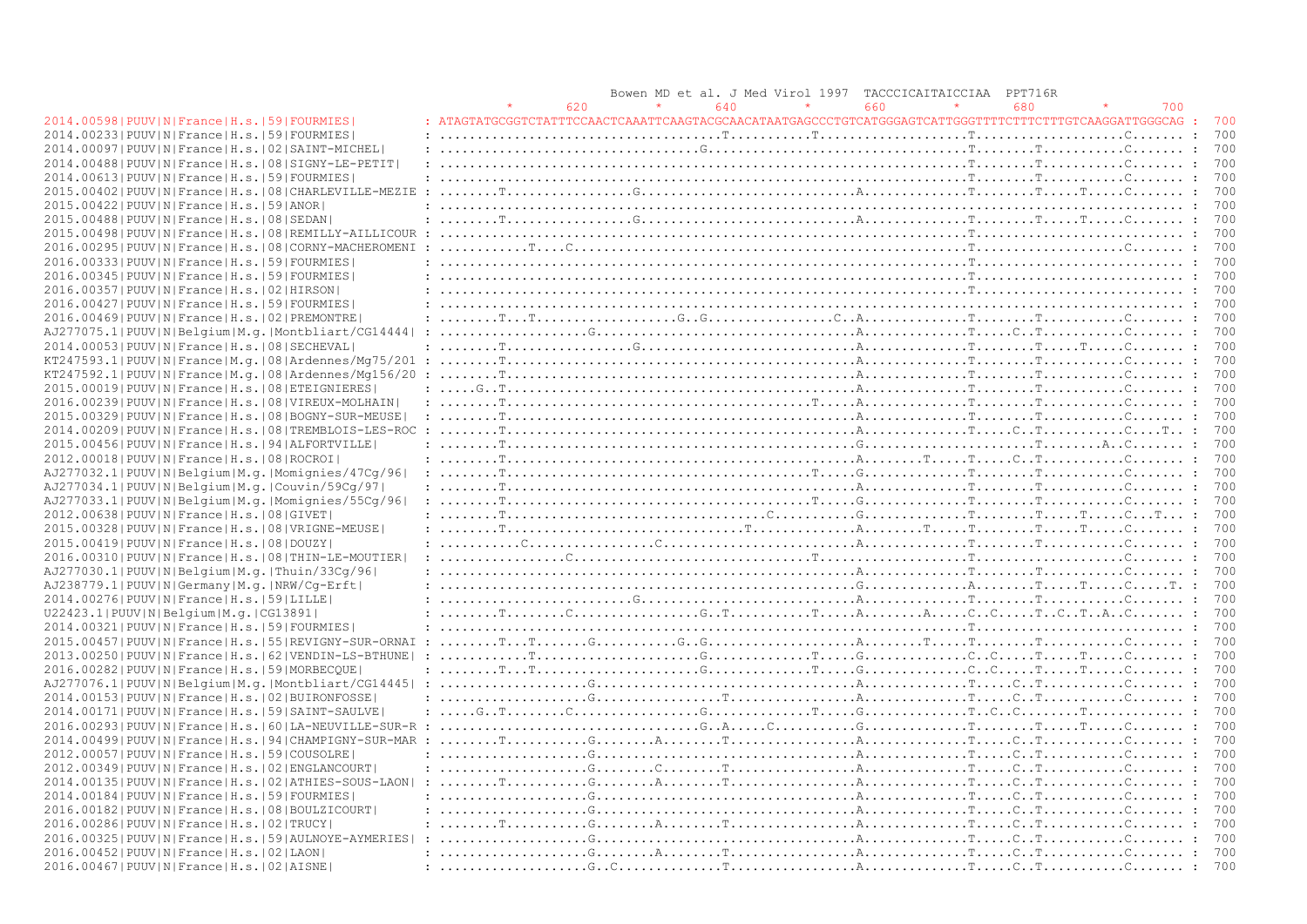```
                                                                    Bowen MD et al. J Med Virol 1997  TACCCICAITAICCIAA  PPT716R
                                                          *       620        *       640        *       660        *       680        *       700
2014.00598|PUUV|N|France|H.s.|59|FOURMIES|         : ATAGTATGCGGTCTATTTCCAACTCAAATTCAAGTACGCAACATAATGAGCCCTGTCATGGGAGTCATTGGGTTTTCTTTCTTTGTCAAGGATTGGGCAG :  700
2014.00233|PUUV|N|France|H.s.|59|FOURMIES|         : .................................T..........T..................T..................C...... :  700
2014.00097|PUUV|N|France|H.s.|02|SAINT-MICHEL|     : ..............................G...............................T........T..........C...... :  700
2014.00488|PUUV|N|France|H.s.|08|SIGNY-LE-PETIT|   : ..............................................................T........T..........C...... :  700
2014.00613|PUUV|N|France|H.s.|59|FOURMIES|         : ..............................................................T........T..........C...... :  700
2015.00402|PUUV|N|France|H.s.|08|CHARLEVILLE-MEZIE : .......T................G...........................A...........T........T.....T.....C...... :  700
2015.00422|PUUV|N|France|H.s.|59|ANOR|             : ..................................................................................................... :  700
2015.00488|PUUV|N|France|H.s.|08|SEDAN|            : .......T................G...........................A...........T........T.....T.....C...... :  700
2015.00498|PUUV|N|France|H.s.|08|REMILLY-AILLICOUR : ..............................................................T.......................... :  700
2016.00295|PUUV|N|France|H.s.|08|CORNY-MACHEROMENI : ...........T....C..............................................T..................C...... :  700
2016.00333|PUUV|N|France|H.s.|59|FOURMIES|         : ..............................................................T.......................... :  700
2016.00345|PUUV|N|France|H.s.|59|FOURMIES|         : ..............................................................T.......................... :  700
2016.00357|PUUV|N|France|H.s.|02|HIRSON|           : ..............................................................T.......................... :  700
2016.00427|PUUV|N|France|H.s.|59|FOURMIES|         : ..................................................................................................... :  700
2016.00469|PUUV|N|France|H.s.|02|PREMONTRE|        : .......T...T..................G..G...............C..A...........T........T..........C...... :  700
AJ277075.1|PUUV|N|Belgium|M.g.|Montbliart/CG14444| : ...................G................................A...........T.....C..T..........C...... :  700
2014.00053|PUUV|N|France|H.s.|08|SECHEVAL|         : .......T................G...........................A...........T........T.....T.....C...... :  700
KT247593.1|PUUV|N|France|M.g.|08|Ardennes/Mg75/201 : .......T............................................A...........T........T..........C...... :  700
KT247592.1|PUUV|N|France|M.g.|08|Ardennes/Mg156/20 : .......T............................................A...........T........T..........C...... :  700
2015.00019|PUUV|N|France|H.s.|08|ETEIGNIERES|      : ....G..T............................................A...........T........T..........C...... :  700
2016.00239|PUUV|N|France|H.s.|08|VIREUX-MOLHAIN|   : .......T.......................................T....A...........T........T..........C...... :  700
2015.00329|PUUV|N|France|H.s.|08|BOGNY-SUR-MEUSE|  : .......T............................................A...........T........T..........C...... :  700
2014.00209|PUUV|N|France|H.s.|08|TREMBLOIS-LES-ROC : .......T............................................A...........T.....C..T..........C....T.. :  700
2015.00456|PUUV|N|France|H.s.|94|ALFORTVILLE|      : .......T............................................G...........................T........A..C...... :  700
2012.00018|PUUV|N|France|H.s.|08|ROCROI|           : .......T............................................A........T.....T.....C..T..........C...... :  700
AJ277032.1|PUUV|N|Belgium|M.g.|Momignies/47Cg/96|  : .......T.......................................T.....G...........T........T..........C...... :  700
AJ277034.1|PUUV|N|Belgium|M.g.|Couvin/59Cg/97|     : .......T............................................A...........T........T..........C...... :  700
AJ277033.1|PUUV|N|Belgium|M.g.|Momignies/55Cg/96|  : .......T.......................................T.....G...........T........T..........C...... :  700
2012.00638|PUUV|N|France|H.s.|08|GIVET|            : .......T.................................C..........G...........T........T.....T.....C...T... :  700
2015.00328|PUUV|N|France|H.s.|08|VRIGNE-MEUSE|     : .......T..............................T.............A........T.....T........T.....T.....C...... :  700
2015.00419|PUUV|N|France|H.s.|08|DOUZY|            : ..........C.................C.......................A...........T........T..........C...... :  700
2016.00310|PUUV|N|France|H.s.|08|THIN-LE-MOUTIER|  : ................C..............................T..................T..................C...... :  700
AJ277030.1|PUUV|N|Belgium|M.g.|Thuin/33Cg/96|      : ....................................................A...........T........T..........C...... :  700
AJ238779.1|PUUV|N|Germany|M.g.|NRW/Cg-Erft|        : ....................................................G...........A........T.....T.....C.....T. :  700
2014.00276|PUUV|N|France|H.s.|59|LILLE|            : ........................G...........................A...........T........T..........C...... :  700
U22423.1|PUUV|N|Belgium|M.g.|CG13891|              : .......T........C................G..T..........T....A........A.....C..C.....T..C..T..A..C...... :  700
2014.00321|PUUV|N|France|H.s.|59|FOURMIES|         : ......................................................................T.......................... :  700
2015.00457|PUUV|N|France|H.s.|55|REVIGNY-SUR-ORNAI : .......T...T.......G..........G..G..................A........T.....T........T..........C...... :  700
2013.00250|PUUV|N|France|H.s.|62|VENDIN-LS-BTHUNE| : ...........T.....................G.............T.....G...........C..C.....T.....T.....C...... :  700
2016.00282|PUUV|N|France|H.s.|59|MORBECQUE|        : .......T...T.....................G.............T.....G...........C..C.....T.....T.....C...... :  700
AJ277076.1|PUUV|N|Belgium|M.g.|Montbliart/CG14445| : ...................G................................A...........T.....C..T..........C...... :  700
2014.00153|PUUV|N|France|H.s.|02|BUIRONFOSSE|      : ...................G................T...............A...........T.....C..T..........C...... :  700
2014.00171|PUUV|N|France|H.s.|59|SAINT-SAULVE|     : ....G..T.......C................G.............T.....G...........T..C..C........T............ :  700
2016.00293|PUUV|N|France|H.s.|60|LA-NEUVILLE-SUR-R : .................................G..A.....C..........G...........T........T.....T.....C...... :  700
2014.00499|PUUV|N|France|H.s.|94|CHAMPIGNY-SUR-MAR : .......T...........G........A........T...............A...........T.....C..T..........C...... :  700
2012.00057|PUUV|N|France|H.s.|59|COUSOLRE|         : ...................G................................A...........T.....C..T..........C...... :  700
2012.00349|PUUV|N|France|H.s.|02|ENGLANCOURT|      : ...................G........C........T...............A...........T.....C..T..........C...... :  700
2014.00135|PUUV|N|France|H.s.|02|ATHIES-SOUS-LAON| : .......T...........G........A........T...............A...........T.....C..T..........C...... :  700
2014.00184|PUUV|N|France|H.s.|59|FOURMIES|         : ...................G................................A...........T.....C..T..........C...... :  700
2016.00182|PUUV|N|France|H.s.|08|BOULZICOURT|      : ...................G................................A...........T.....C..T..........C...... :  700
2016.00286|PUUV|N|France|H.s.|02|TRUCY|            : .......T...........G........A........T...............A...........T.....C..T..........C...... :  700
2016.00325|PUUV|N|France|H.s.|59|AULNOYE-AYMERIES| : ...................G................................A...........T.....C..T..........C...... :  700
2016.00452|PUUV|N|France|H.s.|02|LAON|             : ...................G........A........T...............A...........T.....C..T..........C...... :  700
2016.00467|PUUV|N|France|H.s.|02|AISNE|            : ...................G..C.............T...............A...........T.....C..T..........C...... :  700
```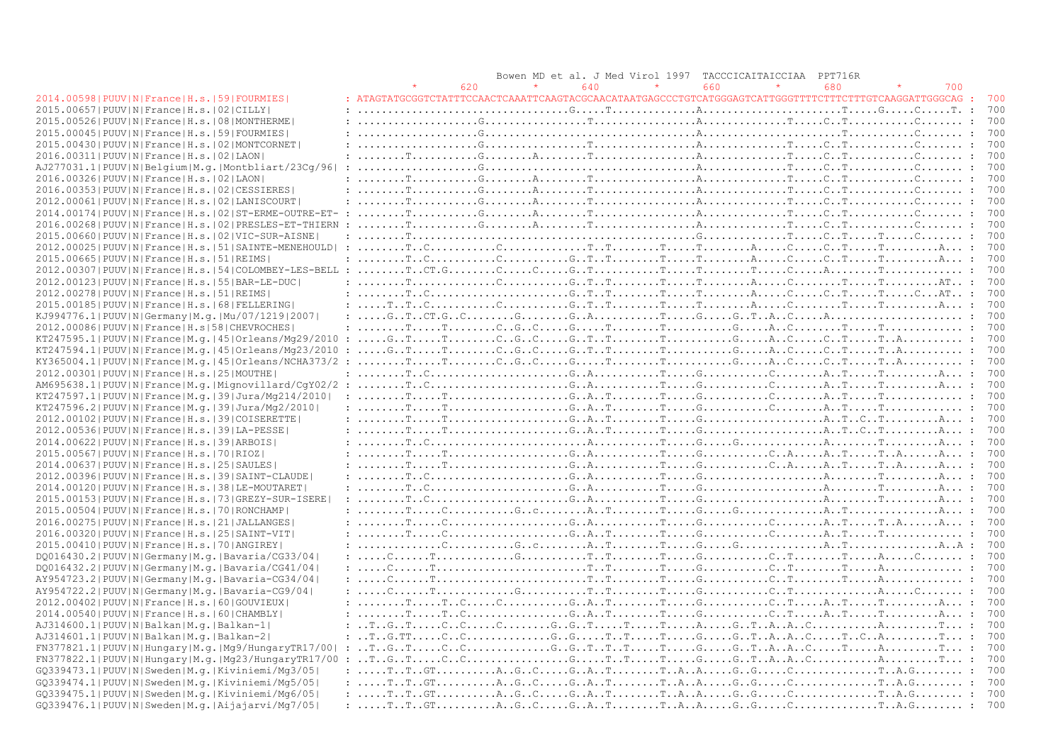```
                                                                          Bowen MD et al. J Med Virol 1997  TACCCICAITAICCIAA  PPT716R
                                                           *       620         *       640         *       660         *       680         *       700
2014.00598|PUUV|N|France|H.s.|59|FOURMIES|         : ATAGTATGCGGTCTATTTCCAACTCAAATTCAAGTACGCAACATAATGAGCCCTGTCATGGGAGTCATTGGGTTTTCTTTCTTTGTCAAGGATTGGGCAG :  700
2015.00657|PUUV|N|France|H.s.|02|CILLY|            : ................................G.....T.............A........................T.....G.....C.....T. :  700
2015.00526|PUUV|N|France|H.s.|08|MONTHERME|        : ..................G...............T...............A............T.....C..T..........C....... :  700
2015.00045|PUUV|N|France|H.s.|59|FOURMIES|         : ..................G.................................A.......................T..........C....... :  700
2015.00430|PUUV|N|France|H.s.|02|MONTCORNET|       : ..................G...............T...............A............T.....C..T..........C....... :  700
2016.00311|PUUV|N|France|H.s.|02|LAON|             : .......T..........G.......A.......T...............A............T.....C..T..........C....... :  700
AJ277031.1|PUUV|N|Belgium|M.g.|Montbliart/23Cg/96| : ..................G.................................A............T.....C..T..........C....... :  700
2016.00326|PUUV|N|France|H.s.|02|LAON|             : .......T..........G.......A.......T...............A............T.....C..T..........C....... :  700
2016.00353|PUUV|N|France|H.s.|02|CESSIERES|        : .......T..........G.......A.......T...............A............T.....C..T..........C....... :  700
2012.00061|PUUV|N|France|H.s.|02|LANISCOURT|       : .......T..........G.......A.......T...............A............T.....C..T..........C....... :  700
2014.00174|PUUV|N|France|H.s.|02|ST-ERME-OUTRE-ET- : .......T..........G.......A.......T...............A............T.....C..T..........C....... :  700
2016.00268|PUUV|N|France|H.s.|02|PRESLES-ET-THIERN : .......T..........G.......A.......T...............A............T.....C..T..........C....... :  700
2015.00660|PUUV|N|France|H.s.|02|VIC-SUR-AISNE|    : .......T.........................................G............T.....C..T.....T.....C....... :  700
2012.00025|PUUV|N|France|H.s.|51|SAINTE-MENEHOULD| : .......T..C..........C.............T..T........T.....T........A.....C.....C..T.....T........A... :  700
2015.00665|PUUV|N|France|H.s.|51|REIMS|            : .......T..C..........C...........G..T..T........T.....T........A.....C.....C..T.....T........A... :  700
2012.00307|PUUV|N|France|H.s.|54|COLOMBEY-LES-BELL : .......T..CT.G........C.....C.....G..T..........T.....T........T.....C.....A........T............ :  700
2012.00123|PUUV|N|France|H.s.|55|BAR-LE-DUC|       : .......T............C..........G..T..T........T.....T........A.....C........T.....T.........AT.. :  700
2012.00278|PUUV|N|France|H.s.|51|REIMS|            : .......T..C.....................G..T..T........T.....T........A.....C.....C..T.....T.....C...AT.. :  700
2015.00185|PUUV|N|France|H.s.|68|FELLERING|        : ....T..T..C..........C...........G..T..T........T.....T........A.....C........T.....T........A... :  700
KJ994776.1|PUUV|N|Germany|M.g.|Mu/07/1219|2007|    : ....G..T..CT.G..C........G........G..A...........T.....G.....G..T..A..C.....A..................... :  700
2012.00086|PUUV|N|France|H.s|58|CHEVROCHES|        : .......T.....T........C..G..C.....G.....T........T..........G.....A..C........T.....T............ :  700
KT247595.1|PUUV|N|France|M.g.|45|Orleans/Mg29/2010 : ....G..T.....T........C..G..C.....G..T..T........T..........G.....A..C.....C..T.....T..A......... :  700
KT247594.1|PUUV|N|France|M.g.|45|Orleans/Mg23/2010 : ....G..T.....T........C..G..C.....G..T..T........T..........G.....A..C.....C..T.....T..A......... :  700
KY365004.1|PUUV|N|France|M.g.|45|Orleans/NCHA373/2 : .......T.....T........C..G..C.....G.....T........T..........G.....A..C.....C..T.....T..A......... :  700
2012.00301|PUUV|N|France|H.s.|25|MOUTHE|           : .......T..C.....................G..A...........T.....G..........C........A..T.....T........A... :  700
AM695638.1|PUUV|N|France|M.g.|Mignovillard/CgY02/2 : .......T..C.....................G..A...........T.....G..........C........A..T.....T........A... :  700
KT247597.1|PUUV|N|France|M.g.|39|Jura/Mg214/2010|  : .......T.....T...................G..A..T........T.....G..........C........A..T.....T............ :  700
KT247596.2|PUUV|N|France|M.g.|39|Jura/Mg2/2010|    : .......T.....T...................G..A..T........T.....G..........C........A..T.....T............ :  700
2012.00102|PUUV|N|France|H.s.|39|COISERETTE|       : .......T.....T...................G..A..T........T.....G...................A..T..C..T........A... :  700
2012.00536|PUUV|N|France|H.s.|39|LA-PESSE|         : .......T.....T...................G..A..T........T.....G...................A..T..C..T........A... :  700
2014.00622|PUUV|N|France|H.s.|39|ARBOIS|           : .......T..C......................A...........T.....G.....G.............A........T........A... :  700
2015.00567|PUUV|N|France|H.s.|70|RIOZ|             : .......T.....T...................G..A...........T.....G..........C..A.....A..T.....T..A......A... :  700
2014.00637|PUUV|N|France|H.s.|25|SAULES|           : .......T.....T...................G..A...........T.....G..........C..A.....A..T.....T..A......A... :  700
2012.00396|PUUV|N|France|H.s.|39|SAINT-CLAUDE|     : .......T..C.....................G..A...........T.....G...................A........T........A... :  700
2014.00120|PUUV|N|France|H.s.|38|LE-MOUTARET|      : .......T..C.....................G..A...........T.....G...................A........T........A... :  700
2015.00153|PUUV|N|France|H.s.|73|GREZY-SUR-ISERE|  : .......T..C.....................G..A...........T.....G...................A........T........A... :  700
2015.00504|PUUV|N|France|H.s.|70|RONCHAMP|         : .......T.....C..........G..c........A..T........T.....G.....G.............A..T..............A... :  700
2016.00275|PUUV|N|France|H.s.|21|JALLANGES|        : .......T.....C.................G..A...........T.....G..........C........A..T.....T..A......A... :  700
2016.00320|PUUV|N|France|H.s.|25|SAINT-VIT|        : .......T.....C.................G..A..T........T.....G..........C........A..T.....T............ :  700
2015.00410|PUUV|N|France|H.s.|70|ANGIREY|          : .............C..........G..c........A..T........T.....G.....G.............A..T..............A..A :  700
DQ016430.2|PUUV|N|Germany|M.g.|Bavaria/CG33/04|    : ....C......T............G..........T..T........T.....G..........C..T........T.....A.....C....... :  700
DQ016432.2|PUUV|N|Germany|M.g.|Bavaria/CG41/04|    : ....C......T......................T..T........T.....G..........C..T........T.....A............ :  700
AY954723.2|PUUV|N|Germany|M.g.|Bavaria-CG34/04|    : ....C......T......................T..T........T.....G..........C..T........T.....A............ :  700
AY954722.2|PUUV|N|Germany|M.g.|Bavaria-CG9/04|     : ....C......T............G..........T..T........T.....G..........C..T.............A.....C....... :  700
2012.00402|PUUV|N|France|H.s.|60|GOUVIEUX|         : .......T.....T..C.....C..........G..A..T........T.....G..........C..T.....A..T.....T........A... :  700
2014.00540|PUUV|N|France|H.s.|60|CHAMBLY|          : .......T.....T..C...............G..A..T........T.....G..........C..T.....A..T.....T........A... :  700
AJ314600.1|PUUV|N|Balkan|M.g.|Balkan-1|            : ..T..G..T.....C..C.....C........G..G..T.....T.....T.....A.....G..T..A..A..C..........A.........T... :  700
AJ314601.1|PUUV|N|Balkan|M.g.|Balkan-2|            : ..T..G.TT.....C..C.............G..G.....T..T.....T.....G.....G..T..A..A..C.....T..C..A.........T... :  700
FN377821.1|PUUV|N|Hungary|M.g.|Mg9/HungaryTR17/00| : ..T..G..T.....C..C.............G..G..T..T..T.....T.....G.....G..T..A..A..C.....T.....A.........T... :  700
FN377822.1|PUUV|N|Hungary|M.g.|Mg23/HungaryTR17/00 : ..T..G..T.....C..C...............G.....T..T.....T.....G.....G..T..A..A..C..........A.........T... :  700
GQ339473.1|PUUV|N|Sweden|M.g.|Kiviniemi/Mg3/05|    : ....T..T..GT.........A..G..C.....G..A..T........T..A..A.....G..G.....C.............T..A.G........ :  700
GQ339474.1|PUUV|N|Sweden|M.g.|Kiviniemi/Mg5/05|    : ....T..T..GT.........A..G..C.....G..A..T........T..A..A.....G..G.....C.............T..A.G........ :  700
GQ339475.1|PUUV|N|Sweden|M.g.|Kiviniemi/Mg6/05|    : ....T..T..GT.........A..G..C.....G..A..T........T..A..A.....G..G.....C.............T..A.G........ :  700
GQ339476.1|PUUV|N|Sweden|M.g.|Aijajarvi/Mg7/05|    : ....T..T..GT.........A..G..C.....G..A..T........T..A..A.....G..G.....C.............T..A.G........ :  700
```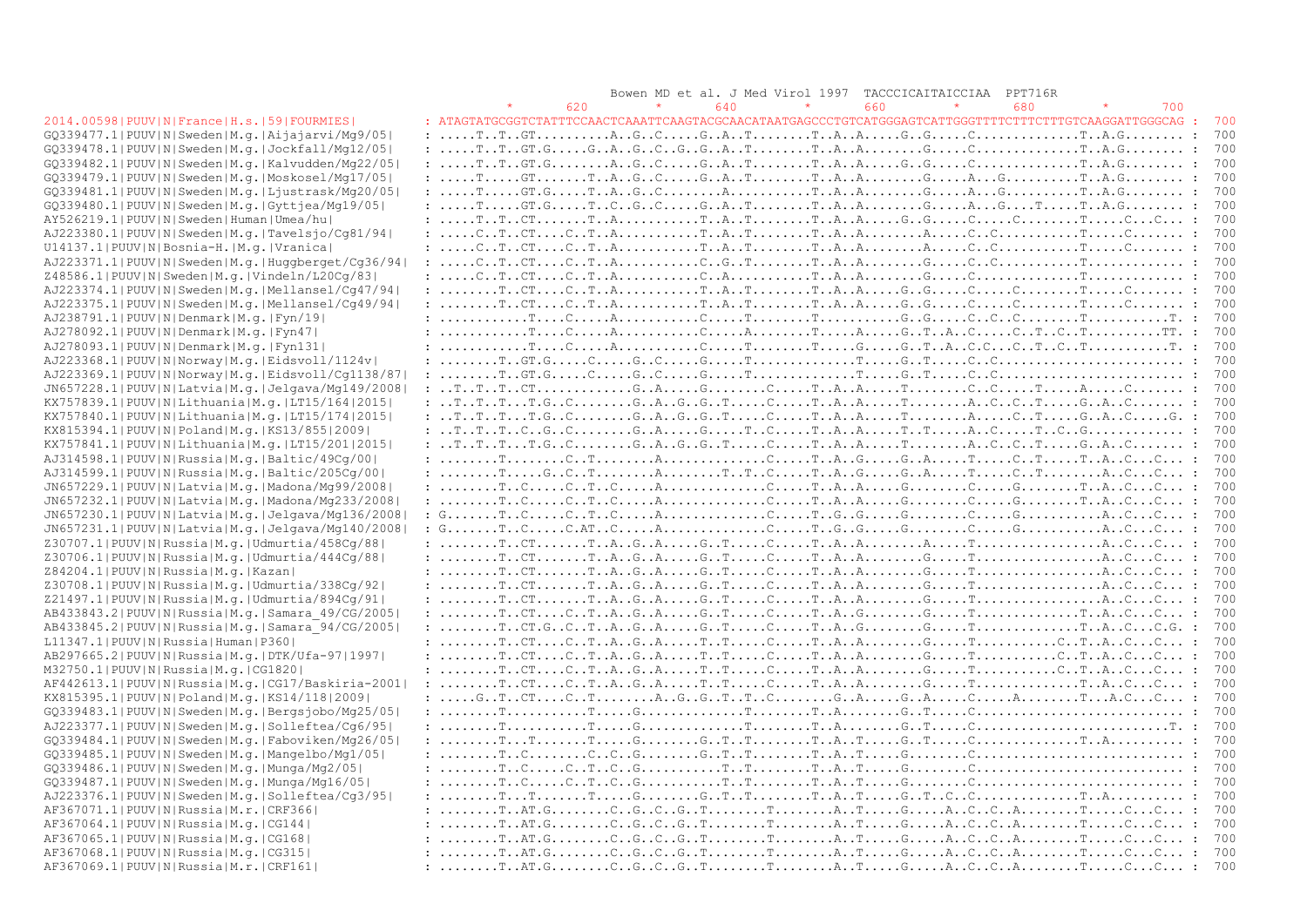```
                                                                Bowen MD et al. J Med Virol 1997  TACCCICAITAICCIAA  PPT716R
                                                       *       620        *       640        *       660        *       680        *       700
2014.00598|PUUV|N|France|H.s.|59|FOURMIES|          : ATAGTATGCGGTCTATTTCCAACTCAAATTCAAGTACGCAACATAATGAGCCCTGTCATGGGAGTCATTGGGTTTTCTTTCTTTGTCAAGGATTGGGCAG :  700
GQ339477.1|PUUV|N|Sweden|M.g.|Aijajarvi/Mg9/05|     : .....T..T..GT..........A..G..C.....G..A..T........T..A..A.....G..G.....C.............T..A.G........ :  700
GQ339478.1|PUUV|N|Sweden|M.g.|Jockfall/Mg12/05|     : .....T..T..GT.G.....G..A..G..C..G..G..A..T........T..A..A........G.....C.............T..A.G........ :  700
GQ339482.1|PUUV|N|Sweden|M.g.|Kalvudden/Mg22/05|    : .....T..T..GT.G........A..G..C.....G..A..T........T..A..A.....G..G.....C.............T..A.G........ :  700
GQ339479.1|PUUV|N|Sweden|M.g.|Moskosel/Mg17/05|     : .....T.....GT.......T..A..G..C.....G..A..T........T..A..A........G.....A...G..........T..A.G........ :  700
GQ339481.1|PUUV|N|Sweden|M.g.|Ljustrask/Mg20/05|    : .....T.....GT.G.....T..A..G..C........A...........T..A..A........G.....A...G..........T..A.G........ :  700
GQ339480.1|PUUV|N|Sweden|M.g.|Gyttjea/Mg19/05|      : .....T.....GT.G.....T..C..G..C.....G..A..T........T..A..A........G.....A...G....T.....T..A.G........ :  700
AY526219.1|PUUV|N|Sweden|Human|Umea/hu|             : .....T..T..CT.......T..A...........T..A..T........T..A..A.....G..G.....C.....C........T.....C...C... :  700
AJ223380.1|PUUV|N|Sweden|M.g.|Tavelsjo/Cg81/94|     : .....C..T..CT....C..T..A...........T..A..T........T..A..A........A.....C..C...........T.....C....... :  700
U14137.1|PUUV|N|Bosnia-H.|M.g.|Vranica|             : .....C..T..CT....C..T..A...........T..A..T........T..A..A........A.....C..C...........T.....C....... :  700
AJ223371.1|PUUV|N|Sweden|M.g.|Huggberget/Cg36/94|   : .....C..T..CT....C..T..A...........C..G..T........T..A..A........G.....C..C...........T............ :  700
Z48586.1|PUUV|N|Sweden|M.g.|Vindeln/L20Cg/83|       : .....C..T..CT....C..T..A...........C..A...........T..A..A........G.....C...............T............ :  700
AJ223374.1|PUUV|N|Sweden|M.g.|Mellansel/Cg47/94|    : ........T..CT....C..T..A...........T..A..T........T..A..A.....G..G.....C.....C........T.....C....... :  700
AJ223375.1|PUUV|N|Sweden|M.g.|Mellansel/Cg49/94|    : ........T..CT....C..T..A...........T..A..T........T..A..A.....G..G.....C.....C........T.....C....... :  700
AJ238791.1|PUUV|N|Denmark|M.g.|Fyn/19|              : ...........T....C.....A...........C.....T........T........G..G.....C..C..C.........T.........T. :  700
AJ278092.1|PUUV|N|Denmark|M.g.|Fyn47|               : ...........T....C.....A...........C.....A........T.....A.....G..T..A..C.....C..T..C..T.........TT. :  700
AJ278093.1|PUUV|N|Denmark|M.g.|Fyn131|              : ...........T....C.....A...........C.....T........T.....G.....G..T..A..C.C...C..T..C..T.........T. :  700
AJ223368.1|PUUV|N|Norway|M.g.|Eidsvoll/1124v|       : ........T..GT.G.....C.....G..C.....G.....T.............T.....G..T.....C..C......................... :  700
AJ223369.1|PUUV|N|Norway|M.g.|Eidsvoll/Cg1138/87|   : ........T..GT.G.....C.....G..C.....G.....T.............T.....G..T.....C..C......................... :  700
JN657228.1|PUUV|N|Latvia|M.g.|Jelgava/Mg149/2008|   : ..T..T..T..CT............G..A.....G.......C.....T..A..A.....T........C..C.....T.....A.....C....... :  700
KX757839.1|PUUV|N|Lithuania|M.g.|LT15/164|2015|     : ..T..T..T...T.G..C........G..A..G..G..T.....C.....T..A..A.....T........A..C..C..T.....G..A..C....... :  700
KX757840.1|PUUV|N|Lithuania|M.g.|LT15/174|2015|     : ..T..T..T...T.G..C........G..A..G..G..T.....C.....T..A..A.....T........A..C..C..T.....G..A..C.....G. :  700
KX815394.1|PUUV|N|Poland|M.g.|KS13/855|2009|        : ..T..T..T..C..G..C........G..A.....G.....T..C.....T..A..A.....T..T.....A..C.....T..C..G............ :  700
KX757841.1|PUUV|N|Lithuania|M.g.|LT15/201|2015|     : ..T..T..T...T.G..C........G..A..G..G..T.....C.....T..A..A.....T........A..C..C..T.....G..A..C....... :  700
AJ314598.1|PUUV|N|Russia|M.g.|Baltic/49Cg/00|       : ........T........C..T........A............C.....T..A..G.....G..A.....T.....C..T.....T..A..C...C... :  700
AJ314599.1|PUUV|N|Russia|M.g.|Baltic/205Cg/00|      : ........T.....G..C..T........A........T..T..C.....T..A..G.....G..A.....T.....C..T........A..C...C... :  700
JN657229.1|PUUV|N|Latvia|M.g.|Madona/Mg99/2008|     : ........T..C.....C..T..C.....A..............C.....T..A..A.....G........C.....G........T..A..C...C... :  700
JN657232.1|PUUV|N|Latvia|M.g.|Madona/Mg233/2008|    : ........T..C.....C..T..C.....A..............C.....T..A..A.....G........C.....G........T..A..C...C... :  700
JN657230.1|PUUV|N|Latvia|M.g.|Jelgava/Mg136/2008|   : G.......T..C.....C..T..C.....A..............C.....T..G..G.....G........C.....G...........A..C...C... :  700
JN657231.1|PUUV|N|Latvia|M.g.|Jelgava/Mg140/2008|   : G.......T..C.....C.AT..C.....A..............C.....T..G..G.....G........C.....G...........A..C...C... :  700
Z30707.1|PUUV|N|Russia|M.g.|Udmurtia/458Cg/88|      : ........T..CT.......T..A..G..A.....G..T.....C.....T..A..A........A.....T.................A..C...C... :  700
Z30706.1|PUUV|N|Russia|M.g.|Udmurtia/444Cg/88|      : ........T..CT.......T..A..G..A.....G..T.....C.....T..A..A........G.....T.................A..C...C... :  700
Z84204.1|PUUV|N|Russia|M.g.|Kazan|                  : ........T..CT.......T..A..G..A.....G..T.....C.....T..A..A........G.....T.................A..C...C... :  700
Z30708.1|PUUV|N|Russia|M.g.|Udmurtia/338Cg/92|      : ........T..CT.......T..A..G..A.....G..T.....C.....T..A..A........G.....T.................A..C...C... :  700
Z21497.1|PUUV|N|Russia|M.g.|Udmurtia/894Cg/91|      : ........T..CT.......T..A..G..A.....G..T.....C.....T..A..A........G.....T.................A..C...C... :  700
AB433843.2|PUUV|N|Russia|M.g.|Samara_49/CG/2005|    : ........T..CT....C..T..A..G..A.....G..T.....C.....T..A..G........G.....T..............T..A..C...C... :  700
AB433845.2|PUUV|N|Russia|M.g.|Samara_94/CG/2005|    : ........T..CT.G..C..T..A..G..A.....G..T.....C.....T..A..G........G.....T..............T..A..C...C.G. :  700
L11347.1|PUUV|N|Russia|Human|P360|                  : ........T..CT....C..T..A..G..A.....T..T.....C.....T..A..A........G.....T...........C..T..A..C...C... :  700
AB297665.2|PUUV|N|Russia|M.g.|DTK/Ufa-97|1997|      : ........T..CT....C..T..A..G..A.....T..T.....C.....T..A..A........G.....T...........C..T..A..C...C... :  700
M32750.1|PUUV|N|Russia|M.g.|CG1820|                 : ........T..CT....C..T..A..G..A.....T..T.....C.....T..A..A........G.....T...........C..T..A..C...C... :  700
AF442613.1|PUUV|N|Russia|M.g.|CG17/Baskiria-2001|   : ........T..CT....C..T..A..G..A.....T..T.....C.....T..A..A........G.....T..............T..A..C...C... :  700
KX815395.1|PUUV|N|Poland|M.g.|KS14/118|2009|        : .....G..T..CT....C..T........A..G..G..T..C........G..A.....G..A.....C.....A........T...A..C...C... :  700
GQ339483.1|PUUV|N|Sweden|M.g.|Bergsjobo/Mg25/05|    : ........T...........T.....G..............T........T..A........G..T.....C........................... :  700
AJ223377.1|PUUV|N|Sweden|M.g.|Solleftea/Cg6/95|     : ........T...........T.....G..............T........T..A........G..T.....C.........................T. :  700
GQ339484.1|PUUV|N|Sweden|M.g.|Faboviken/Mg26/05|    : ........T...T.......T.....G........G..T..T........T..A..T.....G..T.....C..............T..A.......... :  700
GQ339485.1|PUUV|N|Sweden|M.g.|Mangelbo/Mg1/05|      : ........T..C........C..C..G........G..T..T........T..A..T.....G........C........................... :  700
GQ339486.1|PUUV|N|Sweden|M.g.|Munga/Mg2/05|         : ........T..C.....C..T..C..G...........T..T........T..A..T.....G........C........................... :  700
GQ339487.1|PUUV|N|Sweden|M.g.|Munga/Mg16/05|        : ........T..C.....C..T..C..G...........T..T........T..A..T.....G........C........................... :  700
AJ223376.1|PUUV|N|Sweden|M.g.|Solleftea/Cg3/95|     : ........T...T.......T.....G........G..T..T........T..A..T.....G..T..C..C..............T..A.......... :  700
AF367071.1|PUUV|N|Russia|M.r.|CRF366|               : ........T..AT.G........C..G..C..G..T........T........A..T.....G.....A..C..C..A........T.....C...C... :  700
AF367064.1|PUUV|N|Russia|M.g.|CG144|                : ........T..AT.G........C..G..C..G..T........T........A..T.....G.....A..C..C..A........T.....C...C... :  700
AF367065.1|PUUV|N|Russia|M.g.|CG168|                : ........T..AT.G........C..G..C..G..T........T........A..T.....G.....A..C..C..A........T.....C...C... :  700
AF367068.1|PUUV|N|Russia|M.g.|CG315|                : ........T..AT.G........C..G..C..G..T........T........A..T.....G.....A..C..C..A........T.....C...C... :  700
AF367069.1|PUUV|N|Russia|M.r.|CRF161|               : ........T..AT.G........C..G..C..G..T........T........A..T.....G.....A..C..C..A........T.....C...C... :  700
```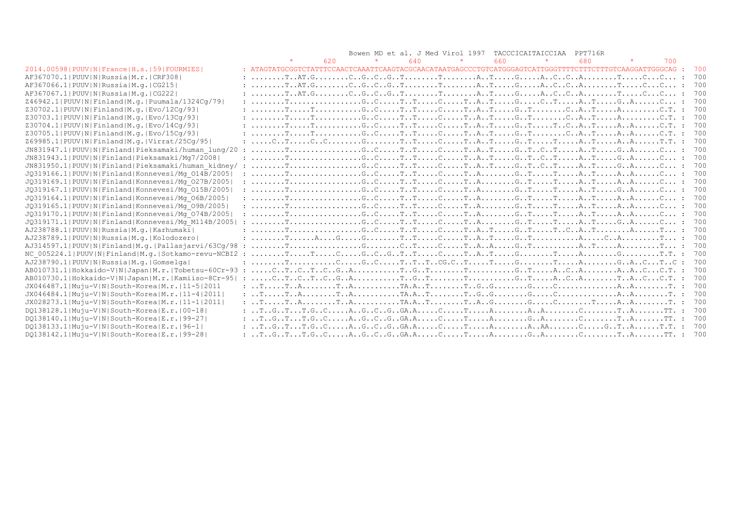```
                                                                      Bowen MD et al. J Med Virol 1997  TACCCICAITAICCIAA  PPT716R
                                                           *       620         *       640         *       660         *       680         *       700
2014.00598|PUUV|N|France|H.s.|59|FOURMIES|          : ATAGTATGCGGTCTATTTCCAACTCAAATTCAAGTACGCAACATAATGAGCCCTGTCATGGGAGTCATTGGGTTTTCTTTCTTTGTCAAGGATTGGGCAG :  700
AF367070.1|PUUV|N|Russia|M.r.|CRF308|                : ........T..AT.G........C..G..C..G..T........T........A..T.....G.....A..C..C..A........T.....C.....C... :  700
AF367066.1|PUUV|N|Russia|M.g.|CG215|                 : ........T..AT.G........C..G..C..G..T........T........A..T.....G.....A..C..C..A........T.....C.....C... :  700
AF367067.1|PUUV|N|Russia|M.g.|CG222|                 : ........T..AT.G........C..G..C..G..T........T........A..T.....G.....A..C..C..A........T.....C.....C... :  700
Z46942.1|PUUV|N|Finland|M.g.|Puumala/1324Cg/79|      : ........T................G..C.....T..T.....C.....T..A..T.....G.....C..T.....A..T.....G..A......C... :  700
Z30702.1|PUUV|N|Finland|M.g.|Evo/12Cg/93|            : ........T.....T..........G..C.....T..T.....C.....T..A..T.....G..T........C..A..T.....A.........C.T. :  700
Z30703.1|PUUV|N|Finland|M.g.|Evo/13Cg/93|            : ........T.....T..........G..C.....T..T.....C.....T..A..T.....G..T........C..A..T.....A.........C.T. :  700
Z30704.1|PUUV|N|Finland|M.g.|Evo/14Cg/93|            : ........T.....T..........G..C.....T..T.....C.....T..A..T.....G..T.....T..C..A..T.....A..A......C.T. :  700
Z30705.1|PUUV|N|Finland|M.g.|Evo/15Cg/93|            : ........T.....T..........G..C.....T..T.....C.....T..A..T.....G..T........C..A..T.....A..A......C.T. :  700
Z69985.1|PUUV|N|Finland|M.g.|Virrat/25Cg/95|         : .....C..T.....C..C.......G........T..T.....C.....T..A..T.....G..T.....T.....A..T.....A..A......T.T. :  700
JN831947.1|PUUV|N|Finland|Pieksamaki/human_lung/20 : ........T................G..C.....T..T.....C.....T..A..T.....G..T..C..T.....A..T.....G..A......C... :  700
JN831943.1|PUUV|N|Finland|Pieksamaki/Mg7/2008|       : ........T................G..C.....T..T.....C.....T..A..T.....G..T..C..T.....A..T.....G..A......C... :  700
JN831950.1|PUUV|N|Finland|Pieksamaki/human_kidney/ : ........T................G..C.....T..T.....C.....T..A..T.....G..T..C..T.....A..T.....G..A......C... :  700
JQ319166.1|PUUV|N|Finland|Konnevesi/Mg_014B/2005|  : ........T................G..C.....T..T.....C.....T..A........G..T.....T.....A..T.....A..A......C... :  700
JQ319169.1|PUUV|N|Finland|Konnevesi/Mg_027B/2005|  : ........T................G..C.....T..T.....C.....T..A........G..T.....T.....A..T.....A..A......C... :  700
JQ319167.1|PUUV|N|Finland|Konnevesi/Mg_015B/2005|  : ........T................G..C.....T..T.....C.....T..A........G..T.....T.....A..T.....G..A......C... :  700
JQ319164.1|PUUV|N|Finland|Konnevesi/Mg_06B/2005|   : ........T................G..C.....T..T.....C.....T..A........G..T.....T.....A..T.....A..A......C... :  700
JQ319165.1|PUUV|N|Finland|Konnevesi/Mg_09B/2005|   : ........T................G..C.....T..T.....C.....T..A........G..T.....T.....A..T.....A..A......C... :  700
JQ319170.1|PUUV|N|Finland|Konnevesi/Mg_074B/2005|  : ........T................G..C.....T..T.....C.....T..A........G..T.....T.....A..T.....A..A......C... :  700
JQ319171.1|PUUV|N|Finland|Konnevesi/Mg_M114B/2005| : ........T................G..C.....T..T.....C.....T..A........G..T.....T.....A..T.....G..A......C... :  700
AJ238788.1|PUUV|N|Russia|M.g.|Karhumaki|             : ........T................G..C.....T..T.....C.....T..A..T.....G..T.....T..C..A..T........A......T... :  700
AJ238789.1|PUUV|N|Russia|M.g.|Kolodozero|            : ........T......A....G....G........T..T.....C.....T..A..T.....G..T...........A.....C..A.........T... :  700
AJ314597.1|PUUV|N|Finland|M.g.|Pallasjarvi/63Cg/98 : ........T................G........C..T.....C.....T..A..A.....G..T...........A..T.....A.........T... :  700
NC_005224.1|PUUV|N|Finland|M.g.|Sotkamo-revu-NCBI2 : ........T.....T.....C.....G..C..G..T..T.....C.....T..A..T.....G........T.....A........G........T.T. :  700
AJ238790.1|PUUV|N|Russia|M.g.|Gomselga|              : ........T...........C.....G..C.....T..T..T..CG.C..T.....T.....G........T.....A........G..A..C...T..C :  700
AB010731.1|Hokkaido-V|N|Japan|M.r.|Tobetsu-60Cr-93 : .....C..T..C..T..C..G..A...........T..G..T........T...........G..T.....A..C..A........A..A..C...C.T. :  700
AB010730.1|Hokkaido-V|N|Japan|M.r.|Kamiiso-8Cr-95| : .....C..T..C..T..C..G..A...........T..G..T........T...........G..T.....A..C..A........T..A..C...C.T. :  700
JX046487.1|Muju-V|N|South-Korea|M.r.|11-5|2011      : ..T.....T..A........T..A...........TA.A..T........T..G..G........G.....C..............A..A........T. :  700
JX046484.1|Muju-V|N|South-Korea|M.r.|11-4|2011|     : ..T.....T..A........T..A...........TA.A..T........T..G..G........G.....C..............A..A........T. :  700
JX028273.1|Muju-V|N|South-Korea|M.r.|11-1|2011|     : ..T.....T..A........T..A...........TA.A..T........T..A..G........G.....C........T.....A..A........T. :  700
DQ138128.1|Muju-V|N|South-Korea|E.r.|00-18|          : ..T..G..T...T.G..C.....A..G..C..G..GA.A.....C.....T.....A........A..A........C........T..A.......TT. :  700
DQ138140.1|Muju-V|N|South-Korea|E.r.|99-27|          : ..T..G..T...T.G..C.....A..G..C..G..GA.A.....C.....T.....A........G..A........C........T..A.......TT. :  700
DQ138133.1|Muju-V|N|South-Korea|E.r.|96-1|           : ..T..G..T...T.G..C.....A..G..C..G..GA.A.....C.....T.....A........A..AA.......C.....G..T..A......T.T. :  700
DQ138142.1|Muju-V|N|South-Korea|E.r.|99-28|          : ..T..G..T...T.G..C.....A..G..C..G..GA.A.....C.....T.....A........G..A........C........T..A.......TT. :  700
```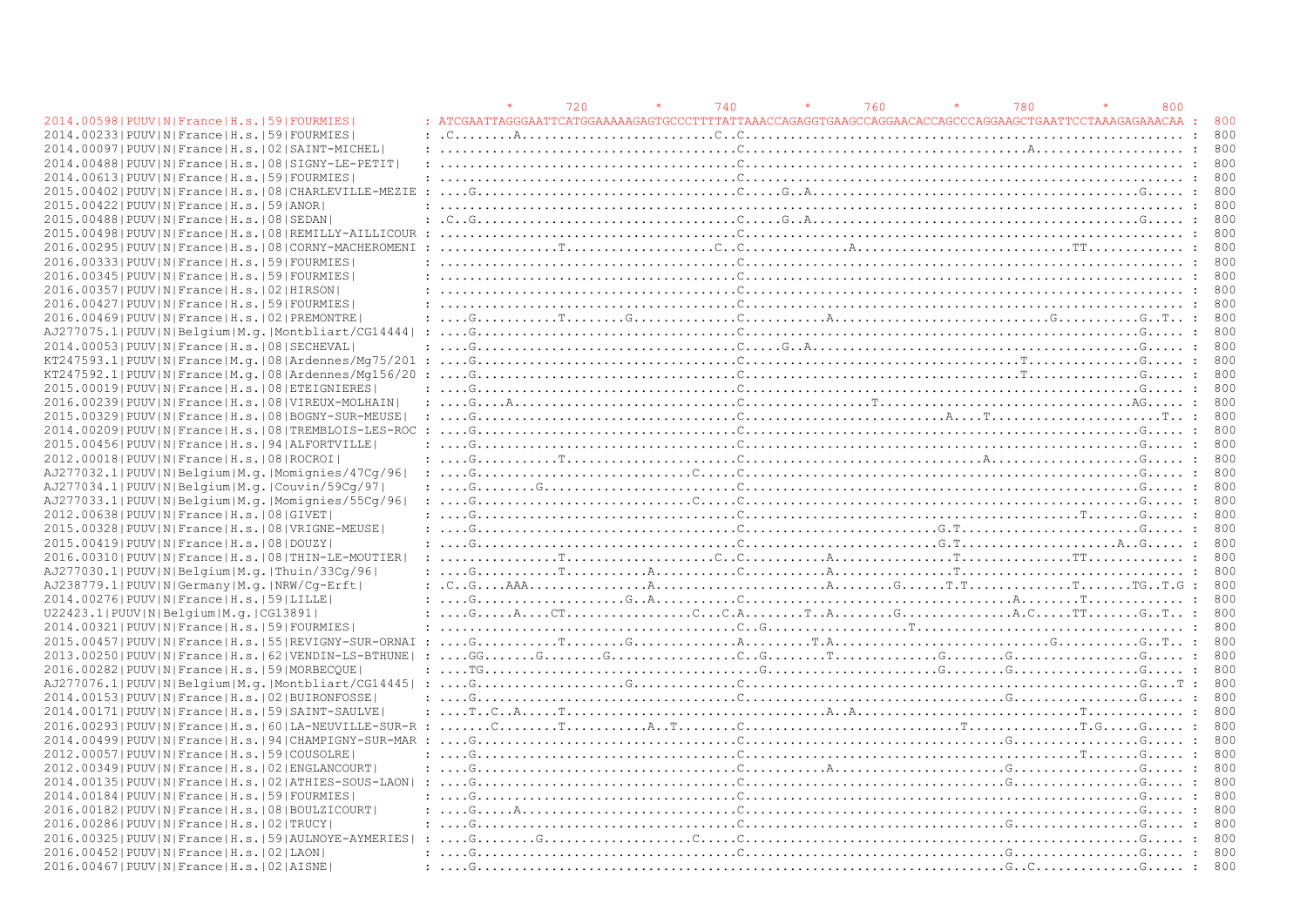```
                                                                 *        720         *        740         *        760         *        780         *        800
2014.00598|PUUV|N|France|H.s.|59|FOURMIES|           : ATCGAATTAGGGAATTCATGGAAAAAGAGTGCCCTTTTATTAAACCAGAGGTGAAGCCAGGAACACCAGCCCAGGAAGCTGAATTCCTAAAGAGAAACAA :  800
2014.00233|PUUV|N|France|H.s.|59|FOURMIES|           : .C........A.........................C..C.............................................................. :  800
2014.00097|PUUV|N|France|H.s.|02|SAINT-MICHEL|       : ....................................C..........................................A...................... :  800
2014.00488|PUUV|N|France|H.s.|08|SIGNY-LE-PETIT|     : ....................................C................................................................... :  800
2014.00613|PUUV|N|France|H.s.|59|FOURMIES|           : ....................................C................................................................... :  800
2015.00402|PUUV|N|France|H.s.|08|CHARLEVILLE-MEZIE : ....G...............................C.....G..A.............................................G...... :  800
2015.00422|PUUV|N|France|H.s.|59|ANOR|               : ....................................................................................................... :  800
2015.00488|PUUV|N|France|H.s.|08|SEDAN|              : .C..G...............................C.....G..A.............................................G...... :  800
2015.00498|PUUV|N|France|H.s.|08|REMILLY-AILLICOUR : ....................................C................................................................... :  800
2016.00295|PUUV|N|France|H.s.|08|CORNY-MACHEROMENI : ...............T...................C..C..............A.............................TT............. :  800
2016.00333|PUUV|N|France|H.s.|59|FOURMIES|           : ....................................C................................................................... :  800
2016.00345|PUUV|N|France|H.s.|59|FOURMIES|           : ....................................C................................................................... :  800
2016.00357|PUUV|N|France|H.s.|02|HIRSON|             : ....................................C................................................................... :  800
2016.00427|PUUV|N|France|H.s.|59|FOURMIES|           : ....................................C................................................................... :  800
2016.00469|PUUV|N|France|H.s.|02|PREMONTRE|          : ....G..........T........G...........C...........A............................G...........G..T.. :  800
AJ277075.1|PUUV|N|Belgium|M.g.|Montbliart/CG14444| : ....G...............................C..........................................................G...... :  800
2014.00053|PUUV|N|France|H.s.|08|SECHEVAL|           : ....G...............................C.....G..A.............................................G...... :  800
KT247593.1|PUUV|N|France|M.g.|08|Ardennes/Mg75/201 : ....G...............................C.....................................T..............G...... :  800
KT247592.1|PUUV|N|France|M.g.|08|Ardennes/Mg156/20 : ....G...............................C.....................................T..............G...... :  800
2015.00019|PUUV|N|France|H.s.|08|ETEIGNIERES|        : ....G...............................C..........................................................G...... :  800
2016.00239|PUUV|N|France|H.s.|08|VIREUX-MOLHAIN|     : ....G....A..........................C..................T.................................AG...... :  800
2015.00329|PUUV|N|France|H.s.|08|BOGNY-SUR-MEUSE|    : ....G...............................C..........................A....T.......................T.. :  800
2014.00209|PUUV|N|France|H.s.|08|TREMBLOIS-LES-ROC : ....G...............................C..........................................................G...... :  800
2015.00456|PUUV|N|France|H.s.|94|ALFORTVILLE|        : ....G...............................C..........................................................G...... :  800
2012.00018|PUUV|N|France|H.s.|08|ROCROI|             : ....G..........T.....................C..............................A....................G...... :  800
AJ277032.1|PUUV|N|Belgium|M.g.|Momignies/47Cg/96|  : ....G...........................C.....C..........................................................G...... :  800
AJ277034.1|PUUV|N|Belgium|M.g.|Couvin/59Cg/97|     : ....G........G......................C..........................................................G...... :  800
AJ277033.1|PUUV|N|Belgium|M.g.|Momignies/55Cg/96|  : ....G...........................C.....C..........................................................G...... :  800
2012.00638|PUUV|N|France|H.s.|08|GIVET|              : ....G...............................C..........................................T.......G...... :  800
2015.00328|PUUV|N|France|H.s.|08|VRIGNE-MEUSE|       : ....G...............................C.........................G.T.......................G...... :  800
2015.00419|PUUV|N|France|H.s.|08|DOUZY|              : ....G...............................C.........................G.T....................A..G...... :  800
2016.00310|PUUV|N|France|H.s.|08|THIN-LE-MOUTIER|    : ...............T....................C..C...........A.................T..............TT............. :  800
AJ277030.1|PUUV|N|Belgium|M.g.|Thuin/33Cg/96|      : ....G..........T...........A..........C...........A.................T............................. :  800
AJ238779.1|PUUV|N|Germany|M.g.|NRW/Cg-Erft|        : .C..G....AAA................A.....................A........G......T.T..............T.......TG..T.G :  800
2014.00276|PUUV|N|France|H.s.|59|LILLE|              : ....G...................G..A..........C.......................................A........T........... :  800
U22423.1|PUUV|N|Belgium|M.g.|CG13891|               : ....G.....A....CT.................C...C.A........T..A........G...............A.C.....TT.......G..T.. :  800
2014.00321|PUUV|N|France|H.s.|59|FOURMIES|           : ....................................C..G...................T............................................ :  800
2015.00457|PUUV|N|France|H.s.|55|REVIGNY-SUR-ORNAI : ....G..........T........G.............A.........T.A............................G...........G..T.. :  800
2013.00250|PUUV|N|France|H.s.|62|VENDIN-LS-BTHUNE| : ....GG.......G........G...............C..G........T..............G........G.................G...... :  800
2016.00282|PUUV|N|France|H.s.|59|MORBECQUE|          : ....TG....................................G......................G........G.................G...... :  800
AJ277076.1|PUUV|N|Belgium|M.g.|Montbliart/CG14445| : ....G...................G.............C..........................................................G....T :  800
2014.00153|PUUV|N|France|H.s.|02|BUIRONFOSSE|        : ....G...............................C..................................G.................G...... :  800
2014.00171|PUUV|N|France|H.s.|59|SAINT-SAULVE|       : ....T..C..A.....T...........................A..A.................................T............. :  800
2016.00293|PUUV|N|France|H.s.|60|LA-NEUVILLE-SUR-R : .......C........T...........A..T........C...........................T...............T.G......G...... :  800
2014.00499|PUUV|N|France|H.s.|94|CHAMPIGNY-SUR-MAR : ....G...............................C..................................G.................G...... :  800
2012.00057|PUUV|N|France|H.s.|59|COUSOLRE|           : ....G...............................C..........................................T.......G...... :  800
2012.00349|PUUV|N|France|H.s.|02|ENGLANCOURT|        : ....G...............................C...........A.......................G.................G...... :  800
2014.00135|PUUV|N|France|H.s.|02|ATHIES-SOUS-LAON| : ....G...............................C..................................G.................G...... :  800
2014.00184|PUUV|N|France|H.s.|59|FOURMIES|           : ....G...............................C..........................................................G...... :  800
2016.00182|PUUV|N|France|H.s.|08|BOULZICOURT|        : ....G.....A.........................C..........................................................G...... :  800
2016.00286|PUUV|N|France|H.s.|02|TRUCY|              : ....G...............................C..................................G.................G...... :  800
2016.00325|PUUV|N|France|H.s.|59|AULNOYE-AYMERIES| : ....G........G...................C.....C..........................................................G...... :  800
2016.00452|PUUV|N|France|H.s.|02|LAON|               : ....G...............................C..................................G.................G...... :  800
2016.00467|PUUV|N|France|H.s.|02|AISNE|              : ....G..................................................................G..C..............G...... :  800
```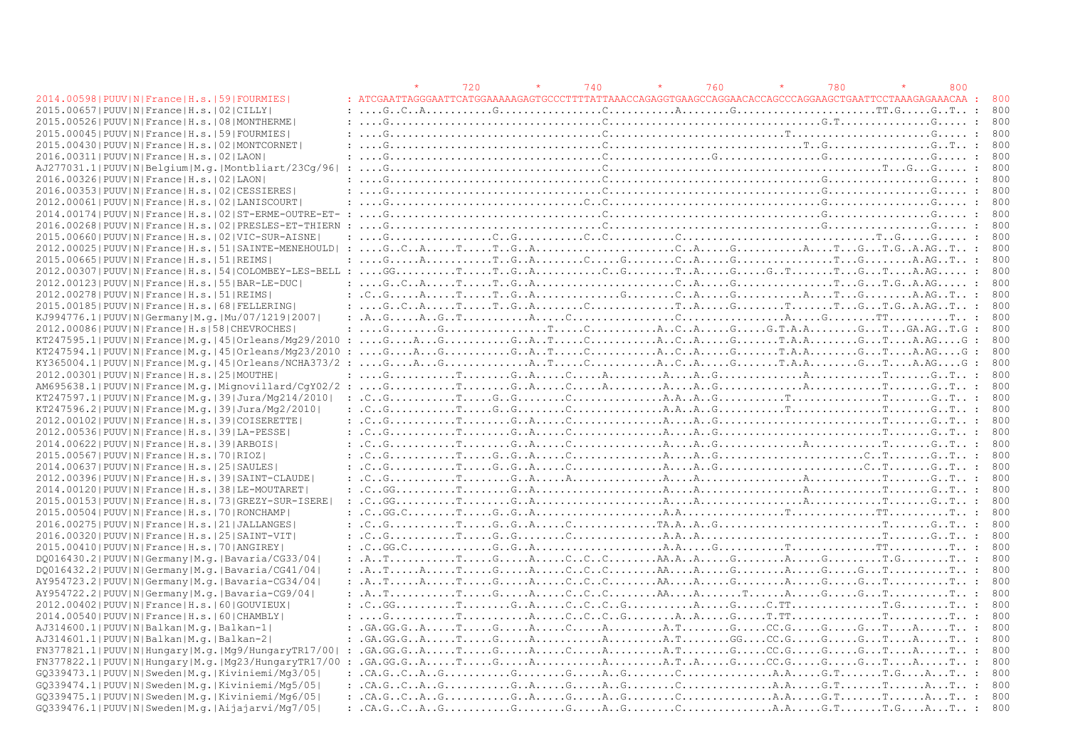```
                                                          *       720         *       740         *       760         *       780         *       800
2014.00598|PUUV|N|France|H.s.|59|FOURMIES|         : ATCGAATTAGGGAATTCATGGAAAAAGAGTGCCCTTTTATTAAACCAGAGGTGAAGCCAGGAACACCAGCCCAGGAAGCTGAATTCCTAAAGAGAAACAA :  800
2015.00657|PUUV|N|France|H.s.|02|CILLY|            : ....G..C..A...........G.................C...........A........G......................TT.G.....G..T.. :  800
2015.00526|PUUV|N|France|H.s.|08|MONTHERME|        : ....G.............................C.................................G.T..............G..... :  800
2015.00045|PUUV|N|France|H.s.|59|FOURMIES|         : ....G...............................C.........................T........................G..... :  800
2015.00430|PUUV|N|France|H.s.|02|MONTCORNET|       : ....G...............................C...............................T..G.................G..T.. :  800
2016.00311|PUUV|N|France|H.s.|02|LAON|             : ....G...............................C..................G.................G.................G..... :  800
AJ277031.1|PUUV|N|Belgium|M.g.|Montbliart/23Cg/96| : ....G...............................C............................................T...G...G..... :  800
2016.00326|PUUV|N|France|H.s.|02|LAON|             : ....G...............................C...................................G.................G..... :  800
2016.00353|PUUV|N|France|H.s.|02|CESSIERES|        : ....G...............................C...................................G.................G..... :  800
2012.00061|PUUV|N|France|H.s.|02|LANISCOURT|       : ....G.............................C..C...................................G.................G..... :  800
2014.00174|PUUV|N|France|H.s.|02|ST-ERME-OUTRE-ET- : ....G...............................C...................................G.................G..... :  800
2016.00268|PUUV|N|France|H.s.|02|PRESLES-ET-THIERN : ....G...............................C...................................G.................G..... :  800
2015.00660|PUUV|N|France|H.s.|02|VIC-SUR-AISNE|    : ....G.................C..G...........C..C...........C...............................T..G.....G..... :  800
2012.00025|PUUV|N|France|H.s.|51|SAINTE-MENEHOULD| : ....G..C..A.....T.....T..G..A.......................C..A.....G...........A....T...G...T.G..A.AG..T.. :  800
2015.00665|PUUV|N|France|H.s.|51|REIMS|            : ....G.....A...........T..G..A........C.....G........C..A.....G.................T...G........A.AG..T.. :  800
2012.00307|PUUV|N|France|H.s.|54|COLOMBEY-LES-BELL : ....GG..........T.....T..G..A...........C..G........T..A.....G.....G..T.......T...G...T..A.AG..... :  800
2012.00123|PUUV|N|France|H.s.|55|BAR-LE-DUC|       : ....G..C..A.....T.....T..G..A.......................C..A.....G.................T...G..T.G..A.AG..... :  800
2012.00278|PUUV|N|France|H.s.|51|REIMS|            : .C..G.....A.....T.....T..G..A...............G........C..A.....G...........A....T...G........A.AG..T.. :  800
2015.00185|PUUV|N|France|H.s.|68|FELLERING|        : ....G..C..A.....T.....T..G..A.............C..............T..A.....G........T.......T...G..T.G..A.AG..T.. :  800
KJ994776.1|PUUV|N|Germany|M.g.|Mu/07/1219|2007|    : .A..G.....A..G..T...........A.....C.................C.....................A.......G.......TT.........T.. :  800
2012.00086|PUUV|N|France|H.s|58|CHEVROCHES|        : ....G........G.................T.....C...........A..C..A.....G.....G.T.A.A........G...T...GA.AG..T.G :  800
KT247595.1|PUUV|N|France|M.g.|45|Orleans/Mg29/2010 : ....G.....A...G...........G..A..T.....C...........A..C..A.....G.......T.A.A........G...T....A.AG.....G :  800
KT247594.1|PUUV|N|France|M.g.|45|Orleans/Mg23/2010 : ....G.....A...G...........G..A..T.....C...........A..C..A.....G.......T.A.A........G...T....A.AG.....G :  800
KY365004.1|PUUV|N|France|M.g.|45|Orleans/NCHA373/2 : ....G.....A...G...........A..T.....C...........A..C..A.....G.......T.A.A........G...T....A.AG.....G :  800
2012.00301|PUUV|N|France|H.s.|25|MOUTHE|           : ....G..........T........G..A.....C.....A.........A....A..G.............A............T.......G..T.. :  800
AM695638.1|PUUV|N|France|M.g.|Mignovillard/CgY02/2 : ....G..........T........G..A.....C.....A.........A....A..G.............A............T.......G..T.. :  800
KT247597.1|PUUV|N|France|M.g.|39|Jura/Mg214/2010|  : .C..G...........T......G..G.........C..............A.A..A..G...........T...............T.......G..T.. :  800
KT247596.2|PUUV|N|France|M.g.|39|Jura/Mg2/2010|    : .C..G...........T......G..G.........C..............A.A..A..G...........T...............T.......G..T.. :  800
2012.00102|PUUV|N|France|H.s.|39|COISERETTE|       : .C..G...........T........G..A.....C...............A....A..G.............................T.......G..T.. :  800
2012.00536|PUUV|N|France|H.s.|39|LA-PESSE|         : .C..G...........T........G..A.....C...............A....A..G.............................T.......G..T.. :  800
2014.00622|PUUV|N|France|H.s.|39|ARBOIS|           : .C..G...........T........G..A.....C...............A....A..G.............A............T.......G..T.. :  800
2015.00567|PUUV|N|France|H.s.|70|RIOZ|             : .C..G...........T.....G..G..A.....C...............A....A..G........................C..T.......G..T.. :  800
2014.00637|PUUV|N|France|H.s.|25|SAULES|           : .C..G...........T.....G..G..A.....C...............A....A..G........................C..T.......G..T.. :  800
2012.00396|PUUV|N|France|H.s.|39|SAINT-CLAUDE|     : .C..G...........T........G..A.....A...............A....A..G.............A............T.......G..T.. :  800
2014.00120|PUUV|N|France|H.s.|38|LE-MOUTARET|      : .C..GG..........T........G..A.....................A....A.................A............T.......G..T.. :  800
2015.00153|PUUV|N|France|H.s.|73|GREZY-SUR-ISERE|  : .C..GG..........T........G..A.....................A....A.................A............T.......G..T.. :  800
2015.00504|PUUV|N|France|H.s.|70|RONCHAMP|         : .C..GG.C........T.....G..G..A.....................A.A.................T..............TT.........T.. :  800
2016.00275|PUUV|N|France|H.s.|21|JALLANGES|        : .C..G...........T.....G..G..A.....C..............TA.A..A..G.............................T.......G..T.. :  800
2016.00320|PUUV|N|France|H.s.|25|SAINT-VIT|        : .C..G...........T.....G..G.........C..............A.A..A................................T.......G..T.. :  800
2015.00410|PUUV|N|France|H.s.|70|ANGIREY|          : .C..GG.C..............G..G..A.....................A.A.....G...........T..............TT.........T.. :  800
DQ016430.2|PUUV|N|Germany|M.g.|Bavaria/CG33/04|    : .A..T...........T.....G.....A.....C..C..C.........AA.A..A.....G........A.....G.........T.G........T.. :  800
DQ016432.2|PUUV|N|Germany|M.g.|Bavaria/CG41/04|    : .A..T.....A.....T.....G.....A.....C..C..C.........AA.....A.....G........A.....G.....G...T.........T.. :  800
AY954723.2|PUUV|N|Germany|M.g.|Bavaria-CG34/04|    : .A..T.....A.....T.....G.....A.....C..C..C.........AA.....A.....G........A.....G.....G...T.........T.. :  800
AY954722.2|PUUV|N|Germany|M.g.|Bavaria-CG9/04|     : .A..T...........T.....G.....A.....C..C..C.........AA.....A.......T......A.....G.....G...T.........T.. :  800
2012.00402|PUUV|N|France|H.s.|60|GOUVIEUX|         : .C..GG..........T........G..A.....C..C..C..G...........A.....G.....C.TT...............T.G........T.. :  800
2014.00540|PUUV|N|France|H.s.|60|CHAMBLY|          : ....G...........T...........A.....C..C..C..G........A..A.....G.....T.TT...............T..........T.. :  800
AJ314600.1|PUUV|N|Balkan|M.g.|Balkan-1|            : .GA.GG.G..A.....T.....G.....A.....C.....A.........A.T........G.....CC.G.....G.....G...T....A.....T.. :  800
AJ314601.1|PUUV|N|Balkan|M.g.|Balkan-2|            : .GA.GG.G..A.....T.....G.....A...........A.........A.T........GG....CC.G.....G.....G...T....A.....T.. :  800
FN377821.1|PUUV|N|Hungary|M.g.|Mg9/HungaryTR17/00| : .GA.GG.G..A.....T.....G.....A.....C.....A.........A.T........G.....CC.G.....G.....G...T....A.....T.. :  800
FN377822.1|PUUV|N|Hungary|M.g.|Mg23/HungaryTR17/00 : .GA.GG.G..A.....T.....G.....A...........A.........A.T..A.....G.....CC.G.....G.....G...T....A.....T.. :  800
GQ339473.1|PUUV|N|Sweden|M.g.|Kiviniemi/Mg3/05|    : .CA.G..C..A..G...........G........G.....A..G........C...............A.A.....G.T.......T.G....A...T.. :  800
GQ339474.1|PUUV|N|Sweden|M.g.|Kiviniemi/Mg5/05|    : .CA.G..C..A..G...........G..A.....G.....A..G........C...............A.A.....G.T.......T.......A...T.. :  800
GQ339475.1|PUUV|N|Sweden|M.g.|Kiviniemi/Mg6/05|    : .CA.G..C..A..G...........G..A.....G.....A..G........C...............A.A.....G.T.......T.......A...T.. :  800
GQ339476.1|PUUV|N|Sweden|M.g.|Aijajarvi/Mg7/05|    : .CA.G..C..A..G...........G........G.....A..G........C...............A.A.....G.T.......T.G....A...T.. :  800
```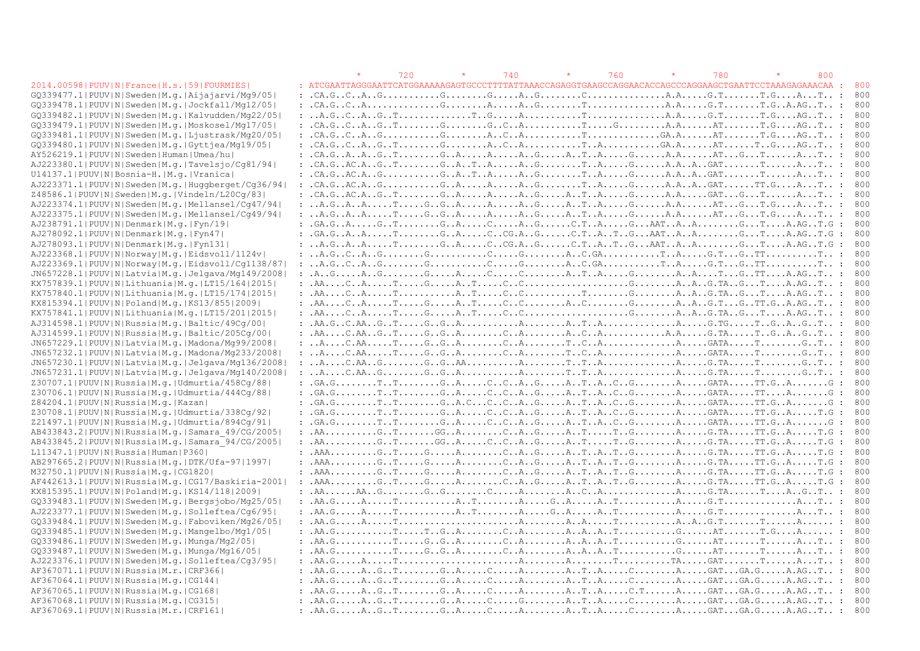```
                                                      *       720         *       740         *       760         *       780         *       800
2014.00598|PUUV|N|France|H.s.|59|FOURMIES|        : ATCGAATTAGGGAATTCATGGAAAAAGAGTGCCCTTTTATTAAACCAGAGGTGAAGCCAGGAACACCAGCCCAGGAAGCTGAATTCCTAAAGAGAAACAA :  800
GQ339477.1|PUUV|N|Sweden|M.g.|Aijajarvi/Mg9/05|   : .CA.G..C..A..G..........G........G.....A..G........C..............A.A.....G.T.......T.G....A...T.. :  800
GQ339478.1|PUUV|N|Sweden|M.g.|Jockfall/Mg12/05|   : .CA.G..C..A.............G........A.....A..G........T..............A.A.....G.T.......T.G..A.AG..T.. :  800
GQ339482.1|PUUV|N|Sweden|M.g.|Kalvudden/Mg22/05|  : ..A.G..C..A..G..T.............T..G.....A...........T..............A.A.....G.T.......T.G....AG..T.. :  800
GQ339479.1|PUUV|N|Sweden|M.g.|Moskosel/Mg17/05|   : .CA.G..C..A..G..T........G........G..C..A..........T.....G........A.A......AT.......T.G....AG..T.. :  800
GQ339481.1|PUUV|N|Sweden|M.g.|Ljustrask/Mg20/05|  : .CA.G..C..A..G...........G........A..C..A..........T.............GA.A......AT.......T.G....AG..T.. :  800
GQ339480.1|PUUV|N|Sweden|M.g.|Gyttjea/Mg19/05|    : .CA.G..C..A..G..T........G........A..C..A..........T..A..........GA.A......AT......T..G....AG..T.. :  800
AY526219.1|PUUV|N|Sweden|Human|Umea/hu|           : .CA.G..A..A..G..T........G..A.....A.....A..G.....A..T..A.....G......A.A......AT...G...T......A...T.. :  800
AJ223380.1|PUUV|N|Sweden|M.g.|Tavelsjo/Cg81/94|   : .CA.G..AC.A..G..T........G..A..T..A.....A..G........T..A.....G......A.A..A..GAT.......T......A...T.. :  800
U14137.1|PUUV|N|Bosnia-H.|M.g.|Vranica|           : .CA.G..AC.A..G...........G..A..T..A.....A..G........T..A.....G......A.A..A..GAT.......T......A...T.. :  800
AJ223371.1|PUUV|N|Sweden|M.g.|Huggberget/Cg36/94| : .CA.G..AC.A..G...........G..A.....A.....A..G........T..A.....G......A.A..A..GAT......TT.G....A...T.. :  800
Z48586.1|PUUV|N|Sweden|M.g.|Vindeln/L20Cg/83|     : .CA.G..AC.A..G..T........G..A.....A.....A..G.....A..T..A.....G......A.A......GAT...G...T......A...T.. :  800
AJ223374.1|PUUV|N|Sweden|M.g.|Mellansel/Cg47/94|  : ..A.G..A..A.....T.....G..G..A.....A.....A..G.....A..T..A.....G......A.A......AT...G...T.G....A...T.. :  800
AJ223375.1|PUUV|N|Sweden|M.g.|Mellansel/Cg49/94|  : ..A.G..A..A.....T.....G..G..A.....A.....A..G.....A..T..A.....G......A.A......AT...G...T.G....A...T.. :  800
AJ238791.1|PUUV|N|Denmark|M.g.|Fyn/19|            : .GA.G..A.....G..T........G..A.....C.....A..G......C.T..A.....G...AAT..A..A........G...T....A.AG..T.G :  800
AJ278092.1|PUUV|N|Denmark|M.g.|Fyn47|             : .GA.G..A..A.....T........G..A.....C..CG.A..G......C.T..A..T..G...AAT..A..A........G...T....A.AG..T.G :  800
AJ278093.1|PUUV|N|Denmark|M.g.|Fyn131|            : ..A.G..A..A.....T........G..A.....C..CG.A..G......C.T..A..T..G...AAT..A..A........G...T....A.AG..T.G :  800
AJ223368.1|PUUV|N|Norway|M.g.|Eidsvoll/1124v|     : ..A.G..C..A..G........G..........C.....G........A..C.GA...........T..A......G.T...G..TT.........T.. :  800
AJ223369.1|PUUV|N|Norway|M.g.|Eidsvoll/Cg1138/87| : ..A.G..C..A..G........G..........C.....G........A..C.GA...........T..A......G.T...G..TT.........T.. :  800
JN657228.1|PUUV|N|Latvia|M.g.|Jelgava/Mg149/2008| : .A..G.....A..G........G.....A.....C.....C........A..T..A.....G........A..A....T...G..TT.....A.AG..T.. :  800
KX757839.1|PUUV|N|Lithuania|M.g.|LT15/164|2015|   : .AA....C..A.....T.....G.....A...T.....C..C...................G........A..A..G.TA..G...T....A.AG..T.. :  800
KX757840.1|PUUV|N|Lithuania|M.g.|LT15/174|2015|   : .AA....C..A.....T...........A...T.....C..C...................G........A..A..G.TA..G...T....A.AG..T.. :  800
KX815394.1|PUUV|N|Poland|M.g.|KS13/855|2009|      : .AA....C..A.....T.....G.....A...T.....C..C........A..C.......G........A..A..G.T...G..TT.G..A.AG..T.. :  800
KX757841.1|PUUV|N|Lithuania|M.g.|LT15/201|2015|   : .AA....C..A.....T.....G.....A...T.....C..C...................G........A..A..G.TA..G...T....A.AG..T.. :  800
AJ314598.1|PUUV|N|Russia|M.g.|Baltic/49Cg/00|     : .AA.G..C.AA..G..T.....G..G..A..........A........A..T..A.............A.....G.TG.....T..G..A..G..T.. :  800
AJ314599.1|PUUV|N|Russia|M.g.|Baltic/205Cg/00|    : .AA....C.AA..G..T.....G..G..A........C..A........A..C..A............A.A.....G.TA.....T..G..A..G..T.. :  800
JN657229.1|PUUV|N|Latvia|M.g.|Madona/Mg99/2008|   : ..A....C.AA.....T.....G..G..A........C..A........T..C..A.............A.....GATA.....T........G..T.. :  800
JN657232.1|PUUV|N|Latvia|M.g.|Madona/Mg233/2008|  : ..A....C.AA.....T.....G..G..A........C..A........T..C..A.............A.....GATA.....T........G..T.. :  800
JN657230.1|PUUV|N|Latvia|M.g.|Jelgava/Mg136/2008| : ..A....C.AA..G........G..G..AA.........A........T..T..A.............A.....G.TA.....T........G..T.. :  800
JN657231.1|PUUV|N|Latvia|M.g.|Jelgava/Mg140/2008| : ..A....C.AA..G........G..G..A..........A........T..T..A.............A.....G.TA.....T........G..T.. :  800
Z30707.1|PUUV|N|Russia|M.g.|Udmurtia/458Cg/88|    : .GA.G........T..T........G..A.....C..C..A..G.....A..T..A..C..G........A.....GATA.....TT.G..A.......G :  800
Z30706.1|PUUV|N|Russia|M.g.|Udmurtia/444Cg/88|    : .GA.G........T..T........G..A.....C..C..A..G.....A..T..A..C..G........A.....GATA.....TT.....A.......G :  800
Z84204.1|PUUV|N|Russia|M.g.|Kazan|                : .GA.G........T..T........G..A.C...C..C..A..G.....A..T..A..C..G........A.....GATA.....TT.G..A.......G :  800
Z30708.1|PUUV|N|Russia|M.g.|Udmurtia/338Cg/92|    : .GA.G........T..T........G..A.....C..C..A..G.....A..T..A..C..G........A.....GATA.....TT.G..A.....T.G :  800
Z21497.1|PUUV|N|Russia|M.g.|Udmurtia/894Cg/91|    : .GA.G........T..T........G..A.....C..C..A..G.....A..T..A..C..G........A.....GATA.....TT.G..A.......G :  800
AB433843.2|PUUV|N|Russia|M.g.|Samara_49/CG/2005|  : .AA..........G..T.......GG..A........C..A..G.....A..T.....T..G........A.....G.TA.....TT.G..A.....T.G :  800
AB433845.2|PUUV|N|Russia|M.g.|Samara_94/CG/2005|  : .AA..........G..T.......GG..A.....C..C..A..G.....A..T.....T..G........A.....G.TA.....TT.G..A.....T.G :  800
L11347.1|PUUV|N|Russia|Human|P360|                : .AAA.........G..T.....G.....A........C..A..G.....A..T..A..T..G........A.....G.TA.....TT.G..A.....T.G :  800
AB297665.2|PUUV|N|Russia|M.g.|DTK/Ufa-97|1997|    : .AAA.........G..T.....G.....A........C..A..G.....A..T..A..T..G........A.....G.TA.....TT.G..A.....T.G :  800
M32750.1|PUUV|N|Russia|M.g.|CG1820|               : .AAA.........G..T.....G.....A........C..A..G.....A..T..A..T..G........A.....G.TA.....TT.G..A.....T.G :  800
AF442613.1|PUUV|N|Russia|M.g.|CG17/Baskiria-2001| : .AAA.........G..T.....G.....A........C..A..G.....A..T..A..T..G........A.....G.TA.....TT.G..A.....T.G :  800
KX815395.1|PUUV|N|Poland|M.g.|KS14/118|2009|      : .AA......AA..G........G..G........C........A........A..C..A.............A.....G.TA......T....A..G..T.. :  800
GQ339483.1|PUUV|N|Sweden|M.g.|Bergsjobo/Mg25/05|  : .AA.G.....A.....T...........A..T........A.....G..A.....A..T...........A.....G.T.............A...T.. :  800
AJ223377.1|PUUV|N|Sweden|M.g.|Solleftea/Cg6/95|   : .AA.G.....A.....T...........A..T........A.....G..A.....A..T...........A.....G.T.............A...T.. :  800
GQ339484.1|PUUV|N|Sweden|M.g.|Faboviken/Mg26/05|  : .AA.G.....A.....T....................A........A..A.....T...........A..A..G.T.......T......A...... :  800
GQ339485.1|PUUV|N|Sweden|M.g.|Mangelbo/Mg1/05|    : .AA.G..........T.....T..G..A........C..A........A..A..A..T...........G......AT.......T.G....A...... :  800
GQ339486.1|PUUV|N|Sweden|M.g.|Munga/Mg2/05|       : .AA.G..........T.....G..G..A........C..A........A..A..A..T...........G......AT.......T......A...T.. :  800
GQ339487.1|PUUV|N|Sweden|M.g.|Munga/Mg16/05|      : .AA.G..........T.....G..G..A........C..A........A..A..A..T...........G......AT.......T......A...T.. :  800
AJ223376.1|PUUV|N|Sweden|M.g.|Solleftea/Cg3/95|   : .AA.G.....A.....T....................A........A........T..........TA.....GAT.......T......A...T.. :  800
AF367071.1|PUUV|N|Russia|M.r.|CRF366|             : .AA.G.....A..G..T........G..A.....C.....A........A..T..A.....C........A.....GAT...GA.G.....A.AG..T.. :  800
AF367064.1|PUUV|N|Russia|M.g.|CG144|              : .AA.G.....A..G..T........G..A.....C.....A........A..T..A.....C........A.....GAT...GA.G.....A.AG..T.. :  800
AF367065.1|PUUV|N|Russia|M.g.|CG168|              : .AA.G.....A..G..T........G..A.....C.....A........A..T..A.....C.T......A.....GAT...GA.G.....A.AG..T.. :  800
AF367068.1|PUUV|N|Russia|M.g.|CG315|              : .AA.G.....A..G..T........G..A.....C.....G........A..T..A.....C........A.....GAT...GA.G.....A.AG..T.. :  800
AF367069.1|PUUV|N|Russia|M.r.|CRF161|             : .AA.G.....A..G..T........G..A.....C.....A........A..T..A.....C........A.....GAT...GA.G.....A.AG..T.. :  800
```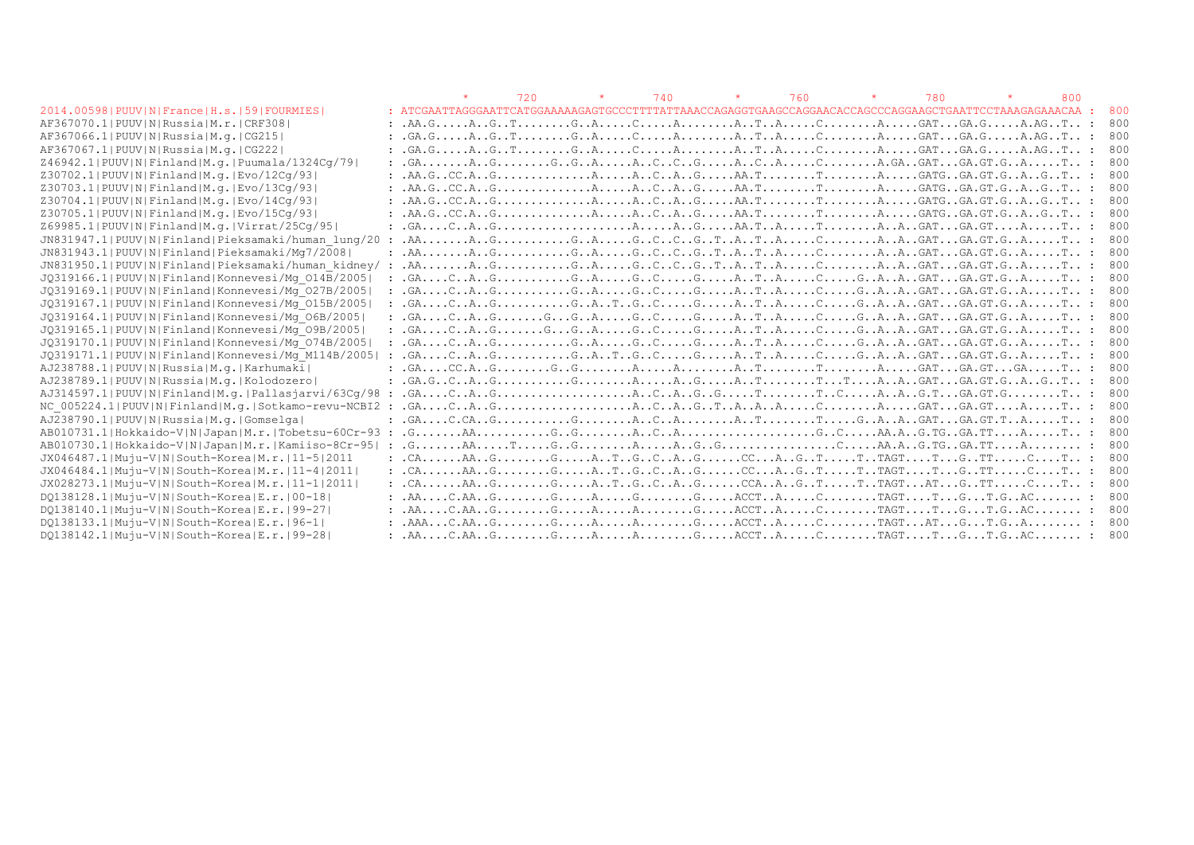```
                                                          *       720         *       740         *       760         *       780         *       800
2014.00598|PUUV|N|France|H.s.|59|FOURMIES|         : ATCGAATTAGGGAATTCATGGAAAAAGAGTGCCCTTTTATTAAACCAGAGGTGAAGCCAGGAACACCAGCCCAGGAAGCTGAATTCCTAAAGAGAAACAA :  800
AF367070.1|PUUV|N|Russia|M.r.|CRF308|              : .AA.G.....A..G..T........G..A.....C.....A........A..T..A.....C........A.....GAT...GA.G.....A.AG..T.. :  800
AF367066.1|PUUV|N|Russia|M.g.|CG215|               : .GA.G.....A..G..T........G..A.....C.....A........A..T..A.....C........A.....GAT...GA.G.....A.AG..T.. :  800
AF367067.1|PUUV|N|Russia|M.g.|CG222|               : .GA.G.....A..G..T........G..A.....C.....A........A..T..A.....C........A.....GAT...GA.G.....A.AG..T.. :  800
Z46942.1|PUUV|N|Finland|M.g.|Puumala/1324Cg/79|    : .GA.......A..G........G..G..A.....A..C..C..G.....A..C..A.....C........A.GA..GAT...GA.GT.G..A.....T.. :  800
Z30702.1|PUUV|N|Finland|M.g.|Evo/12Cg/93|          : .AA.G..CC.A..G.............A.....A..C..A..G.....AA.T........T........A.....GATG..GA.GT.G..A..G..T.. :  800
Z30703.1|PUUV|N|Finland|M.g.|Evo/13Cg/93|          : .AA.G..CC.A..G.............A.....A..C..A..G.....AA.T........T........A.....GATG..GA.GT.G..A..G..T.. :  800
Z30704.1|PUUV|N|Finland|M.g.|Evo/14Cg/93|          : .AA.G..CC.A..G.............A.....A..C..A..G.....AA.T........T........A.....GATG..GA.GT.G..A..G..T.. :  800
Z30705.1|PUUV|N|Finland|M.g.|Evo/15Cg/93|          : .AA.G..CC.A..G.............A.....A..C..A..G.....AA.T........T........A.....GATG..GA.GT.G..A..G..T.. :  800
Z69985.1|PUUV|N|Finland|M.g.|Virrat/25Cg/95|       : .GA....C..A..G...................A.....A..G.....AA.T..A.....T........A..A..GAT...GA.GT....A.....T.. :  800
JN831947.1|PUUV|N|Finland|Pieksamaki/human_lung/20 : .AA.......A..G...........G..A.....G..C..C..G..T..A..T..A.....C........A..A..GAT...GA.GT.G..A.....T.. :  800
JN831943.1|PUUV|N|Finland|Pieksamaki/Mg7/2008|     : .AA.......A..G...........G..A.....G..C..C..G..T..A..T..A.....C........A..A..GAT...GA.GT.G..A.....T.. :  800
JN831950.1|PUUV|N|Finland|Pieksamaki/human_kidney/ : .AA.......A..G...........G..A.....G..C..C..G..T..A..T..A.....C........A..A..GAT...GA.GT.G..A.....T.. :  800
JQ319166.1|PUUV|N|Finland|Konnevesi/Mg_O14B/2005|  : .GA....C..A..G...........G..A.....G..C.....G.....A..T..A.....C.....G..A..A..GAT...GA.GT.G..A.....T.. :  800
JQ319169.1|PUUV|N|Finland|Konnevesi/Mg_O27B/2005|  : .GA....C..A..G...........G..A.....G..C.....G.....A..T..A.....C.....G..A..A..GAT...GA.GT.G..A.....T.. :  800
JQ319167.1|PUUV|N|Finland|Konnevesi/Mg_O15B/2005|  : .GA....C..A..G...........G..A..T..G..C.....G.....A..T..A.....C.....G..A..A..GAT...GA.GT.G..A.....T.. :  800
JQ319164.1|PUUV|N|Finland|Konnevesi/Mg_O6B/2005|   : .GA....C..A..G.......G...G..A.....G..C.....G.....A..T..A.....C.....G..A..A..GAT...GA.GT.G..A.....T.. :  800
JQ319165.1|PUUV|N|Finland|Konnevesi/Mg_O9B/2005|   : .GA....C..A..G.......G...G..A.....G..C.....G.....A..T..A.....C.....G..A..A..GAT...GA.GT.G..A.....T.. :  800
JQ319170.1|PUUV|N|Finland|Konnevesi/Mg_O74B/2005|  : .GA....C..A..G...........G..A.....G..C.....G.....A..T..A.....C.....G..A..A..GAT...GA.GT.G..A.....T.. :  800
JQ319171.1|PUUV|N|Finland|Konnevesi/Mg_M114B/2005| : .GA....C..A..G...........G..A..T..G..C.....G.....A..T..A.....C.....G..A..A..GAT...GA.GT.G..A.....T.. :  800
AJ238788.1|PUUV|N|Russia|M.g.|Karhumaki|           : .GA....CC.A..G........G..G........A.....A........A..T........T........A.....GAT...GA.GT...GA.....T.. :  800
AJ238789.1|PUUV|N|Russia|M.g.|Kolodozero|          : .GA.G..C..A..G...........G........A.....A..G.....A..T........T...T....A..A..GAT...GA.GT.G..A..G..T.. :  800
AJ314597.1|PUUV|N|Finland|M.g.|Pallasjarvi/63Cg/98 : .GA....C..A..G...................A..C..A..G..G.....T........T..C.....A..A..G.T...GA.GT.G........T.. :  800
NC_005224.1|PUUV|N|Finland|M.g.|Sotkamo-revu-NCBI2 : .GA....C..A..G...................A..C..A..G..T..A..A..A.....C........A.....GAT...GA.GT....A.....T.. :  800
AJ238790.1|PUUV|N|Russia|M.g.|Gomselga|            : .GA....C.CA..G...........G........A..C..A........A..T........T.....G..A..A..GAT...GA.GT.T..A.....T.. :  800
AB010731.1|Hokkaido-V|N|Japan|M.r.|Tobetsu-60Cr-93 : .G.......AA..........G..G........A..C..A...................G..C.....AA.A..G.TG..GA.TT....A.....T.. :  800
AB010730.1|Hokkaido-V|N|Japan|M.r.|Kamiiso-8Cr-95| : .G.......AA.....T....G..G........A.....A..G..G................C.....AA.A..G.TG..GA.TT....A........ :  800
JX046487.1|Muju-V|N|South-Korea|M.r.|11-5|2011     : .CA......AA..G........G.....A..T..G..C..A..G......CC...A..G..T.....T..TAGT....T...G..TT.....C.....T.. :  800
JX046484.1|Muju-V|N|South-Korea|M.r.|11-4|2011|    : .CA......AA..G........G.....A..T..G..C..A..G......CC...A..G..T.....T..TAGT....T...G..TT.....C.....T.. :  800
JX028273.1|Muju-V|N|South-Korea|M.r.|11-1|2011|    : .CA......AA..G........G.....A..T..G..C..A..G......CCA..A..G..T.....T..TAGT...AT...G..TT.....C.....T.. :  800
DQ138128.1|Muju-V|N|South-Korea|E.r.|00-18|        : .AA....C.AA..G........G.....A.....G........G.....ACCT..A.....C........TAGT....T...G...T.G..AC....... :  800
DQ138140.1|Muju-V|N|South-Korea|E.r.|99-27|        : .AA....C.AA..G........G.....A.....A........G.....ACCT..A.....C........TAGT....T...G...T.G..AC....... :  800
DQ138133.1|Muju-V|N|South-Korea|E.r.|96-1|         : .AAA....C.AA..G........G.....A.....A........G.....ACCT..A.....C........TAGT...AT...G...T.G..A........ :  800
DQ138142.1|Muju-V|N|South-Korea|E.r.|99-28|        : .AA....C.AA..G........G.....A.....A........G.....ACCT..A.....C........TAGT....T...G...T.G..AC....... :  800
```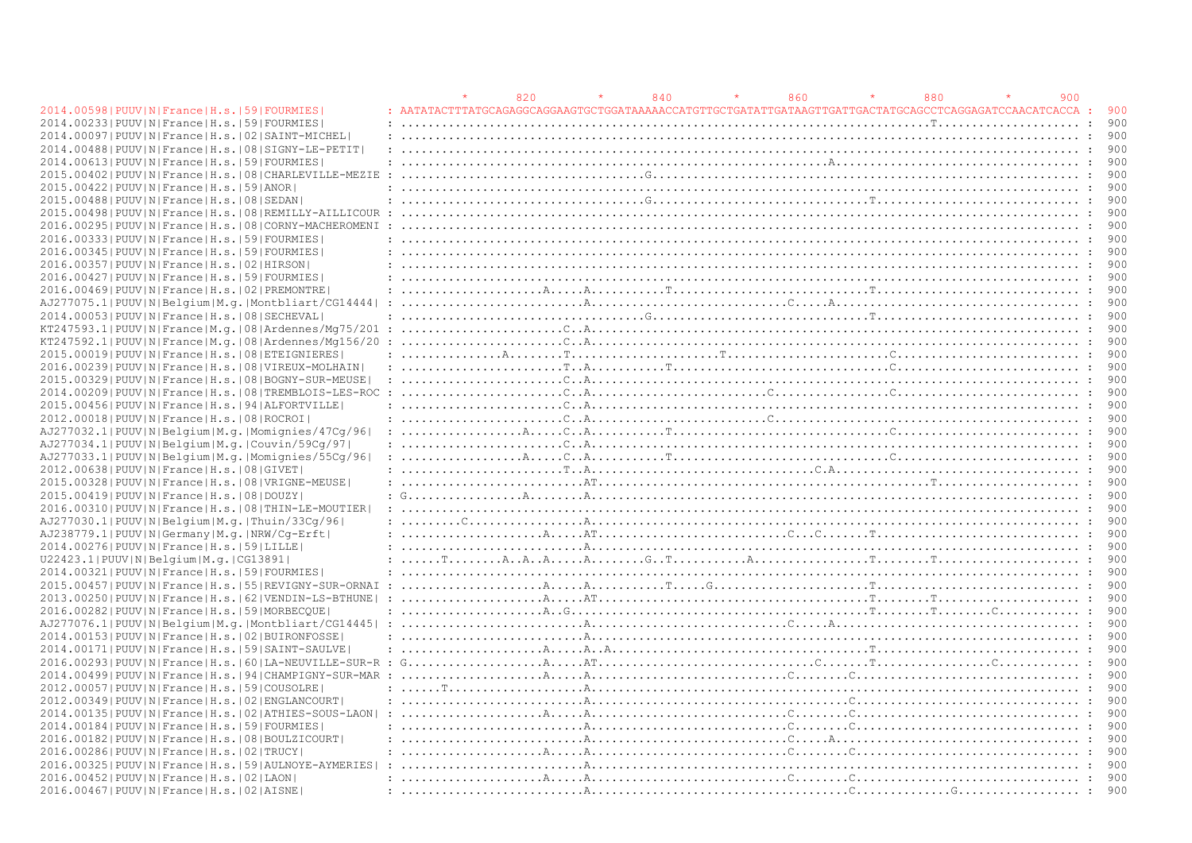```
                                                  *      820       *      840       *      860       *      880       *      900
2014.00598|PUUV|N|France|H.s.|59|FOURMIES|         : AATATACTTTATGCAGAGGCAGGAAGTGCTGGATAAAAACCATGTTGCTGATATTGATAAGTTGATTGACTATGCAGCCTCAGGAGATCCAACATCACCA : 900
2014.00233|PUUV|N|France|H.s.|59|FOURMIES|         : ..............................................................................T..................... : 900
2014.00097|PUUV|N|France|H.s.|02|SAINT-MICHEL|     : .................................................................................................... : 900
2014.00488|PUUV|N|France|H.s.|08|SIGNY-LE-PETIT|   : .................................................................................................... : 900
2014.00613|PUUV|N|France|H.s.|59|FOURMIES|         : ...............................................................A.................................... : 900
2015.00402|PUUV|N|France|H.s.|08|CHARLEVILLE-MEZIE : ....................................G............................................................... : 900
2015.00422|PUUV|N|France|H.s.|59|ANOR|             : .................................................................................................... : 900
2015.00488|PUUV|N|France|H.s.|08|SEDAN|            : ....................................G................................T.............................. : 900
2015.00498|PUUV|N|France|H.s.|08|REMILLY-AILLICOUR : .................................................................................................... : 900
2016.00295|PUUV|N|France|H.s.|08|CORNY-MACHEROMENI : .................................................................................................... : 900
2016.00333|PUUV|N|France|H.s.|59|FOURMIES|         : .................................................................................................... : 900
2016.00345|PUUV|N|France|H.s.|59|FOURMIES|         : .................................................................................................... : 900
2016.00357|PUUV|N|France|H.s.|02|HIRSON|           : .................................................................................................... : 900
2016.00427|PUUV|N|France|H.s.|59|FOURMIES|         : .................................................................................................... : 900
2016.00469|PUUV|N|France|H.s.|02|PREMONTRE|        : .....................A.....A...........T.............................T.............................. : 900
AJ277075.1|PUUV|N|Belgium|M.g.|Montbliart/CG14444| : ...........................A.............................C.....A.................................... : 900
2014.00053|PUUV|N|France|H.s.|08|SECHEVAL|         : ....................................G................................T.............................. : 900
KT247593.1|PUUV|N|France|M.g.|08|Ardennes/Mg75/201 : ........................C..A........................................................................ : 900
KT247592.1|PUUV|N|France|M.g.|08|Ardennes/Mg156/20 : ........................C..A........................................................................ : 900
2015.00019|PUUV|N|France|H.s.|08|ETEIGNIERES|      : ...............A........T......................T........................C........................... : 900
2016.00239|PUUV|N|France|H.s.|08|VIREUX-MOLHAIN|   : ........................T..A...........T................................C........................... : 900
2015.00329|PUUV|N|France|H.s.|08|BOGNY-SUR-MEUSE|  : ........................C..A........................................................................ : 900
2014.00209|PUUV|N|France|H.s.|08|TREMBLOIS-LES-ROC : ........................C..A..........................C.................C........................... : 900
2015.00456|PUUV|N|France|H.s.|94|ALFORTVILLE|      : ........................C..A........................................................................ : 900
2012.00018|PUUV|N|France|H.s.|08|ROCROI|           : ........................C..A..........................C............................................. : 900
AJ277032.1|PUUV|N|Belgium|M.g.|Momignies/47Cg/96|  : ..................A.....C..A...........T................................C........................... : 900
AJ277034.1|PUUV|N|Belgium|M.g.|Couvin/59Cg/97|     : ........................C..A........................................................................ : 900
AJ277033.1|PUUV|N|Belgium|M.g.|Momignies/55Cg/96|  : ..................A.....C..A...........T................................C........................... : 900
2012.00638|PUUV|N|France|H.s.|08|GIVET|            : ........................T..A.................................C.A.................................... : 900
2015.00328|PUUV|N|France|H.s.|08|VRIGNE-MEUSE|     : ...........................AT.................................................T..................... : 900
2015.00419|PUUV|N|France|H.s.|08|DOUZY|            : G.................A........A........................................................................ : 900
2016.00310|PUUV|N|France|H.s.|08|THIN-LE-MOUTIER|  : .................................................................................................... : 900
AJ277030.1|PUUV|N|Belgium|M.g.|Thuin/33Cg/96|      : ........C..................A........................................................................ : 900
AJ238779.1|PUUV|N|Germany|M.g.|NRW/Cg-Erft|        : .....................A.....AT............................C...C.......T.............................. : 900
2014.00276|PUUV|N|France|H.s.|59|LILLE|            : ...........................A........................................................................ : 900
U22423.1|PUUV|N|Belgium|M.g.|CG13891|              : ......T........A..A..A.....A........G..T...........A.................T........T..................... : 900
2014.00321|PUUV|N|France|H.s.|59|FOURMIES|         : .................................................................................................... : 900
2015.00457|PUUV|N|France|H.s.|55|REVIGNY-SUR-ORNAI : .....................A.....A...........T.....G.......................T.............................. : 900
2013.00250|PUUV|N|France|H.s.|62|VENDIN-LS-BTHUNE| : .....................A.....AT.........................................T........T..................... : 900
2016.00282|PUUV|N|France|H.s.|59|MORBECQUE|        : .....................A..G.............................................T........T........C........... : 900
AJ277076.1|PUUV|N|Belgium|M.g.|Montbliart/CG14445| : ...........................A.............................C.....A.................................... : 900
2014.00153|PUUV|N|France|H.s.|02|BUIRONFOSSE|      : ...........................A........................................................................ : 900
2014.00171|PUUV|N|France|H.s.|59|SAINT-SAULVE|     : .....................A.....A..A.......................................T.............................. : 900
2016.00293|PUUV|N|France|H.s.|60|LA-NEUVILLE-SUR-R : G....................A.....AT................................C.......T.................C........... : 900
2014.00499|PUUV|N|France|H.s.|94|CHAMPIGNY-SUR-MAR : .....................A.....A.............................C........C................................. : 900
2012.00057|PUUV|N|France|H.s.|59|COUSOLRE|         : ......T....................A........................................................................ : 900
2012.00349|PUUV|N|France|H.s.|02|ENGLANCOURT|      : ...........................A......................................C................................. : 900
2014.00135|PUUV|N|France|H.s.|02|ATHIES-SOUS-LAON| : .....................A.....A.............................C........C................................. : 900
2014.00184|PUUV|N|France|H.s.|59|FOURMIES|         : ...........................A.............................C........C................................. : 900
2016.00182|PUUV|N|France|H.s.|08|BOULZICOURT|      : ...........................A.............................C.....A.................................... : 900
2016.00286|PUUV|N|France|H.s.|02|TRUCY|            : .....................A.....A.............................C........C................................. : 900
2016.00325|PUUV|N|France|H.s.|59|AULNOYE-AYMERIES| : ...........................A........................................................................ : 900
2016.00452|PUUV|N|France|H.s.|02|LAON|             : .....................A.....A.............................C........C................................. : 900
2016.00467|PUUV|N|France|H.s.|02|AISNE|            : ...........................A......................................C..............G.................. : 900
```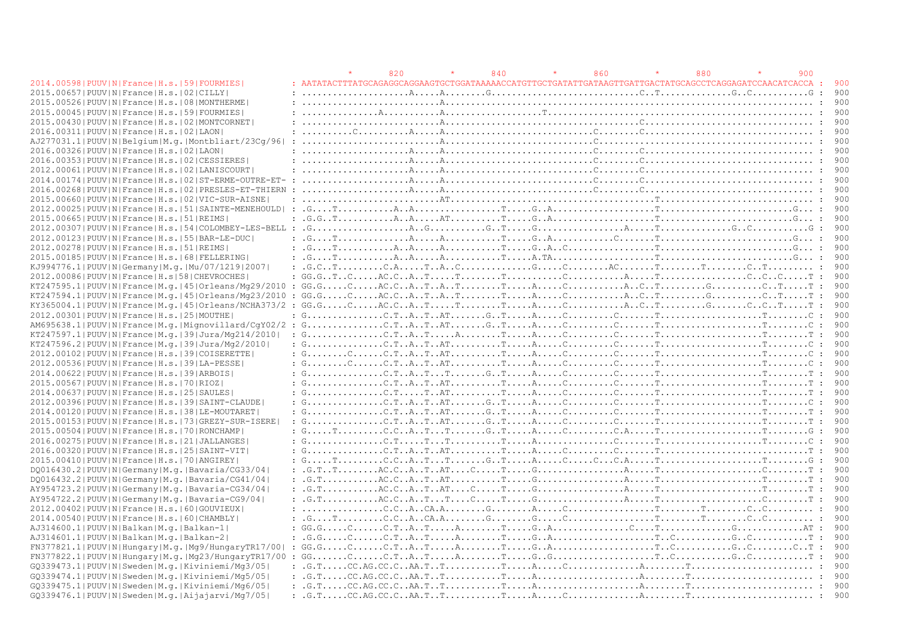```
                                                   *       820         *       840         *       860         *       880         *       900
2014.00598|PUUV|N|France|H.s.|59|FOURMIES|        : AATATACTTTATGCAGAGGCAGGAAGTGCTGGATAAAAACCATGTTGCTGATATTGATAAGTTGATTGACTATGCAGCCTCAGGAGATCCAACATCACCA : 900
2015.00657|PUUV|N|France|H.s.|02|CILLY|           : ....................A.....A........G.............................C..T.............G..C..........G : 900
2015.00526|PUUV|N|France|H.s.|08|MONTHERME|       : .......................................................................................... : 900
2015.00045|PUUV|N|France|H.s.|59|FOURMIES|        : ..............A..........A..................T............................................... : 900
2015.00430|PUUV|N|France|H.s.|02|MONTCORNET|      : .........................A...............................C.......................................... : 900
2016.00311|PUUV|N|France|H.s.|02|LAON|            : .........C.........A.....A.........................C........C..................................... : 900
AJ277031.1|PUUV|N|Belgium|M.g.|Montbliart/23Cg/96| : ....................A.....A.........................C............................................ : 900
2016.00326|PUUV|N|France|H.s.|02|LAON|            : ....................A.....A.........................C........C..................................... : 900
2016.00353|PUUV|N|France|H.s.|02|CESSIERES|       : ....................A.....A.........................C........C..................................... : 900
2012.00061|PUUV|N|France|H.s.|02|LANISCOURT|      : ....................A.....A.........................C........C..................................... : 900
2014.00174|PUUV|N|France|H.s.|02|ST-ERME-OUTRE-ET- : ....................A.....A.........................C........C..................................... : 900
2016.00268|PUUV|N|France|H.s.|02|PRESLES-ET-THIERN : ....................A.....A.........................C........C..................................... : 900
2015.00660|PUUV|N|France|H.s.|02|VIC-SUR-AISNE|   : .........................AT...................................T.................................... : 900
2012.00025|PUUV|N|France|H.s.|51|SAINTE-MENEHOULD| : .G....T..........A..A................T.....G..A..................T.........................G... : 900
2015.00665|PUUV|N|France|H.s.|51|REIMS|           : .G.G..T..........A..A.....AT.........T.....G..A..................T.........................G... : 900
2012.00307|PUUV|N|France|H.s.|54|COLOMBEY-LES-BELL : .G.....................A..G..........G..T.....G................A.....T.............G..C..........G : 900
2012.00123|PUUV|N|France|H.s.|55|BAR-LE-DUC|      : .G....T.............A.....A..........T.....G..A...........C.......T.........................G... : 900
2012.00278|PUUV|N|France|H.s.|51|REIMS|           : .G....T..........A..A.....A..........T.....G..A..C...............T.........................G... : 900
2015.00185|PUUV|N|France|H.s.|68|FELLERING|       : .G....T..........A..A.....A..........T.....A.TA..................T.........................G... : 900
KJ994776.1|PUUV|N|Germany|M.g.|Mu/07/1219|2007|   : .G.C..T.........C.A.....T..A..C.............G.....C........AC.......T........T........C..T......... : 900
2012.00086|PUUV|N|France|H.s|58|CHEVROCHES|       : GG.G..T..C.....AC.C..A..T.....T........T...........C...........A.....T................C..C..C.....T : 900
KT247595.1|PUUV|N|France|M.g.|45|Orleans/Mg29/2010 : GG.G.....C.....AC.C..A..T..A..T........T.....A.....C...........A..C..T.........G.........C..T.....T : 900
KT247594.1|PUUV|N|France|M.g.|45|Orleans/Mg23/2010 : GG.G.....C.....AC.C..A..T..A..T........T.....A.....C...........A..C..T.........G.........C..T.....T : 900
KY365004.1|PUUV|N|France|M.g.|45|Orleans/NCHA373/2 : GG.G.....C.....AC.C..A..T.....T........T.....A.....C...........A..C..T.........G.......C..C..T.....T : 900
2012.00301|PUUV|N|France|H.s.|25|MOUTHE|          : G..............C.T..A..T..AT.......G..T.....A.....C.........C.......T...................T........C : 900
AM695638.1|PUUV|N|France|M.g.|Mignovillard/CgY02/2 : G..............C.T..A..T..AT.......G..T.....A.....C.........C.......T...................T........C : 900
KT247597.1|PUUV|N|France|M.g.|39|Jura/Mg214/2010| : G..............C.T..A..T.....A.........T.....A.....C.........C.......T...................T........T : 900
KT247596.2|PUUV|N|France|M.g.|39|Jura/Mg2/2010|   : G..............C.T..A..T..AT..........T.....A.....C.........C.......T...................T........C : 900
2012.00102|PUUV|N|France|H.s.|39|COISERETTE|      : G.......C......C.T..A..T..AT..........T.....A.....C.........C.......T...................T........C : 900
2012.00536|PUUV|N|France|H.s.|39|LA-PESSE|        : G.......C......C.T..A..T..AT..........T.....A.....C.........C.......T...................T........C : 900
2014.00622|PUUV|N|France|H.s.|39|ARBOIS|          : G..............C.T..A..T...T.......G..T.....A.....C.........C.......T...................T........T : 900
2015.00567|PUUV|N|France|H.s.|70|RIOZ|            : G..............C.T..A..T..AT..........T.....A.....C.........C.......T...................T........T : 900
2014.00637|PUUV|N|France|H.s.|25|SAULES|          : G..............C.T.....T..AT..........T.....A.....C.........C.......T...................T........T : 900
2012.00396|PUUV|N|France|H.s.|39|SAINT-CLAUDE|    : G..............C.T..A..T..AT.......G..T.....A.....C.........C.......T...................T........C : 900
2014.00120|PUUV|N|France|H.s.|38|LE-MOUTARET|     : G..............C.T..A..T..AT.......G..T.....A.....C.........C.......T...................T........T : 900
2015.00153|PUUV|N|France|H.s.|73|GREZY-SUR-ISERE| : G..............C.T..A..T..AT.......G..T.....A.....C.........C.......T...................T........T : 900
2015.00504|PUUV|N|France|H.s.|70|RONCHAMP|        : G.....T........C.C..A..T...T.......G..T.....A.....C.........C.A.....T...................T........G : 900
2016.00275|PUUV|N|France|H.s.|21|JALLANGES|       : G..............C.T.....T...T..........T.....A...............C.......T...................T........C : 900
2016.00320|PUUV|N|France|H.s.|25|SAINT-VIT|       : G..............C.T..A..T..AT..........T.....A.....C.........C.......T...........................T : 900
2015.00410|PUUV|N|France|H.s.|70|ANGIREY|         : G.....T........C.C..A..T...T.......G..T.....A.....C.....C...C.A.....T...................T........G : 900
DQ016430.2|PUUV|N|Germany|M.g.|Bavaria/CG33/04|   : .G.T..T........AC.C..A..T..AT....C.....T.....G.................A.....T...................C........T : 900
DQ016432.2|PUUV|N|Germany|M.g.|Bavaria/CG41/04|   : .G.T...........AC.C..A..T..AT..........T.....G.................A.....T...................T........T : 900
AY954723.2|PUUV|N|Germany|M.g.|Bavaria-CG34/04|   : .G.T...........AC.C..A..T..AT....C.....T.....G.................A.....T...................T........T : 900
AY954722.2|PUUV|N|Germany|M.g.|Bavaria-CG9/04|    : .G.T...........AC.C..A..T...T....C.....T.....G.................A.....T...................C........T : 900
2012.00402|PUUV|N|France|H.s.|60|GOUVIEUX|        : ...............C.C..A..CA.A........G........A.....C................T........T........C..C......... : 900
2014.00540|PUUV|N|France|H.s.|60|CHAMBLY|         : .G....T........C.C..A..CA.A........G........G.....C................T........T........C..C......... : 900
AJ314600.1|PUUV|N|Balkan|M.g.|Balkan-1|           : GG.G.....C......C.T..A..T.....A........T.....G..A...............C.....T.............G............AT : 900
AJ314601.1|PUUV|N|Balkan|M.g.|Balkan-2|           : .G.G.....C......C.T..A..T.....A........T.....G..A...................T..C..........G..C.........T : 900
FN377821.1|PUUV|N|Hungary|M.g.|Mg9/HungaryTR17/00| : GG.G.....C......C.T..A..T.....A........T.....G..A...................T..C...........G..C........C..T : 900
FN377822.1|PUUV|N|Hungary|M.g.|Mg23/HungaryTR17/00 : GG.......C......C.T..A..T.....A........T.....G..G...................T..C...........G..C..........T : 900
GQ339473.1|PUUV|N|Sweden|M.g.|Kiviniemi/Mg3/05|   : .G.T.....CC.AG.CC.C..AA.T..T..........T.....A.....C..............A........T....................... : 900
GQ339474.1|PUUV|N|Sweden|M.g.|Kiviniemi/Mg5/05|   : .G.T.....CC.AG.CC.C..AA.T..T..........T.....A....................A........T....................... : 900
GQ339475.1|PUUV|N|Sweden|M.g.|Kiviniemi/Mg6/05|   : .G.T.....CC.AG.CC.C..AA.T..T..........T.....A.....C..............A........T....................... : 900
GQ339476.1|PUUV|N|Sweden|M.g.|Aijajarvi/Mg7/05|   : .G.T.....CC.AG.CC.C..AA.T..T..........T.....A.....C..............A........T....................... : 900
```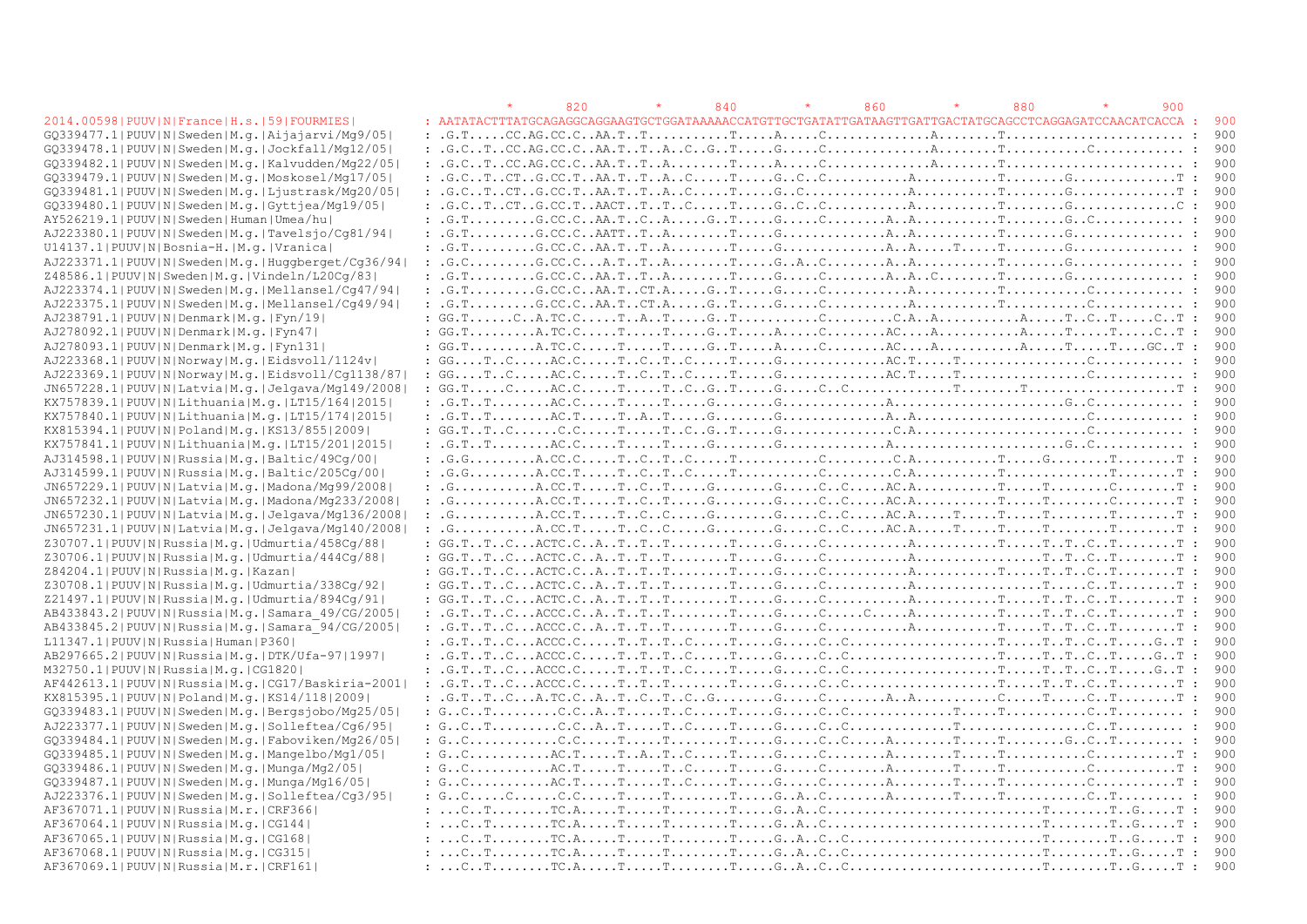```
                                              *        820         *        840         *        860         *        880         *        900
2014.00598|PUUV|N|France|H.s.|59|FOURMIES|        : AATATACTTTATGCAGAGGCAGGAAGTGCTGGATAAAAACCATGTTGCTGATATTGATAAGTTGATTGACTATGCAGCCTCAGGAGATCCAACATCACCA : 900
GQ339477.1|PUUV|N|Sweden|M.g.|Aijajarvi/Mg9/05|   : .G.T.....CC.AG.CC.C..AA.T..T...........T.....A.....C..............A........T........................ : 900
GQ339478.1|PUUV|N|Sweden|M.g.|Jockfall/Mg12/05|   : .G.C..T..CC.AG.CC.C..AA.T..T..A..C..G..T.....G.....C..............A........T...........C............ : 900
GQ339482.1|PUUV|N|Sweden|M.g.|Kalvudden/Mg22/05|  : .G.C..T..CC.AG.CC.C..AA.T..T..A........T.....A.....C..............A........T........................ : 900
GQ339479.1|PUUV|N|Sweden|M.g.|Moskosel/Mg17/05|   : .G.C..T..CT..G.CC.T..AA.T..T..A..C.....T.....G..C..C..........A..........T........G.............T : 900
GQ339481.1|PUUV|N|Sweden|M.g.|Ljustrask/Mg20/05|  : .G.C..T..CT..G.CC.T..AA.T..T..A..C.....T.....G..C.............A..........T........G.............T : 900
GQ339480.1|PUUV|N|Sweden|M.g.|Gyttjea/Mg19/05|    : .G.C..T..CT..G.CC.T..AACT..T..T..C.....T.....G..C..C..........A..........T........G.............C : 900
AY526219.1|PUUV|N|Sweden|Human|Umea/hu|           : .G.T.........G.CC.C..AA.T..C..A.....G..T.....G.....C.........A..A..........T........G..C............ : 900
AJ223380.1|PUUV|N|Sweden|M.g.|Tavelsjo/Cg81/94|   : .G.T.........G.CC.C..AATT..T..A........T.....G..............A..A..........T........G............... : 900
U14137.1|PUUV|N|Bosnia-H.|M.g.|Vranica|           : .G.T.........G.CC.C..AA.T..T..A........T.....G..............A..A.....T.....T........G............... : 900
AJ223371.1|PUUV|N|Sweden|M.g.|Huggberget/Cg36/94| : .G.C.........G.CC.C...A.T..T..A........T.....G..A..C.........A..A..........T........G............... : 900
Z48586.1|PUUV|N|Sweden|M.g.|Vindeln/L20Cg/83|     : .G.T.........G.CC.C..AA.T..T..A........T.....G.....C.........A..A..C.......T........G............... : 900
AJ223374.1|PUUV|N|Sweden|M.g.|Mellansel/Cg47/94|  : .G.T.........G.CC.C..AA.T..CT.A.....G..T.....G.....C............A..........T...........C............ : 900
AJ223375.1|PUUV|N|Sweden|M.g.|Mellansel/Cg49/94|  : .G.T.........G.CC.C..AA.T..CT.A.....G..T.....G.....C............A..........T...........C............ : 900
AJ238791.1|PUUV|N|Denmark|M.g.|Fyn/19|            : GG.T......C..A.TC.C.....T..A..T.....G..T...........C.........C.A..A...........A.....T..C..T.....C..T : 900
AJ278092.1|PUUV|N|Denmark|M.g.|Fyn47|             : GG.T.........A.TC.C.....T.....T.....G..T.....A.....C........AC....A...........A.....T.....T.....C..T : 900
AJ278093.1|PUUV|N|Denmark|M.g.|Fyn131|            : GG.T.........A.TC.C.....T.....T.....G..T.....A.....C........AC....A...........A.....T.....T....GC..T : 900
AJ223368.1|PUUV|N|Norway|M.g.|Eidsvoll/1124v|     : GG....T..C.....AC.C.....T..C..T..C.....T.....G..............AC.T.....T.................C............ : 900
AJ223369.1|PUUV|N|Norway|M.g.|Eidsvoll/Cg1138/87| : GG....T..C.....AC.C.....T..C..T..C.....T.....G..............AC.T.....T.................C............ : 900
JN657228.1|PUUV|N|Latvia|M.g.|Jelgava/Mg149/2008| : GG.T.....C.....AC.C.....T.....T..C..G..T.....G.....C..C..............T........T.....................T : 900
KX757839.1|PUUV|N|Lithuania|M.g.|LT15/164|2015|   : .G.T..T........AC.C.....T.....T.....G........G..............A.......................G..C............ : 900
KX757840.1|PUUV|N|Lithuania|M.g.|LT15/174|2015|   : .G.T..T........AC.T.....T..A..T.....G........G..............A..A......................C............ : 900
KX815394.1|PUUV|N|Poland|M.g.|KS13/855|2009|      : GG.T..T..C.......C.C.....T.....T..C..G..T.....G...............C.A.......................C............ : 900
KX757841.1|PUUV|N|Lithuania|M.g.|LT15/201|2015|   : .G.T..T........AC.C.....T.....T.....G........G..............A.......................G..C............ : 900
AJ314598.1|PUUV|N|Russia|M.g.|Baltic/49Cg/00|     : .G.G.........A.CC.C.....T..C..T..C.....T...........C.........C.A..........T.....G........T........T : 900
AJ314599.1|PUUV|N|Russia|M.g.|Baltic/205Cg/00|    : .G.G.........A.CC.T.....T..C..T..C.....T...........C.........C.A..........T..............T........T : 900
JN657229.1|PUUV|N|Latvia|M.g.|Madona/Mg99/2008|   : .G...........A.CC.T.....T..C..T.....G........G.....C..C.....AC.A...........T.....T........C........T : 900
JN657232.1|PUUV|N|Latvia|M.g.|Madona/Mg233/2008|  : .G...........A.CC.T.....T..C..T.....G........G.....C..C.....AC.A...........T.....T........C........T : 900
JN657230.1|PUUV|N|Latvia|M.g.|Jelgava/Mg136/2008| : .G...........A.CC.T.....T..C..C.....G........G.....C..C.....AC.A.....T.....T.....T........T........T : 900
JN657231.1|PUUV|N|Latvia|M.g.|Jelgava/Mg140/2008| : .G...........A.CC.T.....T..C..C.....G........G.....C..C.....AC.A.....T.....T.....T........T........T : 900
Z30707.1|PUUV|N|Russia|M.g.|Udmurtia/458Cg/88|    : GG.T..T..C...ACTC.C..A..T..T..T........T.....G.....C...........A...........T.....T..T..C..T........T : 900
Z30706.1|PUUV|N|Russia|M.g.|Udmurtia/444Cg/88|    : GG.T..T..C...ACTC.C..A..T..T..T........T.....G.....C...........A.................T..T..C..T........T : 900
Z84204.1|PUUV|N|Russia|M.g.|Kazan|                : GG.T..T..C...ACTC.C..A..T..T..T........T.....G.....C...........A...........T.....T..T..C..T........T : 900
Z30708.1|PUUV|N|Russia|M.g.|Udmurtia/338Cg/92|    : GG.T..T..C...ACTC.C..A..T..T..T........T.....G.....C...........A.................T..T..C..T........T : 900
Z21497.1|PUUV|N|Russia|M.g.|Udmurtia/894Cg/91|    : GG.T..T..C...ACTC.C..A..T..T..T........T.....G.....C...........A...........T.....T..T..C..T........T : 900
AB433843.2|PUUV|N|Russia|M.g.|Samara_49/CG/2005|  : .G.T..T..C...ACCC.C..A..T..T..T........T.....G.....C.....C.....A...........T.....T..T..C..T........T : 900
AB433845.2|PUUV|N|Russia|M.g.|Samara_94/CG/2005|  : .G.T..T..C...ACCC.C..A..T..T..T........T.....G.....C...........A...........T.....T..T..C..T........T : 900
L11347.1|PUUV|N|Russia|Human|P360|                : .G.T..T..C...ACCC.C.....T..T..T..C.....T.....G.....C..C.....................T.....T..T..C..T.....G..T : 900
AB297665.2|PUUV|N|Russia|M.g.|DTK/Ufa-97|1997|    : .G.T..T..C...ACCC.C.....T..T..T..C.....T.....G.....C..C.....................T.....T..T..C..T.....G..T : 900
M32750.1|PUUV|N|Russia|M.g.|CG1820|               : .G.T..T..C...ACCC.C.....T..T..T..C.....T.....G.....C..C.....................T.....T..T..C..T.....G..T : 900
AF442613.1|PUUV|N|Russia|M.g.|CG17/Baskiria-2001| : .G.T..T..C...ACCC.C.....T..T..T........T.....G.....C..C.....................T.....T..T..C..T........T : 900
KX815395.1|PUUV|N|Poland|M.g.|KS14/118|2009|      : .G.T..T..C...A.TC.C..A..T..C..T..C..G........G.....C.........A..A...........C.....T.....C..T........T : 900
GQ339483.1|PUUV|N|Sweden|M.g.|Bergsjobo/Mg25/05|  : G..C..T..........C.C..A..T.....T..C.....T.....G.....C..C..............T.....T...........C..T......... : 900
AJ223377.1|PUUV|N|Sweden|M.g.|Solleftea/Cg6/95|   : G..C..T..........C.C..A..T.....T..C.....T.....G.....C..C..............T.....T...........C..T......... : 900
GQ339484.1|PUUV|N|Sweden|M.g.|Faboviken/Mg26/05|  : G..C.............C.C.....T.....T........T.....G.....C..C.....A........T.....T........G..C..T......... : 900
GQ339485.1|PUUV|N|Sweden|M.g.|Mangelbo/Mg1/05|    : G..C...........AC.T.....T..A..T..C.....T.....G.....C.........A........T.....T...........C...........T : 900
GQ339486.1|PUUV|N|Sweden|M.g.|Munga/Mg2/05|       : G..C...........AC.T.....T.....T..C.....T.....G.....C.........A........T.....T...........C...........T : 900
GQ339487.1|PUUV|N|Sweden|M.g.|Munga/Mg16/05|      : G..C...........AC.T.....T.....T..C.....T.....G.....C.........A........T.....T...........C...........T : 900
AJ223376.1|PUUV|N|Sweden|M.g.|Solleftea/Cg3/95|   : G..C.....C.....C.C.....T.....T........T.....G..A..C.........A........T.....T...........C..T......... : 900
AF367071.1|PUUV|N|Russia|M.r.|CRF366|             : ...C..T........TC.A.....T.....T........T.....G..A..C..........................T........T..G.....T : 900
AF367064.1|PUUV|N|Russia|M.g.|CG144|              : ...C..T........TC.A.....T.....T........T.....G..A..C..........................T........T..G.....T : 900
AF367065.1|PUUV|N|Russia|M.g.|CG168|              : ...C..T........TC.A.....T.....T........T.....G..A..C..C.......................T........T..G.....T : 900
AF367068.1|PUUV|N|Russia|M.g.|CG315|              : ...C..T........TC.A.....T.....T........T.....G..A..C..C.......................T........T..G.....T : 900
AF367069.1|PUUV|N|Russia|M.r.|CRF161|             : ...C..T........TC.A.....T.....T........T.....G..A..C..C.......................T........T..G.....T : 900
```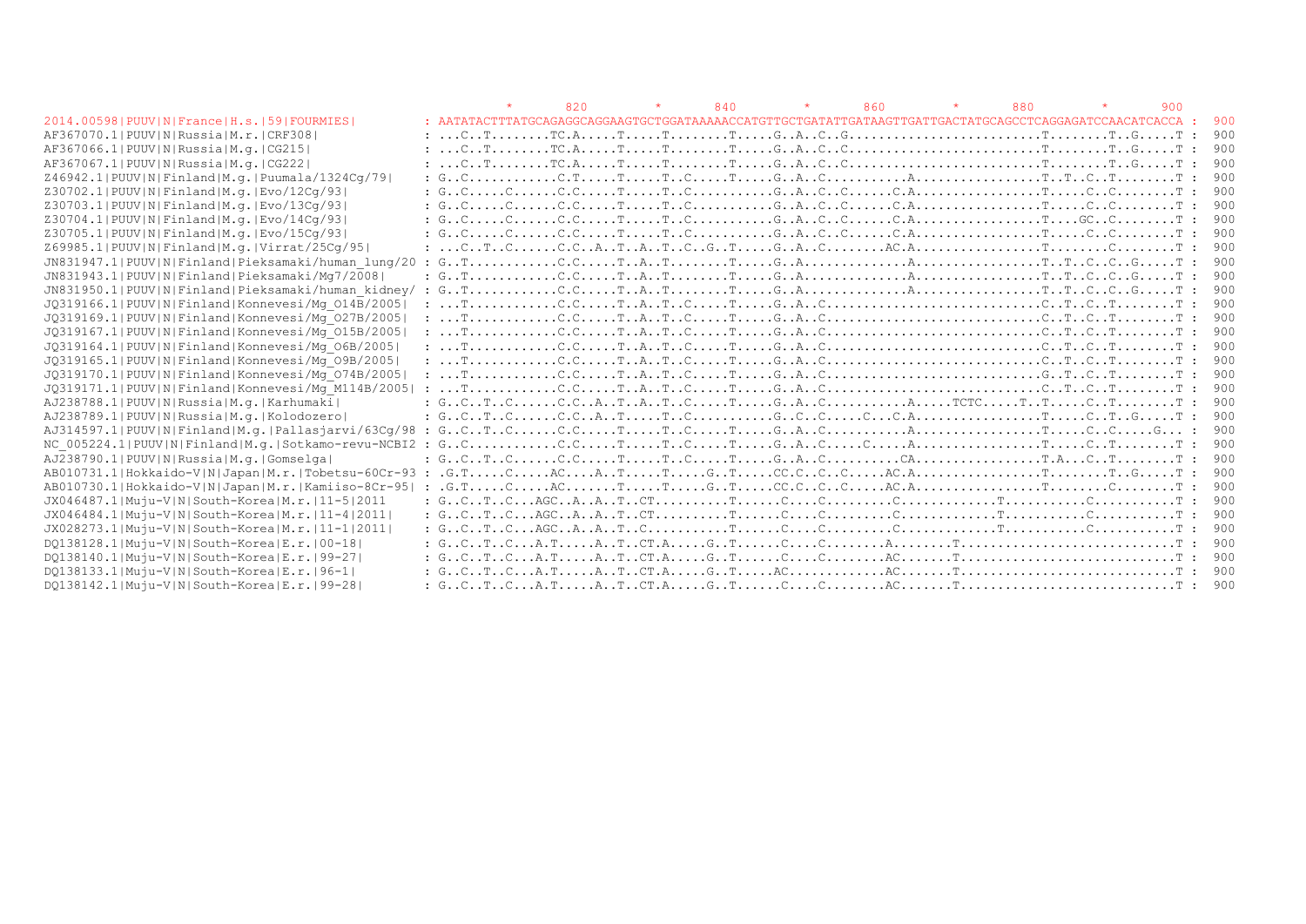```
                                                          *       820         *       840         *       860         *       880         *       900
2014.00598|PUUV|N|France|H.s.|59|FOURMIES|         : AATATACTTTATGCAGAGGCAGGAAGTGCTGGATAAAAACCATGTTGCTGATATTGATAAGTTGATTGACTATGCAGCCTCAGGAGATCCAACATCACCA :  900
AF367070.1|PUUV|N|Russia|M.r.|CRF308|              : ...C..T........TC.A.....T.....T........T.....G..A..C..G.........................T........T..G.....T :  900
AF367066.1|PUUV|N|Russia|M.g.|CG215|               : ...C..T........TC.A.....T.....T........T.....G..A..C..C.........................T........T..G.....T :  900
AF367067.1|PUUV|N|Russia|M.g.|CG222|               : ...C..T........TC.A.....T.....T........T.....G..A..C..C.........................T........T..G.....T :  900
Z46942.1|PUUV|N|Finland|M.g.|Puumala/1324Cg/79|    : G..C...........C.T.....T.....T..C.....T.....G..A..C...........A................T..T..C..T........T :  900
Z30702.1|PUUV|N|Finland|M.g.|Evo/12Cg/93|          : G..C.....C......C.C.....T.....T..C...........G..A..C..C......C.A................T.....C..C........T :  900
Z30703.1|PUUV|N|Finland|M.g.|Evo/13Cg/93|          : G..C.....C......C.C.....T.....T..C...........G..A..C..C......C.A................T.....C..C........T :  900
Z30704.1|PUUV|N|Finland|M.g.|Evo/14Cg/93|          : G..C.....C......C.C.....T.....T..C...........G..A..C..C......C.A................T....GC..C........T :  900
Z30705.1|PUUV|N|Finland|M.g.|Evo/15Cg/93|          : G..C.....C......C.C.....T.....T..C...........G..A..C..C......C.A................T.....C..C........T :  900
Z69985.1|PUUV|N|Finland|M.g.|Virrat/25Cg/95|       : ...C..T..C......C.C..A..T..A..T..C..G..T.....G..A..C........AC.A................T........C........T :  900
JN831947.1|PUUV|N|Finland|Pieksamaki/human_lung/20 : G..T...........C.C.....T..A..T........T.....G..A.............A................T..T..C..C..G.....T :  900
JN831943.1|PUUV|N|Finland|Pieksamaki/Mg7/2008|     : G..T...........C.C.....T..A..T........T.....G..A.............A................T..T..C..C..G.....T :  900
JN831950.1|PUUV|N|Finland|Pieksamaki/human_kidney/ : G..T...........C.C.....T..A..T........T.....G..A.............A................T..T..C..C..G.....T :  900
JQ319166.1|PUUV|N|Finland|Konnevesi/Mg_O14B/2005|  : ...T...........C.C.....T..A..T..C.....T.....G..A..C............................C..T..C..T........T :  900
JQ319169.1|PUUV|N|Finland|Konnevesi/Mg_O27B/2005|  : ...T...........C.C.....T..A..T..C.....T.....G..A..C............................C..T..C..T........T :  900
JQ319167.1|PUUV|N|Finland|Konnevesi/Mg_O15B/2005|  : ...T...........C.C.....T..A..T..C.....T.....G..A..C............................C..T..C..T........T :  900
JQ319164.1|PUUV|N|Finland|Konnevesi/Mg_O6B/2005|   : ...T...........C.C.....T..A..T..C.....T.....G..A..C............................C..T..C..T........T :  900
JQ319165.1|PUUV|N|Finland|Konnevesi/Mg_O9B/2005|   : ...T...........C.C.....T..A..T..C.....T.....G..A..C............................C..T..C..T........T :  900
JQ319170.1|PUUV|N|Finland|Konnevesi/Mg_O74B/2005|  : ...T...........C.C.....T..A..T..C.....T.....G..A..C............................G..T..C..T........T :  900
JQ319171.1|PUUV|N|Finland|Konnevesi/Mg_M114B/2005| : ...T...........C.C.....T..A..T..C.....T.....G..A..C............................C..T..C..T........T :  900
AJ238788.1|PUUV|N|Russia|M.g.|Karhumaki|           : G..C..T..C......C.C..A..T..A..T..C.....T.....G..A..C...........A.....TCTC.....T..T.....C..T........T :  900
AJ238789.1|PUUV|N|Russia|M.g.|Kolodozero|          : G..C..T..C......C.C..A..T.....T..C...........G..C..C.....C...C.A................T.....C..T..G.....T :  900
AJ314597.1|PUUV|N|Finland|M.g.|Pallasjarvi/63Cg/98 : G..C..T..C......C.C.....T.....T..C.....T.....G..A..C...........A................T.....C..C.....G... :  900
NC_005224.1|PUUV|N|Finland|M.g.|Sotkamo-revu-NCBI2 : G..C...........C.C.....T.....T..C.....T.....G..A..C.....C.....A................T.....C..T........T :  900
AJ238790.1|PUUV|N|Russia|M.g.|Gomselga|            : G..C..T..C......C.C.....T.....T..C.....T.....G..A..C..........CA................T.A...C..T........T :  900
AB010731.1|Hokkaido-V|N|Japan|M.r.|Tobetsu-60Cr-93 : .G.T.....C.....AC....A..T.....T.....G..T.....CC.C..C..C.....AC.A................T........T..G.....T :  900
AB010730.1|Hokkaido-V|N|Japan|M.r.|Kamiiso-8Cr-95| : .G.T.....C.....AC.......T.....T.....G..T.....CC.C..C..C.....AC.A................T........C........T :  900
JX046487.1|Muju-V|N|South-Korea|M.r.|11-5|2011     : G..C..T..C...AGC..A..A..T..CT.........T......C....C.........C.............T..........C...........T :  900
JX046484.1|Muju-V|N|South-Korea|M.r.|11-4|2011|    : G..C..T..C...AGC..A..A..T..CT.........T......C....C.........C.............T..........C...........T :  900
JX028273.1|Muju-V|N|South-Korea|M.r.|11-1|2011|    : G..C..T..C...AGC..A..A..T..C..........T......C....C.........C.............T..........C...........T :  900
DQ138128.1|Muju-V|N|South-Korea|E.r.|00-18|        : G..C..T..C...A.T.....A..T..CT.A.....G..T......C....C........A........T............................T :  900
DQ138140.1|Muju-V|N|South-Korea|E.r.|99-27|        : G..C..T..C...A.T.....A..T..CT.A.....G..T......C....C........AC.......T............................T :  900
DQ138133.1|Muju-V|N|South-Korea|E.r.|96-1|         : G..C..T..C...A.T.....A..T..CT.A.....G..T.....AC............AC.......T............................T :  900
DQ138142.1|Muju-V|N|South-Korea|E.r.|99-28|        : G..C..T..C...A.T.....A..T..CT.A.....G..T......C....C........AC.......T............................T :  900
```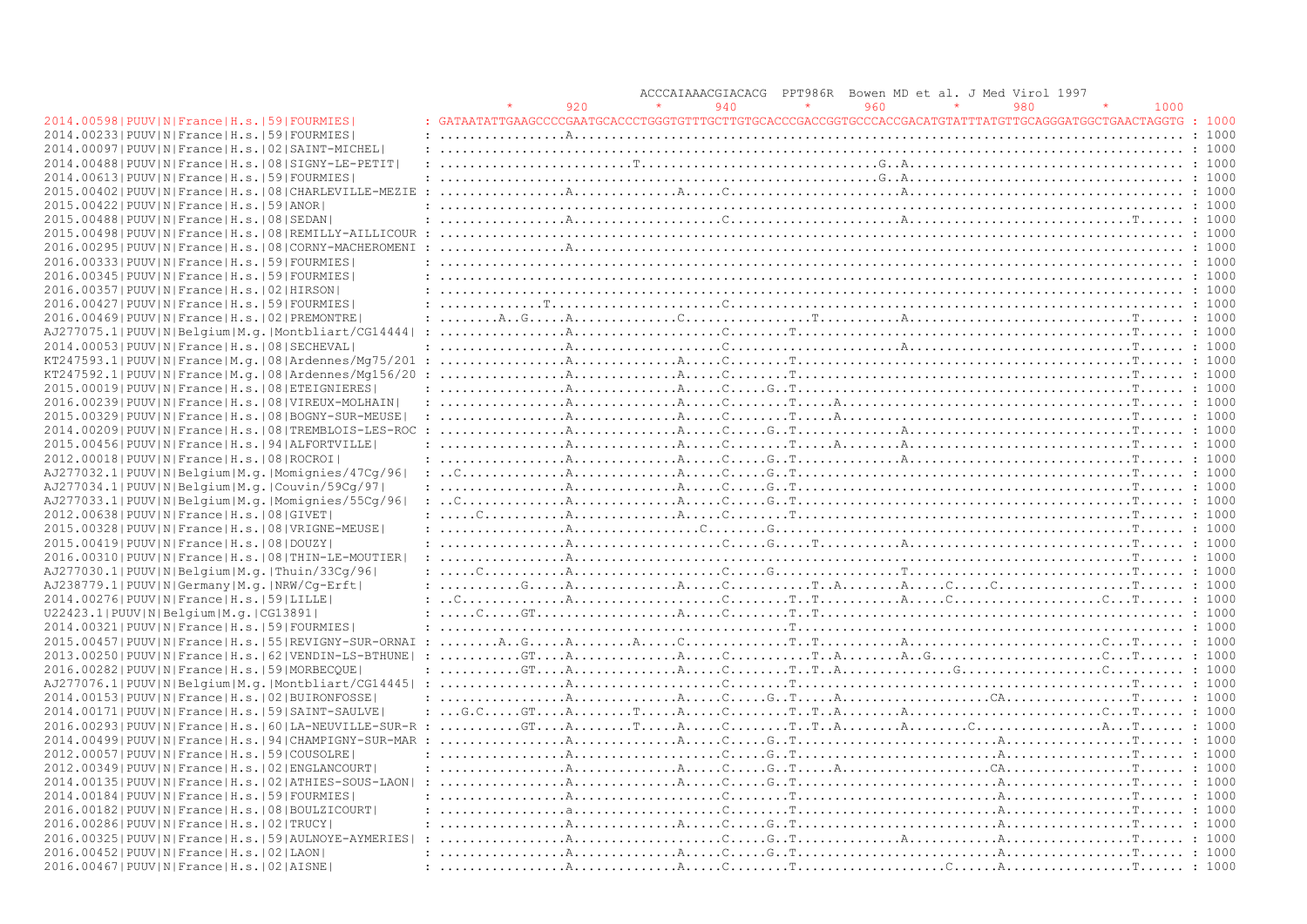```
                                                          ACCCAIAAACGIACACG  PPT986R  Bowen MD et al. J Med Virol 1997
                                                          *       920         *        940         *        960         *        980         *       1000
2014.00598|PUUV|N|France|H.s.|59|FOURMIES|              : GATAATATTGAAGCCCCGAATGCACCCTGGGTGTTTGCTTGTGCACCCGACCGGTGCCCACCGACATGTATTTATGTTGCAGGGATGGCTGAACTAGGTG : 1000
2014.00233|PUUV|N|France|H.s.|59|FOURMIES|              : ...............A.................................................................................. : 1000
2014.00097|PUUV|N|France|H.s.|02|SAINT-MICHEL|          : .................................................................................................. : 1000
2014.00488|PUUV|N|France|H.s.|08|SIGNY-LE-PETIT|        : ........................T.............................G..A.................................... : 1000
2014.00613|PUUV|N|France|H.s.|59|FOURMIES|              : ......................................................G..A.................................... : 1000
2015.00402|PUUV|N|France|H.s.|08|CHARLEVILLE-MEZIE      : ...............A.............A.....C.......................A.................................... : 1000
2015.00422|PUUV|N|France|H.s.|59|ANOR|                  : .................................................................................................. : 1000
2015.00488|PUUV|N|France|H.s.|08|SEDAN|                 : ...............A..................C.....................A............................T...... : 1000
2015.00498|PUUV|N|France|H.s.|08|REMILLY-AILLICOUR      : .................................................................................................. : 1000
2016.00295|PUUV|N|France|H.s.|08|CORNY-MACHEROMENI      : ...............A.................................................................................. : 1000
2016.00333|PUUV|N|France|H.s.|59|FOURMIES|              : .................................................................................................. : 1000
2016.00345|PUUV|N|France|H.s.|59|FOURMIES|              : .................................................................................................. : 1000
2016.00357|PUUV|N|France|H.s.|02|HIRSON|                : .................................................................................................. : 1000
2016.00427|PUUV|N|France|H.s.|59|FOURMIES|              : ............T.....................C............................................................... : 1000
2016.00469|PUUV|N|France|H.s.|02|PREMONTRE|             : .......A..G.....A.............C................T..........A............................T...... : 1000
AJ277075.1|PUUV|N|Belgium|M.g.|Montbliart/CG14444|      : ...............A..................C.......T............................................T...... : 1000
2014.00053|PUUV|N|France|H.s.|08|SECHEVAL|              : ...............A..................C.....................A............................T...... : 1000
KT247593.1|PUUV|N|France|M.g.|08|Ardennes/Mg75/201      : ...............A.............A.....C.......T...........................................T...... : 1000
KT247592.1|PUUV|N|France|M.g.|08|Ardennes/Mg156/20      : ...............A.............A.....C.......T...........................................T...... : 1000
2015.00019|PUUV|N|France|H.s.|08|ETEIGNIERES|           : ...............A.............A.....C.....G..T..........................................T...... : 1000
2016.00239|PUUV|N|France|H.s.|08|VIREUX-MOLHAIN|        : ...............A.............A.....C.......T.....A.....................................T...... : 1000
2015.00329|PUUV|N|France|H.s.|08|BOGNY-SUR-MEUSE|       : ...............A.............A.....C.......T.....A.....................................T...... : 1000
2014.00209|PUUV|N|France|H.s.|08|TREMBLOIS-LES-ROC      : ...............A.............A.....C.....G..T.............A............................T...... : 1000
2015.00456|PUUV|N|France|H.s.|94|ALFORTVILLE|           : ...............A.............A.....C.......T.....A.......A............................T...... : 1000
2012.00018|PUUV|N|France|H.s.|08|ROCROI|                : ...............A.............A.....C.....G..T.............A............................T...... : 1000
AJ277032.1|PUUV|N|Belgium|M.g.|Momignies/47Cg/96|       : ..C............A.............A.....C.....G..T...........................................T...... : 1000
AJ277034.1|PUUV|N|Belgium|M.g.|Couvin/59Cg/97|          : ...............A.............A.....C.....G..T...........................................T...... : 1000
AJ277033.1|PUUV|N|Belgium|M.g.|Momignies/55Cg/96|       : ..C............A.............A.....C.....G..T...........................................T...... : 1000
2012.00638|PUUV|N|France|H.s.|08|GIVET|                 : ....C..........A.............A.....C.......T...........................................T...... : 1000
2015.00328|PUUV|N|France|H.s.|08|VRIGNE-MEUSE|          : ...............A................C.......G................................................T...... : 1000
2015.00419|PUUV|N|France|H.s.|08|DOUZY|                 : ...............A..................C.....G.....T..........A............................T...... : 1000
2016.00310|PUUV|N|France|H.s.|08|THIN-LE-MOUTIER|       : ...............A.......................................................................T...... : 1000
AJ277030.1|PUUV|N|Belgium|M.g.|Thuin/33Cg/96|           : ....C..........A..................C.....G.....................T..........................T...... : 1000
AJ238779.1|PUUV|N|Germany|M.g.|NRW/Cg-Erft|             : .........G.....A.............A.....C...........T..A.......A.....C.....C.................T...... : 1000
2014.00276|PUUV|N|France|H.s.|59|LILLE|                 : ..C............A.............A.....C.......T..T..........A.....C....................C...T...... : 1000
U22423.1|PUUV|N|Belgium|M.g.|CG13891|                   : ....C.....GT.................A.....C.......T..T.......................................T...... : 1000
2014.00321|PUUV|N|France|H.s.|59|FOURMIES|              : ..........................................T............................................... : 1000
2015.00457|PUUV|N|France|H.s.|55|REVIGNY-SUR-ORNAI      : .......A..G.....A........A.....C.............T..T..........A.........................C...T...... : 1000
2013.00250|PUUV|N|France|H.s.|62|VENDIN-LS-BTHUNE|      : ..........GT....A.............A.....C...........T..A.......A..G......................C...T...... : 1000
2016.00282|PUUV|N|France|H.s.|59|MORBECQUE|             : ..........GT....A.............A.....C........T..T..A..............G...................C...T...... : 1000
AJ277076.1|PUUV|N|Belgium|M.g.|Montbliart/CG14445|      : ..................................C.......T.............................................T...... : 1000
2014.00153|PUUV|N|France|H.s.|02|BUIRONFOSSE|           : ...............A.............A.....C.....G..T.....A...................CA................T...... : 1000
2014.00171|PUUV|N|France|H.s.|59|SAINT-SAULVE|          : ...G.C.....GT....A........T.....A.....C........T..T..A.......A.......................C...T...... : 1000
2016.00293|PUUV|N|France|H.s.|60|LA-NEUVILLE-SUR-R      : ..........GT....A.........T.....A.....C........T..T..A.......A........C.................A...T...... : 1000
2014.00499|PUUV|N|France|H.s.|94|CHAMPIGNY-SUR-MAR      : ...............A.............A.....C.....G..T.........................A................T...... : 1000
2012.00057|PUUV|N|France|H.s.|59|COUSOLRE|              : ...............A..................C.....G..T.........................A................T...... : 1000
2012.00349|PUUV|N|France|H.s.|02|ENGLANCOURT|           : ...............A.............A.....C.....G..T.....A...................CA................T...... : 1000
2014.00135|PUUV|N|France|H.s.|02|ATHIES-SOUS-LAON|      : ...............A.............A.....C.....G..T.........................A................T...... : 1000
2014.00184|PUUV|N|France|H.s.|59|FOURMIES|              : ...............A..................C.......T...........................A................T...... : 1000
2016.00182|PUUV|N|France|H.s.|08|BOULZICOURT|           : ...............a..................C.......T...........................A................T...... : 1000
2016.00286|PUUV|N|France|H.s.|02|TRUCY|                 : ...............A.............A.....C.....G..T.........................A................T...... : 1000
2016.00325|PUUV|N|France|H.s.|59|AULNOYE-AYMERIES|      : ...............A..................C.....G..T.............A...........A................T...... : 1000
2016.00452|PUUV|N|France|H.s.|02|LAON|                  : ...............A.............A.....C.....G..T.........................A................T...... : 1000
2016.00467|PUUV|N|France|H.s.|02|AISNE|                 : ...............A.............A.....C.......T..................C......A................T...... : 1000
```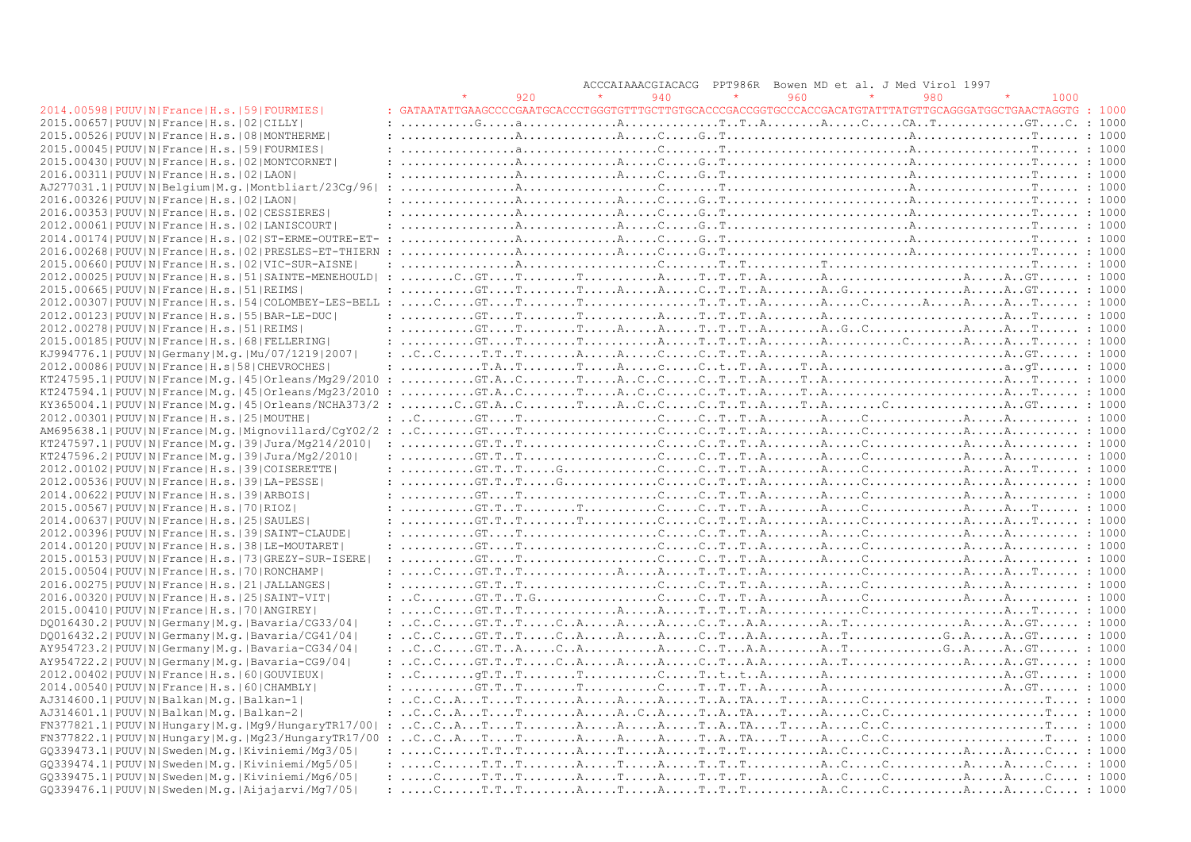```
                                                                        ACCCAIAAACGIACACG  PPT986R  Bowen MD et al. J Med Virol 1997
                                                             *      920        *      940        *      960        *      980        *     1000
2014.00598|PUUV|N|France|H.s.|59|FOURMIES|          : GATAATATTGAAGCCCCGAATGCACCCTGGGTGTTTGCTTGTGCACCCGACCGGTGCCCACCGACATGTATTTATGTTGCAGGGATGGCTGAACTAGGTG : 1000
2015.00657|PUUV|N|France|H.s.|02|CILLY|             : ..........G.....a..............A.............T..T..A........A.....C.....CA..T............GT....C. : 1000
2015.00526|PUUV|N|France|H.s.|08|MONTHERME|         : ................A.............A.....C.....G..T..........................A................T...... : 1000
2015.00045|PUUV|N|France|H.s.|59|FOURMIES|          : ................a...................C.......T...........................A................T...... : 1000
2015.00430|PUUV|N|France|H.s.|02|MONTCORNET|        : ................A.............A.....C.....G..T..........................A................T...... : 1000
2016.00311|PUUV|N|France|H.s.|02|LAON|              : ................A.............A.....C.....G..T..........................A................T...... : 1000
AJ277031.1|PUUV|N|Belgium|M.g.|Montbliart/23Cg/96|  : ................A...................C.......T...........................A................T...... : 1000
2016.00326|PUUV|N|France|H.s.|02|LAON|              : ................A.............A.....C.....G..T..........................A................T...... : 1000
2016.00353|PUUV|N|France|H.s.|02|CESSIERES|         : ................A.............A.....C.....G..T..........................A................T...... : 1000
2012.00061|PUUV|N|France|H.s.|02|LANISCOURT|        : ................A.............A.....C.....G..T..........................A................T...... : 1000
2014.00174|PUUV|N|France|H.s.|02|ST-ERME-OUTRE-ET-  : ................A.............A.....C.....G..T..........................A................T...... : 1000
2016.00268|PUUV|N|France|H.s.|02|PRESLES-ET-THIERN  : ................A.............A.....C.....G..T..........................A................T...... : 1000
2015.00660|PUUV|N|France|H.s.|02|VIC-SUR-AISNE|     : ................A...................C.......T..T..........T.............................T...... : 1000
2012.00025|PUUV|N|France|H.s.|51|SAINTE-MENEHOULD|  : ........C..GT....T........T...........A.....T..T..T..A........A...................A.....A..GT...... : 1000
2015.00665|PUUV|N|France|H.s.|51|REIMS|             : ..........GT....T........T.....A.....A.....C..T..T..A........A..G................A.....A..GT...... : 1000
2012.00307|PUUV|N|France|H.s.|54|COLOMBEY-LES-BELL  : .....C.....GT....T........T.................T..T..T..A........A.....C.........A.....A.....A..T...... : 1000
2012.00123|PUUV|N|France|H.s.|55|BAR-LE-DUC|        : ..........GT....T........T...........A.....T..T..T..A........A.........................A...T...... : 1000
2012.00278|PUUV|N|France|H.s.|51|REIMS|             : ..........GT....T........T.....A.....A.....T..T..T..A........A..G..C.............A.....A...T...... : 1000
2015.00185|PUUV|N|France|H.s.|68|FELLERING|         : ..........GT....T........T...........A.....T..T..T..A..........C.........C........A.....A...T...... : 1000
KJ994776.1|PUUV|N|Germany|M.g.|Mu/07/1219|2007|     : ..C..C......T.T..T........A.....A.....C.....C..T..T..A........A..........................A..GT...... : 1000
2012.00086|PUUV|N|France|H.s|58|CHEVROCHES|         : ...........T.A..T........T.....A.....c.....C..t..T..A.....T..A..........................a..gT...... : 1000
KT247595.1|PUUV|N|France|M.g.|45|Orleans/Mg29/2010  : ..........GT.A..C........T.....A..C..C.....C..T..T..A.....T..A..........................A...T...... : 1000
KT247594.1|PUUV|N|France|M.g.|45|Orleans/Mg23/2010  : ..........GT.A..C........T.....A..C..C.....C..T..T..A.....T..A..........................A...T...... : 1000
KY365004.1|PUUV|N|France|M.g.|45|Orleans/NCHA373/2  : ........C..GT.A..C........T.....A..C..C.....C..T..T..A.....T..A........C................A..GT...... : 1000
2012.00301|PUUV|N|France|H.s.|25|MOUTHE|            : ..C........GT....T...................C.....C..T..T..A........A.....C..............A.....A.......... : 1000
AM695638.1|PUUV|N|France|M.g.|Mignovillard/CgY02/2  : ..C........GT....T...................C.....C..T..T..A........A.....C..............A.....A.......... : 1000
KT247597.1|PUUV|N|France|M.g.|39|Jura/Mg214/2010|   : ..........GT.T..T...................C.....C..T..T..A........A.....C..............A.....A.......... : 1000
KT247596.2|PUUV|N|France|M.g.|39|Jura/Mg2/2010|     : ..........GT.T..T...................C.....C..T..T..A........A.....C..............A.....A.......... : 1000
2012.00102|PUUV|N|France|H.s.|39|COISERETTE|        : ..........GT.T..T.....G.............C.....C..T..T..A........A.....C..............A.....A...T...... : 1000
2012.00536|PUUV|N|France|H.s.|39|LA-PESSE|          : ..........GT.T..T.....G.............C.....C..T..T..A........A.....C..............A.....A.......... : 1000
2014.00622|PUUV|N|France|H.s.|39|ARBOIS|            : ..........GT....T...................C.....C..T..T..A........A.....C..............A.....A.......... : 1000
2015.00567|PUUV|N|France|H.s.|70|RIOZ|              : ..........GT.T..T........T..........C.....C..T..T..A........A.....C..............A.....A...T...... : 1000
2014.00637|PUUV|N|France|H.s.|25|SAULES|            : ..........GT.T..T........T..........C.....C..T..T..A........A.....C..............A.....A...T...... : 1000
2012.00396|PUUV|N|France|H.s.|39|SAINT-CLAUDE|      : ..........GT....T...................C.....C..T..T..A........A.....C..............A.....A.......... : 1000
2014.00120|PUUV|N|France|H.s.|38|LE-MOUTARET|       : ..........GT....T...................C.....C..T..T..A........A.....C..............A.....A.......... : 1000
2015.00153|PUUV|N|France|H.s.|73|GREZY-SUR-ISERE|   : ..........GT....T...................C.....C..T..T..A........A.....C..............A.....A.......... : 1000
2015.00504|PUUV|N|France|H.s.|70|RONCHAMP|          : .....C.....GT.T..T.............A.....A.....T..T..T..A.............C..................A.....A...T...... : 1000
2016.00275|PUUV|N|France|H.s.|21|JALLANGES|         : ..........GT.T..T...................C.....C..T..T..A........A.....C..............A.....A.......... : 1000
2016.00320|PUUV|N|France|H.s.|25|SAINT-VIT|         : ..C........GT.T..T.G................C.....C..T..T..A........A.....C..............A.....A.......... : 1000
2015.00410|PUUV|N|France|H.s.|70|ANGIREY|           : .....C.....GT.T..T.............A.....A.....T..T..T..A.............C..................A...T...... : 1000
DQ016430.2|PUUV|N|Germany|M.g.|Bavaria/CG33/04|     : ..C..C.....GT.T..T.....C..A.....A.....A.....C..T...A.A........A..T................A.....A..GT...... : 1000
DQ016432.2|PUUV|N|Germany|M.g.|Bavaria/CG41/04|     : ..C..C.....GT.T..T.....C..A.....A.....A.....C..T...A.A........A..T.............G..A.....A..GT...... : 1000
AY954723.2|PUUV|N|Germany|M.g.|Bavaria-CG34/04|     : ..C..C.....GT.T..A.....C..A..........A.....C..T...A.A........A..T.............G..A.....A..GT...... : 1000
AY954722.2|PUUV|N|Germany|M.g.|Bavaria-CG9/04|      : ..C..C.....GT.T..T.....C..A.....A.....A.....C..T...A.A........A..T................A.....A..GT...... : 1000
2012.00402|PUUV|N|France|H.s.|60|GOUVIEUX|          : ..C........gT.T..T........T..........C.....T..t..t..A........A..........................A..GT...... : 1000
2014.00540|PUUV|N|France|H.s.|60|CHAMBLY|           : ..........GT.T..T........T..........C.....T..T..T..A........A..........................A..GT...... : 1000
AJ314600.1|PUUV|N|Balkan|M.g.|Balkan-1|             : ..C..C..A...T....T........A.....A.....A.....T..A..TA....T.....A.....C.........................T.... : 1000
AJ314601.1|PUUV|N|Balkan|M.g.|Balkan-2|             : ..C..C..A...T....T........A.....A..C..A.....T..A..TA....T.....A.....C..C......................T.... : 1000
FN377821.1|PUUV|N|Hungary|M.g.|Mg9/HungaryTR17/00|  : ..C..C..A...T....T........A.....A.....A.....T..A..TA....T.....A.....C..C......................T.... : 1000
FN377822.1|PUUV|N|Hungary|M.g.|Mg23/HungaryTR17/00  : ..C..C..A...T....T........A.....A.....A.....T..A..TA....T.....A.....C..C......................T.... : 1000
GQ339473.1|PUUV|N|Sweden|M.g.|Kiviniemi/Mg3/05|     : .....C......T.T..T........A.....T.....A.....T..T..T...........A..C.....C...........A.....A.....C.... : 1000
GQ339474.1|PUUV|N|Sweden|M.g.|Kiviniemi/Mg5/05|     : .....C......T.T..T........A.....T.....A.....T..T..T...........A..C.....C...........A.....A.....C.... : 1000
GQ339475.1|PUUV|N|Sweden|M.g.|Kiviniemi/Mg6/05|     : .....C......T.T..T........A.....T.....A.....T..T..T...........A..C.....C...........A.....A.....C.... : 1000
GQ339476.1|PUUV|N|Sweden|M.g.|Aijajarvi/Mg7/05|     : .....C......T.T..T........A.....T.....A.....T..T..T...........A..C.....C...........A.....A.....C.... : 1000
```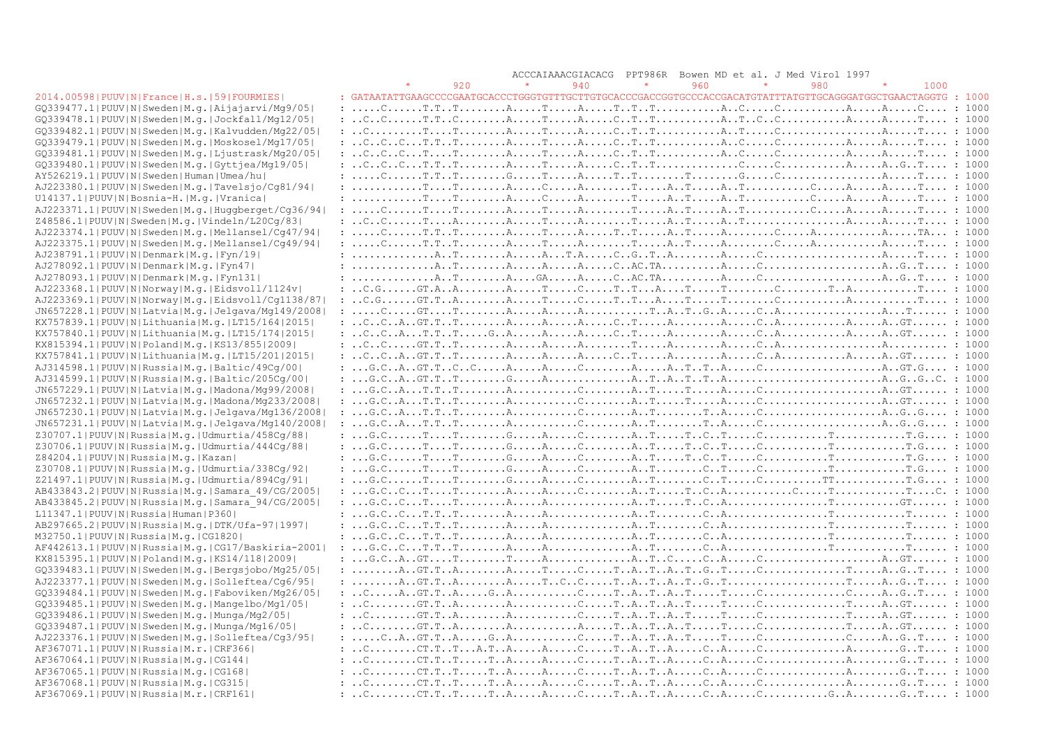```
                                                                      ACCCAIAAACGIACACG  PPT986R  Bowen MD et al. J Med Virol 1997
                                                         *      920         *       940         *       960         *       980         *      1000
2014.00598|PUUV|N|France|H.s.|59|FOURMIES|         : GATAATATTGAAGCCCCGAATGCACCCTGGGTGTTTGCTTGTGCACCCGACCGGTGCCCACCGACATGTATTTATGTTGCAGGGATGGCTGAACTAGGTG : 1000
GQ339477.1|PUUV|N|Sweden|M.g.|Aijajarvi/Mg9/05|    : .....C......T.T..T........A.....T.....A.....T..T..T...........A..C.....C...........A.....A.....C.... : 1000
GQ339478.1|PUUV|N|Sweden|M.g.|Jockfall/Mg12/05|    : ..C..C......T.T..C........A.....T.....A.....C..T..T...........A..T..C..C...........A.....A.....T.... : 1000
GQ339482.1|PUUV|N|Sweden|M.g.|Kalvudden/Mg22/05|   : ..C.........T....T........A.....T.....A.....C..T..T...........A..T.....C.................A.....T.... : 1000
GQ339479.1|PUUV|N|Sweden|M.g.|Moskosel/Mg17/05|    : ..C..C..C...T.T..T........A.....T.....A.....C..T..T...........A..C.....C...........A.....A.....T.... : 1000
GQ339481.1|PUUV|N|Sweden|M.g.|Ljustrask/Mg20/05|   : ..C..C..C...T.T..T........A.....T.....A.....C..T..T...........A..C.....C...........A.....A.....T.... : 1000
GQ339480.1|PUUV|N|Sweden|M.g.|Gyttjea/Mg19/05|     : ..C..C..C...T.T..T........A.....T.....A.....C..T..T..............C.....C...........A.....A..G..T.... : 1000
AY526219.1|PUUV|N|Sweden|Human|Umea/hu|            : .....C......T.T..T........G.....T.....A.....T..T........T........G.....C.................A.....T.... : 1000
AJ223380.1|PUUV|N|Sweden|M.g.|Tavelsjo/Cg81/94|    : ............T....T........A.....C.....A........T.....A..T.....A..T...........C.....A.....A.....T.... : 1000
U14137.1|PUUV|N|Bosnia-H.|M.g.|Vranica|            : ............T....T........A.....C.....A........T.....A..T.....A..T...........C.....A.....A.....T.... : 1000
AJ223371.1|PUUV|N|Sweden|M.g.|Huggberget/Cg36/94|  : .....C......T....T........A.....T.....A........T.....A..T.....A..T...........C.....A.....A.....T.... : 1000
Z48586.1|PUUV|N|Sweden|M.g.|Vindeln/L20Cg/83|      : ..C..C......T....A........A.....T.....A........T.....A..T.....A..T.................A.....A.....T.... : 1000
AJ223374.1|PUUV|N|Sweden|M.g.|Mellansel/Cg47/94|   : .....C......T.T..T........A.....T.....A.....T..T.....A..T.....A........C.....A...........A.....TA... : 1000
AJ223375.1|PUUV|N|Sweden|M.g.|Mellansel/Cg49/94|   : .....C......T.T..T........A.....T.....A........T.....A..T.....A........C.....A...........A.....T.... : 1000
AJ238791.1|PUUV|N|Denmark|M.g.|Fyn/19|             : .............A..T.........A.....A..T.A.....C..G..T..A........A.....C....................A.....T.... : 1000
AJ278092.1|PUUV|N|Denmark|M.g.|Fyn47|              : .............A..T.........A.....A.....A.....C..AC.TA..........A.....C....................A..G..T.... : 1000
AJ278093.1|PUUV|N|Denmark|M.g.|Fyn131|             : .............A..T.........A.....GA....A.....C..AC.TA..........A.....C....................A..G..T.... : 1000
AJ223368.1|PUUV|N|Norway|M.g.|Eidsvoll/1124v|      : ..C.G.......GT.A..A........A.....T.....C.....T..T...A.....T.....T........C........T..A...........T.... : 1000
AJ223369.1|PUUV|N|Norway|M.g.|Eidsvoll/Cg1138/87|  : ..C.G.......GT.T..A........A.....T.....C.....T..T...A.....T.....T........C...........A...........T.... : 1000
JN657228.1|PUUV|N|Latvia|M.g.|Jelgava/Mg149/2008|  : .....C......GT....T........A.....A.....A...........T..A..T..G..A.....C..A................A...T..... : 1000
KX757839.1|PUUV|N|Lithuania|M.g.|LT15/164|2015|    : ..C..C..A..GT.T..T........A.....A.....A.....C..T.....A........A.....C..A...........A.....A..GT..... : 1000
KX757840.1|PUUV|N|Lithuania|M.g.|LT15/174|2015|    : ..C..C..A...T.T..T.....G..A.....A.....A.....C..T.....A........A.....C..A...........A.....A..GT..... : 1000
KX815394.1|PUUV|N|Poland|M.g.|KS13/855|2009|       : ..C..C......GT.T..T........A.....A.....A........T.....A........A.....C..A..........................  : 1000
KX757841.1|PUUV|N|Lithuania|M.g.|LT15/201|2015|    : ..C..C..A..GT.T..T........A.....A.....A.....C..T.....A........A.....C..A...........A.....A..GT..... : 1000
AJ314598.1|PUUV|N|Russia|M.g.|Baltic/49Cg/00|      : ...G.C..A..GT.T..C..C.....A.....A.....C........A.....A..T..T..A.....C....................A..GT.G.... : 1000
AJ314599.1|PUUV|N|Russia|M.g.|Baltic/205Cg/00|     : ...G.C..A..GT.T..T........G.....A..............A..T..A..T..T..A..........................A..G..G..C. : 1000
JN657229.1|PUUV|N|Latvia|M.g.|Madona/Mg99/2008|    : ...G.C..A...T.T..T........A...........C........A..T.....T.....A.....C....................A..GT..... : 1000
JN657232.1|PUUV|N|Latvia|M.g.|Madona/Mg233/2008|   : ...G.C..A...T.T..T........A...........C........A..T.....T.....A.....C....................A..GT..... : 1000
JN657230.1|PUUV|N|Latvia|M.g.|Jelgava/Mg136/2008|  : ...G.C..A...T.T..T........A...........C........A..T........T..A.....C....................A..G..G.... : 1000
JN657231.1|PUUV|N|Latvia|M.g.|Jelgava/Mg140/2008|  : ...G.C..A...T.T..T........A...........C........A..T........T..A.....C....................A..G..G.... : 1000
Z30707.1|PUUV|N|Russia|M.g.|Udmurtia/458Cg/88|     : ...G.C......T....T........G.....A.....C........A..T.....T..C..T.....C...........T............T.G.... : 1000
Z30706.1|PUUV|N|Russia|M.g.|Udmurtia/444Cg/88|     : ...G.C......T....T........G.....A.....C........A..T.....T..C..T.....C...........T............T.G.... : 1000
Z84204.1|PUUV|N|Russia|M.g.|Kazan|                 : ...G.C......T....T........G.....A.....C........A..T.....T..C..T.....C...........T............T.G.... : 1000
Z30708.1|PUUV|N|Russia|M.g.|Udmurtia/338Cg/92|     : ...G.C......T....T........G.....A.....C........A..T........C..T.....C...........T............T.G.... : 1000
Z21497.1|PUUV|N|Russia|M.g.|Udmurtia/894Cg/91|     : ...G.C......T....T........G.....A.....C........A..T........C..T.....C..........TT............T.G.... : 1000
AB433843.2|PUUV|N|Russia|M.g.|Samara_49/CG/2005|   : ...G.C..C...T....T........A.....A.....C........A..T.....T..C..A...........C.....T............T....C. : 1000
AB433845.2|PUUV|N|Russia|M.g.|Samara_94/CG/2005|   : ...G.C..C...T....T........A.....A..............A..T.....T..C..A.................T...........GT..... : 1000
L11347.1|PUUV|N|Russia|Human|P360|                 : ...G.C..C...T.T..T........A.....A..............A..T........C..A.................T............T..... : 1000
AB297665.2|PUUV|N|Russia|M.g.|DTK/Ufa-97|1997|     : ...G.C..C...T.T..T........A.....A..............A..T........C..A.................T............T..... : 1000
M32750.1|PUUV|N|Russia|M.g.|CG1820|                : ...G.C..C...T.T..T........A.....A..............A..T........C..A.................T............T..... : 1000
AF442613.1|PUUV|N|Russia|M.g.|CG17/Baskiria-2001|  : ...G.C..C...T.T..T........A.....A..............A..T........C..A.................T............T..... : 1000
KX815395.1|PUUV|N|Poland|M.g.|KS14/118|2009|       : ...G.C..A..GT....T........T.....A..............A..T..C.....C..A.....C....................A..GT..... : 1000
GQ339483.1|PUUV|N|Sweden|M.g.|Bergsjobo/Mg25/05|   : ........A..GT.T..A........A.....T.....C.....T..A..T..A..T..G..T.....C.............T.....A..G..T.... : 1000
AJ223377.1|PUUV|N|Sweden|M.g.|Solleftea/Cg6/95|    : ........A..GT.T..A........A.....T..C..C.....T..A..T..A..T..G..T...................T.....A..G..T.... : 1000
GQ339484.1|PUUV|N|Sweden|M.g.|Faboviken/Mg26/05|   : ..C......A..GT.T..A.....G..A...........C.....T..A..T..A..T.....T.....C.............C.....A..G..T.... : 1000
GQ339485.1|PUUV|N|Sweden|M.g.|Mangelbo/Mg1/05|     : ..C........GT.T..A........A...........C.....T..A..T..A..T.....T.....C.............T.....A..GT..... : 1000
GQ339486.1|PUUV|N|Sweden|M.g.|Munga/Mg2/05|        : ..C........GT.T..A........A...........C.....T..A..T..A..T.....T.....C.............T.....A..GT..... : 1000
GQ339487.1|PUUV|N|Sweden|M.g.|Munga/Mg16/05|       : ..C........GT.T..A........A...........A.....T..A..T..A..T.....T.....C.............T.....A..GT..... : 1000
AJ223376.1|PUUV|N|Sweden|M.g.|Solleftea/Cg3/95|    : .....C..A..GT.T..A.....G..A...........C.....T..A..T..A..T.....T.....C.............C.....A..G..T.... : 1000
AF367071.1|PUUV|N|Russia|M.r.|CRF366|              : ..C........CT.T..T...A.T..A.....A.....C.....T..A..T..A.....C..A.....C.............A........G..T.... : 1000
AF367064.1|PUUV|N|Russia|M.g.|CG144|               : ..C........CT.T..T.....T..A.....A.....C.....T..A..T..A.....C..A.....C.............A........G..T.... : 1000
AF367065.1|PUUV|N|Russia|M.g.|CG168|               : ..C........CT.T..T.....T..A.....A.....C.....T..A..T..A.....C..A.....C.............A........G..T.... : 1000
AF367068.1|PUUV|N|Russia|M.g.|CG315|               : ..C........CT.T..T.....T..A.....A.....C.....T..A..T..A.....C..A.....C.............A........G..T.... : 1000
AF367069.1|PUUV|N|Russia|M.r.|CRF161|              : ..C........CT.T..T.....T..A.....A.....C.....T..A..T..A.....C..A.....C...........G..A........G..T.... : 1000
```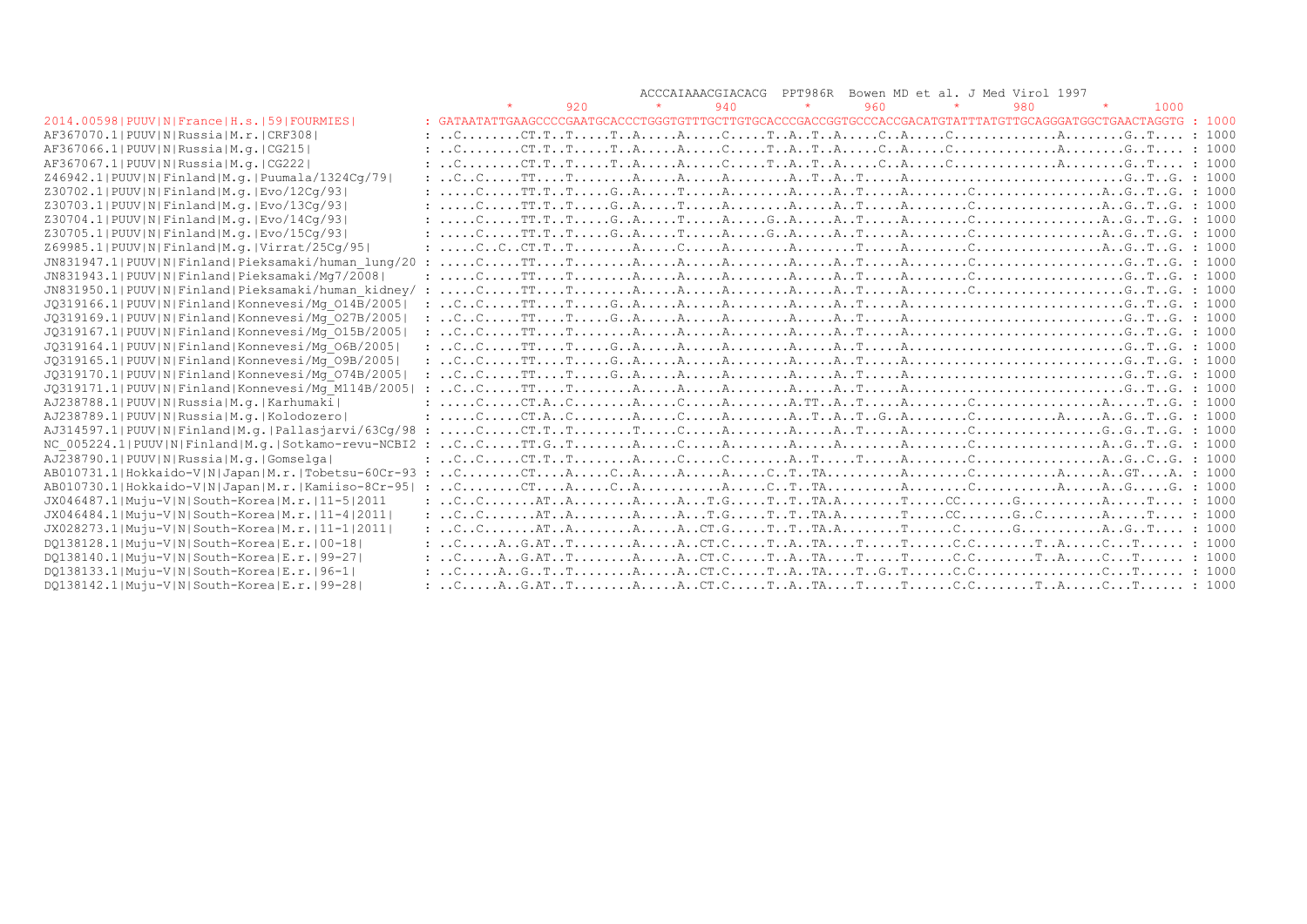```
                                                                    ACCCAIAAACGIACACG  PPT986R  Bowen MD et al. J Med Virol 1997
                                                            *        920         *        940         *        960         *        980         *        1000
2014.00598|PUUV|N|France|H.s.|59|FOURMIES|         : GATAATATTGAAGCCCCGAATGCACCCTGGGTGTTTGCTTGTGCACCCGACCGGTGCCCACCGACATGTATTTATGTTGCAGGGATGGCTGAACTAGGTG : 1000
AF367070.1|PUUV|N|Russia|M.r.|CRF308|              : ..C........CT.T..T.....T..A.....A.....C.....T..A..T..A.....C..A.....C.............A........G..T.... : 1000
AF367066.1|PUUV|N|Russia|M.g.|CG215|               : ..C........CT.T..T.....T..A.....A.....C.....T..A..T..A.....C..A.....C.............A........G..T.... : 1000
AF367067.1|PUUV|N|Russia|M.g.|CG222|               : ..C........CT.T..T.....T..A.....A.....C.....T..A..T..A.....C..A.....C.............A........G..T.... : 1000
Z46942.1|PUUV|N|Finland|M.g.|Puumala/1324Cg/79|    : ..C..C.....TT....T........A.....A.....A........A..T..A..T.....A............................G..T..G. : 1000
Z30702.1|PUUV|N|Finland|M.g.|Evo/12Cg/93|          : .....C.....TT.T..T.....G..A.....T.....A........A.....A..T.....A........C................A..G..T..G. : 1000
Z30703.1|PUUV|N|Finland|M.g.|Evo/13Cg/93|          : .....C.....TT.T..T.....G..A.....T.....A........A.....A..T.....A........C................A..G..T..G. : 1000
Z30704.1|PUUV|N|Finland|M.g.|Evo/14Cg/93|          : .....C.....TT.T..T.....G..A.....T.....A.....G..A.....A..T.....A........C................A..G..T..G. : 1000
Z30705.1|PUUV|N|Finland|M.g.|Evo/15Cg/93|          : .....C.....TT.T..T.....G..A.....T.....A.....G..A.....A..T.....A........C................A..G..T..G. : 1000
Z69985.1|PUUV|N|Finland|M.g.|Virrat/25Cg/95|       : .....C..C..CT.T..T........A.....C.....A........A........T.....A........C................A..G..T..G. : 1000
JN831947.1|PUUV|N|Finland|Pieksamaki/human_lung/20 : .....C.....TT....T........A.....A.....A........A.....A..T.....A........C...................G..T..G. : 1000
JN831943.1|PUUV|N|Finland|Pieksamaki/Mg7/2008|     : .....C.....TT....T........A.....A.....A........A.....A..T.....A........C...................G..T..G. : 1000
JN831950.1|PUUV|N|Finland|Pieksamaki/human_kidney/ : .....C.....TT....T........A.....A.....A........A.....A..T.....A........C...................G..T..G. : 1000
JQ319166.1|PUUV|N|Finland|Konnevesi/Mg_O14B/2005|  : ..C..C.....TT....T.....G..A.....A.....A........A.....A..T.....A............................G..T..G. : 1000
JQ319169.1|PUUV|N|Finland|Konnevesi/Mg_O27B/2005|  : ..C..C.....TT....T.....G..A.....A.....A........A.....A..T.....A............................G..T..G. : 1000
JQ319167.1|PUUV|N|Finland|Konnevesi/Mg_O15B/2005|  : ..C..C.....TT....T........A.....A.....A........A.....A..T.....A............................G..T..G. : 1000
JQ319164.1|PUUV|N|Finland|Konnevesi/Mg_O6B/2005|   : ..C..C.....TT....T.....G..A.....A.....A........A.....A..T.....A............................G..T..G. : 1000
JQ319165.1|PUUV|N|Finland|Konnevesi/Mg_O9B/2005|   : ..C..C.....TT....T.....G..A.....A.....A........A.....A..T.....A............................G..T..G. : 1000
JQ319170.1|PUUV|N|Finland|Konnevesi/Mg_O74B/2005|  : ..C..C.....TT....T.....G..A.....A.....A........A.....A..T.....A............................G..T..G. : 1000
JQ319171.1|PUUV|N|Finland|Konnevesi/Mg_M114B/2005| : ..C..C.....TT....T........A.....A.....A........A.....A..T.....A............................G..T..G. : 1000
AJ238788.1|PUUV|N|Russia|M.g.|Karhumaki|           : .....C.....CT.A..C........A.....C.....A........A.TT..A..T.....A........C................A.....T..G. : 1000
AJ238789.1|PUUV|N|Russia|M.g.|Kolodozero|          : .....C.....CT.A..C........A.....C.....A........A..T..A..T..G..A........C..........A.....A..G..T..G. : 1000
AJ314597.1|PUUV|N|Finland|M.g.|Pallasjarvi/63Cg/98 : .....C.....CT.T..T........T.....C.....A........A.....A..T.....A........C................G..G..T..G. : 1000
NC_005224.1|PUUV|N|Finland|M.g.|Sotkamo-revu-NCBI2 : ..C..C.....TT.G..T........A.....C.....A........A.....A........A........C................A..G..T..G. : 1000
AJ238790.1|PUUV|N|Russia|M.g.|Gomselga|            : ..C..C.....CT.T..T........A.....C.....C........A..T.....T.....A........C................A..G..C..G. : 1000
AB010731.1|Hokkaido-V|N|Japan|M.r.|Tobetsu-60Cr-93 : ..C........CT....A.....C..A.....A.....A.....C..T..TA.........A........C..........A.....A..GT....A. : 1000
AB010730.1|Hokkaido-V|N|Japan|M.r.|Kamiiso-8Cr-95| : ..C........CT....A.....C..A...........A.....C..T..TA.........A........C..........A.....A..G.....G. : 1000
JX046487.1|Muju-V|N|South-Korea|M.r.|11-5|2011     : ..C..C.......AT..A........A.....A..T.G.....T..T..TA.A........T.....CC.......G..........A.....T.... : 1000
JX046484.1|Muju-V|N|South-Korea|M.r.|11-4|2011|    : ..C..C.......AT..A........A.....A..T.G.....T..T..TA.A........T.....CC.......G..C.......A.....T.... : 1000
JX028273.1|Muju-V|N|South-Korea|M.r.|11-1|2011|    : ..C..C.......AT..A........A.....A..CT.G.....T..T..TA.A........T......C.......G..........A..G..T.... : 1000
DQ138128.1|Muju-V|N|South-Korea|E.r.|00-18|        : ..C.....A..G.AT..T........A.....A..CT.C.....T..A..TA....T.....T......C.C........T..A.....C...T...... : 1000
DQ138140.1|Muju-V|N|South-Korea|E.r.|99-27|        : ..C.....A..G.AT..T........A.....A..CT.C.....T..A..TA....T.....T......C.C........T..A.....C...T...... : 1000
DQ138133.1|Muju-V|N|South-Korea|E.r.|96-1|         : ..C.....A..G..T..T........A.....A..CT.C.....T..A..TA....T..G..T......C.C................C...T...... : 1000
DQ138142.1|Muju-V|N|South-Korea|E.r.|99-28|        : ..C.....A..G.AT..T........A.....A..CT.C.....T..A..TA....T.....T......C.C........T..A.....C...T...... : 1000
```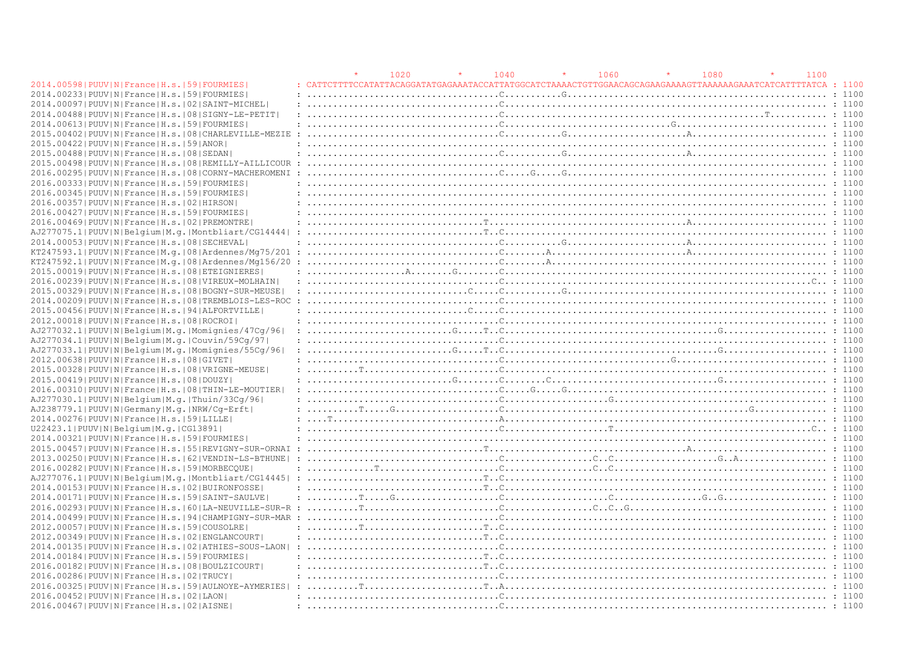```
                                                                *      1020         *      1040         *      1060         *      1080         *      1100
2014.00598|PUUV|N|France|H.s.|59|FOURMIES|        : CATTCTTTTCCATATTACAGGATATGAGAAATACCATTATGGCATCTAAAACTGTTGGAACAGCAGAAGAAAAGTTAAAAAAGAAATCATCATTTTATCA : 1100
2014.00233|PUUV|N|France|H.s.|59|FOURMIES|        : ................................C..........G....................................................... : 1100
2014.00097|PUUV|N|France|H.s.|02|SAINT-MICHEL|    : ................................C................................................................... : 1100
2014.00488|PUUV|N|France|H.s.|08|SIGNY-LE-PETIT|  : ................................C.............................................T..................... : 1100
2014.00613|PUUV|N|France|H.s.|59|FOURMIES|        : ................................C..............................G.................................... : 1100
2015.00402|PUUV|N|France|H.s.|08|CHARLEVILLE-MEZIE : ................................C..........G.....................A................................. : 1100
2015.00422|PUUV|N|France|H.s.|59|ANOR|            : .................................................................................................... : 1100
2015.00488|PUUV|N|France|H.s.|08|SEDAN|           : ................................C..........G.....................A................................. : 1100
2015.00498|PUUV|N|France|H.s.|08|REMILLY-AILLICOUR : .................................................................................................... : 1100
2016.00295|PUUV|N|France|H.s.|08|CORNY-MACHEROMENI : ................................C.....G.....G....................................................... : 1100
2016.00333|PUUV|N|France|H.s.|59|FOURMIES|        : .................................................................................................... : 1100
2016.00345|PUUV|N|France|H.s.|59|FOURMIES|        : .................................................................................................... : 1100
2016.00357|PUUV|N|France|H.s.|02|HIRSON|          : .................................................................................................... : 1100
2016.00427|PUUV|N|France|H.s.|59|FOURMIES|        : .................................................................................................... : 1100
2016.00469|PUUV|N|France|H.s.|02|PREMONTRE|       : .............................T...................................A................................. : 1100
AJ277075.1|PUUV|N|Belgium|M.g.|Montbliart/CG14444| : .............................T..C................................................................... : 1100
2014.00053|PUUV|N|France|H.s.|08|SECHEVAL|        : ................................C..........G.....................A................................. : 1100
KT247593.1|PUUV|N|France|M.g.|08|Ardennes/Mg75/201 : ................................C........A........................A................................. : 1100
KT247592.1|PUUV|N|France|M.g.|08|Ardennes/Mg156/20 : ................................C........A.......................................................... : 1100
2015.00019|PUUV|N|France|H.s.|08|ETEIGNIERES|     : .................A........G.....C................................................................... : 1100
2016.00239|PUUV|N|France|H.s.|08|VIREUX-MOLHAIN|  : ................................C..............................................................C.. : 1100
2015.00329|PUUV|N|France|H.s.|08|BOGNY-SUR-MEUSE| : ...........................C....C..........G....................................................... : 1100
2014.00209|PUUV|N|France|H.s.|08|TREMBLOIS-LES-ROC : ................................C................................................................... : 1100
2015.00456|PUUV|N|France|H.s.|94|ALFORTVILLE|     : ...........................C....C................................................................... : 1100
2012.00018|PUUV|N|France|H.s.|08|ROCROI|          : ................................C................................................................... : 1100
AJ277032.1|PUUV|N|Belgium|M.g.|Momignies/47Cg/96| : .........................G.....T..C.........................................G...................... : 1100
AJ277034.1|PUUV|N|Belgium|M.g.|Couvin/59Cg/97|    : ................................C................................................................... : 1100
AJ277033.1|PUUV|N|Belgium|M.g.|Momignies/55Cg/96| : .........................G.....T..C.........................................G...................... : 1100
2012.00638|PUUV|N|France|H.s.|08|GIVET|           : ................................C..............................G.................................... : 1100
2015.00328|PUUV|N|France|H.s.|08|VRIGNE-MEUSE|    : .........T......................C................................................................... : 1100
2015.00419|PUUV|N|France|H.s.|08|DOUZY|           : .........................G.......C........C..................................G...................... : 1100
2016.00310|PUUV|N|France|H.s.|08|THIN-LE-MOUTIER| : ................................C.....G.....G....................................................... : 1100
AJ277030.1|PUUV|N|Belgium|M.g.|Thuin/33Cg/96|     : ................................C...................G............................................... : 1100
AJ238779.1|PUUV|N|Germany|M.g.|NRW/Cg-Erft|       : .........T.....G..................C.........................................G.................... : 1100
2014.00276|PUUV|N|France|H.s.|59|LILLE|           : ....T...........................A................................................................... : 1100
U22423.1|PUUV|N|Belgium|M.g.|CG13891|             : ................................C...................T............................................C.. : 1100
2014.00321|PUUV|N|France|H.s.|59|FOURMIES|        : .................................................................................................... : 1100
2015.00457|PUUV|N|France|H.s.|55|REVIGNY-SUR-ORNAI : ..............................T....................................A................................ : 1100
2013.00250|PUUV|N|France|H.s.|62|VENDIN-LS-BTHUNE| : ................................C................C..C.......................G..A................... : 1100
2016.00282|PUUV|N|France|H.s.|59|MORBECQUE|        : ............T...................C................C..C................................................ : 1100
AJ277076.1|PUUV|N|Belgium|M.g.|Montbliart/CG14445| : .............................T..C................................................................... : 1100
2014.00153|PUUV|N|France|H.s.|02|BUIRONFOSSE|     : .............................T..C................................................................... : 1100
2014.00171|PUUV|N|France|H.s.|59|SAINT-SAULVE|    : .........T.....G................C...................C......................G..G..................... : 1100
2016.00293|PUUV|N|France|H.s.|60|LA-NEUVILLE-SUR-R : .........T......................C................C..C..G............................................. : 1100
2014.00499|PUUV|N|France|H.s.|94|CHAMPIGNY-SUR-MAR : ................................C................................................................... : 1100
2012.00057|PUUV|N|France|H.s.|59|COUSOLRE|        : .........T...................T..C................................................................... : 1100
2012.00349|PUUV|N|France|H.s.|02|ENGLANCOURT|     : .............................T..C................................................................... : 1100
2014.00135|PUUV|N|France|H.s.|02|ATHIES-SOUS-LAON| : ................................C................................................................... : 1100
2014.00184|PUUV|N|France|H.s.|59|FOURMIES|        : .............................T..C................................................................... : 1100
2016.00182|PUUV|N|France|H.s.|08|BOULZICOURT|     : .............................T..C................................................................... : 1100
2016.00286|PUUV|N|France|H.s.|02|TRUCY|           : ................................C................................................................... : 1100
2016.00325|PUUV|N|France|H.s.|59|AULNOYE-AYMERIES| : .........T...................T..A................................................................... : 1100
2016.00452|PUUV|N|France|H.s.|02|LAON|            : ................................C................................................................... : 1100
2016.00467|PUUV|N|France|H.s.|02|AISNE|           : ................................C................................................................... : 1100
```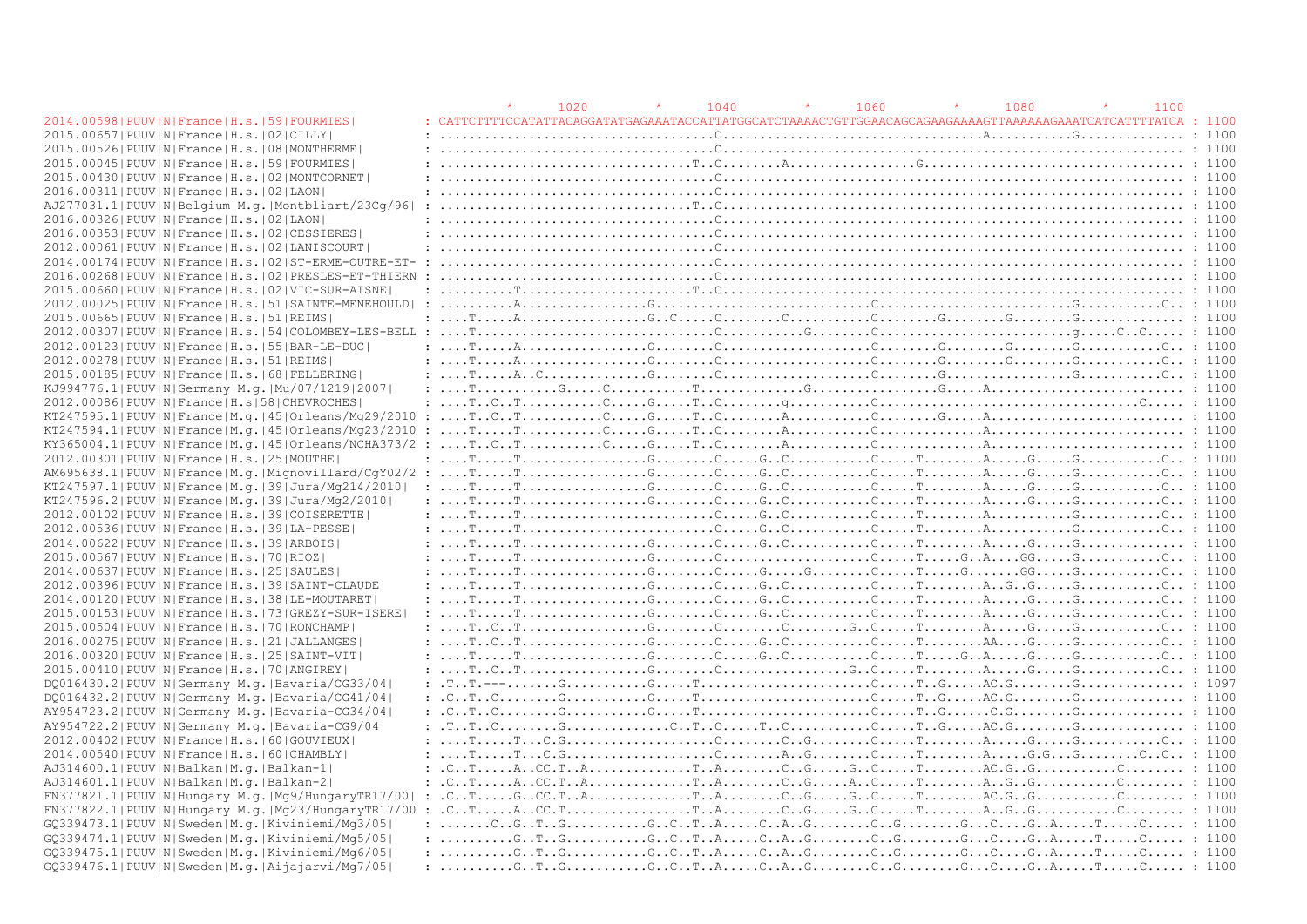```
                                                     *     1020        *     1040        *     1060        *     1080        *     1100
2014.00598|PUUV|N|France|H.s.|59|FOURMIES|         : CATTCTTTTCCATATTACAGGATATGAGAAATACCATTATGGCATCTAAAACTGTTGGAACAGCAGAAGAAAAGTTAAAAAAGAAATCATCATTTTATCA : 1100
2015.00657|PUUV|N|France|H.s.|02|CILLY|            : ................................C.................................A..........G............. : 1100
2015.00526|PUUV|N|France|H.s.|08|MONTHERME|        : ................................C............................................................. : 1100
2015.00045|PUUV|N|France|H.s.|59|FOURMIES|         : ..............................T..C........A................G................................ : 1100
2015.00430|PUUV|N|France|H.s.|02|MONTCORNET|       : ................................C............................................................. : 1100
2016.00311|PUUV|N|France|H.s.|02|LAON|             : ................................C............................................................. : 1100
AJ277031.1|PUUV|N|Belgium|M.g.|Montbliart/23Cg/96| : ..............................T..C............................................................ : 1100
2016.00326|PUUV|N|France|H.s.|02|LAON|             : ................................C............................................................. : 1100
2016.00353|PUUV|N|France|H.s.|02|CESSIERES|        : ................................C............................................................. : 1100
2012.00061|PUUV|N|France|H.s.|02|LANISCOURT|       : ................................C............................................................. : 1100
2014.00174|PUUV|N|France|H.s.|02|ST-ERME-OUTRE-ET- : ................................C............................................................. : 1100
2016.00268|PUUV|N|France|H.s.|02|PRESLES-ET-THIERN : ................................C............................................................. : 1100
2015.00660|PUUV|N|France|H.s.|02|VIC-SUR-AISNE|    : .........T....................T..C............................................................ : 1100
2012.00025|PUUV|N|France|H.s.|51|SAINTE-MENEHOULD| : .........A................G...........................C.......................G...........C.. : 1100
2015.00665|PUUV|N|France|H.s.|51|REIMS|            : ....T.....A...............G..C.....C.......C..........C.......G........G.......G............ : 1100
2012.00307|PUUV|N|France|H.s.|54|COLOMBEY-LES-BELL : ....T...........................C...........G........C.........................g.....C..C..... : 1100
2012.00123|PUUV|N|France|H.s.|55|BAR-LE-DUC|       : ....T.....A...............G.......C..................C.......G........G.......G...........C.. : 1100
2012.00278|PUUV|N|France|H.s.|51|REIMS|            : ....T.....A...............G.......C..................C.......G........G.......G...........C.. : 1100
2015.00185|PUUV|N|France|H.s.|68|FELLERING|        : ....T.....A..C............G.......C..................C.......G...............G...........C.. : 1100
KJ994776.1|PUUV|N|Germany|M.g.|Mu/07/1219|2007|    : ....T..........G.....C..........T.............G................G.....A....................... : 1100
2012.00086|PUUV|N|France|H.s|58|CHEVROCHES|        : ....T..C..T..........C....G.....T..C........g..........C..................................C..... : 1100
KT247595.1|PUUV|N|France|M.g.|45|Orleans/Mg29/2010 : ....T..C..T..........C....G.....T..C........A..........C.......G.....A........................ : 1100
KT247594.1|PUUV|N|France|M.g.|45|Orleans/Mg23/2010 : ....T.....T..........C....G.....T..C........A..........C.............A........................ : 1100
KY365004.1|PUUV|N|France|M.g.|45|Orleans/NCHA373/2 : ....T..C..T..........C....G.....T..C........A..........C.............A........................ : 1100
2012.00301|PUUV|N|France|H.s.|25|MOUTHE|           : ....T.....T...............G.......C.....G..C..........C.....T........A.....G.....G...........C.. : 1100
AM695638.1|PUUV|N|France|M.g.|Mignovillard/CgY02/2 : ....T.....T...............G.......C.....G..C..........C.....T........A.....G.....G...........C.. : 1100
KT247597.1|PUUV|N|France|M.g.|39|Jura/Mg214/2010|  : ....T.....T...............G.......C.....G..C..........C.....T........A.....G.....G...........C.. : 1100
KT247596.2|PUUV|N|France|M.g.|39|Jura/Mg2/2010|    : ....T.....T...............G.......C.....G..C..........C.....T........A.....G.....G...........C.. : 1100
2012.00102|PUUV|N|France|H.s.|39|COISERETTE|       : ....T.....T......................C.....G..C..........C.....T........A.....G.....G...........C.. : 1100
2012.00536|PUUV|N|France|H.s.|39|LA-PESSE|         : ....T.....T......................C.....G..C..........C.....T........A..........G...........C.. : 1100
2014.00622|PUUV|N|France|H.s.|39|ARBOIS|           : ....T.....T...............G.......C.....G..C..........C.....T........A.....G.....G............ : 1100
2015.00567|PUUV|N|France|H.s.|70|RIOZ|             : ....T.....T...............G.......C..................C.....T.....G..A....GG.....G...........C.. : 1100
2014.00637|PUUV|N|France|H.s.|25|SAULES|           : ....T.....T...............G.......C.....G.....G.......C.....T.....G.......GG.....G...........C.. : 1100
2012.00396|PUUV|N|France|H.s.|39|SAINT-CLAUDE|     : ....T.....T...............G.......C.....G..C..........C.....T........A..G..G.....G...........C.. : 1100
2014.00120|PUUV|N|France|H.s.|38|LE-MOUTARET|      : ....T.....T...............G.......C.....G..C..........C.....T........A.....G.....G...........C.. : 1100
2015.00153|PUUV|N|France|H.s.|73|GREZY-SUR-ISERE|  : ....T.....T...............G.......C.....G..C..........C.....T........A.....G.....G...........C.. : 1100
2015.00504|PUUV|N|France|H.s.|70|RONCHAMP|         : ....T..C..T...............G.......C........C........G..C.....T........A.....G.....G...........C.. : 1100
2016.00275|PUUV|N|France|H.s.|21|JALLANGES|        : ....T..C..T...............G.......C.....G..C..........C.....T........AA....G.....G...........C.. : 1100
2016.00320|PUUV|N|France|H.s.|25|SAINT-VIT|        : ....T.....T...............G.......C.....G..C..........C.....T.....G..A.....G.....G...........C.. : 1100
2015.00410|PUUV|N|France|H.s.|70|ANGIREY|          : ....T..C..T...............G.......C................G..C.....T........A.....G.....G...........C.. : 1100
DQ016430.2|PUUV|N|Germany|M.g.|Bavaria/CG33/04|    : .T..T.---.......G..........G.....T......................C.....T..G.....AC.G........G............. : 1097
DQ016432.2|PUUV|N|Germany|M.g.|Bavaria/CG41/04|    : .C..T..C........G..........G.....T......................C.....T..G.....AC.G........G............. : 1100
AY954723.2|PUUV|N|Germany|M.g.|Bavaria-CG34/04|    : .C..T..C........G..........G.....T......................C.....T..G......C.G........G............. : 1100
AY954722.2|PUUV|N|Germany|M.g.|Bavaria-CG9/04|     : .T..T..C........G..............C..T..C.....T..C..........C.....T..G.....AC.G........G............. : 1100
2012.00402|PUUV|N|France|H.s.|60|GOUVIEUX|         : ....T.....T...C.G..................C........C..G........C.....T........A.....G.....G...........C.. : 1100
2014.00540|PUUV|N|France|H.s.|60|CHAMBLY|          : ....T.....T...C.G..................C........A..G........C.....T........A.....G.G...G........C..C.. : 1100
AJ314600.1|PUUV|N|Balkan|M.g.|Balkan-1|            : .C..T.....A..CC.T..A.............T..A........C..G.....G..C.....T........AC.G..G...........C........ : 1100
AJ314601.1|PUUV|N|Balkan|M.g.|Balkan-2|            : .C..T.....A..CC.T..A.............T..A........C..G.....A..C.....T........A..G..G...........C........ : 1100
FN377821.1|PUUV|N|Hungary|M.g.|Mg9/HungaryTR17/00| : .C..T.....G..CC.T..A.............T..A........C..G.....G..C.....T........AC.G..G...........C........ : 1100
FN377822.1|PUUV|N|Hungary|M.g.|Mg23/HungaryTR17/00 : .C..T.....A..CC.T................T..A........C..G.....G..C.....T........A..G..G...........C........ : 1100
GQ339473.1|PUUV|N|Sweden|M.g.|Kiviniemi/Mg3/05|    : ......C..G..T..G..........G..C..T..A.....C..A..G........C..G........G...C.....G..A.....T.....C..... : 1100
GQ339474.1|PUUV|N|Sweden|M.g.|Kiviniemi/Mg5/05|    : .........G..T..G..........G..C..T..A.....C..A..G........C..G........G...C.....G..A.....T.....C..... : 1100
GQ339475.1|PUUV|N|Sweden|M.g.|Kiviniemi/Mg6/05|    : .........G..T..G..........G..C..T..A.....C..A..G........C..G........G...C.....G..A.....T.....C..... : 1100
GQ339476.1|PUUV|N|Sweden|M.g.|Aijajarvi/Mg7/05|    : .........G..T..G..........G..C..T..A.....C..A..G........C..G........G...C.....G..A.....T.....C..... : 1100
```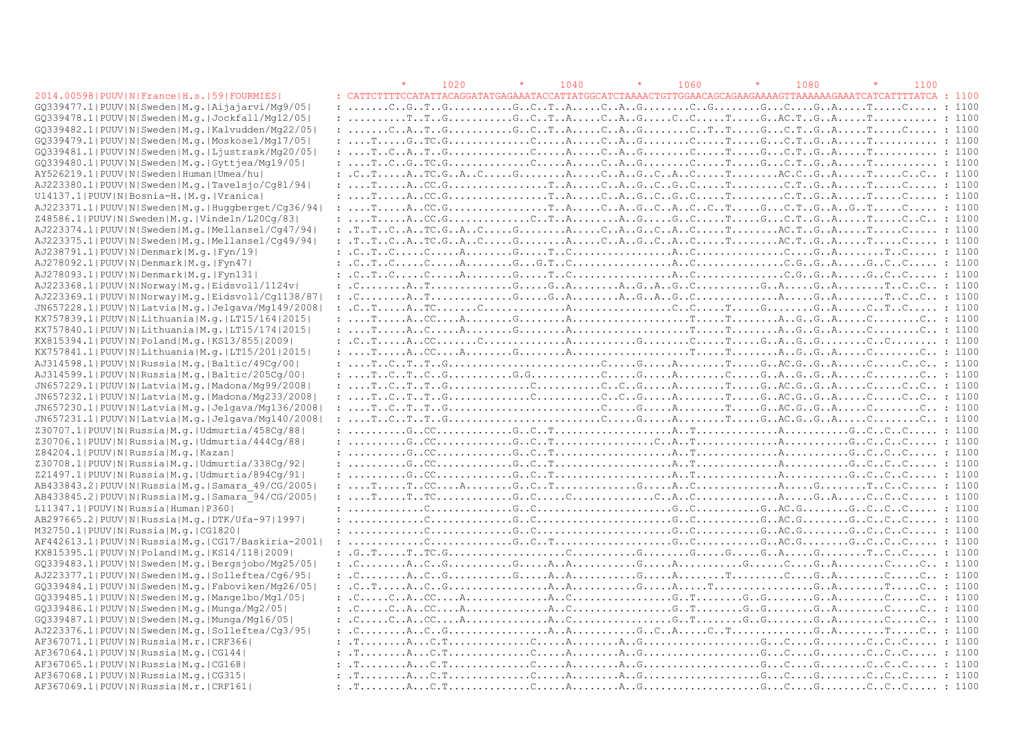```
                                                            *     1020        *      1040        *      1060        *      1080        *      1100
2014.00598|PUUV|N|France|H.s.|59|FOURMIES|         : CATTCTTTTCCATATTACAGGATATGAGAAATACCATTATGGCATCTAAAACTGTTGGAACAGCAGAAGAAAAGTTAAAAAAGAAATCATCATTTTATCA : 1100
GQ339477.1|PUUV|N|Sweden|M.g.|Aijajarvi/Mg9/05|    : .......C..G..T..G...........G..C..T..A.....C..A..G........C..G........G...C....G..A.....T.....C..... : 1100
GQ339478.1|PUUV|N|Sweden|M.g.|Jockfall/Mg12/05|    : ..........T..T..G...........G..C..T..A.....C..A..G.....C..C.....T.....G..AC.T..G..A.....T........... : 1100
GQ339482.1|PUUV|N|Sweden|M.g.|Kalvudden/Mg22/05|   : .......C..A..T..G...........G..C..T..A.....C..A..G........C..T..T.....G...C.T..G..A.....T.....C..... : 1100
GQ339479.1|PUUV|N|Sweden|M.g.|Moskosel/Mg17/05|    : ....T.....G..TC.G.............C.....A.....C..A..G........C.....T.....G...C.T..G..A.....T........... : 1100
GQ339481.1|PUUV|N|Sweden|M.g.|Ljustrask/Mg20/05|   : ....T..C..A..T..G.............C.....A.....C..A..G........C.....T.....G...C.T..G..A.....T........... : 1100
GQ339480.1|PUUV|N|Sweden|M.g.|Gyttjea/Mg19/05|     : ....T..C..G..TC.G.............C.....A.....C..A..G........C.....T.....G...C.T..G..A.....T........... : 1100
AY526219.1|PUUV|N|Sweden|Human|Umea/hu|            : .C..T.....A..TC.G..A..C.....G........A.....C..A..G..C..A..C.....T........AC.C..G..A.....T.....C..C.. : 1100
AJ223380.1|PUUV|N|Sweden|M.g.|Tavelsjo/Cg81/94|    : ....T.....A..CC.G.................T..A.....C..A..G..C..G..C.....T.........C.T..G..A.....T.....C..... : 1100
U14137.1|PUUV|N|Bosnia-H.|M.g.|Vranica|            : ....T.....A..CC.G.................T..A.....C..A..G..C..G..C.....T.........C.T..G..A.....T.....C..... : 1100
AJ223371.1|PUUV|N|Sweden|M.g.|Huggberget/Cg36/94|  : ....T.....A..CC.G.................T..A.....C..A..G..C..A..C..C..T.....G...C.T..G..A..G..T.....C..... : 1100
Z48586.1|PUUV|N|Sweden|M.g.|Vindeln/L20Cg/83|      : ....T.....A..CC.G.............C..T..A........A..G.....G..C.....T.....G...C.T..G..A.....T.....C..C.. : 1100
AJ223374.1|PUUV|N|Sweden|M.g.|Mellansel/Cg47/94|   : .T..T..C..A..TC.G..A..C.....G........A.....C..A..G..C..A..C.....T........AC.T..G..A.....T.....C..... : 1100
AJ223375.1|PUUV|N|Sweden|M.g.|Mellansel/Cg49/94|   : .T..T..C..A..TC.G..A..C.....G........A.....C..A..G..C..A..C.....T........AC.T..G..A.....T.....C..... : 1100
AJ238791.1|PUUV|N|Denmark|M.g.|Fyn/19|             : .C..T..C.....C.....A.......G.....T..C................A..C...............C...G..A........T..C..... : 1100
AJ278092.1|PUUV|N|Denmark|M.g.|Fyn47|              : .C..T..C.....C.....A.......G...G.T..C................A..C...............C.G..G..A.....G..C..C..... : 1100
AJ278093.1|PUUV|N|Denmark|M.g.|Fyn131|             : .C..T..C.....C.....A.......G.....T..C................A..C...............C.G..G..A.....G..C..C..... : 1100
AJ223368.1|PUUV|N|Norway|M.g.|Eidsvoll/1124v|      : .C........A..T.............G.....G..A........A..G..A..G..C...........G..A.....G..A........T..C..C.. : 1100
AJ223369.1|PUUV|N|Norway|M.g.|Eidsvoll/Cg1138/87|  : .C........A..T.............G.....G..A........A..G..A..G..C..............A.....G..A........T..C..C.. : 1100
JN657228.1|PUUV|N|Latvia|M.g.|Jelgava/Mg149/2008|  : .C..T.....A..TC.......C..............A.................C..C.....T.....G........G..A.....C..T..C..... : 1100
KX757839.1|PUUV|N|Lithuania|M.g.|LT15/164|2015|    : ....T.....A..CC.....A.......G........A.................T.....T.......A..G..G..A.....C........C.. : 1100
KX757840.1|PUUV|N|Lithuania|M.g.|LT15/174|2015|    : ....T.....A..C.....A.......G........A.................T.....T.......A..G..G..A.....C........C.. : 1100
KX815394.1|PUUV|N|Poland|M.g.|KS13/855|2009|       : .C..T.....A..CC.......C..............A...........G........C.....T.....G..A..G..G........C..C....... : 1100
KX757841.1|PUUV|N|Lithuania|M.g.|LT15/201|2015|    : ....T.....A..CC.....A.......G........A.................T.....T.......A..G..G..A.....C........C.. : 1100
AJ314598.1|PUUV|N|Russia|M.g.|Baltic/49Cg/00|      : ....T..C..T..T..G.........................C.....G.....A........T.....G..AC.G..G..A.....C.....C..C.. : 1100
AJ314599.1|PUUV|N|Russia|M.g.|Baltic/205Cg/00|     : ....T..C..T..C..G...........G.G...........C.....G.....A........C.....G..A..G..G..A.....C........C.. : 1100
JN657229.1|PUUV|N|Latvia|M.g.|Madona/Mg99/2008|    : ....T..C..T..T..G.............C...........C..C..G.....A........T.....G..AC.G..G..A.....C.....C..C.. : 1100
JN657232.1|PUUV|N|Latvia|M.g.|Madona/Mg233/2008|   : ....T..C..T..T..G.............C...........C..C..G.....A........T.....G..AC.G..G..A.....C.....C..C.. : 1100
JN657230.1|PUUV|N|Latvia|M.g.|Jelgava/Mg136/2008|  : ....T..C..T..T..G.........................C.....G.....A........T.....G..AC.G..G..A.....C........C.. : 1100
JN657231.1|PUUV|N|Latvia|M.g.|Jelgava/Mg140/2008|  : ....T..C..T..T..G.........................C.....G.....A........T.....G..AC.G..G..A.....C........C.. : 1100
Z30707.1|PUUV|N|Russia|M.g.|Udmurtia/458Cg/88|     : .........G..CC.............G..C..T....................A..T..............A...........G..C..C..C..... : 1100
Z30706.1|PUUV|N|Russia|M.g.|Udmurtia/444Cg/88|     : .........G..CC.............G..C..T.................C..A..T..............A...........G..C..C..C..... : 1100
Z84204.1|PUUV|N|Russia|M.g.|Kazan|                 : .........G..CC.............G..C..T....................A..T..............A...........G..C..C..C..... : 1100
Z30708.1|PUUV|N|Russia|M.g.|Udmurtia/338Cg/92|     : .........G..CC.............G..C..T....................A..T..............A...........G..C..C..C..... : 1100
Z21497.1|PUUV|N|Russia|M.g.|Udmurtia/894Cg/91|     : .........G..CC.............G..C..T....................A..T..............A...........G..C..C..C..... : 1100
AB433843.2|PUUV|N|Russia|M.g.|Samara_49/CG/2005|   : ....T.....T..CC....A.......G..C..T.............G.....A..C..............A.....G........T..C..C..... : 1100
AB433845.2|PUUV|N|Russia|M.g.|Samara_94/CG/2005|   : ....T.....T..TC............G..C.....C..............C..A..C..............A.....G..A.....C..C..C..... : 1100
L11347.1|PUUV|N|Russia|Human|P360|                 : ............C..............G..C.......................G..C...........G..AC.G........G..C..C..C..... : 1100
AB297665.2|PUUV|N|Russia|M.g.|DTK/Ufa-97|1997|     : ............C..............G..C.......................G..C...........G..AC.G........G..C..C..C..... : 1100
M32750.1|PUUV|N|Russia|M.g.|CG1820|                : ............C..............G..C.......................G..C...........G..AC.G........G..C..C..C..... : 1100
AF442613.1|PUUV|N|Russia|M.g.|CG17/Baskiria-2001|  : ............C..............G..C..T....................G..C...........G..AC.G........G..C..C..C..... : 1100
KX815395.1|PUUV|N|Poland|M.g.|KS14/118|2009|       : .G..T.....T..TC.G...................C...........G........G.....G.....G..A.....G........T..C..C..... : 1100
GQ339483.1|PUUV|N|Sweden|M.g.|Bergsjobo/Mg25/05|   : .C........A..C..G...........G.....A..A...........G.....A...........G.......C....G..A........C.....C.. : 1100
AJ223377.1|PUUV|N|Sweden|M.g.|Solleftea/Cg6/95|    : .C........A..C..G...........G.....A..A...........G.....A........T.........C....G..A........C.....C.. : 1100
GQ339484.1|PUUV|N|Sweden|M.g.|Faboviken/Mg26/05|   : .C..T.....A..C..G.................A..A...........G.....A.....T.................G..A........T.....C.. : 1100
GQ339485.1|PUUV|N|Sweden|M.g.|Mangelbo/Mg1/05|     : .C.....C..A..CC....A..............A..C.................G..T.......G..G........G..A........C.....C.. : 1100
GQ339486.1|PUUV|N|Sweden|M.g.|Munga/Mg2/05|        : .C.....C..A..CC....A..............A..C.................G..T.......G..G........G..A........C.....C.. : 1100
GQ339487.1|PUUV|N|Sweden|M.g.|Munga/Mg16/05|       : .C.....C..A..CC....A..............A..C.................G..T.......G..G........G..A........C.....C.. : 1100
AJ223376.1|PUUV|N|Sweden|M.g.|Solleftea/Cg3/95|    : .C........A..C..G.................A..A...........G..C..A.....C..T..............G..A........T.....C.. : 1100
AF367071.1|PUUV|N|Russia|M.r.|CRF366|              : .T........A...C.T..............C.....A........A..G...................G...C....G........C..C..C..... : 1100
AF367064.1|PUUV|N|Russia|M.g.|CG144|               : .T........A...C.T..............C.....A........A..G...................G...C....G........C..C..C..... : 1100
AF367065.1|PUUV|N|Russia|M.g.|CG168|               : .T........A...C.T..............C.....A........A..G...................G...C....G........C..C..C..... : 1100
AF367068.1|PUUV|N|Russia|M.g.|CG315|               : .T........A...C.T..............C.....A........A..G...................G...C....G........C..C..C..... : 1100
AF367069.1|PUUV|N|Russia|M.r.|CRF161|              : .T........A...C.T..............C.....A........A..G...................G...C....G........C..C..C..... : 1100
```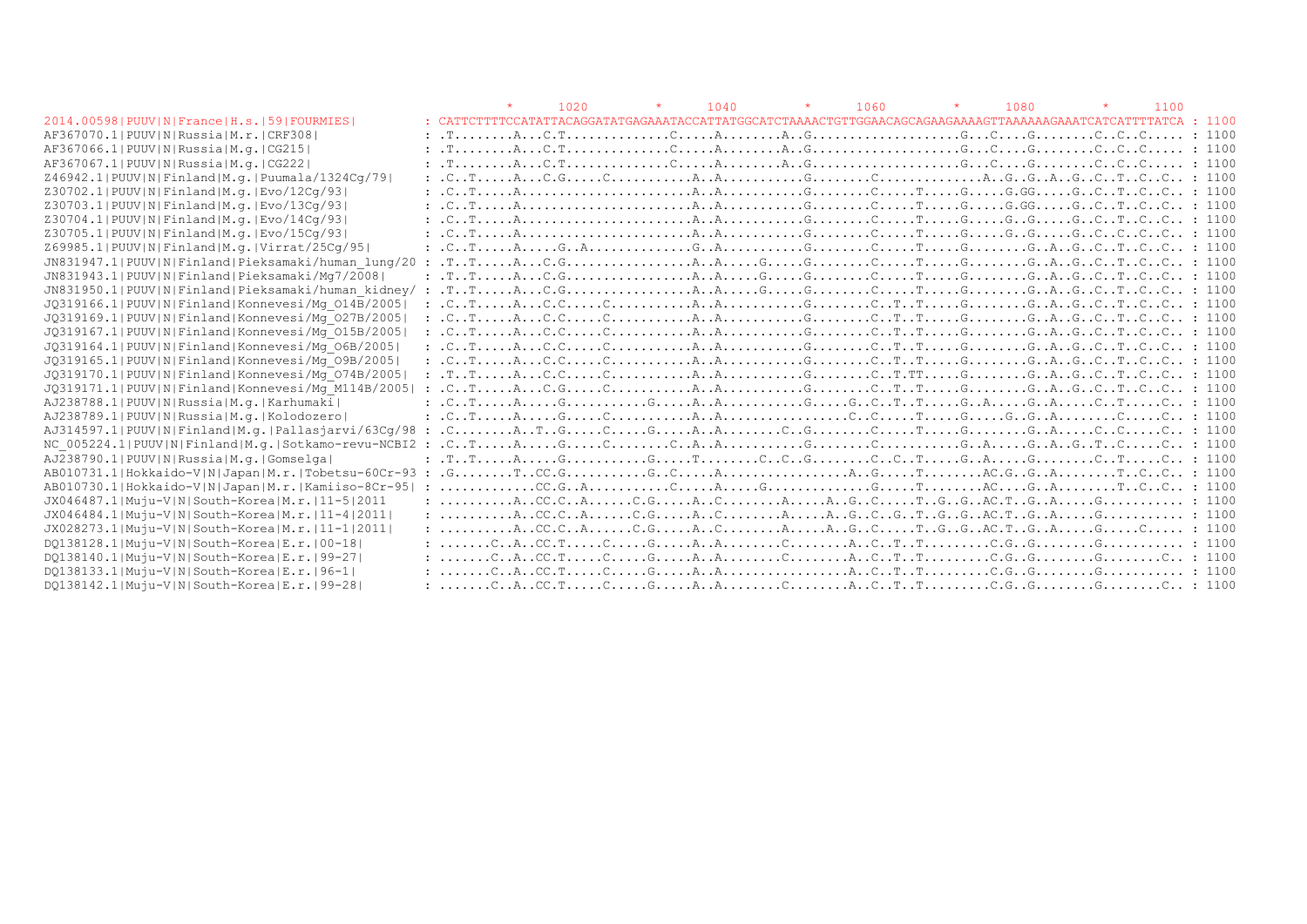```
                                                          *      1020        *      1040        *      1060        *      1080        *      1100
2014.00598|PUUV|N|France|H.s.|59|FOURMIES|         : CATTCTTTTCCATATTACAGGATATGAGAAATACCATTATGGCATCTAAAACTGTTGGAACAGCAGAAGAAAAGTTAAAAAAGAAATCATCATTTTATCA : 1100
AF367070.1|PUUV|N|Russia|M.r.|CRF308|              : .T........A...C.T.............C.....A........A..G...................G...C....G........C..C..C..... : 1100
AF367066.1|PUUV|N|Russia|M.g.|CG215|               : .T........A...C.T.............C.....A........A..G...................G...C....G........C..C..C..... : 1100
AF367067.1|PUUV|N|Russia|M.g.|CG222|               : .T........A...C.T.............C.....A........A..G...................G...C....G........C..C..C..... : 1100
Z46942.1|PUUV|N|Finland|M.g.|Puumala/1324Cg/79|    : .C..T.....A...C.G.....C..........A..A..........G........C.............A..G..G..A..G..C..T..C..C.. : 1100
Z30702.1|PUUV|N|Finland|M.g.|Evo/12Cg/93|          : .C..T.....A......................A..A..........G........C.....T.....G.....G.GG.....G..C..T..C..C.. : 1100
Z30703.1|PUUV|N|Finland|M.g.|Evo/13Cg/93|          : .C..T.....A......................A..A..........G........C.....T.....G.....G.GG.....G..C..T..C..C.. : 1100
Z30704.1|PUUV|N|Finland|M.g.|Evo/14Cg/93|          : .C..T.....A......................A..A..........G........C.....T.....G.....G..G.....G..C..T..C..C.. : 1100
Z30705.1|PUUV|N|Finland|M.g.|Evo/15Cg/93|          : .C..T.....A......................A..A..........G........C.....T.....G.....G..G.....G..C..C..C..C.. : 1100
Z69985.1|PUUV|N|Finland|M.g.|Virrat/25Cg/95|       : .C..T.....A.....G..A.............G..A..........G........C.....T.....G........G..A..G..C..T..C..C.. : 1100
JN831947.1|PUUV|N|Finland|Pieksamaki/human_lung/20 : .T..T.....A...C.G................A..A.....G.....G........C.....T.....G........G..A..G..C..T..C..C.. : 1100
JN831943.1|PUUV|N|Finland|Pieksamaki/Mg7/2008|     : .T..T.....A...C.G................A..A.....G.....G........C.....T.....G........G..A..G..C..T..C..C.. : 1100
JN831950.1|PUUV|N|Finland|Pieksamaki/human_kidney/ : .T..T.....A...C.G................A..A.....G.....G........C.....T.....G........G..A..G..C..T..C..C.. : 1100
JQ319166.1|PUUV|N|Finland|Konnevesi/Mg_014B/2005|  : .C..T.....A...C.C.....C..........A..A..........G........C..T..T.....G........G..A..G..C..T..C..C.. : 1100
JQ319169.1|PUUV|N|Finland|Konnevesi/Mg_027B/2005|  : .C..T.....A...C.C.....C..........A..A..........G........C..T..T.....G........G..A..G..C..T..C..C.. : 1100
JQ319167.1|PUUV|N|Finland|Konnevesi/Mg_015B/2005|  : .C..T.....A...C.C.....C..........A..A..........G........C..T..T.....G........G..A..G..C..T..C..C.. : 1100
JQ319164.1|PUUV|N|Finland|Konnevesi/Mg_06B/2005|   : .C..T.....A...C.C.....C..........A..A..........G........C..T..T.....G........G..A..G..C..T..C..C.. : 1100
JQ319165.1|PUUV|N|Finland|Konnevesi/Mg_09B/2005|   : .C..T.....A...C.C.....C..........A..A..........G........C..T..T.....G........G..A..G..C..T..C..C.. : 1100
JQ319170.1|PUUV|N|Finland|Konnevesi/Mg_074B/2005|  : .T..T.....A...C.C.....C..........A..A..........G........C..T.TT.....G........G..A..G..C..T..C..C.. : 1100
JQ319171.1|PUUV|N|Finland|Konnevesi/Mg_M114B/2005| : .C..T.....A...C.G.....C..........A..A..........G........C..T..T.....G........G..A..G..C..T..C..C.. : 1100
AJ238788.1|PUUV|N|Russia|M.g.|Karhumaki|           : .C..T.....A.....G..........G.....A..A..........G.....G..C..T..T.....G..A.....G..A.....C..T.....C.. : 1100
AJ238789.1|PUUV|N|Russia|M.g.|Kolodozero|          : .C..T.....A.....G.....C..........A..A...............C..C.....T.....G.....G..G..A........C.....C.. : 1100
AJ314597.1|PUUV|N|Finland|M.g.|Pallasjarvi/63Cg/98 : .C........A..T..G.....C.....G.....A..A........C..G........C.....T.....G........G..A.....C..C.....C.. : 1100
NC_005224.1|PUUV|N|Finland|M.g.|Sotkamo-revu-NCBI2 : .C..T.....A.....G.....C........C..A..A..........G........C..........G..A.....G..A..G..T..C.....C.. : 1100
AJ238790.1|PUUV|N|Russia|M.g.|Gomselga|            : .T..T.....A.....G...........G.....T........C..C..G........C..C..T.....G..A.....G........C..T.....C.. : 1100
AB010731.1|Hokkaido-V|N|Japan|M.r.|Tobetsu-60Cr-93 : .G........T..CC.G..........G..C.....A................A..G.....T........AC.G..G..A........T..C..C.. : 1100
AB010730.1|Hokkaido-V|N|Japan|M.r.|Kamiiso-8Cr-95| : ............CC.G..A..........C.....A........G.............G.....T........AC.....G..A........T..C..C.. : 1100
JX046487.1|Muju-V|N|South-Korea|M.r.|11-5|2011     : ..........A..CC.C..A......C.G.....A..C........A.....A..G..C.....T..G..G..AC.T..G..A.....G........... : 1100
JX046484.1|Muju-V|N|South-Korea|M.r.|11-4|2011|    : ..........A..CC.C..A......C.G.....A..C........A.....A..G..C..G..T..G..G..AC.T..G..A.....G........... : 1100
JX028273.1|Muju-V|N|South-Korea|M.r.|11-1|2011|    : ..........A..CC.C..A......C.G.....A..C........A.....A..G..C.....T..G..G..AC.T..G..A.....G.....C..... : 1100
DQ138128.1|Muju-V|N|South-Korea|E.r.|00-18|        : .......C..A..CC.T.....C.....G.....A..A........C........A..C..T..T.........C.G..G........G........... : 1100
DQ138140.1|Muju-V|N|South-Korea|E.r.|99-27|        : .......C..A..CC.T.....C.....G.....A..A........C........A..C..T..T.........C.G..G........G........C.. : 1100
DQ138133.1|Muju-V|N|South-Korea|E.r.|96-1|         : .......C..A..CC.T.....C.....G.....A..A................A..C..T..T.........C.G..G........G........... : 1100
DQ138142.1|Muju-V|N|South-Korea|E.r.|99-28|        : .......C..A..CC.T.....C.....G.....A..A........C........A..C..T..T.........C.G..G........G........C.. : 1100
```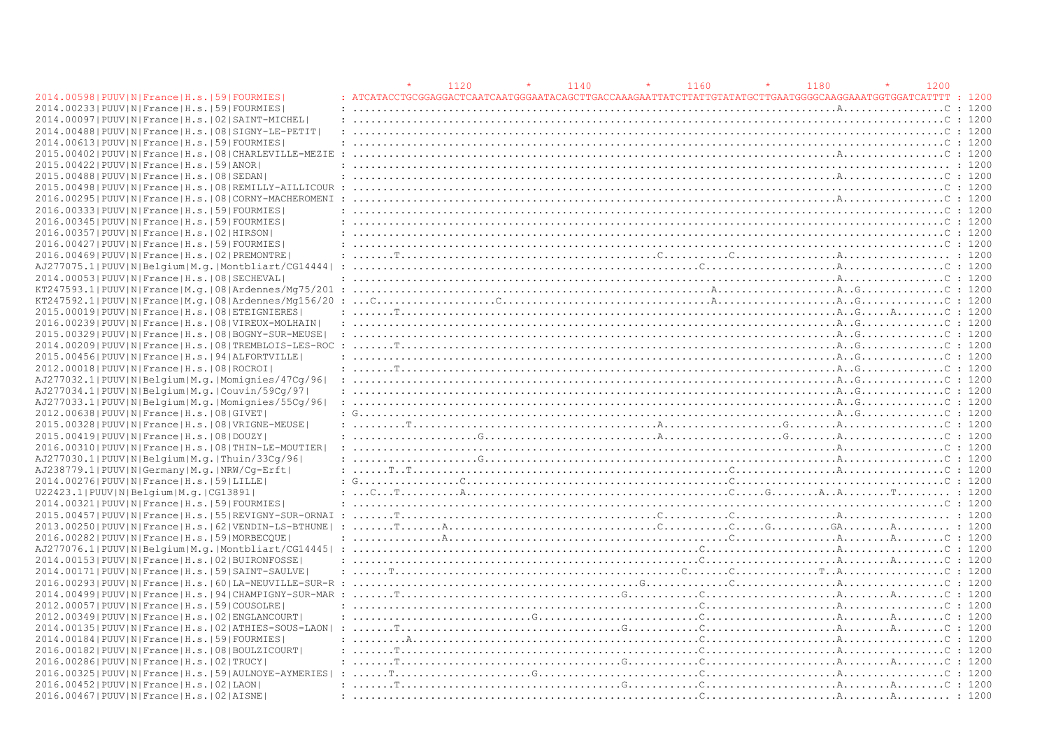```
                                                         *      1120         *      1140         *      1160         *      1180         *      1200
2014.00598|PUUV|N|France|H.s.|59|FOURMIES|          : ATCATACCTGCGGAGGACTCAATCAATGGGAATACAGCTTGACCAAAGAATTATCTTATTGTATATGCTTGAATGGGGCAAGGAAATGGTGGATCATTTT : 1200
2014.00233|PUUV|N|France|H.s.|59|FOURMIES|          : .................................................................................A.................C : 1200
2014.00097|PUUV|N|France|H.s.|02|SAINT-MICHEL|      : ...................................................................................................C : 1200
2014.00488|PUUV|N|France|H.s.|08|SIGNY-LE-PETIT|    : ...................................................................................................C : 1200
2014.00613|PUUV|N|France|H.s.|59|FOURMIES|          : ...................................................................................................C : 1200
2015.00402|PUUV|N|France|H.s.|08|CHARLEVILLE-MEZIE  : .................................................................................A.................C : 1200
2015.00422|PUUV|N|France|H.s.|59|ANOR|              : .................................................................................................... : 1200
2015.00488|PUUV|N|France|H.s.|08|SEDAN|             : .................................................................................A.................C : 1200
2015.00498|PUUV|N|France|H.s.|08|REMILLY-AILLICOUR  : ...................................................................................................C : 1200
2016.00295|PUUV|N|France|H.s.|08|CORNY-MACHEROMENI  : .................................................................................A.................C : 1200
2016.00333|PUUV|N|France|H.s.|59|FOURMIES|          : ...................................................................................................C : 1200
2016.00345|PUUV|N|France|H.s.|59|FOURMIES|          : ...................................................................................................C : 1200
2016.00357|PUUV|N|France|H.s.|02|HIRSON|            : ...................................................................................................C : 1200
2016.00427|PUUV|N|France|H.s.|59|FOURMIES|          : ...................................................................................................C : 1200
2016.00469|PUUV|N|France|H.s.|02|PREMONTRE|         : ......T............................................C...........C.................A.................. : 1200
AJ277075.1|PUUV|N|Belgium|M.g.|Montbliart/CG14444|  : ..........................................................C......................A.................C : 1200
2014.00053|PUUV|N|France|H.s.|08|SECHEVAL|          : .................................................................................A.................C : 1200
KT247593.1|PUUV|N|France|M.g.|08|Ardennes/Mg75/201  : ............................................................A....................A..G..............C : 1200
KT247592.1|PUUV|N|France|M.g.|08|Ardennes/Mg156/20  : ...C...................C....................................A....................A..G..............C : 1200
2015.00019|PUUV|N|France|H.s.|08|ETEIGNIERES|       : ......T..........................................................................A..G.....A........C : 1200
2016.00239|PUUV|N|France|H.s.|08|VIREUX-MOLHAIN|    : .................................................................................A..G..............C : 1200
2015.00329|PUUV|N|France|H.s.|08|BOGNY-SUR-MEUSE|   : .................................................................................A..G..............C : 1200
2014.00209|PUUV|N|France|H.s.|08|TREMBLOIS-LES-ROC  : ......T..........................................................................A..G..............C : 1200
2015.00456|PUUV|N|France|H.s.|94|ALFORTVILLE|       : .................................................................................A..G..............C : 1200
2012.00018|PUUV|N|France|H.s.|08|ROCROI|            : ......T..........................................................................A..G..............C : 1200
AJ277032.1|PUUV|N|Belgium|M.g.|Momignies/47Cg/96|   : .................................................................................A..G..............C : 1200
AJ277034.1|PUUV|N|Belgium|M.g.|Couvin/59Cg/97|      : .................................................................................A..G..............C : 1200
AJ277033.1|PUUV|N|Belgium|M.g.|Momignies/55Cg/96|   : .................................................................................A..G..............C : 1200
2012.00638|PUUV|N|France|H.s.|08|GIVET|             : G................................................................................A..G..............C : 1200
2015.00328|PUUV|N|France|H.s.|08|VRIGNE-MEUSE|      : ........T..........................................A....................G........A.................C : 1200
2015.00419|PUUV|N|France|H.s.|08|DOUZY|             : .....................G.............................A....................G........A.................C : 1200
2016.00310|PUUV|N|France|H.s.|08|THIN-LE-MOUTIER|   : .................................................................................A.................C : 1200
AJ277030.1|PUUV|N|Belgium|M.g.|Thuin/33Cg/96|       : .....................G...........................................................A.................C : 1200
AJ238779.1|PUUV|N|Germany|M.g.|NRW/Cg-Erft|         : ......T..T.....................................................C.................A.................C : 1200
2014.00276|PUUV|N|France|H.s.|59|LILLE|             : G.................C............................................C.................A.................C : 1200
U22423.1|PUUV|N|Belgium|M.g.|CG13891|               : ...C..T...........A............................................C......G.......A..A..........T....... : 1200
2014.00321|PUUV|N|France|H.s.|59|FOURMIES|          : ...................................................................................................C : 1200
2015.00457|PUUV|N|France|H.s.|55|REVIGNY-SUR-ORNAI  : ......T............................................C...........C.................A.................. : 1200
2013.00250|PUUV|N|France|H.s.|62|VENDIN-LS-BTHUNE|  : ......T...........A................................C...........C......G.........GA........A......... : 1200
2016.00282|PUUV|N|France|H.s.|59|MORBECQUE|         : ..................A............................................C.................A........A........C : 1200
AJ277076.1|PUUV|N|Belgium|M.g.|Montbliart/CG14445|  : ..........................................................C......................A.................C : 1200
2014.00153|PUUV|N|France|H.s.|02|BUIRONFOSSE|       : ..........................................................C......................A........A........C : 1200
2014.00171|PUUV|N|France|H.s.|59|SAINT-SAULVE|      : ......T.................................................C......C..............T..A.................C : 1200
2016.00293|PUUV|N|France|H.s.|60|LA-NEUVILLE-SUR-R  : .................................................G.............C.................A.................C : 1200
2014.00499|PUUV|N|France|H.s.|94|CHAMPIGNY-SUR-MAR  : ......T......................................G............C......................A........A........C : 1200
2012.00057|PUUV|N|France|H.s.|59|COUSOLRE|          : ..........................................................C......................A.................C : 1200
2012.00349|PUUV|N|France|H.s.|02|ENGLANCOURT|       : ..............................G...........................C......................A........A........C : 1200
2014.00135|PUUV|N|France|H.s.|02|ATHIES-SOUS-LAON|  : ......T......................................G............C......................A........A........C : 1200
2014.00184|PUUV|N|France|H.s.|59|FOURMIES|          : .........A................................................C......................A.................C : 1200
2016.00182|PUUV|N|France|H.s.|08|BOULZICOURT|       : ......T...................................................C......................A.................C : 1200
2016.00286|PUUV|N|France|H.s.|02|TRUCY|             : ......T......................................G............C......................A........A........C : 1200
2016.00325|PUUV|N|France|H.s.|59|AULNOYE-AYMERIES|  : ......T.......................G...........................C......................A.................C : 1200
2016.00452|PUUV|N|France|H.s.|02|LAON|              : ......T......................................G............C......................A........A........C : 1200
2016.00467|PUUV|N|France|H.s.|02|AISNE|             : ..........................................................C......................A........A......... : 1200
```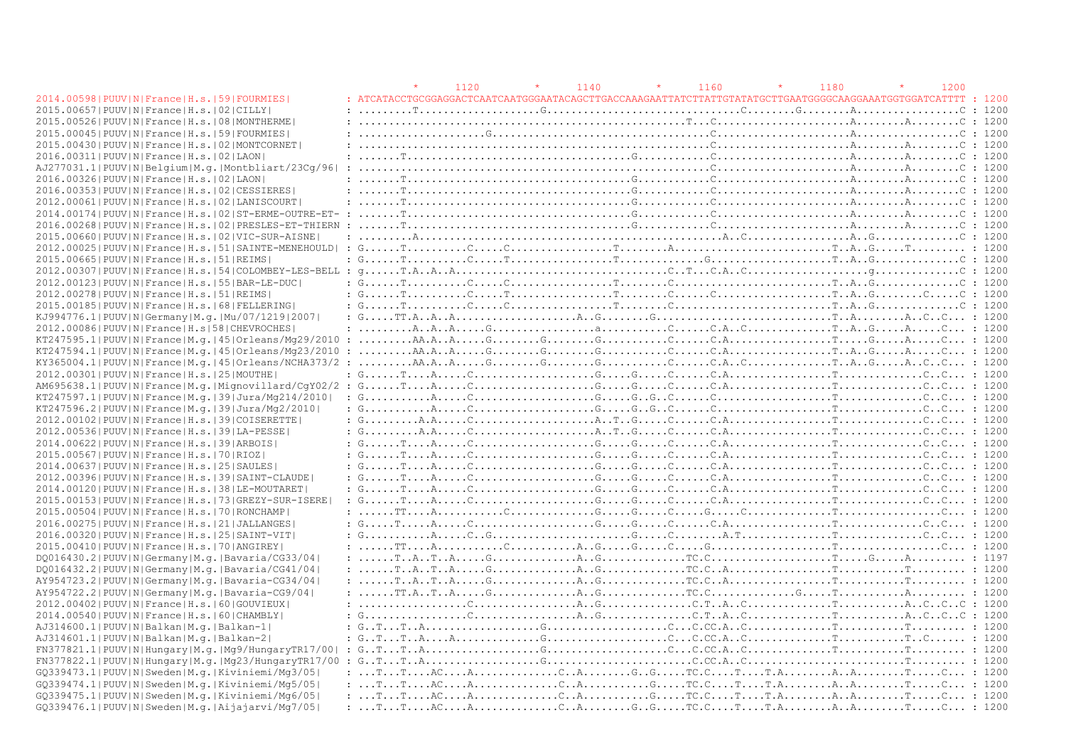```
                                                   *     1120        *     1140        *     1160        *     1180        *     1200
2014.00598|PUUV|N|France|H.s.|59|FOURMIES|        : ATCATACCTGCGGAGGACTCAATCAATGGGAATACAGCTTGACCAAAGAATTATCTTATTGTATATGCTTGAATGGGGCAAGGAAATGGTGGATCATTTT : 1200
2015.00657|PUUV|N|France|H.s.|02|CILLY|           : ........T...................G..............................C........G........A................C : 1200
2015.00526|PUUV|N|France|H.s.|08|MONTHERME|       : .......................................................T...C.....................A........A........C : 1200
2015.00045|PUUV|N|France|H.s.|59|FOURMIES|        : ...................G.........................................C.....................A................C : 1200
2015.00430|PUUV|N|France|H.s.|02|MONTCORNET|      : ..............................................................C.....................A........A........C : 1200
2016.00311|PUUV|N|France|H.s.|02|LAON|            : ......T...................................G...........C.....................A........A........C : 1200
AJ277031.1|PUUV|N|Belgium|M.g.|Montbliart/23Cg/96| : ..............................................................C.....................A........A........C : 1200
2016.00326|PUUV|N|France|H.s.|02|LAON|            : ......T...................................G...........C.....................A........A........C : 1200
2016.00353|PUUV|N|France|H.s.|02|CESSIERES|       : ......T...................................G...........C.....................A........A........C : 1200
2012.00061|PUUV|N|France|H.s.|02|LANISCOURT|      : ......T...................................G...........C.....................A........A........C : 1200
2014.00174|PUUV|N|France|H.s.|02|ST-ERME-OUTRE-ET- : ......T...................................G...........C.....................A........A........C : 1200
2016.00268|PUUV|N|France|H.s.|02|PRESLES-ET-THIERN : ......T...................................G...........C.....................A........A........C : 1200
2015.00660|PUUV|N|France|H.s.|02|VIC-SUR-AISNE|   : ........A.........................................A..C.................A..G.............C : 1200
2012.00025|PUUV|N|France|H.s.|51|SAINTE-MENEHOULD| : G......T.........C.....C................T........A.........................T..A..G.....T......... : 1200
2015.00665|PUUV|N|France|H.s.|51|REIMS|           : G......T.........C.....T................T.............G...................T..A..G.............C : 1200
2012.00307|PUUV|N|France|H.s.|54|COLOMBEY-LES-BELL : g......T.A..A..A..............................C..T...C.A..C...................g.............C : 1200
2012.00123|PUUV|N|France|H.s.|55|BAR-LE-DUC|      : G......T.........C.....C................T.......C.........................T..A..G.............C : 1200
2012.00278|PUUV|N|France|H.s.|51|REIMS|           : G......T.........C.....T................T.......C......C...................T..A..G........C....C : 1200
2015.00185|PUUV|N|France|H.s.|68|FELLERING|       : G......T.........C.....C................T.......C.........................T..A..G.............C : 1200
KJ994776.1|PUUV|N|Germany|M.g.|Mu/07/1219|2007|   : G.....TT.A..A..A...................A..G........G...........................T..A........A..C..C... : 1200
2012.00086|PUUV|N|France|H.s|58|CHEVROCHES|       : ........A..A..A.....G..................a........C.....C.A..C..............T..A..G.....A.....C... : 1200
KT247595.1|PUUV|N|France|M.g.|45|Orleans/Mg29/2010 : ........AA.A..A.....G........G..........G..........C.....C.A................T.....G.....A.....C... : 1200
KT247594.1|PUUV|N|France|M.g.|45|Orleans/Mg23/2010 : ........AA.A..A.....G........G..........G..........C.....C.A................T..A..G.....A.....C... : 1200
KY365004.1|PUUV|N|France|M.g.|45|Orleans/NCHA373/2 : ........AA.A..A.....G........G..........G..........C.....C.A..C.............T..A..G.....A..C..C... : 1200
2012.00301|PUUV|N|France|H.s.|25|MOUTHE|          : G......T....A.....C...................G.....G.....C.....C.A.................T.............C..C... : 1200
AM695638.1|PUUV|N|France|M.g.|Mignovillard/CgY02/2 : G......T....A.....C...................G.....G.....C.....C.A.................T.............C..C... : 1200
KT247597.1|PUUV|N|France|M.g.|39|Jura/Mg214/2010| : G..........A.....C...................G.....G..G..C.....C.A.................T.............C..C... : 1200
KT247596.2|PUUV|N|France|M.g.|39|Jura/Mg2/2010|   : G..........A.....C...................G.....G..G..C.....C...................T.............C..C... : 1200
2012.00102|PUUV|N|France|H.s.|39|COISERETTE|      : G.........A.A.....C...................A..T..G.....C.....C.A.................T.............C..C... : 1200
2012.00536|PUUV|N|France|H.s.|39|LA-PESSE|        : G.........A.A.....C...................A..T..G.....C.....C.A.................T.............C..C... : 1200
2014.00622|PUUV|N|France|H.s.|39|ARBOIS|          : G......T....A.....C...................G.....G.....C.....C.A.................T.............C..C... : 1200
2015.00567|PUUV|N|France|H.s.|70|RIOZ|            : G......T....A.....C...................G.....G.....C.....C.A.................T.............C..C... : 1200
2014.00637|PUUV|N|France|H.s.|25|SAULES|          : G......T....A.....C...................G.....G.....C.....C.A.................T.............C..C... : 1200
2012.00396|PUUV|N|France|H.s.|39|SAINT-CLAUDE|    : G......T....A.....C...................G.....G.....C.....C.A.................T.............C..C... : 1200
2014.00120|PUUV|N|France|H.s.|38|LE-MOUTARET|     : G......T....A.....C...................G.....G.....C.....C.A.................T.............C..C... : 1200
2015.00153|PUUV|N|France|H.s.|73|GREZY-SUR-ISERE| : G......T....A.....C...................G.....G.....C.....C.A.................T.............C..C... : 1200
2015.00504|PUUV|N|France|H.s.|70|RONCHAMP|        : ......TT....A..........C.............G.....G.....C.....G......C.............T................C... : 1200
2016.00275|PUUV|N|France|H.s.|21|JALLANGES|       : G.....T....A.....C...................G.....G.....C.....C.A.................T.............C..C... : 1200
2016.00320|PUUV|N|France|H.s.|25|SAINT-VIT|       : G..........A.....C..G...................G.....C........A.T.................T.............C..C... : 1200
2015.00410|PUUV|N|France|H.s.|70|ANGIREY|         : ......TT....A..........C...........A..G.....G.....C.....G...................T................C... : 1200
DQ016430.2|PUUV|N|Germany|M.g.|Bavaria/CG33/04|   : ......T..A..T..A.....G.............A..G.............TC.C...................T.....G.....A......... : 1197
DQ016432.2|PUUV|N|Germany|M.g.|Bavaria/CG41/04|   : ......T..A..T..A.....G.............A..G.............TC.C..A................T..........T......... : 1200
AY954723.2|PUUV|N|Germany|M.g.|Bavaria-CG34/04|   : ......T..A..T..A.....G.............A..G.............TC.C..A................T..........T......... : 1200
AY954722.2|PUUV|N|Germany|M.g.|Bavaria-CG9/04|    : ......TT.A..T..A.....G.............A..G.............TC.C.............G.....T...........A......... : 1200
2012.00402|PUUV|N|France|H.s.|60|GOUVIEUX|        : .................C................A..G..............C.T..A..C..............T...........A..C..C..C : 1200
2014.00540|PUUV|N|France|H.s.|60|CHAMBLY|         : G................C................A..G..............C.T..A..C..............T...........A..C..C..C : 1200
AJ314600.1|PUUV|N|Balkan|M.g.|Balkan-1|           : G..T...T..A...................G...................C...C.CC.A..C..............T..........T......... : 1200
AJ314601.1|PUUV|N|Balkan|M.g.|Balkan-2|           : G..T...T..A....A.............G...................C...C.CC.A..C..............T..........T..C...... : 1200
FN377821.1|PUUV|N|Hungary|M.g.|Mg9/HungaryTR17/00| : G..T...T..A...................G...................C...C.CC.A..C..............T..........T......... : 1200
FN377822.1|PUUV|N|Hungary|M.g.|Mg23/HungaryTR17/00 : G..T...T..A...................G...................C...C.CC.A..C.........................T......... : 1200
GQ339473.1|PUUV|N|Sweden|M.g.|Kiviniemi/Mg3/05|   : ...T...T....AC....A.............C..A........G..G.....TC.C....T....T.A........A..A........T.....C... : 1200
GQ339474.1|PUUV|N|Sweden|M.g.|Kiviniemi/Mg5/05|   : ...T...T....AC....A.............C..A...........G.....TC.C....T....T.A........A..A........T.....C... : 1200
GQ339475.1|PUUV|N|Sweden|M.g.|Kiviniemi/Mg6/05|   : ...T...T....AC....A.............C..A...........G.....TC.C....T....T.A........A..A........T.....C... : 1200
GQ339476.1|PUUV|N|Sweden|M.g.|Aijajarvi/Mg7/05|   : ...T...T....AC....A.............C..A........G..G.....TC.C....T....T.A........A..A........T.....C... : 1200
```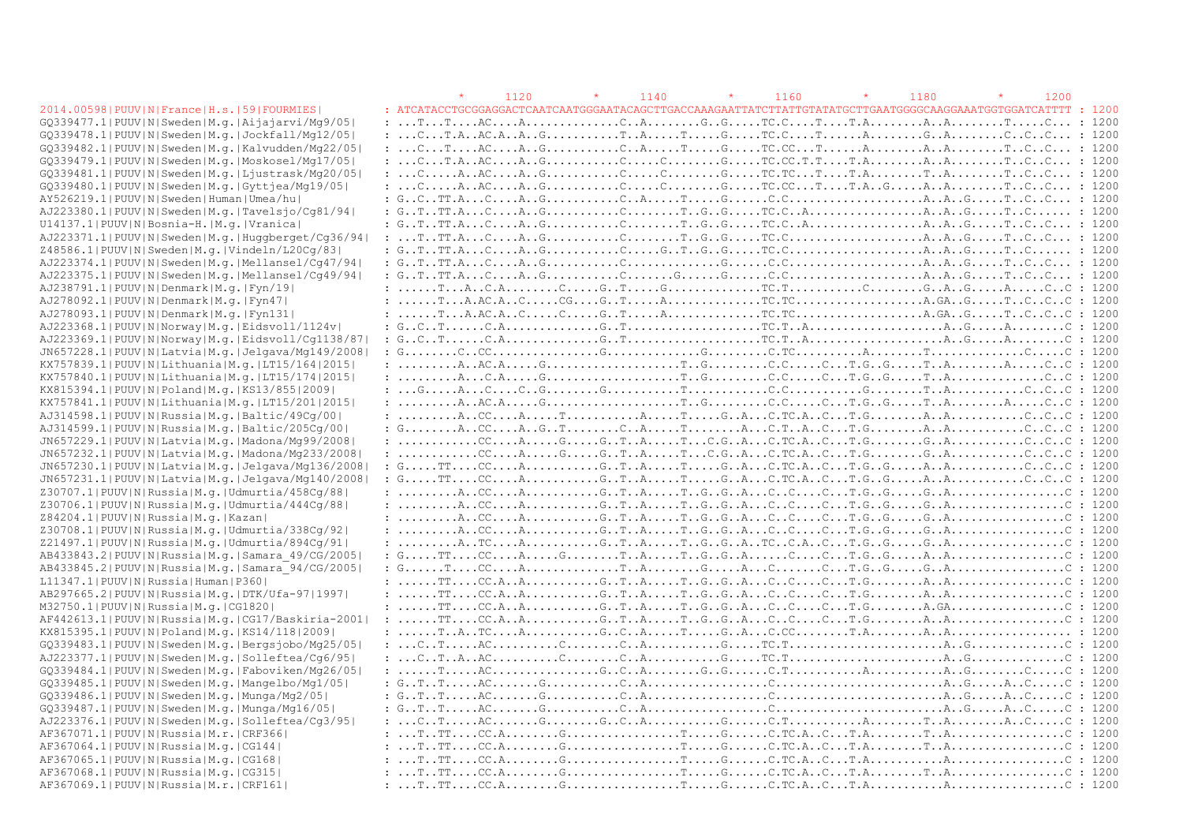```
                                                            *       1120         *       1140         *       1160         *       1180         *       1200
2014.00598|PUUV|N|France|H.s.|59|FOURMIES|          : ATCATACCTGCGGAGGACTCAATCAATGGGAATACAGCTTGACCAAAGAATTATCTTATTGTATATGCTTGAATGGGGCAAGGAAATGGTGGATCATTTT : 1200
GQ339477.1|PUUV|N|Sweden|M.g.|Aijajarvi/Mg9/05|     : ...T...T....AC....A.............C..A........G..G.....TC.C....T....T.A........A..A........T.....C... : 1200
GQ339478.1|PUUV|N|Sweden|M.g.|Jockfall/Mg12/05|     : ...C...T.A..AC.A..A..G..........T..A.....T.....G.....TC.C.....T......A........G..A........C..C..C... : 1200
GQ339482.1|PUUV|N|Sweden|M.g.|Kalvudden/Mg22/05|    : ...C....T....AC....A..G..........C..A.....T.....G.....TC.CC...T......A........A..A........T..C..C... : 1200
GQ339479.1|PUUV|N|Sweden|M.g.|Moskosel/Mg17/05|     : ...C...T.A..AC....A..G..........C.....C.......G.....TC.CC.T.T....T.A........A..A........T..C..C... : 1200
GQ339481.1|PUUV|N|Sweden|M.g.|Ljustrask/Mg20/05|    : ...C.....A..AC....A..G..........C.....C.......G.....TC.TC...T....T.A........T..A........T..C..C... : 1200
GQ339480.1|PUUV|N|Sweden|M.g.|Gyttjea/Mg19/05|      : ...C.....A..AC....A..G..........C.....C.......G.....TC.CC...T....T.A..G.....A..A........T..C..C... : 1200
AY526219.1|PUUV|N|Sweden|Human|Umea/hu|             : G..C..TT.A...C....A..G..........C..A.....T.....G......C.C..................A..A..G.....T..C..C... : 1200
AJ223380.1|PUUV|N|Sweden|M.g.|Tavelsjo/Cg81/94|     : G..T..TT.A...C....A..G..........C.......T..G..G.....TC.C..A................A..A..G.....T..C...... : 1200
U14137.1|PUUV|N|Bosnia-H.|M.g.|Vranica|             : G..T..TT.A...C....A..G..........C.......T..G..G.....TC.C..A................A..A..G.....T..C..C... : 1200
AJ223371.1|PUUV|N|Sweden|M.g.|Huggberget/Cg36/94|   : ...T..TT.A...C....A..G..........C.......T..G..G.....TC.C...................A..A..G.....T..C..C... : 1200
Z48586.1|PUUV|N|Sweden|M.g.|Vindeln/L20Cg/83|       : G..T..TT.A...C....A..G..........C.....G..T..G..G.....TC.C...................A..A..G.....T..C...... : 1200
AJ223374.1|PUUV|N|Sweden|M.g.|Mellansel/Cg47/94|    : G..T..TT.A...C....A..G..........C.............G......C.C...................A..A..G.....T..C..C... : 1200
AJ223375.1|PUUV|N|Sweden|M.g.|Mellansel/Cg49/94|    : G..T..TT.A...C....A..G..........C.......G.....G......C.C...................A..A..G.....T..C..C... : 1200
AJ238791.1|PUUV|N|Denmark|M.g.|Fyn/19|              : ......T...A..C.A.......C.....G..T.....G.............TC.T..........C........G..A..G.....A.....C..C : 1200
AJ278092.1|PUUV|N|Denmark|M.g.|Fyn47|               : ......T...A.AC.A..C.....CG....G..T.....A.............TC.TC.................A.GA..G.....T..C..C..C : 1200
AJ278093.1|PUUV|N|Denmark|M.g.|Fyn131|              : ......T...A.AC.A..C.....C.....G..T.....A.............TC.TC.................A.GA..G.....T..C..C..C : 1200
AJ223368.1|PUUV|N|Norway|M.g.|Eidsvoll/1124v|       : G..C..T......C.A...........G..T....................TC.T..A...................A..G.....A........C : 1200
AJ223369.1|PUUV|N|Norway|M.g.|Eidsvoll/Cg1138/87|   : G..C..T......C.A...........G..T....................TC.T..A...................A..G.....A........C : 1200
JN657228.1|PUUV|N|Latvia|M.g.|Jelgava/Mg149/2008|   : G........C..CC...............G.............G.........C.TC..........A........T............C.....C : 1200
KX757839.1|PUUV|N|Lithuania|M.g.|LT15/164|2015|     : .........A..AC.A.....G...................T..G.........C.C.....C...T.G..G.....T..A...........A.....C..C : 1200
KX757840.1|PUUV|N|Lithuania|M.g.|LT15/174|2015|     : .........A..AC.A.....G...................T..G.........C.C.....C...T.G..G.....T..A...................C..C : 1200
KX815394.1|PUUV|N|Poland|M.g.|KS13/855|2009|        : ...G.....A...C....C..G........G..........T..........C.C...........G.......T..A...........C..C..C : 1200
KX757841.1|PUUV|N|Lithuania|M.g.|LT15/201|2015|     : .........A..AC.A.....G...................T..G.........C.C.....C...T.G..G.....T..A...........A.....C..C : 1200
AJ314598.1|PUUV|N|Russia|M.g.|Baltic/49Cg/00|       : .........A..CC....A.....T...........A.....T.....G..A...C.TC.A..C...T.G........A..A...........C..C..C : 1200
AJ314599.1|PUUV|N|Russia|M.g.|Baltic/205Cg/00|      : G........A..CC....A..G..T........C..A.....T........A...C.T..A..C...T.G........A..A...........C..C..C : 1200
JN657229.1|PUUV|N|Latvia|M.g.|Madona/Mg99/2008|     : ...........CC....A.....G.....G..T..A.....T...C.G..A...C.TC.A..C...T.G........G..A...........C..C..C : 1200
JN657232.1|PUUV|N|Latvia|M.g.|Madona/Mg233/2008|    : ...........CC....A.....G.....G..T..A.....T...C.G..A...C.TC.A..C...T.G........G..A...........C..C..C : 1200
JN657230.1|PUUV|N|Latvia|M.g.|Jelgava/Mg136/2008|   : G.....TT....CC....A...........G..T..A.....T.....G..A...C.TC.A..C...T.G..G.....A..A...........C..C..C : 1200
JN657231.1|PUUV|N|Latvia|M.g.|Jelgava/Mg140/2008|   : G.....TT....CC....A...........G..T..A.....T.....G..A...C.TC.A..C...T.G..G.....A..A...........C..C..C : 1200
Z30707.1|PUUV|N|Russia|M.g.|Udmurtia/458Cg/88|      : .........A..CC....A...........G..T..A.....T..G..G..A...C..C.....C...T.G..G.....G..A.................C : 1200
Z30706.1|PUUV|N|Russia|M.g.|Udmurtia/444Cg/88|      : .........A..CC....A...........G..T..A.....T..G..G..A...C..C.....C...T.G..G.....G..A.................C : 1200
Z84204.1|PUUV|N|Russia|M.g.|Kazan|                  : .........A..CC....A...........G..T..A.....T..G..G..A...C..C.....C...T.G..G.....G..A.................C : 1200
Z30708.1|PUUV|N|Russia|M.g.|Udmurtia/338Cg/92|      : .........A..CC....A...........G..T..A.....T..G..G..A...C..C.....C...T.G..G.....G..A.................C : 1200
Z21497.1|PUUV|N|Russia|M.g.|Udmurtia/894Cg/91|      : .........A..TC....A...........G..T..A.....T..G..G..A...TC..C.A..C...T.G..G.....G..A.................C : 1200
AB433843.2|PUUV|N|Russia|M.g.|Samara_49/CG/2005|    : G.....TT....CC....A.....G........T..A.....T..G..G..A......C.....C...T.G..G.....A..A.................C : 1200
AB433845.2|PUUV|N|Russia|M.g.|Samara_94/CG/2005|    : G.....T.....CC....A.............T..A........G.....A...C.....C...T.G..G.....G..A.................C : 1200
L11347.1|PUUV|N|Russia|Human|P360|                  : ......TT....CC.A..A...........G..T..A.....T..G..G..A...C..C.....C...T.G........A..A.................C : 1200
AB297665.2|PUUV|N|Russia|M.g.|DTK/Ufa-97|1997|      : ......TT....CC.A..A...........G..T..A.....T..G..G..A...C..C.....C...T.G........A..A.................C : 1200
M32750.1|PUUV|N|Russia|M.g.|CG1820|                 : ......TT....CC.A..A...........G..T..A.....T..G..G..A...C..C.....C...T.G........A.GA.................C : 1200
AF442613.1|PUUV|N|Russia|M.g.|CG17/Baskiria-2001|   : ......TT....CC.A..A...........G..T..A.....T..G..G..A...C..C.....C...T.G........A..A.................C : 1200
KX815395.1|PUUV|N|Poland|M.g.|KS14/118|2009|        : ......T..A..TC....A...........G..C..A.....T.....G..A...C..CC.......T.A........A..A.................  : 1200
GQ339483.1|PUUV|N|Sweden|M.g.|Bergsjobo/Mg25/05|    : ...C..T.....AC..........C.......C..A............G.....TC.T.......................A..G.............C : 1200
AJ223377.1|PUUV|N|Sweden|M.g.|Solleftea/Cg6/95|     : ...C..T..A..AC..........C.......C..A...........G.....TC.T.......................A..G.............C : 1200
GQ339484.1|PUUV|N|Sweden|M.g.|Faboviken/Mg26/05|    : ......T.....AC................G..C..A........G..G......C.T...........A...........A..G........C.....C : 1200
GQ339485.1|PUUV|N|Sweden|M.g.|Mangelbo/Mg1/05|      : G..T..T.....AC.......G..........C..A..........................C.........................A..G.....A..C.....C : 1200
GQ339486.1|PUUV|N|Sweden|M.g.|Munga/Mg2/05|         : G..T..T.....AC.......G..........C..A..........................C.........................A..G.....A..C.....C : 1200
GQ339487.1|PUUV|N|Sweden|M.g.|Munga/Mg16/05|        : G..T..T.....AC.......G..........C..A..........................C.........................A..G.....A..C.....C : 1200
AJ223376.1|PUUV|N|Sweden|M.g.|Solleftea/Cg3/95|     : ...C..T.....AC.......G........G..C..A...........G......C.T...........A.........T..A........A..C.....C : 1200
AF367071.1|PUUV|N|Russia|M.r.|CRF366|               : ...T..TT....CC.A........G.................T.....G......C.TC.A..C...T.A........T..A.................C : 1200
AF367064.1|PUUV|N|Russia|M.g.|CG144|                : ...T..TT....CC.A........G.................T.....G......C.TC.A..C...T.A........T..A.................C : 1200
AF367065.1|PUUV|N|Russia|M.g.|CG168|                : ...T..TT....CC.A........G.................T.....G......C.TC.A..C...T.A...........A.................C : 1200
AF367068.1|PUUV|N|Russia|M.g.|CG315|                : ...T..TT....CC.A........G.................T.....G......C.TC.A..C...T.A........T..A.................C : 1200
AF367069.1|PUUV|N|Russia|M.r.|CRF161|               : ...T..TT....CC.A........G.................T.....G......C.TC.A..C...T.A...........A.................C : 1200
```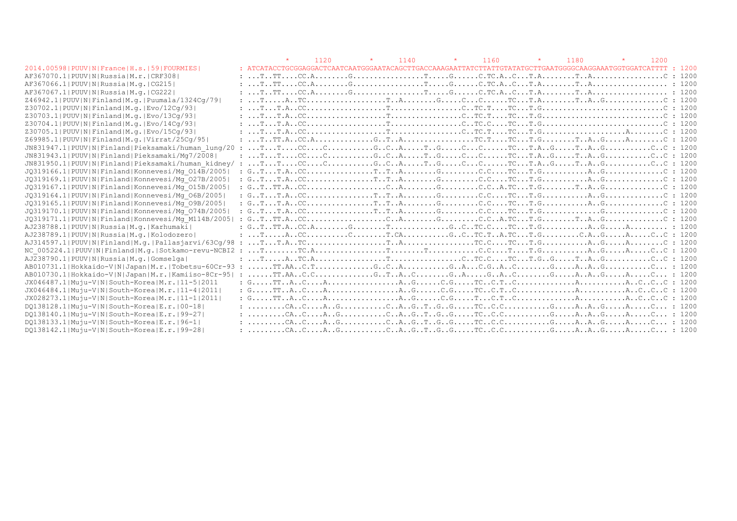```
                                                         *    1120         *    1140         *    1160         *    1180         *    1200
2014.00598|PUUV|N|France|H.s.|59|FOURMIES|         : ATCATACCTGCGGAGGACTCAATCAATGGGAATACAGCTTGACCAAAGAATTATCTTATTGTATATGCTTGAATGGGGCAAGGAAATGGTGGATCATTTT : 1200
AF367070.1|PUUV|N|Russia|M.r.|CRF308|              : ...T..TT....CC.A........G................T.....G......C.TC.A..C...T.A........T..A................C : 1200
AF367066.1|PUUV|N|Russia|M.g.|CG215|               : ...T..TT....CC.A........G................T.....G......C.TC.A..C...T.A........T..A................. : 1200
AF367067.1|PUUV|N|Russia|M.g.|CG222|               : ...T..TT....CC.A........G................T.....G......C.TC.A..C...T.A........T..A................. : 1200
Z46942.1|PUUV|N|Finland|M.g.|Puumala/1324Cg/79|    : ...T.....A..TC.................T..A........G.....C...C......TC...T.A........T..A..G.............C : 1200
Z30702.1|PUUV|N|Finland|M.g.|Evo/12Cg/93|          : ...T...T.A..CC..................T................C..TC.T....TC...T.G............................C : 1200
Z30703.1|PUUV|N|Finland|M.g.|Evo/13Cg/93|          : ...T...T.A..CC..................T................C..TC.T....TC...T.G............................C : 1200
Z30704.1|PUUV|N|Finland|M.g.|Evo/14Cg/93|          : ...T...T.A..CC..................T................C..TC.C....TC...T.G............................C : 1200
Z30705.1|PUUV|N|Finland|M.g.|Evo/15Cg/93|          : ...T...T.A..CC..................T................C..TC.T....TC...T.G...................A........C : 1200
Z69985.1|PUUV|N|Finland|M.g.|Virrat/25Cg/95|       : ...T..TT.A..CC.A.............G..T..A.................TC.T....TC...T.G........T..A..G.....A........C : 1200
JN831947.1|PUUV|N|Finland|Pieksamaki/human_lung/20 : ...T...T....CC....C...........G..C..A.....T..G.....C...C......TC...T.A..G.....T..A..G..........C..C : 1200
JN831943.1|PUUV|N|Finland|Pieksamaki/Mg7/2008|     : ...T...T....CC....C...........G..C..A.....T..G.....C...C......TC...T.A..G.....T..A..G..........C..C : 1200
JN831950.1|PUUV|N|Finland|Pieksamaki/human_kidney/ : ...T...T....CC....C...........G..C..A.....T..G.....C...C......TC...T.A..G.....T..A..G..........C..C : 1200
JQ319166.1|PUUV|N|Finland|Konnevesi/Mg_O14B/2005|  : G..T...T.A..CC................T..T..A........G.........C.C....TC...T.G...........A..G.............C : 1200
JQ319169.1|PUUV|N|Finland|Konnevesi/Mg_O27B/2005|  : G..T...T.A..CC................T..T..A........G.........C.C....TC...T.G...........A..G.............C : 1200
JQ319167.1|PUUV|N|Finland|Konnevesi/Mg_O15B/2005|  : G..T..TT.A..CC..................C..A........G.........C.C..A.TC...T.G........T..A..G.............C : 1200
JQ319164.1|PUUV|N|Finland|Konnevesi/Mg_O6B/2005|   : G..T...T.A..CC................T..T..A........G.........C.C....TC...T.G...........A..G.............C : 1200
JQ319165.1|PUUV|N|Finland|Konnevesi/Mg_O9B/2005|   : G..T...T.A..CC................T..T..A........G.........C.C....TC...T.G...........A..G.............C : 1200
JQ319170.1|PUUV|N|Finland|Konnevesi/Mg_O74B/2005|  : G..T...T.A..CC................T..T..A........G.........C.C....TC...T.G..............G.............C : 1200
JQ319171.1|PUUV|N|Finland|Konnevesi/Mg_M114B/2005| : G..T..TT.A..CC..................C..A........G.........C.C..A.TC...T.G........T..A..G.............C : 1200
AJ238788.1|PUUV|N|Russia|M.g.|Karhumaki|           : G..T..TT.A..CC.A........G........T.............G..C..TC.C....TC...T.G...........A..G.....A......... : 1200
AJ238789.1|PUUV|N|Russia|M.g.|Kolodozero|          : ...T.....A..CC..........C........T.CA...........G..C..TC.T..A.TC...T.G.........C.A..G.....A......C..C : 1200
AJ314597.1|PUUV|N|Finland|M.g.|Pallasjarvi/63Cg/98 : ...T...T.A..TC..................T..A.................TC.C....TC...T.G...........A..G.....A........C : 1200
NC_005224.1|PUUV|N|Finland|M.g.|Sotkamo-revu-NCBI2 : ...T........TC.A................T........T...........C.C....T....T.G...........A..G.....A.....C..C : 1200
AJ238790.1|PUUV|N|Russia|M.g.|Gomselga|            : ...T.....A..TC.A................T................C..TC.C....TC...T.G..G.....T..A..G..........C..C : 1200
AB010731.1|Hokkaido-V|N|Japan|M.r.|Tobetsu-60Cr-93 : ......TT.AA..C.T..............G..C..A...........G..A...C.G..A..C........G.....A..A..G..........C... : 1200
AB010730.1|Hokkaido-V|N|Japan|M.r.|Kamiiso-8Cr-95| : ......TT.AA..C.C..............G..T..A..C........G..A.....G..A..C........G.....A..A..G.....A.....C... : 1200
JX046487.1|Muju-V|N|South-Korea|M.r.|11-5|2011     : G.....TT..A..C....A.................A..G......C.G.....TC..C.T..C..............A...........A..C..C..C : 1200
JX046484.1|Muju-V|N|South-Korea|M.r.|11-4|2011|    : G.....TT..A..C....A.................A..G......C.G.....TC..C.T..C..............A...........A..C..C..C : 1200
JX028273.1|Muju-V|N|South-Korea|M.r.|11-1|2011|    : G.....TT..A..C....A.................A..G......C.G.....T...C.T..C..............A...........A..C..C..C : 1200
DQ138128.1|Muju-V|N|South-Korea|E.r.|00-18|        : .........CA..C....A..G...........C..A..G..T..G..G.....TC..C.C...........G.....A..A..G.....A.....C... : 1200
DQ138140.1|Muju-V|N|South-Korea|E.r.|99-27|        : .........CA..C....A..G...........C..A..G..T..G..G.....TC..C.C...........G.....A..A..G.....A.....C... : 1200
DQ138133.1|Muju-V|N|South-Korea|E.r.|96-1|         : .........CA..C....A..G...........C..A..G..T..G..G.....TC..C.C...........G.....A..A..G.....A.....C... : 1200
DQ138142.1|Muju-V|N|South-Korea|E.r.|99-28|        : .........CA..C....A..G...........C..A..G..T..G..G.....TC..C.C...........G.....A..A..G.....A.....C... : 1200
```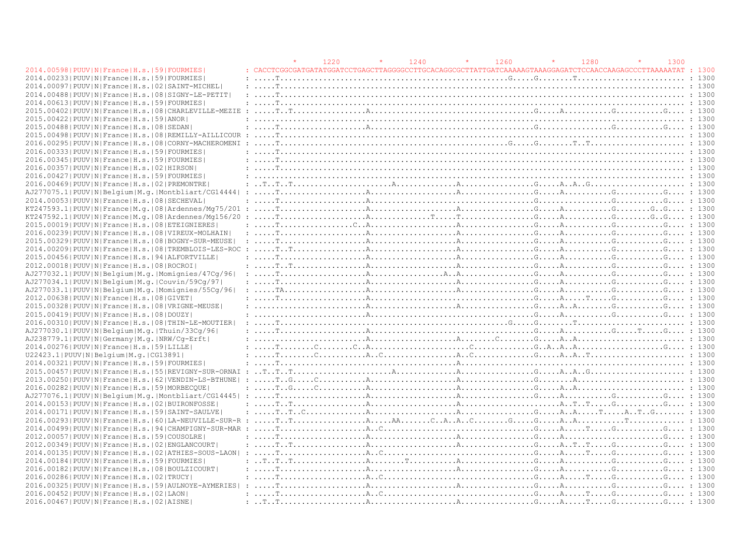```
                                                                   *     1220         *     1240         *     1260         *     1280         *     1300
2014.00598|PUUV|N|France|H.s.|59|FOURMIES|          : CACCTCGGCGATGATATGGATCCTGAGCTTAGGGGCCTTGCACAGGCGCTTATTGATCAAAAAGTAAAGGAGATCTCCAACCAAGAGCCCTTAAAAATAT : 1300
2014.00233|PUUV|N|France|H.s.|59|FOURMIES|          : .....T...............................................G.....G........T........................ : 1300
2014.00097|PUUV|N|France|H.s.|02|SAINT-MICHEL|      : .....T.................................................................................... : 1300
2014.00488|PUUV|N|France|H.s.|08|SIGNY-LE-PETIT|    : .....T.................................................................................... : 1300
2014.00613|PUUV|N|France|H.s.|59|FOURMIES|          : .....T.................................................................................... : 1300
2015.00402|PUUV|N|France|H.s.|08|CHARLEVILLE-MEZIE  : .....T..T...............A...................................G.....A..........G..........G.... : 1300
2015.00422|PUUV|N|France|H.s.|59|ANOR|              : ........................................................................................... : 1300
2015.00488|PUUV|N|France|H.s.|08|SEDAN|             : .....T..................A...................................G................G..........G.... : 1300
2015.00498|PUUV|N|France|H.s.|08|REMILLY-AILLICOUR  : .....T.................................................................................... : 1300
2016.00295|PUUV|N|France|H.s.|08|CORNY-MACHEROMENI  : .....T...............................................G.....G........T..T...................... : 1300
2016.00333|PUUV|N|France|H.s.|59|FOURMIES|          : .....T.................................................................................... : 1300
2016.00345|PUUV|N|France|H.s.|59|FOURMIES|          : .....T.................................................................................... : 1300
2016.00357|PUUV|N|France|H.s.|02|HIRSON|            : .....T.................................................................................... : 1300
2016.00427|PUUV|N|France|H.s.|59|FOURMIES|          : ........................................................................................... : 1300
2016.00469|PUUV|N|France|H.s.|02|PREMONTRE|         : ..T..T..T...................A.............A................G.....A..A..G..................... : 1300
AJ277075.1|PUUV|N|Belgium|M.g.|Montbliart/CG14444|  : .....T..................A...................A................G.....A..........G..........G.... : 1300
2014.00053|PUUV|N|France|H.s.|08|SECHEVAL|          : .....T..................A...................................G................G..........G.... : 1300
KT247593.1|PUUV|N|France|M.g.|08|Ardennes/Mg75/201  : .....T..................A...................A................G.....A..........G........G..G.... : 1300
KT247592.1|PUUV|N|France|M.g.|08|Ardennes/Mg156/20  : .....T..................A.............T.....T................G.....A..........G........G..G.... : 1300
2015.00019|PUUV|N|France|H.s.|08|ETEIGNIERES|       : .....T.................C..A...................A................G.....A..........G..........G.... : 1300
2016.00239|PUUV|N|France|H.s.|08|VIREUX-MOLHAIN|    : .....T..................A...................A................G.....A..........G..........G.... : 1300
2015.00329|PUUV|N|France|H.s.|08|BOGNY-SUR-MEUSE|   : .....T..................A...................A................G.....A..........G..........G.... : 1300
2014.00209|PUUV|N|France|H.s.|08|TREMBLOIS-LES-ROC  : .....T..T...............A...................A................G.....A..........G..........G.... : 1300
2015.00456|PUUV|N|France|H.s.|94|ALFORTVILLE|       : .....T..................A...................A................G.....A..........G..........G.... : 1300
2012.00018|PUUV|N|France|H.s.|08|ROCROI|            : .....T..T...............A...................A................G.....A..........G..........G.... : 1300
AJ277032.1|PUUV|N|Belgium|M.g.|Momignies/47Cg/96|   : .....T..................A................A..A................G.....A..........G..........G.... : 1300
AJ277034.1|PUUV|N|Belgium|M.g.|Couvin/59Cg/97|      : .....T..................A...................A................G.....A..........G..........G.... : 1300
AJ277033.1|PUUV|N|Belgium|M.g.|Momignies/55Cg/96|   : .....TA.................A...................A................G.....A..........G..........G.... : 1300
2012.00638|PUUV|N|France|H.s.|08|GIVET|             : .....T..................A...................................G.....A.....T....G..........G.... : 1300
2015.00328|PUUV|N|France|H.s.|08|VRIGNE-MEUSE|      : ........................A...................A................G.....A..A.......G..........G.... : 1300
2015.00419|PUUV|N|France|H.s.|08|DOUZY|             : ........................A...................................G.....A..........G..........G.... : 1300
2016.00310|PUUV|N|France|H.s.|08|THIN-LE-MOUTIER|   : .....T...............................................G.....G........T........................ : 1300
AJ277030.1|PUUV|N|Belgium|M.g.|Thuin/33Cg/96|       : .....T..................A...................................G.....A..........G.....T.....G.... : 1300
AJ238779.1|PUUV|N|Germany|M.g.|NRW/Cg-Erft|         : ........................A...................A.......C.......G.....A..A...................... : 1300
2014.00276|PUUV|N|France|H.s.|59|LILLE|             : .....T........C........C..A....................C.............G..A..A..A...................G.... : 1300
U22423.1|PUUV|N|Belgium|M.g.|CG13891|               : .....T........C..........A..C................A..C.............G.....A..A..T.................... : 1300
2014.00321|PUUV|N|France|H.s.|59|FOURMIES|          : .....T......................................A............................................ : 1300
2015.00457|PUUV|N|France|H.s.|55|REVIGNY-SUR-ORNAI  : ..T..T..T...................A.............A................G.....A..A..G..................... : 1300
2013.00250|PUUV|N|France|H.s.|62|VENDIN-LS-BTHUNE|  : .....T..G.....C..........A...................A................G.........A...................... : 1300
2016.00282|PUUV|N|France|H.s.|59|MORBECQUE|         : .....T..G.....C..........A...................A................G.....A..A...................... : 1300
AJ277076.1|PUUV|N|Belgium|M.g.|Montbliart/CG14445|  : .....T..................A...................A................G.....A..........G..........G.... : 1300
2014.00153|PUUV|N|France|H.s.|02|BUIRONFOSSE|       : .....T..T...............A...................A.....................G.....A..T..T.....G..........G.... : 1300
2014.00171|PUUV|N|France|H.s.|59|SAINT-SAULVE|      : .....T..T..C............A...................A................G.....A..A.....T.....A..T..G...... : 1300
2016.00293|PUUV|N|France|H.s.|60|LA-NEUVILLE-SUR-R  : .....T..T...............A.....AA.......C..A..A..C........G.....G.....A..A...........T.......... : 1300
2014.00499|PUUV|N|France|H.s.|94|CHAMPIGNY-SUR-MAR  : .....T..................A..C................................G.....A.....T.....G..........G.... : 1300
2012.00057|PUUV|N|France|H.s.|59|COUSOLRE|          : .....T..................A...................A................G.....A.........................G.... : 1300
2012.00349|PUUV|N|France|H.s.|02|ENGLANCOURT|       : .....T..T...............A...................A................G.....A..T..T.....G..........G.... : 1300
2014.00135|PUUV|N|France|H.s.|02|ATHIES-SOUS-LAON|  : .....T..................A..C................................G.....A.....T.....G..........G.... : 1300
2014.00184|PUUV|N|France|H.s.|59|FOURMIES|          : ..T..T..T...............A........T..........A................G.....A..........G..........G.... : 1300
2016.00182|PUUV|N|France|H.s.|08|BOULZICOURT|       : .....T..................A...................A................G.....A..........G..........G.... : 1300
2016.00286|PUUV|N|France|H.s.|02|TRUCY|             : .....T..................A..C................................G.....A.....T.....G..........G.... : 1300
2016.00325|PUUV|N|France|H.s.|59|AULNOYE-AYMERIES|  : .....T..................A...................A................G.....A..........G..........G.... : 1300
2016.00452|PUUV|N|France|H.s.|02|LAON|              : .....T..................A..C................................G.....A.....T.....G..........G.... : 1300
2016.00467|PUUV|N|France|H.s.|02|AISNE|             : ..T..T..................A...................A................G.....A.....T.....G..........G.... : 1300
```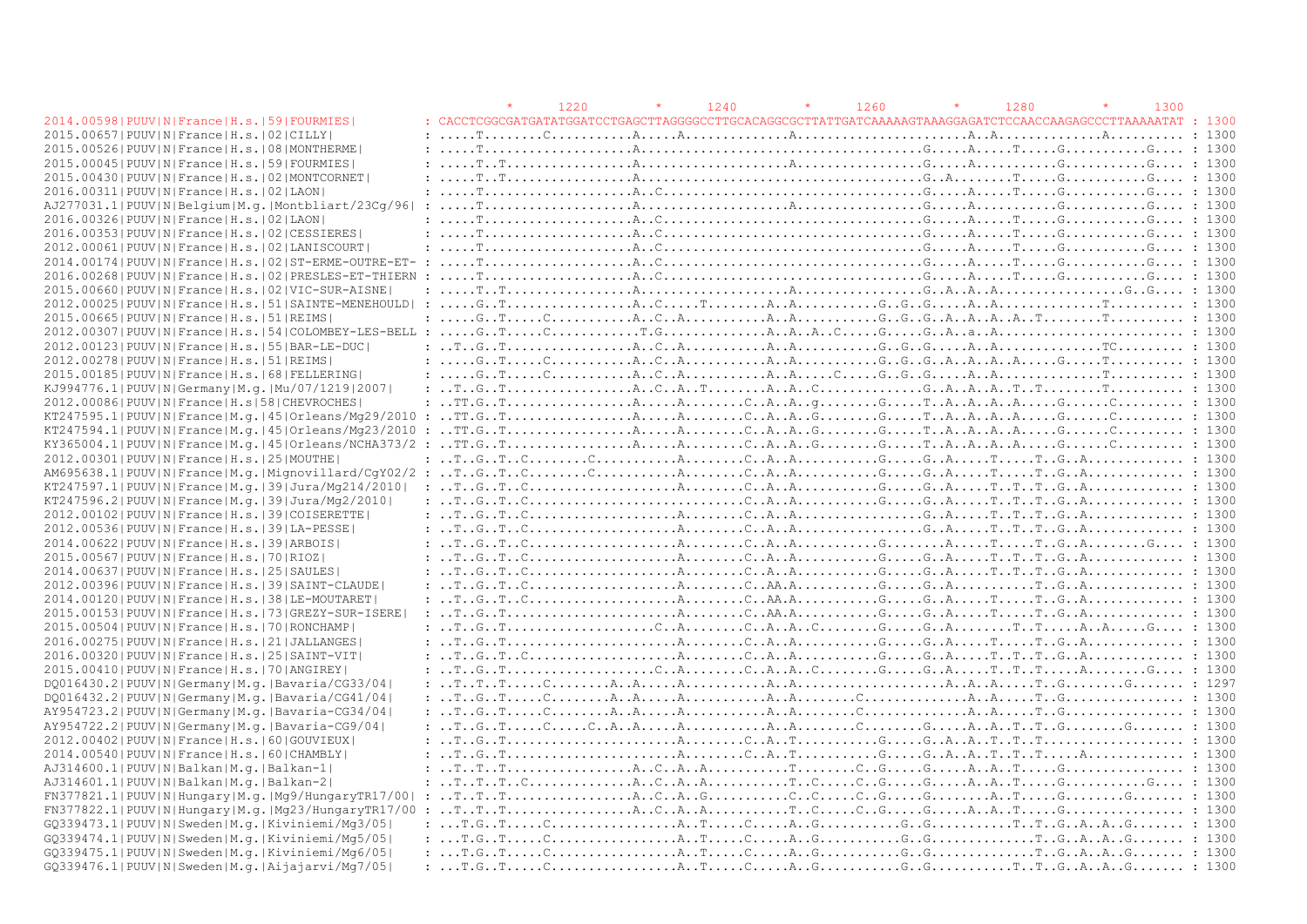```
                                                     *      1220         *      1240         *      1260         *      1280         *      1300
2014.00598|PUUV|N|France|H.s.|59|FOURMIES|         : CACCTCGGCGATGATATGGATCCTGAGCTTAGGGGCCTTGCACAGGCGCTTATTGATCAAAAAGTAAAGGAGATCTCCAACCAAGAGCCCTTAAAAATAT : 1300
2015.00657|PUUV|N|France|H.s.|02|CILLY|            : .....T........C...........A.....A.............A.......................A..A.............A.......... : 1300
2015.00526|PUUV|N|France|H.s.|08|MONTHERME|        : .....T....................A.......................................G.....A.....T.....G...........G.... : 1300
2015.00045|PUUV|N|France|H.s.|59|FOURMIES|         : .....T..T.................A...................A.................G.....A...........G...........G.... : 1300
2015.00430|PUUV|N|France|H.s.|02|MONTCORNET|       : .....T..T.................A......................................G..A.......T.....G...........G.... : 1300
2016.00311|PUUV|N|France|H.s.|02|LAON|             : .....T....................A..C....................................G.....A.....T.....G...........G.... : 1300
AJ277031.1|PUUV|N|Belgium|M.g.|Montbliart/23Cg/96| : .....T....................A.....................A.................G.....A...........G...........G.... : 1300
2016.00326|PUUV|N|France|H.s.|02|LAON|             : .....T....................A..C....................................G.....A.....T.....G...........G.... : 1300
2016.00353|PUUV|N|France|H.s.|02|CESSIERES|        : .....T....................A..C....................................G.....A.....T.....G...........G.... : 1300
2012.00061|PUUV|N|France|H.s.|02|LANISCOURT|       : .....T....................A..C....................................G.....A.....T.....G...........G.... : 1300
2014.00174|PUUV|N|France|H.s.|02|ST-ERME-OUTRE-ET- : .....T....................A..C....................................G.....A.....T.....G...........G.... : 1300
2016.00268|PUUV|N|France|H.s.|02|PRESLES-ET-THIERN : .....T....................A..C....................................G.....A.....T.....G...........G.... : 1300
2015.00660|PUUV|N|France|H.s.|02|VIC-SUR-AISNE|    : .....T..T.................A...................A.................G..A..A..A.................G..G.... : 1300
2012.00025|PUUV|N|France|H.s.|51|SAINTE-MENEHOULD| : .....G..T.................A..C.....T........A..A...........G..G..G.....A..A.............T.......... : 1300
2015.00665|PUUV|N|France|H.s.|51|REIMS|            : .....G..T.....C...........A..C..A...........A..A...........G..G..G..A..A..A..T........T.......... : 1300
2012.00307|PUUV|N|France|H.s.|54|COLOMBEY-LES-BELL : .....G..T.....C.............T.G.............A..A..A..C.....G.....G..A..a..A........................ : 1300
2012.00123|PUUV|N|France|H.s.|55|BAR-LE-DUC|       : ..T..G..T.................A..C..A...........A..A...........G..G..G.....A..A.............TC......... : 1300
2012.00278|PUUV|N|France|H.s.|51|REIMS|            : .....G..T.....C...........A..C..A...........A..A...........G..G..G..A..A..A..A.....G.....T.......... : 1300
2015.00185|PUUV|N|France|H.s.|68|FELLERING|        : .....G..T.....C...........A..C..A...........A..A.....C.....G..G..G.....A..A.............T.......... : 1300
KJ994776.1|PUUV|N|Germany|M.g.|Mu/07/1219|2007|    : ..T..G..T.................A..C..A..T........A..A..C.............G..A..A..A..T..T........T.......... : 1300
2012.00086|PUUV|N|France|H.s|58|CHEVROCHES|        : ..TT.G..T.................A.....A........C..A..A..g........G.....T..A..A..A.....G......C.......... : 1300
KT247595.1|PUUV|N|France|M.g.|45|Orleans/Mg29/2010 : ..TT.G..T.................A.....A........C..A..A..G........G.....T..A..A..A.....G......C.......... : 1300
KT247594.1|PUUV|N|France|M.g.|45|Orleans/Mg23/2010 : ..TT.G..T.................A.....A........C..A..A..G........G.....T..A..A..A.....G......C.......... : 1300
KY365004.1|PUUV|N|France|M.g.|45|Orleans/NCHA373/2 : ..TT.G..T.................A.....A........C..A..A..G........G.....T..A..A..A.....G......C.......... : 1300
2012.00301|PUUV|N|France|H.s.|25|MOUTHE|           : ..T..G..T..C........C..........A........C..A..A...........G.....G..A.....T.....T..G..A............. : 1300
AM695638.1|PUUV|N|France|M.g.|Mignovillard/CgY02/2 : ..T..G..T..C........C..........A........C..A..A...........G.....G..A.....T.....T..G..A............. : 1300
KT247597.1|PUUV|N|France|M.g.|39|Jura/Mg214/2010|  : ..T..G..T..C...................A........C..A..A...........G.....G..A.....T..T..T..G..A............. : 1300
KT247596.2|PUUV|N|France|M.g.|39|Jura/Mg2/2010|    : ..T..G..T..C...................A........C..A..A...........G.....G..A.....T..T..T..G..A............. : 1300
2012.00102|PUUV|N|France|H.s.|39|COISERETTE|       : ..T..G..T..C...................A........C..A..A.................G..A.....T..T..T..G..A............. : 1300
2012.00536|PUUV|N|France|H.s.|39|LA-PESSE|         : ..T..G..T..C...................A........C..A..A.................G..A.....T..T..T..G..A............. : 1300
2014.00622|PUUV|N|France|H.s.|39|ARBOIS|           : ..T..G..T..C...................A........C..A..A...........G........A.....T.....T..G..A........G.... : 1300
2015.00567|PUUV|N|France|H.s.|70|RIOZ|             : ..T..G..T..C...................A........C..A..A...........G.....G..A.....T..T..T..G..A............. : 1300
2014.00637|PUUV|N|France|H.s.|25|SAULES|           : ..T..G..T..C...................A........C..A..A...........G.....G..A.....T..T..T..G..A............. : 1300
2012.00396|PUUV|N|France|H.s.|39|SAINT-CLAUDE|     : ..T..G..T..C...................A........C..AA.A...........G.....G..A...........T..G..A............. : 1300
2014.00120|PUUV|N|France|H.s.|38|LE-MOUTARET|      : ..T..G..T..C...................A........C..AA.A...........G.....G..A.....T.....T..G..A............. : 1300
2015.00153|PUUV|N|France|H.s.|73|GREZY-SUR-ISERE|  : ..T..G..T......................A........C..AA.A...........G.....G..A.....T.....T..G..A............. : 1300
2015.00504|PUUV|N|France|H.s.|70|RONCHAMP|         : ..T..G..T...................C..A........C..A..A..C........G.....G..A........T..T.....A..A.....G.... : 1300
2016.00275|PUUV|N|France|H.s.|21|JALLANGES|        : ..T..G..T......................A........C..A..A...........G.....G..A.....T.....T..G..A............. : 1300
2016.00320|PUUV|N|France|H.s.|25|SAINT-VIT|        : ..T..G..T..C...................A........C..A..A...........G.....G..A.....T..T..T..G..A............. : 1300
2015.00410|PUUV|N|France|H.s.|70|ANGIREY|          : ..T..G..T...................C..A........C..A..A..C........G.....G..A.....T..T..T.....A........G.... : 1300
DQ016430.2|PUUV|N|Germany|M.g.|Bavaria/CG33/04|    : ..T..T..T.....C........A..A.....A...........A..A...................A..A..A.....T..G........G....... : 1297
DQ016432.2|PUUV|N|Germany|M.g.|Bavaria/CG41/04|    : ..T..G..T.....C........A..A.....A...........A..A........C...............A..A.....T..G............... : 1300
AY954723.2|PUUV|N|Germany|M.g.|Bavaria-CG34/04|    : ..T..G..T.....C........A..A.....A...........A..A........C...............A..A.....T..G............... : 1300
AY954722.2|PUUV|N|Germany|M.g.|Bavaria-CG9/04|     : ..T..G..T.....C.....C..A..A.....A...........A..A........C........G.....A..A..T..T..G........G....... : 1300
2012.00402|PUUV|N|France|H.s.|60|GOUVIEUX|         : ..T..G..T......................A........C..A..T...........G.....G..A..A..T..T..T.................. : 1300
2014.00540|PUUV|N|France|H.s.|60|CHAMBLY|          : ..T..G..T......................A........C..A..T...........G.....G..A..A..T..T..T.....A............. : 1300
AJ314600.1|PUUV|N|Balkan|M.g.|Balkan-1|            : ..T..T..T.................A..C..A..A...........T........C..G.....G.....A..A..T.....G............... : 1300
AJ314601.1|PUUV|N|Balkan|M.g.|Balkan-2|            : ..T..T..T..C..............A..C..A..A...........T..C.....C..G.....G.....A..A..T.....G...........G.... : 1300
FN377821.1|PUUV|N|Hungary|M.g.|Mg9/HungaryTR17/00| : ..T..T..T.................A..C..A..G...........C..C.....C..G.....G........A..T.....G.........G...... : 1300
FN377822.1|PUUV|N|Hungary|M.g.|Mg23/HungaryTR17/00 : ..T..T..T.................A..C..A..A...........T..C.....C..G.....G.....A..A..T.....G............... : 1300
GQ339473.1|PUUV|N|Sweden|M.g.|Kiviniemi/Mg3/05|    : ...T.G..T.....C.................A..T.....C.....A..G...........G..G...........T..T..G..A..A..G....... : 1300
GQ339474.1|PUUV|N|Sweden|M.g.|Kiviniemi/Mg5/05|    : ...T.G..T.....C.................A..T.....C.....A..G...........G..G..............T..G..A..A..G....... : 1300
GQ339475.1|PUUV|N|Sweden|M.g.|Kiviniemi/Mg6/05|    : ...T.G..T.....C.................A..T.....C.....A..G...........G..G..............T..G..A..A..G....... : 1300
GQ339476.1|PUUV|N|Sweden|M.g.|Aijajarvi/Mg7/05|    : ...T.G..T.....C.................A..T.....C.....A..G...........G..G...........T..T..G..A..A..G....... : 1300
```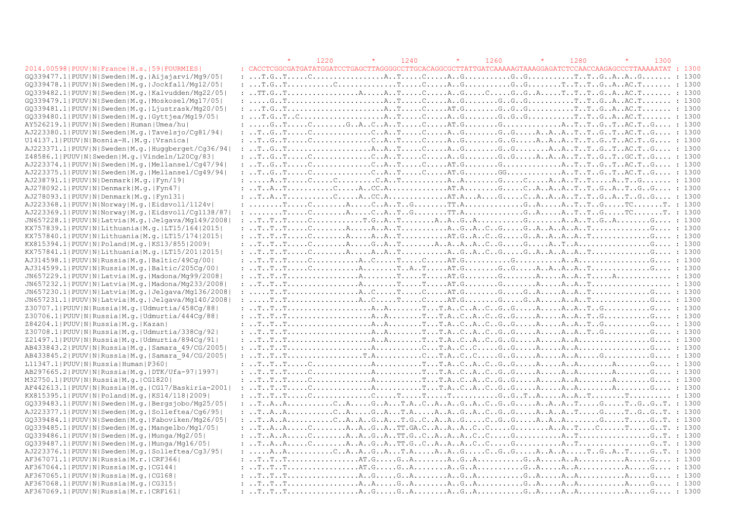```
                                                    *      1220         *      1240         *      1260         *      1280         *      1300
2014.00598|PUUV|N|France|H.s.|59|FOURMIES|        : CACCTCGGCGATGATATGGATCCTGAGCTTAGGGGCCTTGCACAGGCGCTTATTGATCAAAAAGTAAAGGAGATCTCCAACCAAGAGCCCTTAAAAATAT : 1300
GQ339477.1|PUUV|N|Sweden|M.g.|Aijajarvi/Mg9/05|   : ...T.G..T.....C................A..T.....C.....A..G..........G..G..........T..T..G..A..A..G....... : 1300
GQ339478.1|PUUV|N|Sweden|M.g.|Jockfall/Mg12/05|   : ...T.G..T..........C.............T.....C.....A..G..........G..G........T..T..G..A..AC.T....... : 1300
GQ339482.1|PUUV|N|Sweden|M.g.|Kalvudden/Mg22/05|  : ..TT.G..T................A.....A..T.....C.....A..G.....C.....G..G..A.....T..T..T..G..A..AC.T....... : 1300
GQ339479.1|PUUV|N|Sweden|M.g.|Moskosel/Mg17/05|   : ....G..T.....................A..T.....C.....A..G........G..G..........T..T..G..A..AC.T....... : 1300
GQ339481.1|PUUV|N|Sweden|M.g.|Ljustrask/Mg20/05|  : ...T.G..T.....................A..T.....C.....AT.G........G..G..G..........T..T..G..A..AC.T....... : 1300
GQ339480.1|PUUV|N|Sweden|M.g.|Gyttjea/Mg19/05|    : ...T.G..T..C..................A..T.....C.....A..G........G..G..G..........T..T..G..A..AC.T....... : 1300
AY526219.1|PUUV|N|Sweden|Human|Umea/hu|           : ....G..T.....C........G..A..C..A..T.....C.....AT.G........G.............A..T..T..G..T..AC.T..G.... : 1300
AJ223380.1|PUUV|N|Sweden|M.g.|Tavelsjo/Cg81/94|   : ..T..G..T.....C..............C..A..T.....C.....A..G........G..G.....A..A..A..T..T..G..T..AC.T..G.... : 1300
U14137.1|PUUV|N|Bosnia-H.|M.g.|Vranica|           : ..T..G..T.....C..............C..A..T.....C.....A..G........G..G.....A..A..A..T..T..G..T..AC.T..G.... : 1300
AJ223371.1|PUUV|N|Sweden|M.g.|Huggberget/Cg36/94| : ..T..G..T...................A..A..T.....C.....A..G........G..G........A..A..T..T..G..T..AC.T..G.... : 1300
Z48586.1|PUUV|N|Sweden|M.g.|Vindeln/L20Cg/83|     : ..T..G..T.....C..............C..A..T.....C.....A..G........G..G.....A..A..A..T..T..G..T..GC.T..G.... : 1300
AJ223374.1|PUUV|N|Sweden|M.g.|Mellansel/Cg47/94|  : ..T..G..T.....C..............C..A..T.....C.....AT.G........G.............A..T..T..G..T..AC.T..G.... : 1300
AJ223375.1|PUUV|N|Sweden|M.g.|Mellansel/Cg49/94|  : ..T..G..T.....C..............C..A..T.....C.....AT.G........GG............A..T..T..G..T..AC.T..G.... : 1300
AJ238791.1|PUUV|N|Denmark|M.g.|Fyn/19|            : .....A..T.....C.....C........C.A..T..........A..A........G.....C.....A..A..T..T.....A..T..G...... : 1300
AJ278092.1|PUUV|N|Denmark|M.g.|Fyn47|             : ..T..A..T..........C.....A..CC.A.............AT.A........G.....C..A..A..A..T..T..G..A..T..G..G.... : 1300
AJ278093.1|PUUV|N|Denmark|M.g.|Fyn131|            : ..T..A..T..........C.....A..CC.A.............AT.A...A....G.....C..A..A..A..T..T..G..A..T..G..G.... : 1300
AJ223368.1|PUUV|N|Norway|M.g.|Eidsvoll/1124v|     : ........T.....C........A.....C..A..T..G........TT.A.............G..A.....A..T..T..G.....TC.......T. : 1300
AJ223369.1|PUUV|N|Norway|M.g.|Eidsvoll/Cg1138/87| : ........T.....C........A.....C..A..T..G........TT.A.............G..A.....A..T..T..G.....TC.......T. : 1300
JN657228.1|PUUV|N|Latvia|M.g.|Jelgava/Mg149/2008| : ..T..T..T.....C............T.G..A..T........A..A..G..A..........G........A..A..T..G..A........G.... : 1300
KX757839.1|PUUV|N|Lithuania|M.g.|LT15/164|2015|   : ..T..T..T.....C........A.....A..A..T..........A..G..A..C..G.....G..A..A..A..A..T..............G.... : 1300
KX757840.1|PUUV|N|Lithuania|M.g.|LT15/174|2015|   : ..T..T..T.....C........A.....A..A..T..........AT.G..A..C..G.....G..A..A..A..A..T..............G.... : 1300
KX815394.1|PUUV|N|Poland|M.g.|KS13/855|2009|      : ..T..T..T.....C........A.....G..A..T........A..A..A..A..C..G.....G.....A..T..A...............G.... : 1300
KX757841.1|PUUV|N|Lithuania|M.g.|LT15/201|2015|   : ..T..T..T.....C........A.....A..A..T..........A..G..A..C..G.....G..A..A..A..A..T..............G.... : 1300
AJ314598.1|PUUV|N|Russia|M.g.|Baltic/49Cg/00|     : ..T..T..T.....C...........A..C.....T.....C.....AT.G...........G...........A..A...............G.... : 1300
AJ314599.1|PUUV|N|Russia|M.g.|Baltic/205Cg/00|    : ..T..T..T.....C...........A........T..A..T.....AT.G........G..G.....A..A..A..A..T.............G.... : 1300
JN657229.1|PUUV|N|Latvia|M.g.|Madona/Mg99/2008|   : ..T..T..T.................A..........T.....T.....AT.G........G........A.....A..A..T.....A............ : 1300
JN657232.1|PUUV|N|Latvia|M.g.|Madona/Mg233/2008|  : ..T..T..T.................A........T.....T.....AT.G........G........A.....A..A..T................ : 1300
JN657230.1|PUUV|N|Latvia|M.g.|Jelgava/Mg136/2008| : .....T..T.................A..C.....T.....C.....AT.G........G.....G..A.....A..A..T.............G.... : 1300
JN657231.1|PUUV|N|Latvia|M.g.|Jelgava/Mg140/2008| : .....T..T.................A..C.....T.....C.....AT.G........G.....G..A.....A..A..T.............G.... : 1300
Z30707.1|PUUV|N|Russia|M.g.|Udmurtia/458Cg/88|    : ..T..T..T...................A..A........T...T.A..C..A..C..G..G.....A.....A..A..T..G..........G.... : 1300
Z30706.1|PUUV|N|Russia|M.g.|Udmurtia/444Cg/88|    : ..T..T..T...................A..A........T...T.A..C..A..C..G..G.....A.....A..A..T..G..........G.... : 1300
Z84204.1|PUUV|N|Russia|M.g.|Kazan|                : ..T..T..T...................A..A........T...T.A..C..A..C..G..G.....A.....A..A..T..G..........G.... : 1300
Z30708.1|PUUV|N|Russia|M.g.|Udmurtia/338Cg/92|    : ..T..T..T...................A..A........T...T.A..C..A..C..G..G.....A.....A..A..T..G..........G.... : 1300
Z21497.1|PUUV|N|Russia|M.g.|Udmurtia/894Cg/91|    : ..T..T..T...................A..A........T...T.A..C..A..C..G..G.....A.....A..A..A..............G.... : 1300
AB433843.2|PUUV|N|Russia|M.g.|Samara_49/CG/2005|  : ..T..T..T...................A..........C...T.A..C..C.....G..G.....A.....A..A...............G.... : 1300
AB433845.2|PUUV|N|Russia|M.g.|Samara_94/CG/2005|  : ..T..T..T..................T.A.........C...T.A..C..C.....G..G.....A.....A..A.....G..........G.... : 1300
L11347.1|PUUV|N|Russia|Human|P360|                : ..T..T..T.....C.............A..........T...T.A..C..A..C..G..G.....A.....A..A........A.......G.... : 1300
AB297665.2|PUUV|N|Russia|M.g.|DTK/Ufa-97|1997|    : ..T..T..T.....C.............A..........T...T.A..C..A..C..G..G.....A.....A..A........A.......G.... : 1300
M32750.1|PUUV|N|Russia|M.g.|CG1820|               : ..T..T..T.....C.............A..........T...T.A..C..A..C..G..G.....A.....A..A........A.......G.... : 1300
AF442613.1|PUUV|N|Russia|M.g.|CG17/Baskiria-2001| : ..T..T..T.....C.............A..........T...T.A..C..A..C..G..G.....A.....A..A........A.......G.... : 1300
KX815395.1|PUUV|N|Poland|M.g.|KS14/118|2009|      : ..T..T..T.....C.............C.....T.....T...........G..G..T..A.....A..A..T........T......... : 1300
GQ339483.1|PUUV|N|Sweden|M.g.|Bergsjobo/Mg25/05|  : ..T..A..A...........C..A.....G..A...T.A..C..A..A..G..A..C..G..G.....A..A..A..T.....G.....T..G..G..T. : 1300
AJ223377.1|PUUV|N|Sweden|M.g.|Solleftea/Cg6/95|   : ..T..A..A...........C..A.....G..A...T.A.....A..A..G..A..C..G..G.....A..A..A..T.....G.....T..G..G..T. : 1300
GQ339484.1|PUUV|N|Sweden|M.g.|Faboviken/Mg26/05|  : ..T..A..A...........C..A..A..G..A...T.G..C..A..A..G.....C..G..G.....A..A..A........G.....T.....G..T. : 1300
GQ339485.1|PUUV|N|Sweden|M.g.|Mangelbo/Mg1/05|    : ..T..A..A.....C........A..A..G..A..TT.GA.C..A..A..A..C..C.....G........A..A..T....C.........G..T. : 1300
GQ339486.1|PUUV|N|Sweden|M.g.|Munga/Mg2/05|       : ..T..A..A.....C........A..A..G..A..TT.G..C..A..A..A..C..C.....G........A..A..T................G..T. : 1300
GQ339487.1|PUUV|N|Sweden|M.g.|Munga/Mg16/05|      : ..T..A..A.....C........A..A..G..A..TT.G..C..A..A..A..C..C.....G........A..A..T................G..T. : 1300
AJ223376.1|PUUV|N|Sweden|M.g.|Solleftea/Cg3/95|   : .....A..A...........C..A..A..G..A...T.A.....A..A..G.....C..G..G.....A..A..A.....T..G..A..T.....G..T. : 1300
AF367071.1|PUUV|N|Russia|M.r.|CRF366|             : ..T..T..T................AT.G.....G..A........A..G..A...........G..A.....A..A...........A.....G.... : 1300
AF367064.1|PUUV|N|Russia|M.g.|CG144|              : ..T..T..T................AT.G.....G..A........A..G..A...........G..A.....A..A...........A.....G.... : 1300
AF367065.1|PUUV|N|Russia|M.g.|CG168|              : ..T..T..T................A..G.....G..A........A..G..A...........G..A.....A..A...........A.....G.... : 1300
AF367068.1|PUUV|N|Russia|M.g.|CG315|              : ..T..T..T................A..A.....G..A........A..G..A...........G..A.....A..A...........A.....G.... : 1300
AF367069.1|PUUV|N|Russia|M.r.|CRF161|             : ..T..T..T................A..G.....G..A........A..G..A...........G..A.....A..A...........A.....G.... : 1300
```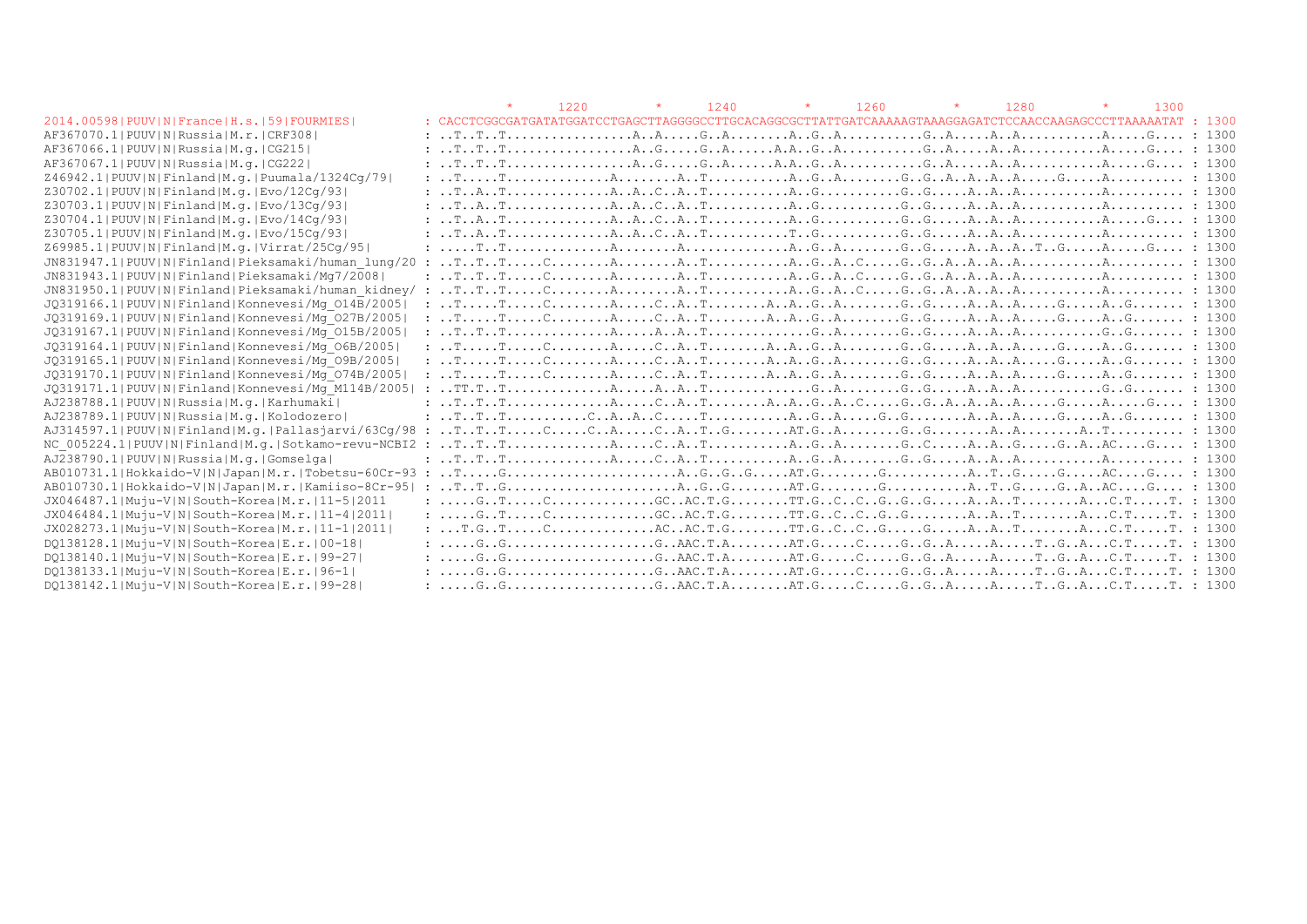```
                                                             *      1220         *      1240         *      1260         *      1280         *      1300
2014.00598|PUUV|N|France|H.s.|59|FOURMIES|          : CACCTCGGCGATGATATGGATCCTGAGCTTAGGGGCCTTGCACAGGCGCTTATTGATCAAAAAGTAAAGGAGATCTCCAACCAAGAGCCCTTAAAAATAT : 1300
AF367070.1|PUUV|N|Russia|M.r.|CRF308|               : ..T..T..T................A..A.....G..A........A..G..A...........G..A.....A..A...........A.....G.... : 1300
AF367066.1|PUUV|N|Russia|M.g.|CG215|                : ..T..T..T................A..G.....G..A......A.A..G..A...........G..A.....A..A...........A.....G.... : 1300
AF367067.1|PUUV|N|Russia|M.g.|CG222|                : ..T..T..T................A..G.....G..A......A.A..G..A...........G..A.....A..A...........A.....G.... : 1300
Z46942.1|PUUV|N|Finland|M.g.|Puumala/1324Cg/79|     : ..T.....T.............A........A..T..........A..G..A........G..G..A..A..A..A.....G.....A.......... : 1300
Z30702.1|PUUV|N|Finland|M.g.|Evo/12Cg/93|           : ..T..A..T.............A..A..C..A..T..........A..G..........G..G.....A..A..A..........A.......... : 1300
Z30703.1|PUUV|N|Finland|M.g.|Evo/13Cg/93|           : ..T..A..T.............A..A..C..A..T..........A..G..........G..G.....A..A..A..........A.......... : 1300
Z30704.1|PUUV|N|Finland|M.g.|Evo/14Cg/93|           : ..T..A..T.............A..A..C..A..T..........A..G..........G..G.....A..A..A..........A.....G.... : 1300
Z30705.1|PUUV|N|Finland|M.g.|Evo/15Cg/93|           : ..T..A..T.............A..A..C..A..T..........T..G..........G..G.....A..A..A..........A.......... : 1300
Z69985.1|PUUV|N|Finland|M.g.|Virrat/25Cg/95|        : .....T..T.............A........A.............A..G..A........G..G.....A..A..A..T..G.....A.....G.... : 1300
JN831947.1|PUUV|N|Finland|Pieksamaki/human_lung/20  : ..T..T..T.....C........A........A..T..........A..G..A..C.....G..G..A..A..A..A..........A.......... : 1300
JN831943.1|PUUV|N|Finland|Pieksamaki/Mg7/2008|      : ..T..T..T.....C........A........A..T..........A..G..A..C.....G..G..A..A..A..A..........A.......... : 1300
JN831950.1|PUUV|N|Finland|Pieksamaki/human_kidney/  : ..T..T..T.....C........A........A..T..........A..G..A..C.....G..G..A..A..A..A..........A.......... : 1300
JQ319166.1|PUUV|N|Finland|Konnevesi/Mg_O14B/2005|   : ..T.....T.....C........A.....C..A..T........A..A..G..A........G..G.....A..A..A.....G.....A..G....... : 1300
JQ319169.1|PUUV|N|Finland|Konnevesi/Mg_O27B/2005|   : ..T.....T.....C........A.....C..A..T........A..A..G..A........G..G.....A..A..A.....G.....A..G....... : 1300
JQ319167.1|PUUV|N|Finland|Konnevesi/Mg_O15B/2005|   : ..T..T..T.............A.....A..A..T.............G..A........G..G.....A..A..A...........G..G....... : 1300
JQ319164.1|PUUV|N|Finland|Konnevesi/Mg_O6B/2005|    : ..T.....T.....C........A.....C..A..T........A..A..G..A........G..G.....A..A..A.....G.....A..G....... : 1300
JQ319165.1|PUUV|N|Finland|Konnevesi/Mg_O9B/2005|    : ..T.....T.....C........A.....C..A..T........A..A..G..A........G..G.....A..A..A.....G.....A..G....... : 1300
JQ319170.1|PUUV|N|Finland|Konnevesi/Mg_O74B/2005|   : ..T.....T.....C........A.....C..A..T........A..A..G..A........G..G.....A..A..A.....G.....A..G....... : 1300
JQ319171.1|PUUV|N|Finland|Konnevesi/Mg_M114B/2005|  : ..TT..T..T.............A.....A..A..T.............G..A........G..G.....A..A..A...........G..G....... : 1300
AJ238788.1|PUUV|N|Russia|M.g.|Karhumaki|            : ..T..T..T.............A.....C..A..T........A..A..G..A..C.....G..G..A..A..A..A.....G.....A.....G.... : 1300
AJ238789.1|PUUV|N|Russia|M.g.|Kolodozero|           : ..T..T..T...........C..A..A..C.....T..........A..G..A.....G..G........A..A..A.....G.....A..G....... : 1300
AJ314597.1|PUUV|N|Finland|M.g.|Pallasjarvi/63Cg/98  : ..T..T..T.....C.....C..A.....C..A..T..G........AT.G..A........G..G........A..A.........A..T.......... : 1300
NC_005224.1|PUUV|N|Finland|M.g.|Sotkamo-revu-NCBI2  : ..T..T..T.............A.....C..A..T..........A..G..A........G..C.....A..A..G.....G..A..AC....G.... : 1300
AJ238790.1|PUUV|N|Russia|M.g.|Gomselga|             : ..T..T..T.............A.....C..A..T..........A..G..A........G..G.....A..A..A..........A.......... : 1300
AB010731.1|Hokkaido-V|N|Japan|M.r.|Tobetsu-60Cr-93  : ..T.....G......................A..G..G..G.....AT.G........G...........A..T..G.....G.....AC....G.... : 1300
AB010730.1|Hokkaido-V|N|Japan|M.r.|Kamiiso-8Cr-95|  : ..T..T..G......................A..G..G........AT.G........G...........A..T..G.....G..A..AC....G.... : 1300
JX046487.1|Muju-V|N|South-Korea|M.r.|11-5|2011      : .....G..T.....C..............GC..AC.T.G........TT.G..C..C..G..G..G.....A..A..T........A...C.T.....T. : 1300
JX046484.1|Muju-V|N|South-Korea|M.r.|11-4|2011|     : .....G..T.....C..............GC..AC.T.G........TT.G..C..C..G..G........A..A..T........A...C.T.....T. : 1300
JX028273.1|Muju-V|N|South-Korea|M.r.|11-1|2011|     : ...T.G..T.....C..............AC..AC.T.G........TT.G..C..C..G.....G.....A..A..T........A...C.T.....T. : 1300
DQ138128.1|Muju-V|N|South-Korea|E.r.|00-18|         : .....G..G....................G..AAC.T.A........AT.G.....C.....G..G..A.....A.....T..G..A...C.T.....T. : 1300
DQ138140.1|Muju-V|N|South-Korea|E.r.|99-27|         : .....G..G....................G..AAC.T.A........AT.G.....C.....G..G..A.....A.....T..G..A...C.T.....T. : 1300
DQ138133.1|Muju-V|N|South-Korea|E.r.|96-1|          : .....G..G....................G..AAC.T.A........AT.G.....C.....G..G..A.....A.....T..G..A...C.T.....T. : 1300
DQ138142.1|Muju-V|N|South-Korea|E.r.|99-28|         : .....G..G....................G..AAC.T.A........AT.G.....C.....G..G..A.....A.....T..G..A...C.T.....T. : 1300
```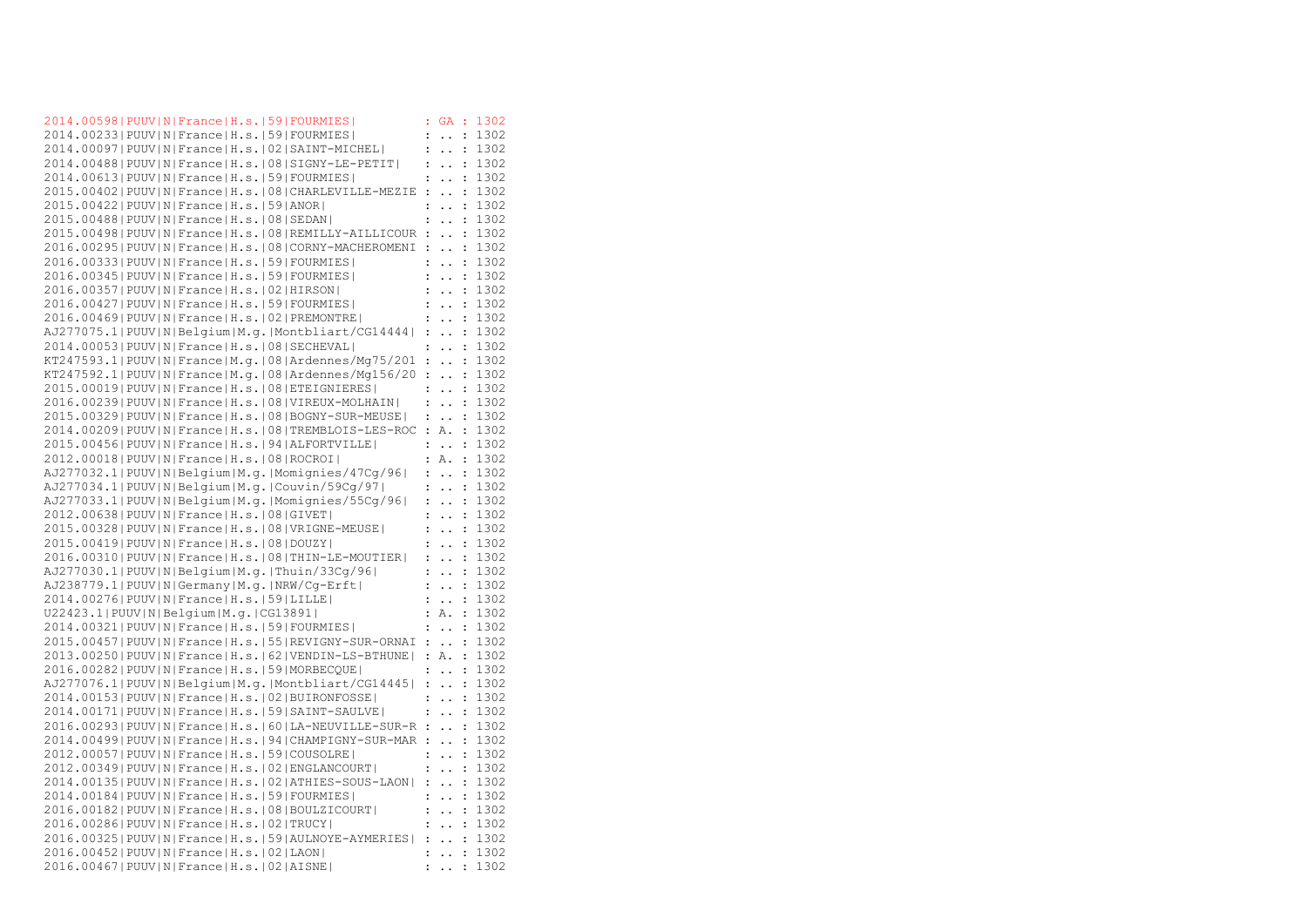```
2014.00598|PUUV|N|France|H.s.|59|FOURMIES|         : GA : 1302
2014.00233|PUUV|N|France|H.s.|59|FOURMIES|         : .. : 1302
2014.00097|PUUV|N|France|H.s.|02|SAINT-MICHEL|     : .. : 1302
2014.00488|PUUV|N|France|H.s.|08|SIGNY-LE-PETIT|   : .. : 1302
2014.00613|PUUV|N|France|H.s.|59|FOURMIES|         : .. : 1302
2015.00402|PUUV|N|France|H.s.|08|CHARLEVILLE-MEZIE : .. : 1302
2015.00422|PUUV|N|France|H.s.|59|ANOR|             : .. : 1302
2015.00488|PUUV|N|France|H.s.|08|SEDAN|            : .. : 1302
2015.00498|PUUV|N|France|H.s.|08|REMILLY-AILLICOUR : .. : 1302
2016.00295|PUUV|N|France|H.s.|08|CORNY-MACHEROMENI : .. : 1302
2016.00333|PUUV|N|France|H.s.|59|FOURMIES|         : .. : 1302
2016.00345|PUUV|N|France|H.s.|59|FOURMIES|         : .. : 1302
2016.00357|PUUV|N|France|H.s.|02|HIRSON|           : .. : 1302
2016.00427|PUUV|N|France|H.s.|59|FOURMIES|         : .. : 1302
2016.00469|PUUV|N|France|H.s.|02|PREMONTRE|        : .. : 1302
AJ277075.1|PUUV|N|Belgium|M.g.|Montbliart/CG14444| : .. : 1302
2014.00053|PUUV|N|France|H.s.|08|SECHEVAL|         : .. : 1302
KT247593.1|PUUV|N|France|M.g.|08|Ardennes/Mg75/201 : .. : 1302
KT247592.1|PUUV|N|France|M.g.|08|Ardennes/Mg156/20 : .. : 1302
2015.00019|PUUV|N|France|H.s.|08|ETEIGNIERES|      : .. : 1302
2016.00239|PUUV|N|France|H.s.|08|VIREUX-MOLHAIN|   : .. : 1302
2015.00329|PUUV|N|France|H.s.|08|BOGNY-SUR-MEUSE|  : .. : 1302
2014.00209|PUUV|N|France|H.s.|08|TREMBLOIS-LES-ROC : A. : 1302
2015.00456|PUUV|N|France|H.s.|94|ALFORTVILLE|      : .. : 1302
2012.00018|PUUV|N|France|H.s.|08|ROCROI|           : A. : 1302
AJ277032.1|PUUV|N|Belgium|M.g.|Momignies/47Cg/96|  : .. : 1302
AJ277034.1|PUUV|N|Belgium|M.g.|Couvin/59Cg/97|     : .. : 1302
AJ277033.1|PUUV|N|Belgium|M.g.|Momignies/55Cg/96|  : .. : 1302
2012.00638|PUUV|N|France|H.s.|08|GIVET|            : .. : 1302
2015.00328|PUUV|N|France|H.s.|08|VRIGNE-MEUSE|     : .. : 1302
2015.00419|PUUV|N|France|H.s.|08|DOUZY|            : .. : 1302
2016.00310|PUUV|N|France|H.s.|08|THIN-LE-MOUTIER|  : .. : 1302
AJ277030.1|PUUV|N|Belgium|M.g.|Thuin/33Cg/96|      : .. : 1302
AJ238779.1|PUUV|N|Germany|M.g.|NRW/Cg-Erft|        : .. : 1302
2014.00276|PUUV|N|France|H.s.|59|LILLE|            : .. : 1302
U22423.1|PUUV|N|Belgium|M.g.|CG13891|              : A. : 1302
2014.00321|PUUV|N|France|H.s.|59|FOURMIES|         : .. : 1302
2015.00457|PUUV|N|France|H.s.|55|REVIGNY-SUR-ORNAI : .. : 1302
2013.00250|PUUV|N|France|H.s.|62|VENDIN-LS-BTHUNE| : A. : 1302
2016.00282|PUUV|N|France|H.s.|59|MORBECQUE|        : .. : 1302
AJ277076.1|PUUV|N|Belgium|M.g.|Montbliart/CG14445| : .. : 1302
2014.00153|PUUV|N|France|H.s.|02|BUIRONFOSSE|      : .. : 1302
2014.00171|PUUV|N|France|H.s.|59|SAINT-SAULVE|     : .. : 1302
2016.00293|PUUV|N|France|H.s.|60|LA-NEUVILLE-SUR-R : .. : 1302
2014.00499|PUUV|N|France|H.s.|94|CHAMPIGNY-SUR-MAR : .. : 1302
2012.00057|PUUV|N|France|H.s.|59|COUSOLRE|         : .. : 1302
2012.00349|PUUV|N|France|H.s.|02|ENGLANCOURT|      : .. : 1302
2014.00135|PUUV|N|France|H.s.|02|ATHIES-SOUS-LAON| : .. : 1302
2014.00184|PUUV|N|France|H.s.|59|FOURMIES|         : .. : 1302
2016.00182|PUUV|N|France|H.s.|08|BOULZICOURT|      : .. : 1302
2016.00286|PUUV|N|France|H.s.|02|TRUCY|            : .. : 1302
2016.00325|PUUV|N|France|H.s.|59|AULNOYE-AYMERIES| : .. : 1302
2016.00452|PUUV|N|France|H.s.|02|LAON|             : .. : 1302
2016.00467|PUUV|N|France|H.s.|02|AISNE|            : .. : 1302
```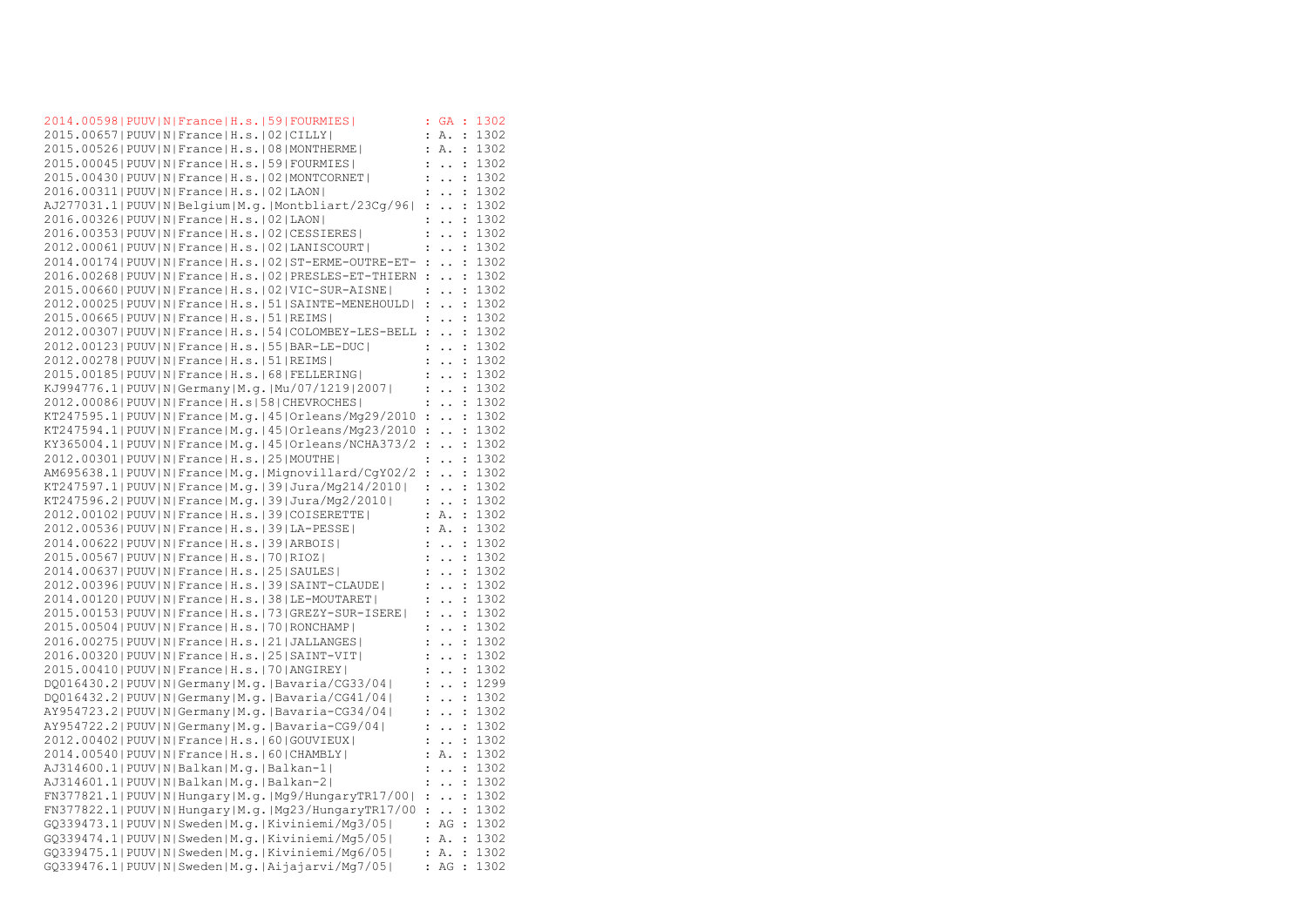```
2014.00598|PUUV|N|France|H.s.|59|FOURMIES|         : GA : 1302
2015.00657|PUUV|N|France|H.s.|02|CILLY|            : A. : 1302
2015.00526|PUUV|N|France|H.s.|08|MONTHERME|        : A. : 1302
2015.00045|PUUV|N|France|H.s.|59|FOURMIES|         : .. : 1302
2015.00430|PUUV|N|France|H.s.|02|MONTCORNET|       : .. : 1302
2016.00311|PUUV|N|France|H.s.|02|LAON|             : .. : 1302
AJ277031.1|PUUV|N|Belgium|M.g.|Montbliart/23Cg/96| : .. : 1302
2016.00326|PUUV|N|France|H.s.|02|LAON|             : .. : 1302
2016.00353|PUUV|N|France|H.s.|02|CESSIERES|        : .. : 1302
2012.00061|PUUV|N|France|H.s.|02|LANISCOURT|       : .. : 1302
2014.00174|PUUV|N|France|H.s.|02|ST-ERME-OUTRE-ET- : .. : 1302
2016.00268|PUUV|N|France|H.s.|02|PRESLES-ET-THIERN : .. : 1302
2015.00660|PUUV|N|France|H.s.|02|VIC-SUR-AISNE|    : .. : 1302
2012.00025|PUUV|N|France|H.s.|51|SAINTE-MENEHOULD| : .. : 1302
2015.00665|PUUV|N|France|H.s.|51|REIMS|            : .. : 1302
2012.00307|PUUV|N|France|H.s.|54|COLOMBEY-LES-BELL : .. : 1302
2012.00123|PUUV|N|France|H.s.|55|BAR-LE-DUC|       : .. : 1302
2012.00278|PUUV|N|France|H.s.|51|REIMS|            : .. : 1302
2015.00185|PUUV|N|France|H.s.|68|FELLERING|        : .. : 1302
KJ994776.1|PUUV|N|Germany|M.g.|Mu/07/1219|2007|    : .. : 1302
2012.00086|PUUV|N|France|H.s|58|CHEVROCHES|        : .. : 1302
KT247595.1|PUUV|N|France|M.g.|45|Orleans/Mg29/2010 : .. : 1302
KT247594.1|PUUV|N|France|M.g.|45|Orleans/Mg23/2010 : .. : 1302
KY365004.1|PUUV|N|France|M.g.|45|Orleans/NCHA373/2 : .. : 1302
2012.00301|PUUV|N|France|H.s.|25|MOUTHE|           : .. : 1302
AM695638.1|PUUV|N|France|M.g.|Mignovillard/CgY02/2 : .. : 1302
KT247597.1|PUUV|N|France|M.g.|39|Jura/Mg214/2010|  : .. : 1302
KT247596.2|PUUV|N|France|M.g.|39|Jura/Mg2/2010|    : .. : 1302
2012.00102|PUUV|N|France|H.s.|39|COISERETTE|       : A. : 1302
2012.00536|PUUV|N|France|H.s.|39|LA-PESSE|         : A. : 1302
2014.00622|PUUV|N|France|H.s.|39|ARBOIS|           : .. : 1302
2015.00567|PUUV|N|France|H.s.|70|RIOZ|             : .. : 1302
2014.00637|PUUV|N|France|H.s.|25|SAULES|           : .. : 1302
2012.00396|PUUV|N|France|H.s.|39|SAINT-CLAUDE|     : .. : 1302
2014.00120|PUUV|N|France|H.s.|38|LE-MOUTARET|      : .. : 1302
2015.00153|PUUV|N|France|H.s.|73|GREZY-SUR-ISERE|  : .. : 1302
2015.00504|PUUV|N|France|H.s.|70|RONCHAMP|         : .. : 1302
2016.00275|PUUV|N|France|H.s.|21|JALLANGES|        : .. : 1302
2016.00320|PUUV|N|France|H.s.|25|SAINT-VIT|        : .. : 1302
2015.00410|PUUV|N|France|H.s.|70|ANGIREY|          : .. : 1302
DQ016430.2|PUUV|N|Germany|M.g.|Bavaria/CG33/04|    : .. : 1299
DQ016432.2|PUUV|N|Germany|M.g.|Bavaria/CG41/04|    : .. : 1302
AY954723.2|PUUV|N|Germany|M.g.|Bavaria-CG34/04|    : .. : 1302
AY954722.2|PUUV|N|Germany|M.g.|Bavaria-CG9/04|     : .. : 1302
2012.00402|PUUV|N|France|H.s.|60|GOUVIEUX|         : .. : 1302
2014.00540|PUUV|N|France|H.s.|60|CHAMBLY|          : A. : 1302
AJ314600.1|PUUV|N|Balkan|M.g.|Balkan-1|            : .. : 1302
AJ314601.1|PUUV|N|Balkan|M.g.|Balkan-2|            : .. : 1302
FN377821.1|PUUV|N|Hungary|M.g.|Mg9/HungaryTR17/00| : .. : 1302
FN377822.1|PUUV|N|Hungary|M.g.|Mg23/HungaryTR17/00 : .. : 1302
GQ339473.1|PUUV|N|Sweden|M.g.|Kiviniemi/Mg3/05|    : AG : 1302
GQ339474.1|PUUV|N|Sweden|M.g.|Kiviniemi/Mg5/05|    : A. : 1302
GQ339475.1|PUUV|N|Sweden|M.g.|Kiviniemi/Mg6/05|    : A. : 1302
GQ339476.1|PUUV|N|Sweden|M.g.|Aijajarvi/Mg7/05|    : AG : 1302
```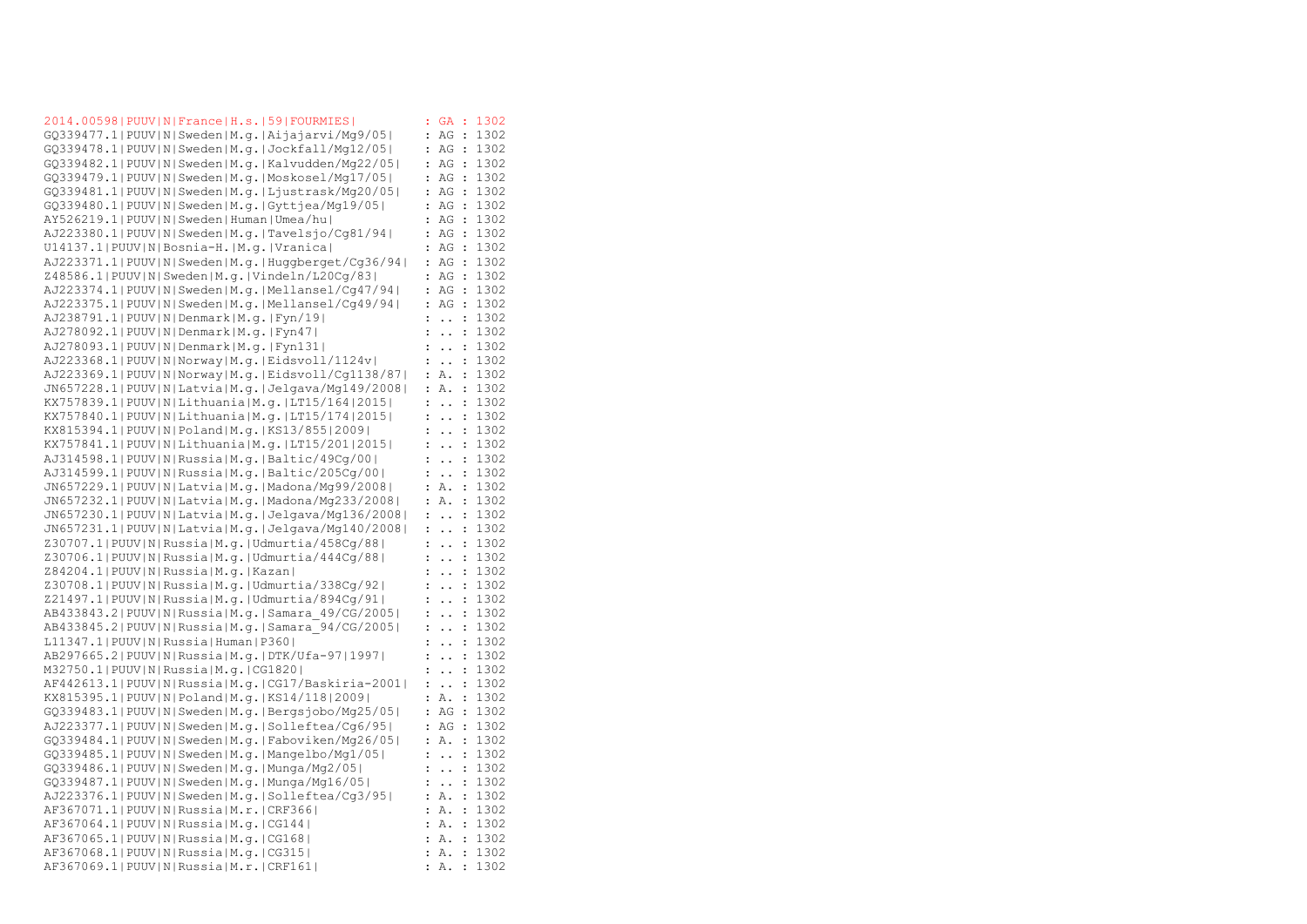```
2014.00598|PUUV|N|France|H.s.|59|FOURMIES|         : GA : 1302
GQ339477.1|PUUV|N|Sweden|M.g.|Aijajarvi/Mg9/05|    : AG : 1302
GQ339478.1|PUUV|N|Sweden|M.g.|Jockfall/Mg12/05|    : AG : 1302
GQ339482.1|PUUV|N|Sweden|M.g.|Kalvudden/Mg22/05|   : AG : 1302
GQ339479.1|PUUV|N|Sweden|M.g.|Moskosel/Mg17/05|    : AG : 1302
GQ339481.1|PUUV|N|Sweden|M.g.|Ljustrask/Mg20/05|   : AG : 1302
GQ339480.1|PUUV|N|Sweden|M.g.|Gyttjea/Mg19/05|     : AG : 1302
AY526219.1|PUUV|N|Sweden|Human|Umea/hu|            : AG : 1302
AJ223380.1|PUUV|N|Sweden|M.g.|Tavelsjo/Cg81/94|    : AG : 1302
U14137.1|PUUV|N|Bosnia-H.|M.g.|Vranica|            : AG : 1302
AJ223371.1|PUUV|N|Sweden|M.g.|Huggberget/Cg36/94|  : AG : 1302
Z48586.1|PUUV|N|Sweden|M.g.|Vindeln/L20Cg/83|      : AG : 1302
AJ223374.1|PUUV|N|Sweden|M.g.|Mellansel/Cg47/94|   : AG : 1302
AJ223375.1|PUUV|N|Sweden|M.g.|Mellansel/Cg49/94|   : AG : 1302
AJ238791.1|PUUV|N|Denmark|M.g.|Fyn/19|             : .. : 1302
AJ278092.1|PUUV|N|Denmark|M.g.|Fyn47|              : .. : 1302
AJ278093.1|PUUV|N|Denmark|M.g.|Fyn131|             : .. : 1302
AJ223368.1|PUUV|N|Norway|M.g.|Eidsvoll/1124v|      : .. : 1302
AJ223369.1|PUUV|N|Norway|M.g.|Eidsvoll/Cg1138/87|  : A. : 1302
JN657228.1|PUUV|N|Latvia|M.g.|Jelgava/Mg149/2008|  : A. : 1302
KX757839.1|PUUV|N|Lithuania|M.g.|LT15/164|2015|    : .. : 1302
KX757840.1|PUUV|N|Lithuania|M.g.|LT15/174|2015|    : .. : 1302
KX815394.1|PUUV|N|Poland|M.g.|KS13/855|2009|       : .. : 1302
KX757841.1|PUUV|N|Lithuania|M.g.|LT15/201|2015|    : .. : 1302
AJ314598.1|PUUV|N|Russia|M.g.|Baltic/49Cg/00|      : .. : 1302
AJ314599.1|PUUV|N|Russia|M.g.|Baltic/205Cg/00|     : .. : 1302
JN657229.1|PUUV|N|Latvia|M.g.|Madona/Mg99/2008|    : A. : 1302
JN657232.1|PUUV|N|Latvia|M.g.|Madona/Mg233/2008|   : A. : 1302
JN657230.1|PUUV|N|Latvia|M.g.|Jelgava/Mg136/2008|  : .. : 1302
JN657231.1|PUUV|N|Latvia|M.g.|Jelgava/Mg140/2008|  : .. : 1302
Z30707.1|PUUV|N|Russia|M.g.|Udmurtia/458Cg/88|     : .. : 1302
Z30706.1|PUUV|N|Russia|M.g.|Udmurtia/444Cg/88|     : .. : 1302
Z84204.1|PUUV|N|Russia|M.g.|Kazan|                 : .. : 1302
Z30708.1|PUUV|N|Russia|M.g.|Udmurtia/338Cg/92|     : .. : 1302
Z21497.1|PUUV|N|Russia|M.g.|Udmurtia/894Cg/91|     : .. : 1302
AB433843.2|PUUV|N|Russia|M.g.|Samara_49/CG/2005|   : .. : 1302
AB433845.2|PUUV|N|Russia|M.g.|Samara_94/CG/2005|   : .. : 1302
L11347.1|PUUV|N|Russia|Human|P360|                 : .. : 1302
AB297665.2|PUUV|N|Russia|M.g.|DTK/Ufa-97|1997|     : .. : 1302
M32750.1|PUUV|N|Russia|M.g.|CG1820|                : .. : 1302
AF442613.1|PUUV|N|Russia|M.g.|CG17/Baskiria-2001|  : .. : 1302
KX815395.1|PUUV|N|Poland|M.g.|KS14/118|2009|       : A. : 1302
GQ339483.1|PUUV|N|Sweden|M.g.|Bergsjobo/Mg25/05|   : AG : 1302
AJ223377.1|PUUV|N|Sweden|M.g.|Solleftea/Cg6/95|    : AG : 1302
GQ339484.1|PUUV|N|Sweden|M.g.|Faboviken/Mg26/05|   : A. : 1302
GQ339485.1|PUUV|N|Sweden|M.g.|Mangelbo/Mg1/05|     : .. : 1302
GQ339486.1|PUUV|N|Sweden|M.g.|Munga/Mg2/05|        : .. : 1302
GQ339487.1|PUUV|N|Sweden|M.g.|Munga/Mg16/05|       : .. : 1302
AJ223376.1|PUUV|N|Sweden|M.g.|Solleftea/Cg3/95|    : A. : 1302
AF367071.1|PUUV|N|Russia|M.r.|CRF366|              : A. : 1302
AF367064.1|PUUV|N|Russia|M.g.|CG144|               : A. : 1302
AF367065.1|PUUV|N|Russia|M.g.|CG168|               : A. : 1302
AF367068.1|PUUV|N|Russia|M.g.|CG315|               : A. : 1302
AF367069.1|PUUV|N|Russia|M.r.|CRF161|              : A. : 1302
```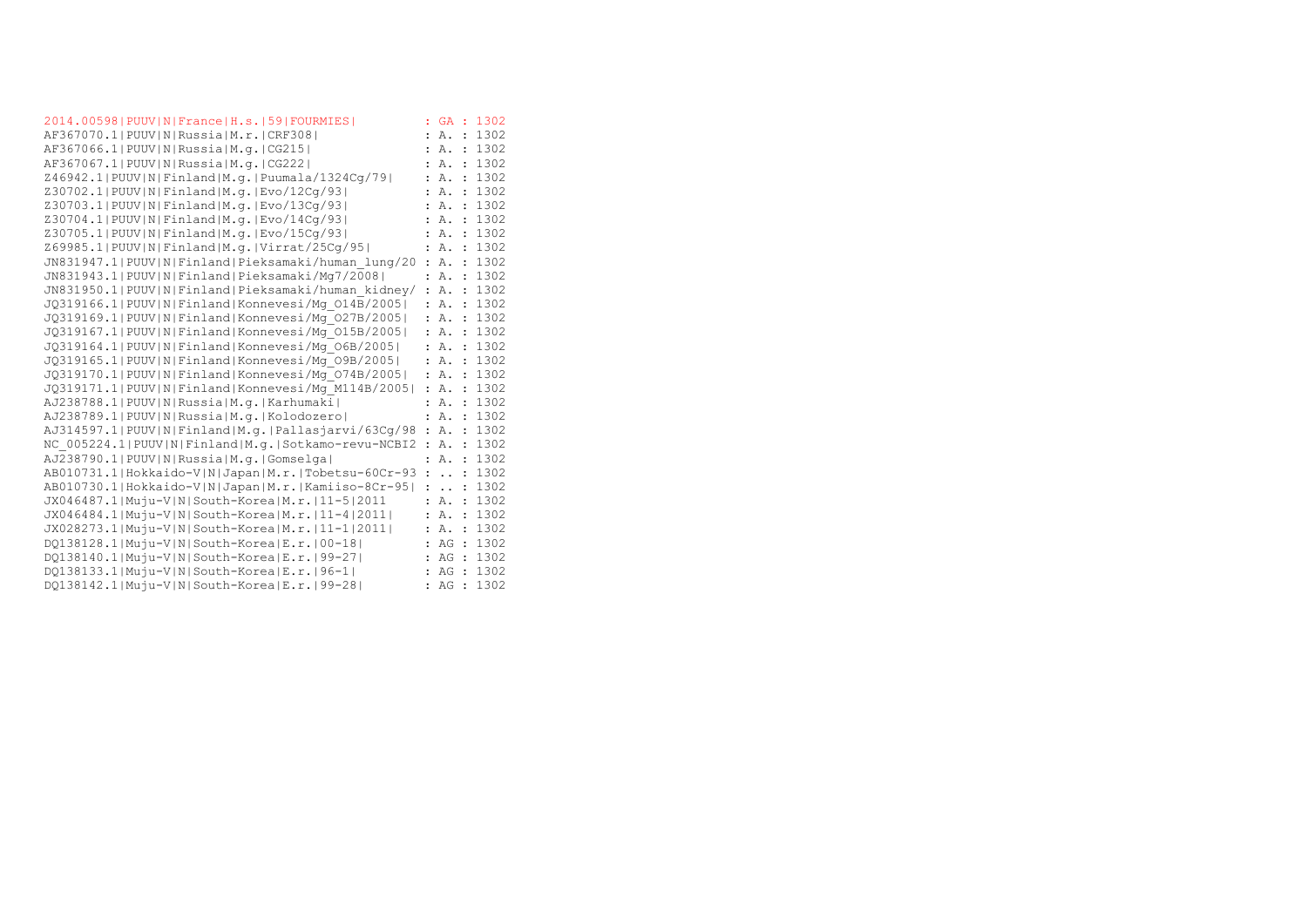```
2014.00598|PUUV|N|France|H.s.|59|FOURMIES|         : GA : 1302
AF367070.1|PUUV|N|Russia|M.r.|CRF308|              : A. : 1302
AF367066.1|PUUV|N|Russia|M.g.|CG215|               : A. : 1302
AF367067.1|PUUV|N|Russia|M.g.|CG222|               : A. : 1302
Z46942.1|PUUV|N|Finland|M.g.|Puumala/1324Cg/79|    : A. : 1302
Z30702.1|PUUV|N|Finland|M.g.|Evo/12Cg/93|          : A. : 1302
Z30703.1|PUUV|N|Finland|M.g.|Evo/13Cg/93|          : A. : 1302
Z30704.1|PUUV|N|Finland|M.g.|Evo/14Cg/93|          : A. : 1302
Z30705.1|PUUV|N|Finland|M.g.|Evo/15Cg/93|          : A. : 1302
Z69985.1|PUUV|N|Finland|M.g.|Virrat/25Cg/95|       : A. : 1302
JN831947.1|PUUV|N|Finland|Pieksamaki/human_lung/20 : A. : 1302
JN831943.1|PUUV|N|Finland|Pieksamaki/Mg7/2008|     : A. : 1302
JN831950.1|PUUV|N|Finland|Pieksamaki/human_kidney/ : A. : 1302
JQ319166.1|PUUV|N|Finland|Konnevesi/Mg_O14B/2005|  : A. : 1302
JQ319169.1|PUUV|N|Finland|Konnevesi/Mg_O27B/2005|  : A. : 1302
JQ319167.1|PUUV|N|Finland|Konnevesi/Mg_O15B/2005|  : A. : 1302
JQ319164.1|PUUV|N|Finland|Konnevesi/Mg_O6B/2005|   : A. : 1302
JQ319165.1|PUUV|N|Finland|Konnevesi/Mg_O9B/2005|   : A. : 1302
JQ319170.1|PUUV|N|Finland|Konnevesi/Mg_O74B/2005|  : A. : 1302
JQ319171.1|PUUV|N|Finland|Konnevesi/Mg_M114B/2005| : A. : 1302
AJ238788.1|PUUV|N|Russia|M.g.|Karhumaki|           : A. : 1302
AJ238789.1|PUUV|N|Russia|M.g.|Kolodozero|          : A. : 1302
AJ314597.1|PUUV|N|Finland|M.g.|Pallasjarvi/63Cg/98 : A. : 1302
NC_005224.1|PUUV|N|Finland|M.g.|Sotkamo-revu-NCBI2 : A. : 1302
AJ238790.1|PUUV|N|Russia|M.g.|Gomselga|            : A. : 1302
AB010731.1|Hokkaido-V|N|Japan|M.r.|Tobetsu-60Cr-93 : .. : 1302
AB010730.1|Hokkaido-V|N|Japan|M.r.|Kamiiso-8Cr-95| : .. : 1302
JX046487.1|Muju-V|N|South-Korea|M.r.|11-5|2011     : A. : 1302
JX046484.1|Muju-V|N|South-Korea|M.r.|11-4|2011|    : A. : 1302
JX028273.1|Muju-V|N|South-Korea|M.r.|11-1|2011|    : A. : 1302
DQ138128.1|Muju-V|N|South-Korea|E.r.|00-18|        : AG : 1302
DQ138140.1|Muju-V|N|South-Korea|E.r.|99-27|        : AG : 1302
DQ138133.1|Muju-V|N|South-Korea|E.r.|96-1|         : AG : 1302
DQ138142.1|Muju-V|N|South-Korea|E.r.|99-28|        : AG : 1302
```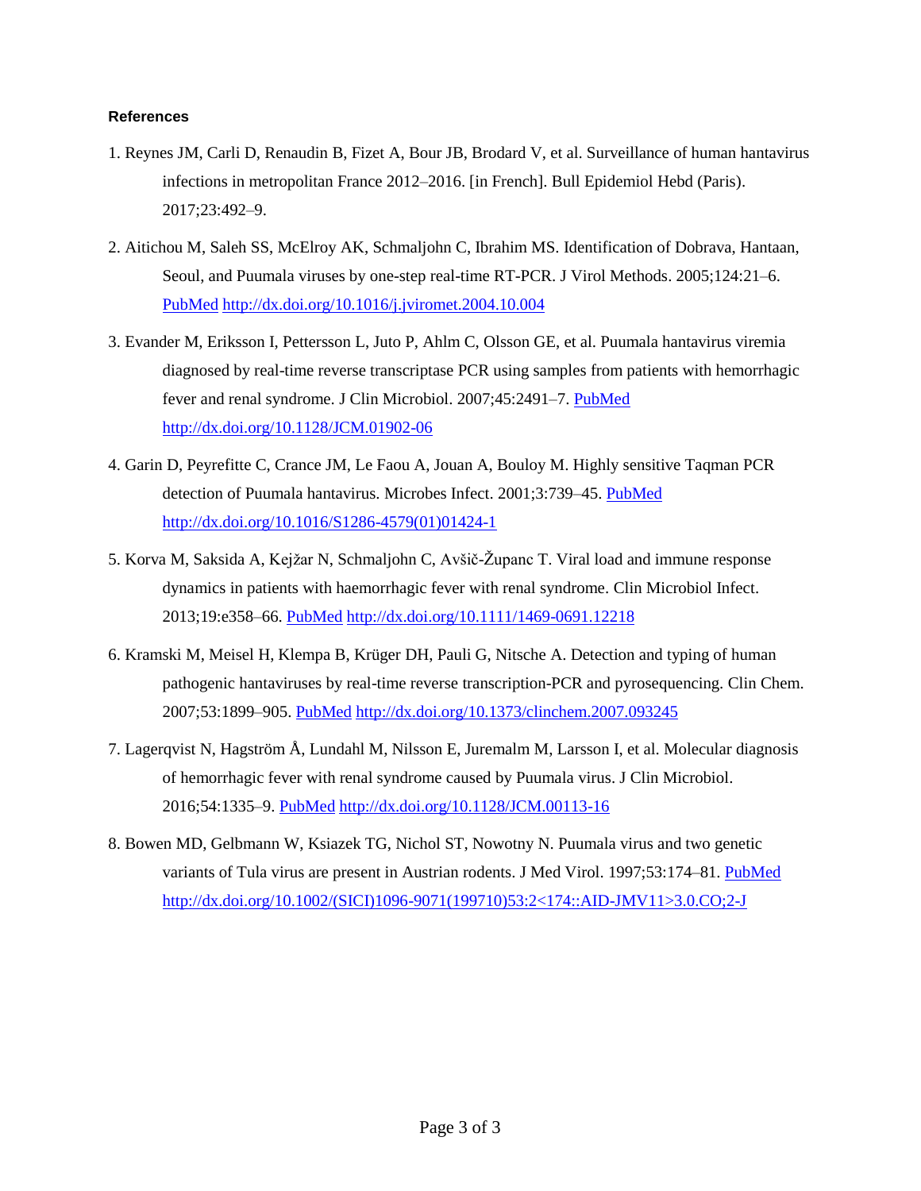**References**

1. Reynes JM, Carli D, Renaudin B, Fizet A, Bour JB, Brodard V, et al. Surveillance of human hantavirus infections in metropolitan France 2012–2016. [in French]. Bull Epidemiol Hebd (Paris). 2017;23:492–9.

2. Aitichou M, Saleh SS, McElroy AK, Schmaljohn C, Ibrahim MS. Identification of Dobrava, Hantaan, Seoul, and Puumala viruses by one-step real-time RT-PCR. J Virol Methods. 2005;124:21–6. PubMed http://dx.doi.org/10.1016/j.jviromet.2004.10.004

3. Evander M, Eriksson I, Pettersson L, Juto P, Ahlm C, Olsson GE, et al. Puumala hantavirus viremia diagnosed by real-time reverse transcriptase PCR using samples from patients with hemorrhagic fever and renal syndrome. J Clin Microbiol. 2007;45:2491–7. PubMed http://dx.doi.org/10.1128/JCM.01902-06

4. Garin D, Peyrefitte C, Crance JM, Le Faou A, Jouan A, Bouloy M. Highly sensitive Taqman PCR detection of Puumala hantavirus. Microbes Infect. 2001;3:739–45. PubMed http://dx.doi.org/10.1016/S1286-4579(01)01424-1

5. Korva M, Saksida A, Kejžar N, Schmaljohn C, Avšič-Županc T. Viral load and immune response dynamics in patients with haemorrhagic fever with renal syndrome. Clin Microbiol Infect. 2013;19:e358–66. PubMed http://dx.doi.org/10.1111/1469-0691.12218

6. Kramski M, Meisel H, Klempa B, Krüger DH, Pauli G, Nitsche A. Detection and typing of human pathogenic hantaviruses by real-time reverse transcription-PCR and pyrosequencing. Clin Chem. 2007;53:1899–905. PubMed http://dx.doi.org/10.1373/clinchem.2007.093245

7. Lagerqvist N, Hagström Å, Lundahl M, Nilsson E, Juremalm M, Larsson I, et al. Molecular diagnosis of hemorrhagic fever with renal syndrome caused by Puumala virus. J Clin Microbiol. 2016;54:1335–9. PubMed http://dx.doi.org/10.1128/JCM.00113-16

8. Bowen MD, Gelbmann W, Ksiazek TG, Nichol ST, Nowotny N. Puumala virus and two genetic variants of Tula virus are present in Austrian rodents. J Med Virol. 1997;53:174–81. PubMed http://dx.doi.org/10.1002/(SICI)1096-9071(199710)53:2<174::AID-JMV11>3.0.CO;2-J